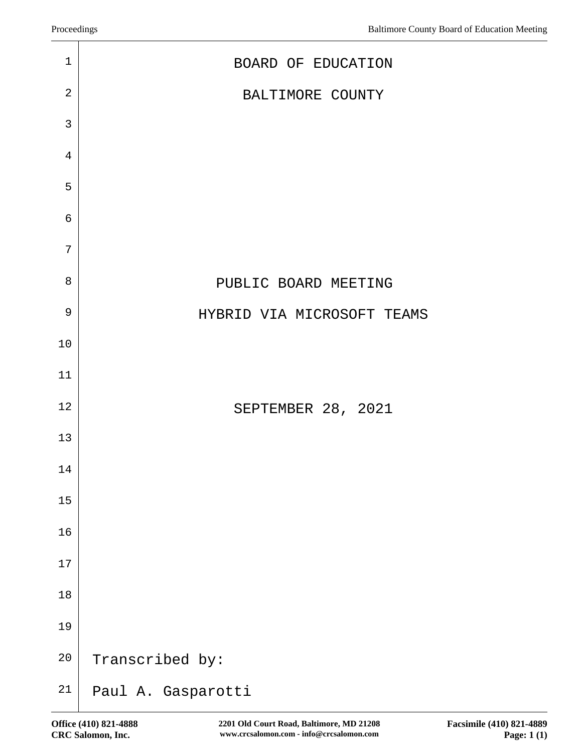# BOARD OF EDUCATION

# BALTIMORE COUNTY

## PUBLIC BOARD MEETING

## HYBRID VIA MICROSOFT TEAMS

## SEPTEMBER 28, 2021

Transcribed by:

Paul A. Gasparotti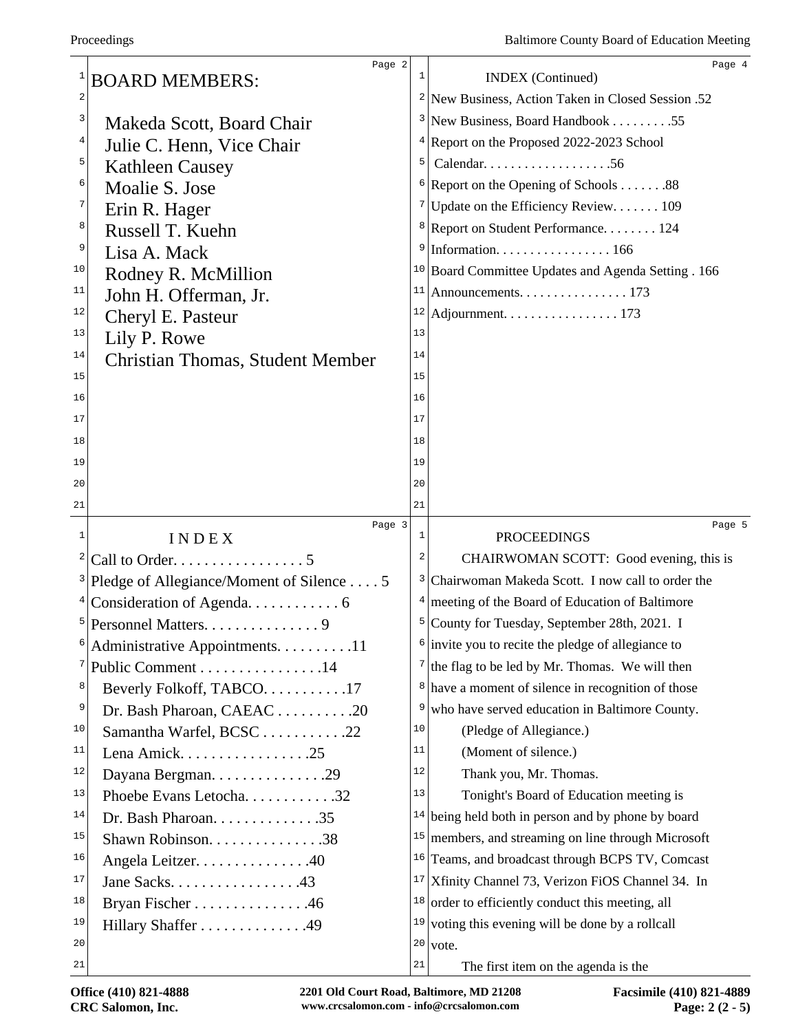**BOARD MEMBERS:**

Makeda Scott, Board Chair
Julie C. Henn, Vice Chair
Kathleen Causey
Moalie S. Jose
Erin R. Hager
Russell T. Kuehn
Lisa A. Mack
Rodney R. McMillion
John H. Offerman, Jr.
Cheryl E. Pasteur
Lily P. Rowe
Christian Thomas, Student Member

# I N D E X

Call to Order. . . . . . . . . . . . . . . . . 5
Pledge of Allegiance/Moment of Silence . . . . 5
Consideration of Agenda. . . . . . . . . . . . 6
Personnel Matters. . . . . . . . . . . . . . . 9
Administrative Appointments. . . . . . . . . .11
Public Comment . . . . . . . . . . . . . . . .14
  Beverly Folkoff, TABCO. . . . . . . . . . .17
  Dr. Bash Pharoan, CAEAC . . . . . . . . . .20
  Samantha Warfel, BCSC . . . . . . . . . . .22
  Lena Amick. . . . . . . . . . . . . . . . .25
  Dayana Bergman. . . . . . . . . . . . . . .29
  Phoebe Evans Letocha. . . . . . . . . . . .32
  Dr. Bash Pharoan. . . . . . . . . . . . . .35
  Shawn Robinson. . . . . . . . . . . . . . .38
  Angela Leitzer. . . . . . . . . . . . . . .40
  Jane Sacks. . . . . . . . . . . . . . . . .43
  Bryan Fischer . . . . . . . . . . . . . . .46
  Hillary Shaffer . . . . . . . . . . . . . .49

INDEX (Continued)

New Business, Action Taken in Closed Session .52
New Business, Board Handbook . . . . . . . . .55
Report on the Proposed 2022-2023 School Calendar. . . . . . . . . . . . . . . . . . .56
Report on the Opening of Schools . . . . . . .88
Update on the Efficiency Review. . . . . . . 109
Report on Student Performance. . . . . . . . 124
Information. . . . . . . . . . . . . . . . . 166
Board Committee Updates and Agenda Setting . 166
Announcements. . . . . . . . . . . . . . . . 173
Adjournment. . . . . . . . . . . . . . . . . 173

PROCEEDINGS

CHAIRWOMAN SCOTT: Good evening, this is Chairwoman Makeda Scott. I now call to order the meeting of the Board of Education of Baltimore County for Tuesday, September 28th, 2021. I invite you to recite the pledge of allegiance to the flag to be led by Mr. Thomas. We will then have a moment of silence in recognition of those who have served education in Baltimore County.

(Pledge of Allegiance.)

(Moment of silence.)

Thank you, Mr. Thomas.

Tonight's Board of Education meeting is being held both in person and by phone by board members, and streaming on line through Microsoft Teams, and broadcast through BCPS TV, Comcast Xfinity Channel 73, Verizon FiOS Channel 34. In order to efficiently conduct this meeting, all voting this evening will be done by a rollcall vote.

The first item on the agenda is the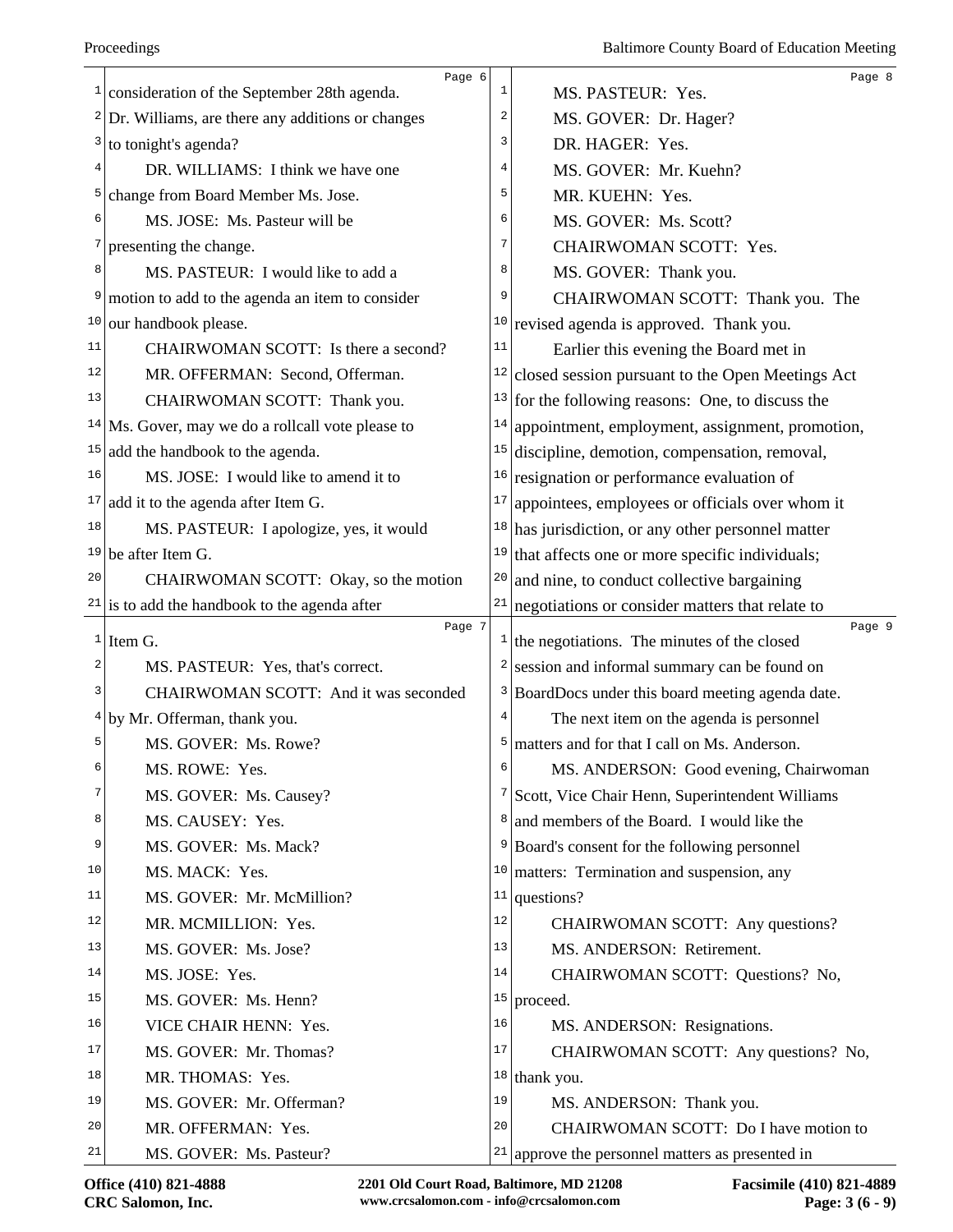consideration of the September 28th agenda. Dr. Williams, are there any additions or changes to tonight's agenda?

DR. WILLIAMS: I think we have one change from Board Member Ms. Jose.

MS. JOSE: Ms. Pasteur will be presenting the change.

MS. PASTEUR: I would like to add a motion to add to the agenda an item to consider our handbook please.

CHAIRWOMAN SCOTT: Is there a second?

MR. OFFERMAN: Second, Offerman.

CHAIRWOMAN SCOTT: Thank you. Ms. Gover, may we do a rollcall vote please to add the handbook to the agenda.

MS. JOSE: I would like to amend it to add it to the agenda after Item G.

MS. PASTEUR: I apologize, yes, it would be after Item G.

CHAIRWOMAN SCOTT: Okay, so the motion is to add the handbook to the agenda after Item G.

MS. PASTEUR: Yes, that's correct.

CHAIRWOMAN SCOTT: And it was seconded by Mr. Offerman, thank you.

MS. GOVER: Ms. Rowe?

MS. ROWE: Yes.

MS. GOVER: Ms. Causey?

MS. CAUSEY: Yes.

MS. GOVER: Ms. Mack?

MS. MACK: Yes.

MS. GOVER: Mr. McMillion?

MR. MCMILLION: Yes.

MS. GOVER: Ms. Jose?

MS. JOSE: Yes.

MS. GOVER: Ms. Henn?

VICE CHAIR HENN: Yes.

MS. GOVER: Mr. Thomas?

MR. THOMAS: Yes.

MS. GOVER: Mr. Offerman?

MR. OFFERMAN: Yes.

MS. GOVER: Ms. Pasteur?

MS. PASTEUR: Yes.

MS. GOVER: Dr. Hager?

DR. HAGER: Yes.

MS. GOVER: Mr. Kuehn?

MR. KUEHN: Yes.

MS. GOVER: Ms. Scott?

CHAIRWOMAN SCOTT: Yes.

MS. GOVER: Thank you.

CHAIRWOMAN SCOTT: Thank you. The revised agenda is approved. Thank you.

Earlier this evening the Board met in closed session pursuant to the Open Meetings Act for the following reasons: One, to discuss the appointment, employment, assignment, promotion, discipline, demotion, compensation, removal, resignation or performance evaluation of appointees, employees or officials over whom it has jurisdiction, or any other personnel matter that affects one or more specific individuals; and nine, to conduct collective bargaining negotiations or consider matters that relate to the negotiations. The minutes of the closed session and informal summary can be found on BoardDocs under this board meeting agenda date.

The next item on the agenda is personnel matters and for that I call on Ms. Anderson.

MS. ANDERSON: Good evening, Chairwoman Scott, Vice Chair Henn, Superintendent Williams and members of the Board. I would like the Board's consent for the following personnel matters: Termination and suspension, any questions?

CHAIRWOMAN SCOTT: Any questions?

MS. ANDERSON: Retirement.

CHAIRWOMAN SCOTT: Questions? No, proceed.

MS. ANDERSON: Resignations.

CHAIRWOMAN SCOTT: Any questions? No, thank you.

MS. ANDERSON: Thank you.

CHAIRWOMAN SCOTT: Do I have motion to approve the personnel matters as presented in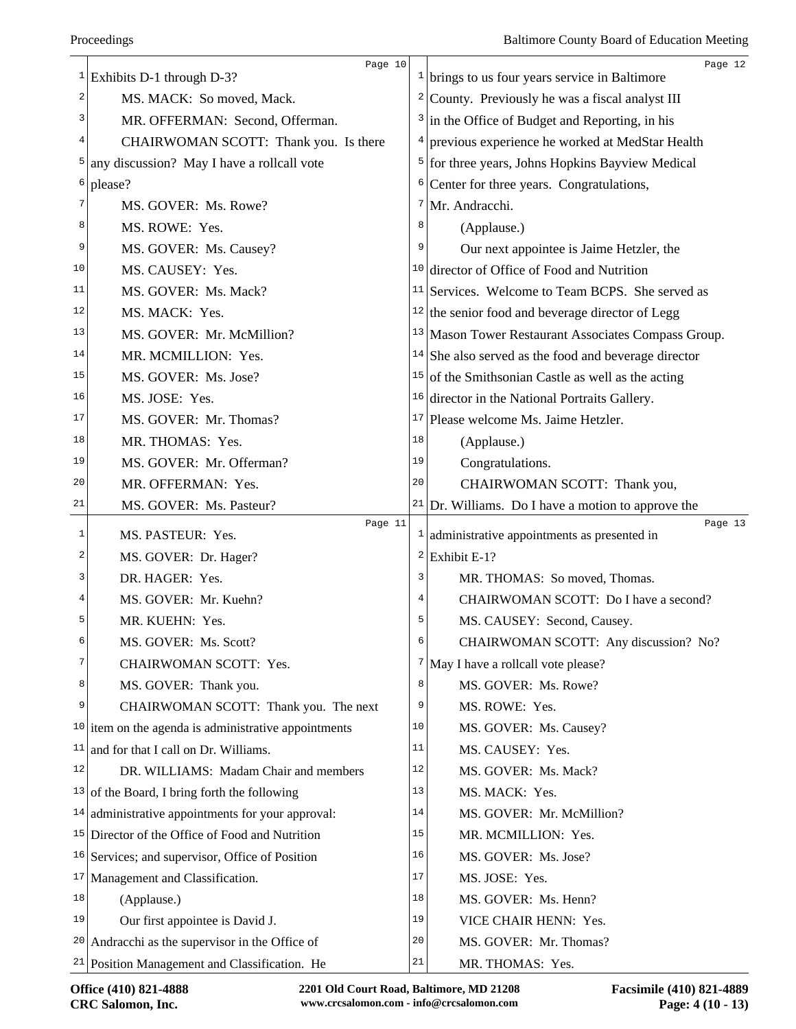Exhibits D-1 through D-3?

MS. MACK: So moved, Mack.

MR. OFFERMAN: Second, Offerman.

CHAIRWOMAN SCOTT: Thank you. Is there any discussion? May I have a rollcall vote please?

MS. GOVER: Ms. Rowe?

MS. ROWE: Yes.

MS. GOVER: Ms. Causey?

MS. CAUSEY: Yes.

MS. GOVER: Ms. Mack?

MS. MACK: Yes.

MS. GOVER: Mr. McMillion?

MR. MCMILLION: Yes.

MS. GOVER: Ms. Jose?

MS. JOSE: Yes.

MS. GOVER: Mr. Thomas?

MR. THOMAS: Yes.

MS. GOVER: Mr. Offerman?

MR. OFFERMAN: Yes.

MS. GOVER: Ms. Pasteur?

MS. PASTEUR: Yes.

MS. GOVER: Dr. Hager?

DR. HAGER: Yes.

MS. GOVER: Mr. Kuehn?

MR. KUEHN: Yes.

MS. GOVER: Ms. Scott?

CHAIRWOMAN SCOTT: Yes.

MS. GOVER: Thank you.

CHAIRWOMAN SCOTT: Thank you. The next item on the agenda is administrative appointments and for that I call on Dr. Williams.

DR. WILLIAMS: Madam Chair and members of the Board, I bring forth the following administrative appointments for your approval: Director of the Office of Food and Nutrition Services; and supervisor, Office of Position Management and Classification.

(Applause.)

Our first appointee is David J. Andracchi as the supervisor in the Office of Position Management and Classification. He brings to us four years service in Baltimore County. Previously he was a fiscal analyst III in the Office of Budget and Reporting, in his previous experience he worked at MedStar Health for three years, Johns Hopkins Bayview Medical Center for three years. Congratulations, Mr. Andracchi.

(Applause.)

Our next appointee is Jaime Hetzler, the director of Office of Food and Nutrition Services. Welcome to Team BCPS. She served as the senior food and beverage director of Legg Mason Tower Restaurant Associates Compass Group. She also served as the food and beverage director of the Smithsonian Castle as well as the acting director in the National Portraits Gallery. Please welcome Ms. Jaime Hetzler.

(Applause.)

Congratulations.

CHAIRWOMAN SCOTT: Thank you, Dr. Williams. Do I have a motion to approve the administrative appointments as presented in Exhibit E-1?

MR. THOMAS: So moved, Thomas.

CHAIRWOMAN SCOTT: Do I have a second?

MS. CAUSEY: Second, Causey.

CHAIRWOMAN SCOTT: Any discussion? No? May I have a rollcall vote please?

MS. GOVER: Ms. Rowe?

MS. ROWE: Yes.

MS. GOVER: Ms. Causey?

MS. CAUSEY: Yes.

MS. GOVER: Ms. Mack?

MS. MACK: Yes.

MS. GOVER: Mr. McMillion?

MR. MCMILLION: Yes.

MS. GOVER: Ms. Jose?

MS. JOSE: Yes.

MS. GOVER: Ms. Henn?

VICE CHAIR HENN: Yes.

MS. GOVER: Mr. Thomas?

MR. THOMAS: Yes.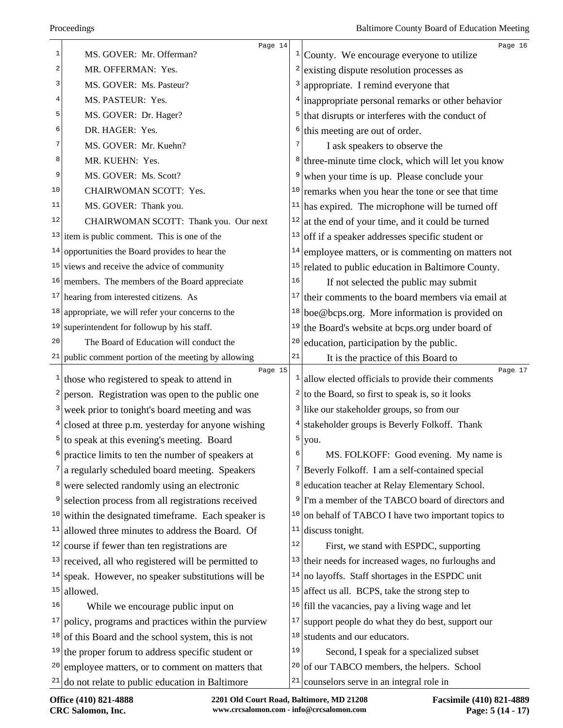MS. GOVER: Mr. Offerman?

MR. OFFERMAN: Yes.

MS. GOVER: Ms. Pasteur?

MS. PASTEUR: Yes.

MS. GOVER: Dr. Hager?

DR. HAGER: Yes.

MS. GOVER: Mr. Kuehn?

MR. KUEHN: Yes.

MS. GOVER: Ms. Scott?

CHAIRWOMAN SCOTT: Yes.

MS. GOVER: Thank you.

CHAIRWOMAN SCOTT: Thank you. Our next item is public comment. This is one of the opportunities the Board provides to hear the views and receive the advice of community members. The members of the Board appreciate hearing from interested citizens. As appropriate, we will refer your concerns to the superintendent for followup by his staff.

The Board of Education will conduct the public comment portion of the meeting by allowing those who registered to speak to attend in person. Registration was open to the public one week prior to tonight's board meeting and was closed at three p.m. yesterday for anyone wishing to speak at this evening's meeting. Board practice limits to ten the number of speakers at a regularly scheduled board meeting. Speakers were selected randomly using an electronic selection process from all registrations received within the designated timeframe. Each speaker is allowed three minutes to address the Board. Of course if fewer than ten registrations are received, all who registered will be permitted to speak. However, no speaker substitutions will be allowed.

While we encourage public input on policy, programs and practices within the purview of this Board and the school system, this is not the proper forum to address specific student or employee matters, or to comment on matters that do not relate to public education in Baltimore County. We encourage everyone to utilize existing dispute resolution processes as appropriate. I remind everyone that inappropriate personal remarks or other behavior that disrupts or interferes with the conduct of this meeting are out of order.

I ask speakers to observe the three-minute time clock, which will let you know when your time is up. Please conclude your remarks when you hear the tone or see that time has expired. The microphone will be turned off at the end of your time, and it could be turned off if a speaker addresses specific student or employee matters, or is commenting on matters not related to public education in Baltimore County.

If not selected the public may submit their comments to the board members via email at boe@bcps.org. More information is provided on the Board's website at bcps.org under board of education, participation by the public.

It is the practice of this Board to allow elected officials to provide their comments to the Board, so first to speak is, so it looks like our stakeholder groups, so from our stakeholder groups is Beverly Folkoff. Thank you.

MS. FOLKOFF: Good evening. My name is Beverly Folkoff. I am a self-contained special education teacher at Relay Elementary School. I'm a member of the TABCO board of directors and on behalf of TABCO I have two important topics to discuss tonight.

First, we stand with ESPDC, supporting their needs for increased wages, no furloughs and no layoffs. Staff shortages in the ESPDC unit affect us all. BCPS, take the strong step to fill the vacancies, pay a living wage and let support people do what they do best, support our students and our educators.

Second, I speak for a specialized subset of our TABCO members, the helpers. School counselors serve in an integral role in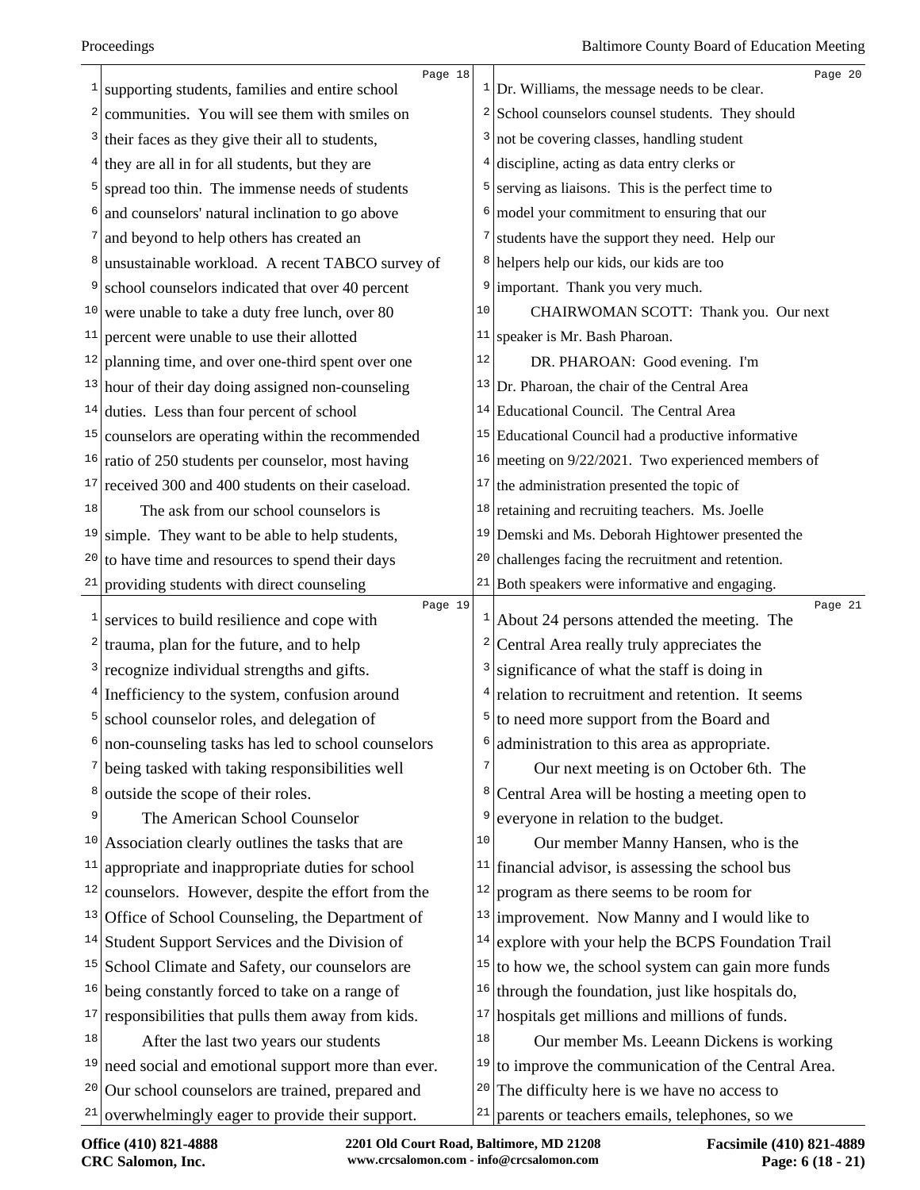supporting students, families and entire school communities. You will see them with smiles on their faces as they give their all to students, they are all in for all students, but they are spread too thin. The immense needs of students and counselors' natural inclination to go above and beyond to help others has created an unsustainable workload. A recent TABCO survey of school counselors indicated that over 40 percent were unable to take a duty free lunch, over 80 percent were unable to use their allotted planning time, and over one-third spent over one hour of their day doing assigned non-counseling duties. Less than four percent of school counselors are operating within the recommended ratio of 250 students per counselor, most having received 300 and 400 students on their caseload.

The ask from our school counselors is simple. They want to be able to help students, to have time and resources to spend their days providing students with direct counseling services to build resilience and cope with trauma, plan for the future, and to help recognize individual strengths and gifts. Inefficiency to the system, confusion around school counselor roles, and delegation of non-counseling tasks has led to school counselors being tasked with taking responsibilities well outside the scope of their roles.

The American School Counselor Association clearly outlines the tasks that are appropriate and inappropriate duties for school counselors. However, despite the effort from the Office of School Counseling, the Department of Student Support Services and the Division of School Climate and Safety, our counselors are being constantly forced to take on a range of responsibilities that pulls them away from kids.

After the last two years our students need social and emotional support more than ever. Our school counselors are trained, prepared and overwhelmingly eager to provide their support. Dr. Williams, the message needs to be clear. School counselors counsel students. They should not be covering classes, handling student discipline, acting as data entry clerks or serving as liaisons. This is the perfect time to model your commitment to ensuring that our students have the support they need. Help our helpers help our kids, our kids are too important. Thank you very much.

CHAIRWOMAN SCOTT: Thank you. Our next speaker is Mr. Bash Pharoan.

DR. PHAROAN: Good evening. I'm Dr. Pharoan, the chair of the Central Area Educational Council. The Central Area Educational Council had a productive informative meeting on 9/22/2021. Two experienced members of the administration presented the topic of retaining and recruiting teachers. Ms. Joelle Demski and Ms. Deborah Hightower presented the challenges facing the recruitment and retention. Both speakers were informative and engaging. About 24 persons attended the meeting. The Central Area really truly appreciates the significance of what the staff is doing in relation to recruitment and retention. It seems to need more support from the Board and administration to this area as appropriate.

Our next meeting is on October 6th. The Central Area will be hosting a meeting open to everyone in relation to the budget.

Our member Manny Hansen, who is the financial advisor, is assessing the school bus program as there seems to be room for improvement. Now Manny and I would like to explore with your help the BCPS Foundation Trail to how we, the school system can gain more funds through the foundation, just like hospitals do, hospitals get millions and millions of funds.

Our member Ms. Leeann Dickens is working to improve the communication of the Central Area. The difficulty here is we have no access to parents or teachers emails, telephones, so we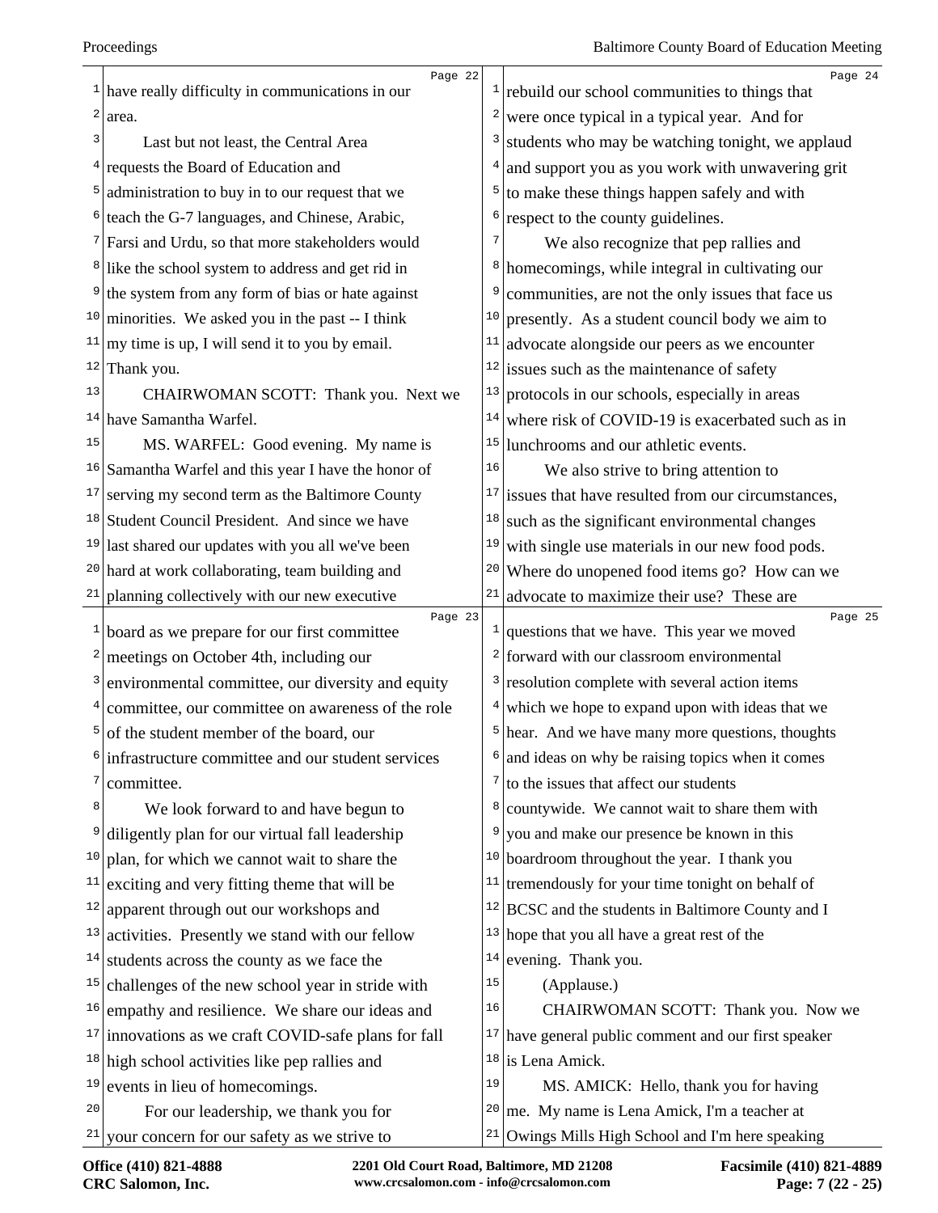have really difficulty in communications in our area.

Last but not least, the Central Area requests the Board of Education and administration to buy in to our request that we teach the G-7 languages, and Chinese, Arabic, Farsi and Urdu, so that more stakeholders would like the school system to address and get rid in the system from any form of bias or hate against minorities. We asked you in the past -- I think my time is up, I will send it to you by email. Thank you.

CHAIRWOMAN SCOTT: Thank you. Next we have Samantha Warfel.

MS. WARFEL: Good evening. My name is Samantha Warfel and this year I have the honor of serving my second term as the Baltimore County Student Council President. And since we have last shared our updates with you all we've been hard at work collaborating, team building and planning collectively with our new executive board as we prepare for our first committee meetings on October 4th, including our environmental committee, our diversity and equity committee, our committee on awareness of the role of the student member of the board, our infrastructure committee and our student services committee.

We look forward to and have begun to diligently plan for our virtual fall leadership plan, for which we cannot wait to share the exciting and very fitting theme that will be apparent through out our workshops and activities. Presently we stand with our fellow students across the county as we face the challenges of the new school year in stride with empathy and resilience. We share our ideas and innovations as we craft COVID-safe plans for fall high school activities like pep rallies and events in lieu of homecomings.

For our leadership, we thank you for your concern for our safety as we strive to rebuild our school communities to things that were once typical in a typical year. And for students who may be watching tonight, we applaud and support you as you work with unwavering grit to make these things happen safely and with respect to the county guidelines.

We also recognize that pep rallies and homecomings, while integral in cultivating our communities, are not the only issues that face us presently. As a student council body we aim to advocate alongside our peers as we encounter issues such as the maintenance of safety protocols in our schools, especially in areas where risk of COVID-19 is exacerbated such as in lunchrooms and our athletic events.

We also strive to bring attention to issues that have resulted from our circumstances, such as the significant environmental changes with single use materials in our new food pods. Where do unopened food items go? How can we advocate to maximize their use? These are questions that we have. This year we moved forward with our classroom environmental resolution complete with several action items which we hope to expand upon with ideas that we hear. And we have many more questions, thoughts and ideas on why be raising topics when it comes to the issues that affect our students countywide. We cannot wait to share them with you and make our presence be known in this boardroom throughout the year. I thank you tremendously for your time tonight on behalf of BCSC and the students in Baltimore County and I hope that you all have a great rest of the evening. Thank you.

(Applause.)

CHAIRWOMAN SCOTT: Thank you. Now we have general public comment and our first speaker is Lena Amick.

MS. AMICK: Hello, thank you for having me. My name is Lena Amick, I'm a teacher at Owings Mills High School and I'm here speaking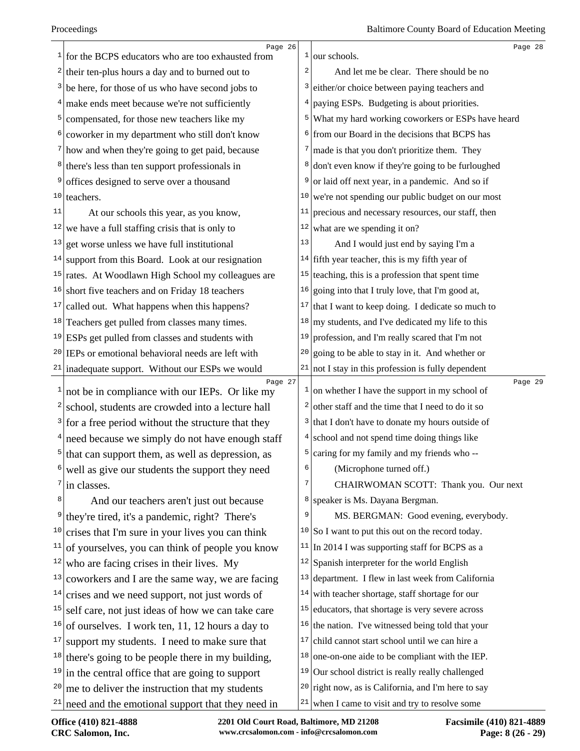for the BCPS educators who are too exhausted from their ten-plus hours a day and to burned out to be here, for those of us who have second jobs to make ends meet because we're not sufficiently compensated, for those new teachers like my coworker in my department who still don't know how and when they're going to get paid, because there's less than ten support professionals in offices designed to serve over a thousand teachers.

At our schools this year, as you know, we have a full staffing crisis that is only to get worse unless we have full institutional support from this Board. Look at our resignation rates. At Woodlawn High School my colleagues are short five teachers and on Friday 18 teachers called out. What happens when this happens? Teachers get pulled from classes many times. ESPs get pulled from classes and students with IEPs or emotional behavioral needs are left with inadequate support. Without our ESPs we would not be in compliance with our IEPs. Or like my school, students are crowded into a lecture hall for a free period without the structure that they need because we simply do not have enough staff that can support them, as well as depression, as well as give our students the support they need in classes.

And our teachers aren't just out because they're tired, it's a pandemic, right? There's crises that I'm sure in your lives you can think of yourselves, you can think of people you know who are facing crises in their lives. My coworkers and I are the same way, we are facing crises and we need support, not just words of self care, not just ideas of how we can take care of ourselves. I work ten, 11, 12 hours a day to support my students. I need to make sure that there's going to be people there in my building, in the central office that are going to support me to deliver the instruction that my students need and the emotional support that they need in our schools.

And let me be clear. There should be no either/or choice between paying teachers and paying ESPs. Budgeting is about priorities. What my hard working coworkers or ESPs have heard from our Board in the decisions that BCPS has made is that you don't prioritize them. They don't even know if they're going to be furloughed or laid off next year, in a pandemic. And so if we're not spending our public budget on our most precious and necessary resources, our staff, then what are we spending it on?

And I would just end by saying I'm a fifth year teacher, this is my fifth year of teaching, this is a profession that spent time going into that I truly love, that I'm good at, that I want to keep doing. I dedicate so much to my students, and I've dedicated my life to this profession, and I'm really scared that I'm not going to be able to stay in it. And whether or not I stay in this profession is fully dependent on whether I have the support in my school of other staff and the time that I need to do it so that I don't have to donate my hours outside of school and not spend time doing things like caring for my family and my friends who --

(Microphone turned off.)

CHAIRWOMAN SCOTT: Thank you. Our next speaker is Ms. Dayana Bergman.

MS. BERGMAN: Good evening, everybody. So I want to put this out on the record today. In 2014 I was supporting staff for BCPS as a Spanish interpreter for the world English department. I flew in last week from California with teacher shortage, staff shortage for our educators, that shortage is very severe across the nation. I've witnessed being told that your child cannot start school until we can hire a one-on-one aide to be compliant with the IEP. Our school district is really really challenged right now, as is California, and I'm here to say when I came to visit and try to resolve some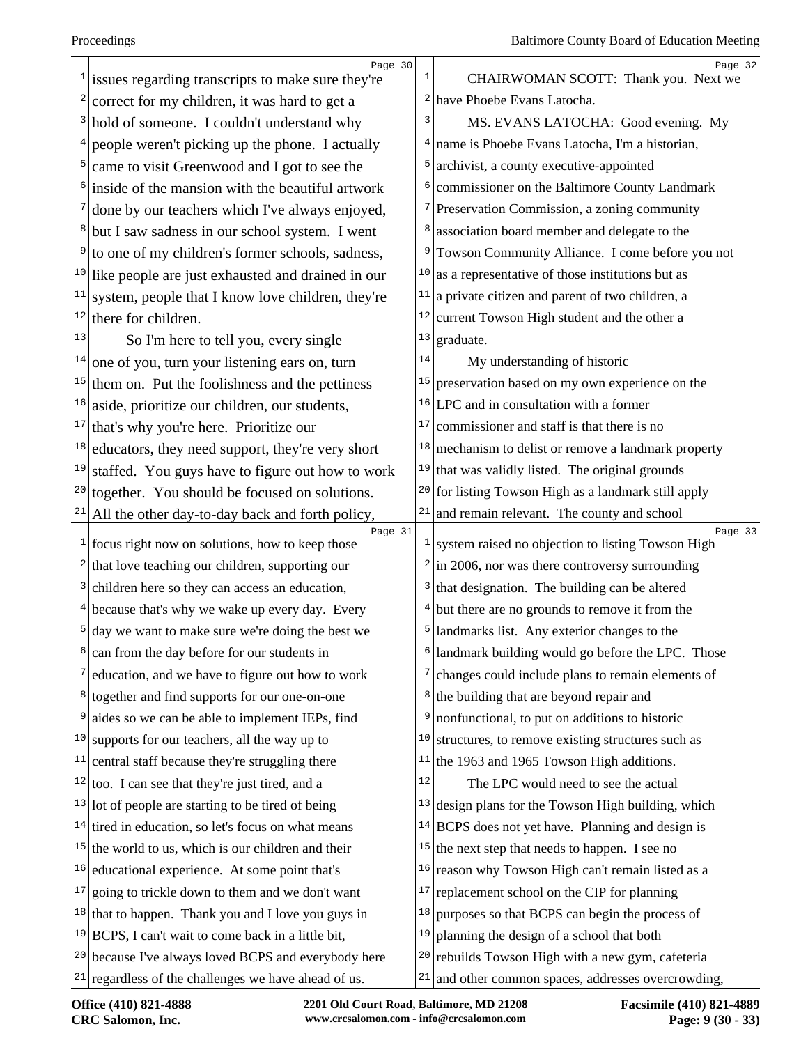issues regarding transcripts to make sure they're correct for my children, it was hard to get a hold of someone. I couldn't understand why people weren't picking up the phone. I actually came to visit Greenwood and I got to see the inside of the mansion with the beautiful artwork done by our teachers which I've always enjoyed, but I saw sadness in our school system. I went to one of my children's former schools, sadness, like people are just exhausted and drained in our system, people that I know love children, they're there for children.

So I'm here to tell you, every single one of you, turn your listening ears on, turn them on. Put the foolishness and the pettiness aside, prioritize our children, our students, that's why you're here. Prioritize our educators, they need support, they're very short staffed. You guys have to figure out how to work together. You should be focused on solutions. All the other day-to-day back and forth policy, focus right now on solutions, how to keep those that love teaching our children, supporting our children here so they can access an education, because that's why we wake up every day. Every day we want to make sure we're doing the best we can from the day before for our students in education, and we have to figure out how to work together and find supports for our one-on-one aides so we can be able to implement IEPs, find supports for our teachers, all the way up to central staff because they're struggling there too. I can see that they're just tired, and a lot of people are starting to be tired of being tired in education, so let's focus on what means the world to us, which is our children and their educational experience. At some point that's going to trickle down to them and we don't want that to happen. Thank you and I love you guys in BCPS, I can't wait to come back in a little bit, because I've always loved BCPS and everybody here regardless of the challenges we have ahead of us.

CHAIRWOMAN SCOTT: Thank you. Next we have Phoebe Evans Latocha.

MS. EVANS LATOCHA: Good evening. My name is Phoebe Evans Latocha, I'm a historian, archivist, a county executive-appointed commissioner on the Baltimore County Landmark Preservation Commission, a zoning community association board member and delegate to the Towson Community Alliance. I come before you not as a representative of those institutions but as a private citizen and parent of two children, a current Towson High student and the other a graduate.

My understanding of historic preservation based on my own experience on the LPC and in consultation with a former commissioner and staff is that there is no mechanism to delist or remove a landmark property that was validly listed. The original grounds for listing Towson High as a landmark still apply and remain relevant. The county and school system raised no objection to listing Towson High in 2006, nor was there controversy surrounding that designation. The building can be altered but there are no grounds to remove it from the landmarks list. Any exterior changes to the landmark building would go before the LPC. Those changes could include plans to remain elements of the building that are beyond repair and nonfunctional, to put on additions to historic structures, to remove existing structures such as the 1963 and 1965 Towson High additions.

The LPC would need to see the actual design plans for the Towson High building, which BCPS does not yet have. Planning and design is the next step that needs to happen. I see no reason why Towson High can't remain listed as a replacement school on the CIP for planning purposes so that BCPS can begin the process of planning the design of a school that both rebuilds Towson High with a new gym, cafeteria and other common spaces, addresses overcrowding,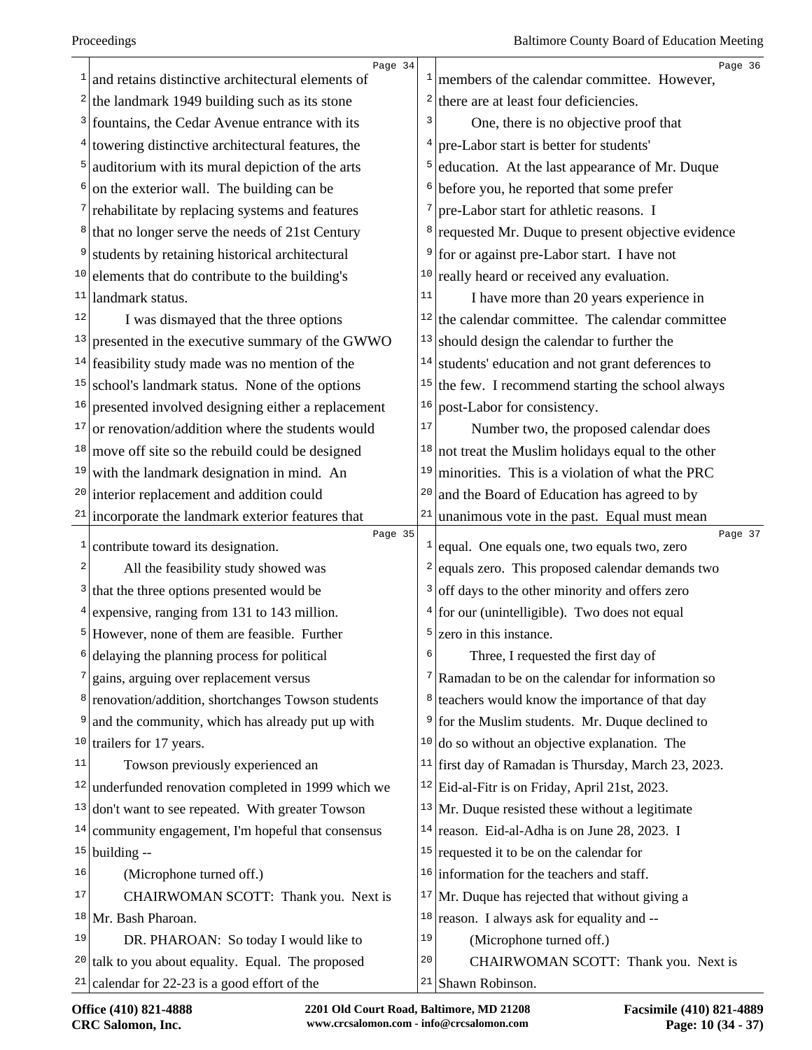and retains distinctive architectural elements of the landmark 1949 building such as its stone fountains, the Cedar Avenue entrance with its towering distinctive architectural features, the auditorium with its mural depiction of the arts on the exterior wall. The building can be rehabilitate by replacing systems and features that no longer serve the needs of 21st Century students by retaining historical architectural elements that do contribute to the building's landmark status.

I was dismayed that the three options presented in the executive summary of the GWWO feasibility study made was no mention of the school's landmark status. None of the options presented involved designing either a replacement or renovation/addition where the students would move off site so the rebuild could be designed with the landmark designation in mind. An interior replacement and addition could incorporate the landmark exterior features that contribute toward its designation.

All the feasibility study showed was that the three options presented would be expensive, ranging from 131 to 143 million. However, none of them are feasible. Further delaying the planning process for political gains, arguing over replacement versus renovation/addition, shortchanges Towson students and the community, which has already put up with trailers for 17 years.

Towson previously experienced an underfunded renovation completed in 1999 which we don't want to see repeated. With greater Towson community engagement, I'm hopeful that consensus building --

(Microphone turned off.)

CHAIRWOMAN SCOTT: Thank you. Next is Mr. Bash Pharoan.

DR. PHAROAN: So today I would like to talk to you about equality. Equal. The proposed calendar for 22-23 is a good effort of the members of the calendar committee. However, there are at least four deficiencies.

One, there is no objective proof that pre-Labor start is better for students' education. At the last appearance of Mr. Duque before you, he reported that some prefer pre-Labor start for athletic reasons. I requested Mr. Duque to present objective evidence for or against pre-Labor start. I have not really heard or received any evaluation.

I have more than 20 years experience in the calendar committee. The calendar committee should design the calendar to further the students' education and not grant deferences to the few. I recommend starting the school always post-Labor for consistency.

Number two, the proposed calendar does not treat the Muslim holidays equal to the other minorities. This is a violation of what the PRC and the Board of Education has agreed to by unanimous vote in the past. Equal must mean equal. One equals one, two equals two, zero equals zero. This proposed calendar demands two off days to the other minority and offers zero for our (unintelligible). Two does not equal zero in this instance.

Three, I requested the first day of Ramadan to be on the calendar for information so teachers would know the importance of that day for the Muslim students. Mr. Duque declined to do so without an objective explanation. The first day of Ramadan is Thursday, March 23, 2023. Eid-al-Fitr is on Friday, April 21st, 2023. Mr. Duque resisted these without a legitimate reason. Eid-al-Adha is on June 28, 2023. I requested it to be on the calendar for information for the teachers and staff. Mr. Duque has rejected that without giving a reason. I always ask for equality and --

(Microphone turned off.)

CHAIRWOMAN SCOTT: Thank you. Next is Shawn Robinson.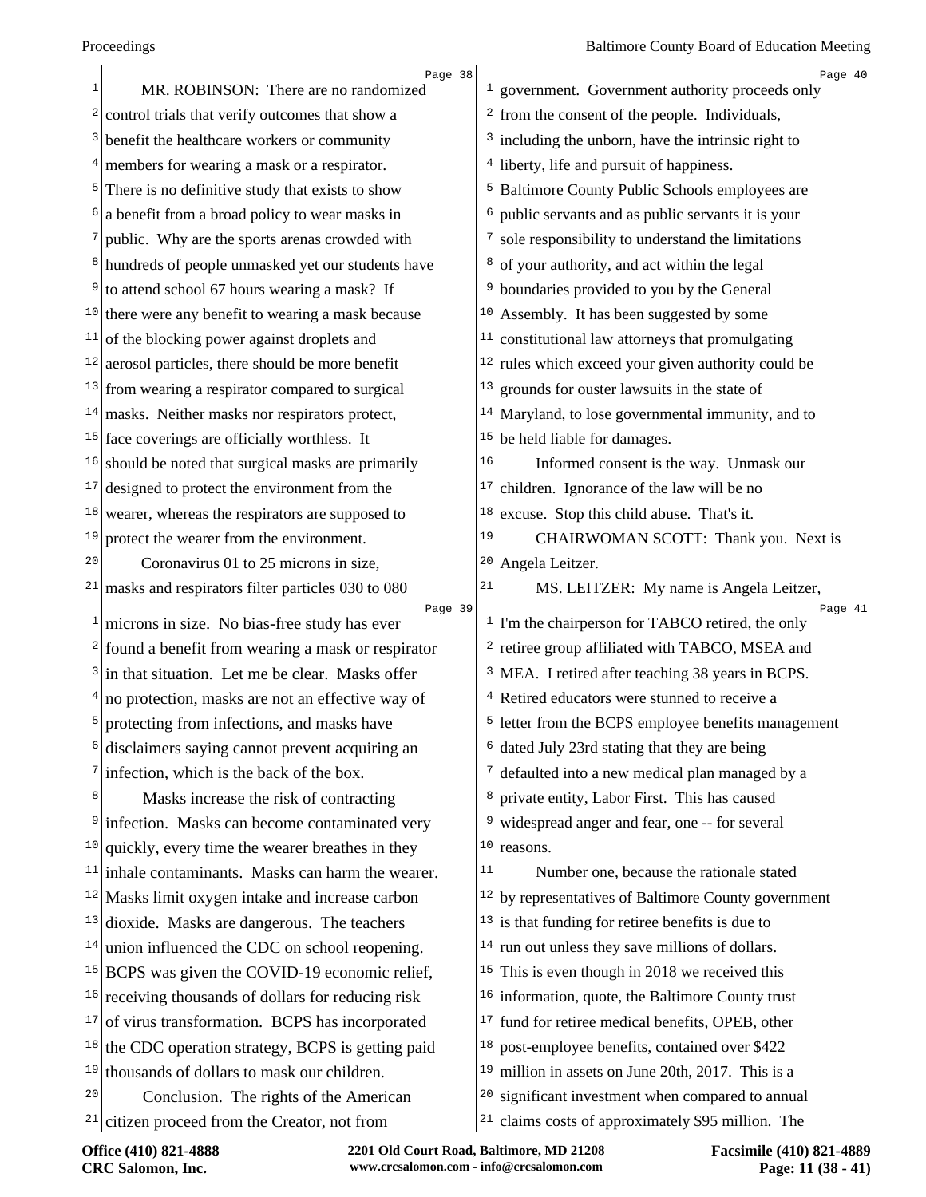MR. ROBINSON: There are no randomized control trials that verify outcomes that show a benefit the healthcare workers or community members for wearing a mask or a respirator. There is no definitive study that exists to show a benefit from a broad policy to wear masks in public. Why are the sports arenas crowded with hundreds of people unmasked yet our students have to attend school 67 hours wearing a mask? If there were any benefit to wearing a mask because of the blocking power against droplets and aerosol particles, there should be more benefit from wearing a respirator compared to surgical masks. Neither masks nor respirators protect, face coverings are officially worthless. It should be noted that surgical masks are primarily designed to protect the environment from the wearer, whereas the respirators are supposed to protect the wearer from the environment.

Coronavirus 01 to 25 microns in size, masks and respirators filter particles 030 to 080 microns in size. No bias-free study has ever found a benefit from wearing a mask or respirator in that situation. Let me be clear. Masks offer no protection, masks are not an effective way of protecting from infections, and masks have disclaimers saying cannot prevent acquiring an infection, which is the back of the box.

Masks increase the risk of contracting infection. Masks can become contaminated very quickly, every time the wearer breathes in they inhale contaminants. Masks can harm the wearer. Masks limit oxygen intake and increase carbon dioxide. Masks are dangerous. The teachers union influenced the CDC on school reopening. BCPS was given the COVID-19 economic relief, receiving thousands of dollars for reducing risk of virus transformation. BCPS has incorporated the CDC operation strategy, BCPS is getting paid thousands of dollars to mask our children.

Conclusion. The rights of the American citizen proceed from the Creator, not from government. Government authority proceeds only from the consent of the people. Individuals, including the unborn, have the intrinsic right to liberty, life and pursuit of happiness. Baltimore County Public Schools employees are public servants and as public servants it is your sole responsibility to understand the limitations of your authority, and act within the legal boundaries provided to you by the General Assembly. It has been suggested by some constitutional law attorneys that promulgating rules which exceed your given authority could be grounds for ouster lawsuits in the state of Maryland, to lose governmental immunity, and to be held liable for damages.

Informed consent is the way. Unmask our children. Ignorance of the law will be no excuse. Stop this child abuse. That's it.

CHAIRWOMAN SCOTT: Thank you. Next is Angela Leitzer.

MS. LEITZER: My name is Angela Leitzer, I'm the chairperson for TABCO retired, the only retiree group affiliated with TABCO, MSEA and MEA. I retired after teaching 38 years in BCPS. Retired educators were stunned to receive a letter from the BCPS employee benefits management dated July 23rd stating that they are being defaulted into a new medical plan managed by a private entity, Labor First. This has caused widespread anger and fear, one -- for several reasons.

Number one, because the rationale stated by representatives of Baltimore County government is that funding for retiree benefits is due to run out unless they save millions of dollars. This is even though in 2018 we received this information, quote, the Baltimore County trust fund for retiree medical benefits, OPEB, other post-employee benefits, contained over $422 million in assets on June 20th, 2017. This is a significant investment when compared to annual claims costs of approximately $95 million. The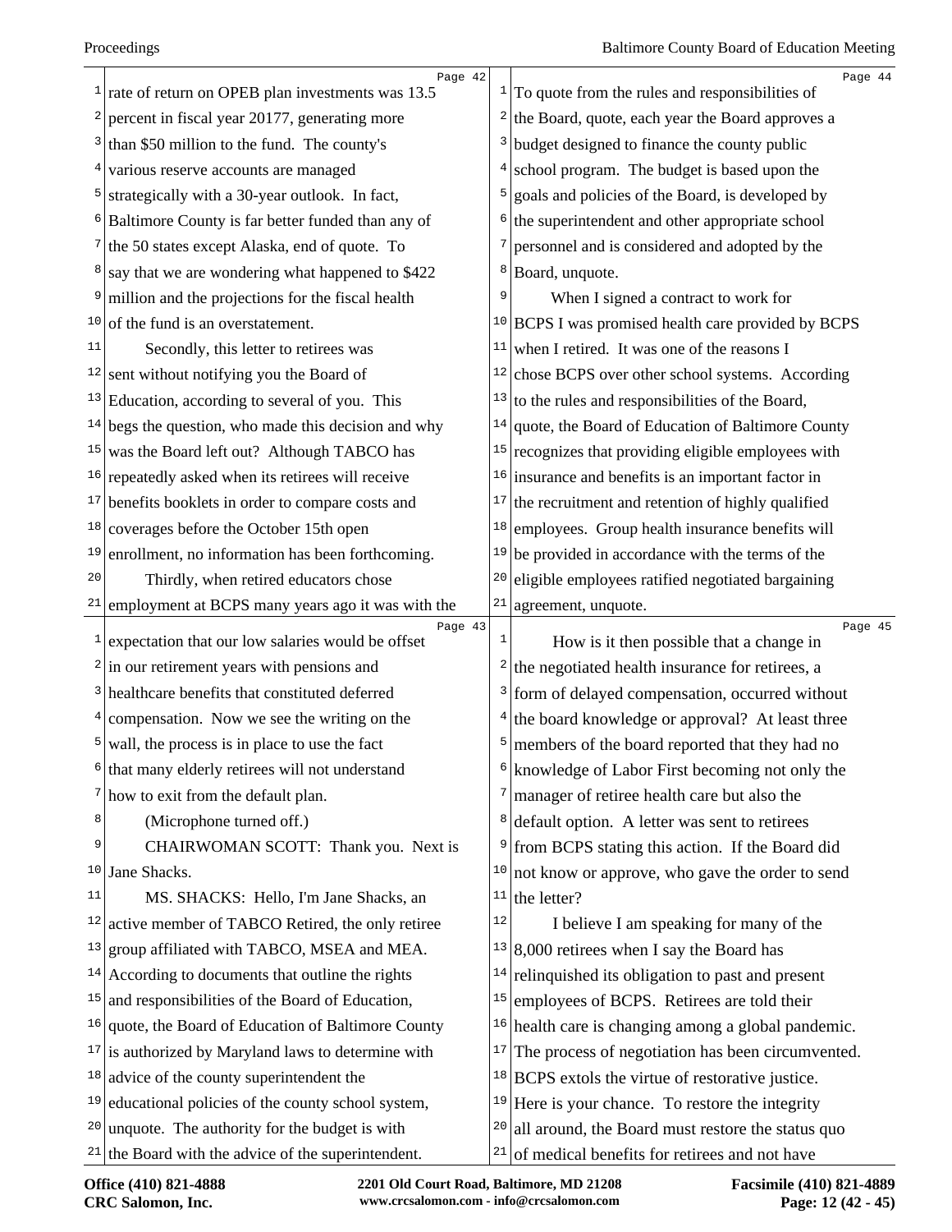rate of return on OPEB plan investments was 13.5 percent in fiscal year 20177, generating more than $50 million to the fund. The county's various reserve accounts are managed strategically with a 30-year outlook. In fact, Baltimore County is far better funded than any of the 50 states except Alaska, end of quote. To say that we are wondering what happened to $422 million and the projections for the fiscal health of the fund is an overstatement.

Secondly, this letter to retirees was sent without notifying you the Board of Education, according to several of you. This begs the question, who made this decision and why was the Board left out? Although TABCO has repeatedly asked when its retirees will receive benefits booklets in order to compare costs and coverages before the October 15th open enrollment, no information has been forthcoming.

Thirdly, when retired educators chose employment at BCPS many years ago it was with the expectation that our low salaries would be offset in our retirement years with pensions and healthcare benefits that constituted deferred compensation. Now we see the writing on the wall, the process is in place to use the fact that many elderly retirees will not understand how to exit from the default plan.

(Microphone turned off.)

CHAIRWOMAN SCOTT: Thank you. Next is Jane Shacks.

MS. SHACKS: Hello, I'm Jane Shacks, an active member of TABCO Retired, the only retiree group affiliated with TABCO, MSEA and MEA. According to documents that outline the rights and responsibilities of the Board of Education, quote, the Board of Education of Baltimore County is authorized by Maryland laws to determine with advice of the county superintendent the educational policies of the county school system, unquote. The authority for the budget is with the Board with the advice of the superintendent. To quote from the rules and responsibilities of the Board, quote, each year the Board approves a budget designed to finance the county public school program. The budget is based upon the goals and policies of the Board, is developed by the superintendent and other appropriate school personnel and is considered and adopted by the Board, unquote.

When I signed a contract to work for BCPS I was promised health care provided by BCPS when I retired. It was one of the reasons I chose BCPS over other school systems. According to the rules and responsibilities of the Board, quote, the Board of Education of Baltimore County recognizes that providing eligible employees with insurance and benefits is an important factor in the recruitment and retention of highly qualified employees. Group health insurance benefits will be provided in accordance with the terms of the eligible employees ratified negotiated bargaining agreement, unquote.

How is it then possible that a change in the negotiated health insurance for retirees, a form of delayed compensation, occurred without the board knowledge or approval? At least three members of the board reported that they had no knowledge of Labor First becoming not only the manager of retiree health care but also the default option. A letter was sent to retirees from BCPS stating this action. If the Board did not know or approve, who gave the order to send the letter?

I believe I am speaking for many of the 8,000 retirees when I say the Board has relinquished its obligation to past and present employees of BCPS. Retirees are told their health care is changing among a global pandemic. The process of negotiation has been circumvented. BCPS extols the virtue of restorative justice. Here is your chance. To restore the integrity all around, the Board must restore the status quo of medical benefits for retirees and not have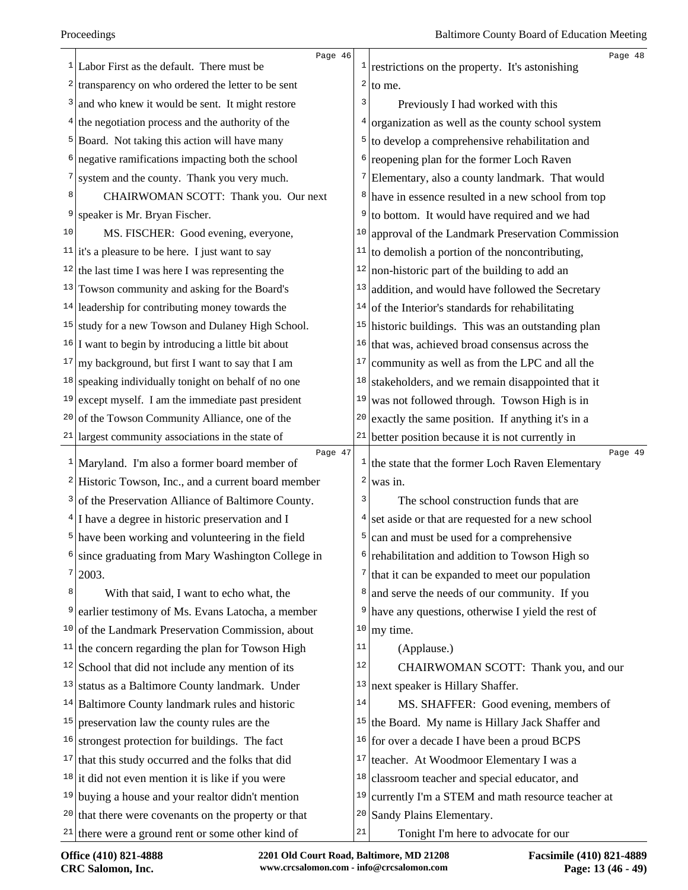Labor First as the default. There must be transparency on who ordered the letter to be sent and who knew it would be sent. It might restore the negotiation process and the authority of the Board. Not taking this action will have many negative ramifications impacting both the school system and the county. Thank you very much.

CHAIRWOMAN SCOTT: Thank you. Our next speaker is Mr. Bryan Fischer.

MS. FISCHER: Good evening, everyone, it's a pleasure to be here. I just want to say the last time I was here I was representing the Towson community and asking for the Board's leadership for contributing money towards the study for a new Towson and Dulaney High School. I want to begin by introducing a little bit about my background, but first I want to say that I am speaking individually tonight on behalf of no one except myself. I am the immediate past president of the Towson Community Alliance, one of the largest community associations in the state of Maryland. I'm also a former board member of Historic Towson, Inc., and a current board member of the Preservation Alliance of Baltimore County. I have a degree in historic preservation and I have been working and volunteering in the field since graduating from Mary Washington College in 2003.

With that said, I want to echo what, the earlier testimony of Ms. Evans Latocha, a member of the Landmark Preservation Commission, about the concern regarding the plan for Towson High School that did not include any mention of its status as a Baltimore County landmark. Under Baltimore County landmark rules and historic preservation law the county rules are the strongest protection for buildings. The fact that this study occurred and the folks that did it did not even mention it is like if you were buying a house and your realtor didn't mention that there were covenants on the property or that there were a ground rent or some other kind of restrictions on the property. It's astonishing to me.

Previously I had worked with this organization as well as the county school system to develop a comprehensive rehabilitation and reopening plan for the former Loch Raven Elementary, also a county landmark. That would have in essence resulted in a new school from top to bottom. It would have required and we had approval of the Landmark Preservation Commission to demolish a portion of the noncontributing, non-historic part of the building to add an addition, and would have followed the Secretary of the Interior's standards for rehabilitating historic buildings. This was an outstanding plan that was, achieved broad consensus across the community as well as from the LPC and all the stakeholders, and we remain disappointed that it was not followed through. Towson High is in exactly the same position. If anything it's in a better position because it is not currently in the state that the former Loch Raven Elementary was in.

The school construction funds that are set aside or that are requested for a new school can and must be used for a comprehensive rehabilitation and addition to Towson High so that it can be expanded to meet our population and serve the needs of our community. If you have any questions, otherwise I yield the rest of my time.

(Applause.)

CHAIRWOMAN SCOTT: Thank you, and our next speaker is Hillary Shaffer.

MS. SHAFFER: Good evening, members of the Board. My name is Hillary Jack Shaffer and for over a decade I have been a proud BCPS teacher. At Woodmoor Elementary I was a classroom teacher and special educator, and currently I'm a STEM and math resource teacher at Sandy Plains Elementary.

Tonight I'm here to advocate for our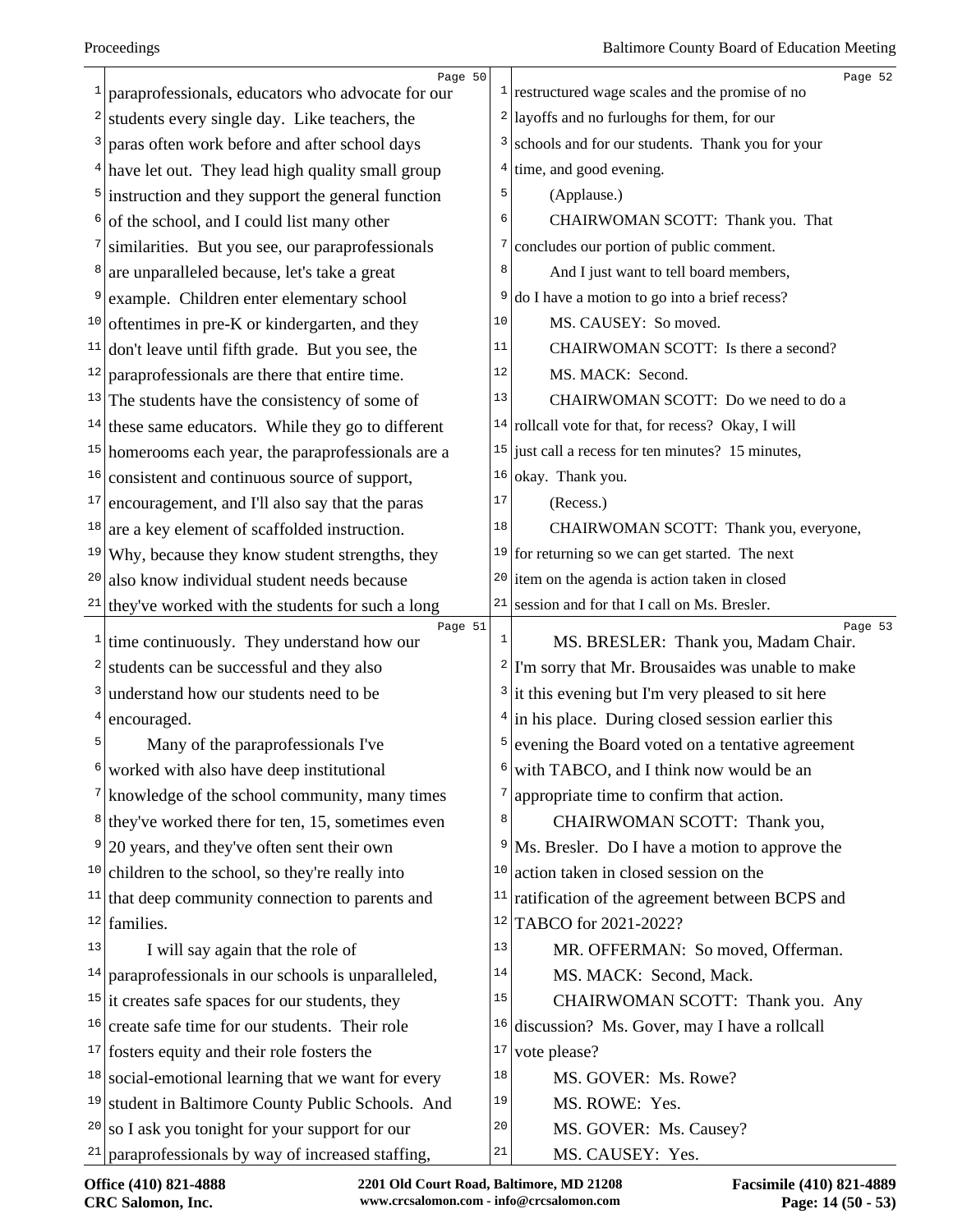paraprofessionals, educators who advocate for our students every single day. Like teachers, the paras often work before and after school days have let out. They lead high quality small group instruction and they support the general function of the school, and I could list many other similarities. But you see, our paraprofessionals are unparalleled because, let's take a great example. Children enter elementary school oftentimes in pre-K or kindergarten, and they don't leave until fifth grade. But you see, the paraprofessionals are there that entire time. The students have the consistency of some of these same educators. While they go to different homerooms each year, the paraprofessionals are a consistent and continuous source of support, encouragement, and I'll also say that the paras are a key element of scaffolded instruction. Why, because they know student strengths, they also know individual student needs because they've worked with the students for such a long time continuously. They understand how our students can be successful and they also understand how our students need to be encouraged.

Many of the paraprofessionals I've worked with also have deep institutional knowledge of the school community, many times they've worked there for ten, 15, sometimes even 20 years, and they've often sent their own children to the school, so they're really into that deep community connection to parents and families.

I will say again that the role of paraprofessionals in our schools is unparalleled, it creates safe spaces for our students, they create safe time for our students. Their role fosters equity and their role fosters the social-emotional learning that we want for every student in Baltimore County Public Schools. And so I ask you tonight for your support for our paraprofessionals by way of increased staffing, restructured wage scales and the promise of no layoffs and no furloughs for them, for our schools and for our students. Thank you for your time, and good evening.

(Applause.)

CHAIRWOMAN SCOTT: Thank you. That concludes our portion of public comment.

And I just want to tell board members, do I have a motion to go into a brief recess?

MS. CAUSEY: So moved.

CHAIRWOMAN SCOTT: Is there a second?

MS. MACK: Second.

CHAIRWOMAN SCOTT: Do we need to do a rollcall vote for that, for recess? Okay, I will just call a recess for ten minutes? 15 minutes, okay. Thank you.

(Recess.)

CHAIRWOMAN SCOTT: Thank you, everyone, for returning so we can get started. The next item on the agenda is action taken in closed session and for that I call on Ms. Bresler.

MS. BRESLER: Thank you, Madam Chair. I'm sorry that Mr. Brousaides was unable to make it this evening but I'm very pleased to sit here in his place. During closed session earlier this evening the Board voted on a tentative agreement with TABCO, and I think now would be an appropriate time to confirm that action.

CHAIRWOMAN SCOTT: Thank you, Ms. Bresler. Do I have a motion to approve the action taken in closed session on the ratification of the agreement between BCPS and TABCO for 2021-2022?

MR. OFFERMAN: So moved, Offerman.

MS. MACK: Second, Mack.

CHAIRWOMAN SCOTT: Thank you. Any discussion? Ms. Gover, may I have a rollcall vote please?

MS. GOVER: Ms. Rowe?

MS. ROWE: Yes.

MS. GOVER: Ms. Causey?

MS. CAUSEY: Yes.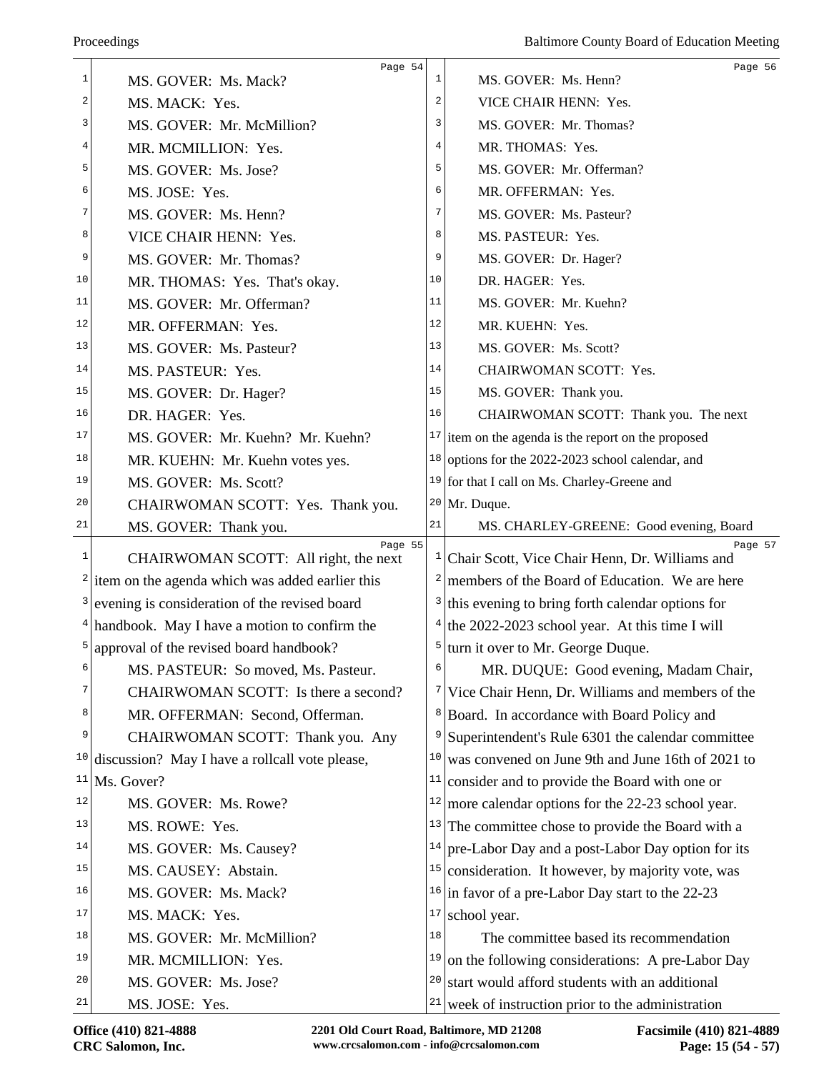Page 54

MS. GOVER: Ms. Mack?

MS. MACK: Yes.

MS. GOVER: Mr. McMillion?

MR. MCMILLION: Yes.

MS. GOVER: Ms. Jose?

MS. JOSE: Yes.

MS. GOVER: Ms. Henn?

VICE CHAIR HENN: Yes.

MS. GOVER: Mr. Thomas?

MR. THOMAS: Yes. That's okay.

MS. GOVER: Mr. Offerman?

MR. OFFERMAN: Yes.

MS. GOVER: Ms. Pasteur?

MS. PASTEUR: Yes.

MS. GOVER: Dr. Hager?

DR. HAGER: Yes.

MS. GOVER: Mr. Kuehn? Mr. Kuehn?

MR. KUEHN: Mr. Kuehn votes yes.

MS. GOVER: Ms. Scott?

CHAIRWOMAN SCOTT: Yes. Thank you.

MS. GOVER: Thank you.

Page 55

CHAIRWOMAN SCOTT: All right, the next item on the agenda which was added earlier this evening is consideration of the revised board handbook. May I have a motion to confirm the approval of the revised board handbook?

MS. PASTEUR: So moved, Ms. Pasteur.

CHAIRWOMAN SCOTT: Is there a second?

MR. OFFERMAN: Second, Offerman.

CHAIRWOMAN SCOTT: Thank you. Any discussion? May I have a rollcall vote please, Ms. Gover?

MS. GOVER: Ms. Rowe?

MS. ROWE: Yes.

MS. GOVER: Ms. Causey?

MS. CAUSEY: Abstain.

MS. GOVER: Ms. Mack?

MS. MACK: Yes.

MS. GOVER: Mr. McMillion?

MR. MCMILLION: Yes.

MS. GOVER: Ms. Jose?

MS. JOSE: Yes.

Page 56

MS. GOVER: Ms. Henn?

VICE CHAIR HENN: Yes.

MS. GOVER: Mr. Thomas?

MR. THOMAS: Yes.

MS. GOVER: Mr. Offerman?

MR. OFFERMAN: Yes.

MS. GOVER: Ms. Pasteur?

MS. PASTEUR: Yes.

MS. GOVER: Dr. Hager?

DR. HAGER: Yes.

MS. GOVER: Mr. Kuehn?

MR. KUEHN: Yes.

MS. GOVER: Ms. Scott?

CHAIRWOMAN SCOTT: Yes.

MS. GOVER: Thank you.

CHAIRWOMAN SCOTT: Thank you. The next item on the agenda is the report on the proposed options for the 2022-2023 school calendar, and for that I call on Ms. Charley-Greene and Mr. Duque.

MS. CHARLEY-GREENE: Good evening, Board

Page 57

Chair Scott, Vice Chair Henn, Dr. Williams and members of the Board of Education. We are here this evening to bring forth calendar options for the 2022-2023 school year. At this time I will turn it over to Mr. George Duque.

MR. DUQUE: Good evening, Madam Chair, Vice Chair Henn, Dr. Williams and members of the Board. In accordance with Board Policy and Superintendent's Rule 6301 the calendar committee was convened on June 9th and June 16th of 2021 to consider and to provide the Board with one or more calendar options for the 22-23 school year. The committee chose to provide the Board with a pre-Labor Day and a post-Labor Day option for its consideration. It however, by majority vote, was in favor of a pre-Labor Day start to the 22-23 school year.

The committee based its recommendation on the following considerations: A pre-Labor Day start would afford students with an additional week of instruction prior to the administration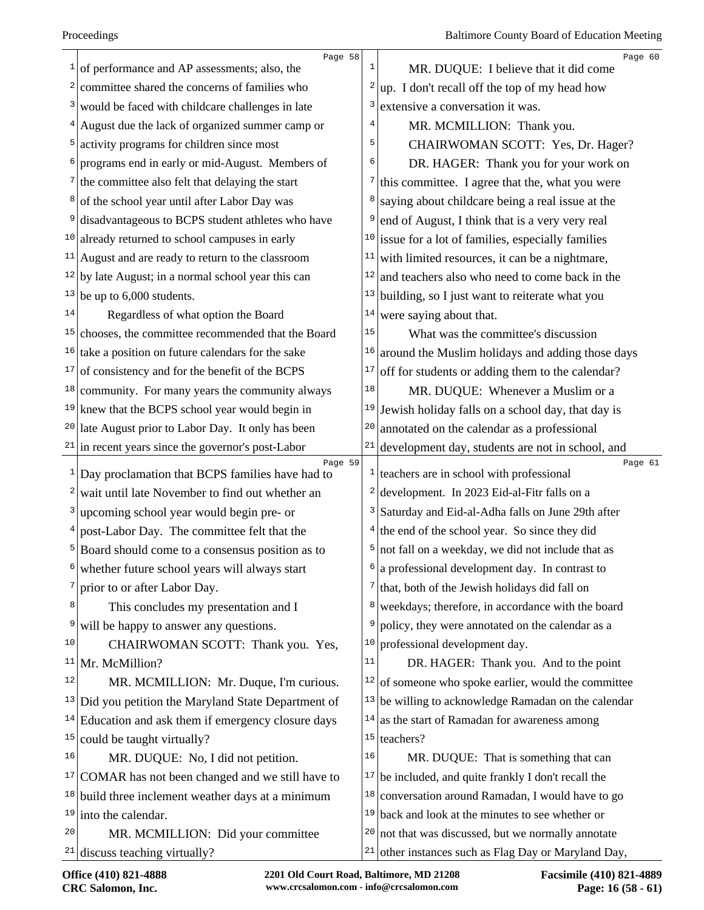of performance and AP assessments; also, the committee shared the concerns of families who would be faced with childcare challenges in late August due the lack of organized summer camp or activity programs for children since most programs end in early or mid-August. Members of the committee also felt that delaying the start of the school year until after Labor Day was disadvantageous to BCPS student athletes who have already returned to school campuses in early August and are ready to return to the classroom by late August; in a normal school year this can be up to 6,000 students.

Regardless of what option the Board chooses, the committee recommended that the Board take a position on future calendars for the sake of consistency and for the benefit of the BCPS community. For many years the community always knew that the BCPS school year would begin in late August prior to Labor Day. It only has been in recent years since the governor's post-Labor Day proclamation that BCPS families have had to wait until late November to find out whether an upcoming school year would begin pre- or post-Labor Day. The committee felt that the Board should come to a consensus position as to whether future school years will always start prior to or after Labor Day.

This concludes my presentation and I will be happy to answer any questions.

CHAIRWOMAN SCOTT: Thank you. Yes, Mr. McMillion?

MR. MCMILLION: Mr. Duque, I'm curious. Did you petition the Maryland State Department of Education and ask them if emergency closure days could be taught virtually?

MR. DUQUE: No, I did not petition. COMAR has not been changed and we still have to build three inclement weather days at a minimum into the calendar.

MR. MCMILLION: Did your committee discuss teaching virtually?

MR. DUQUE: I believe that it did come up. I don't recall off the top of my head how extensive a conversation it was.

MR. MCMILLION: Thank you.

CHAIRWOMAN SCOTT: Yes, Dr. Hager?

DR. HAGER: Thank you for your work on this committee. I agree that the, what you were saying about childcare being a real issue at the end of August, I think that is a very very real issue for a lot of families, especially families with limited resources, it can be a nightmare, and teachers also who need to come back in the building, so I just want to reiterate what you were saying about that.

What was the committee's discussion around the Muslim holidays and adding those days off for students or adding them to the calendar?

MR. DUQUE: Whenever a Muslim or a Jewish holiday falls on a school day, that day is annotated on the calendar as a professional development day, students are not in school, and teachers are in school with professional development. In 2023 Eid-al-Fitr falls on a Saturday and Eid-al-Adha falls on June 29th after the end of the school year. So since they did not fall on a weekday, we did not include that as a professional development day. In contrast to that, both of the Jewish holidays did fall on weekdays; therefore, in accordance with the board policy, they were annotated on the calendar as a professional development day.

DR. HAGER: Thank you. And to the point of someone who spoke earlier, would the committee be willing to acknowledge Ramadan on the calendar as the start of Ramadan for awareness among teachers?

MR. DUQUE: That is something that can be included, and quite frankly I don't recall the conversation around Ramadan, I would have to go back and look at the minutes to see whether or not that was discussed, but we normally annotate other instances such as Flag Day or Maryland Day,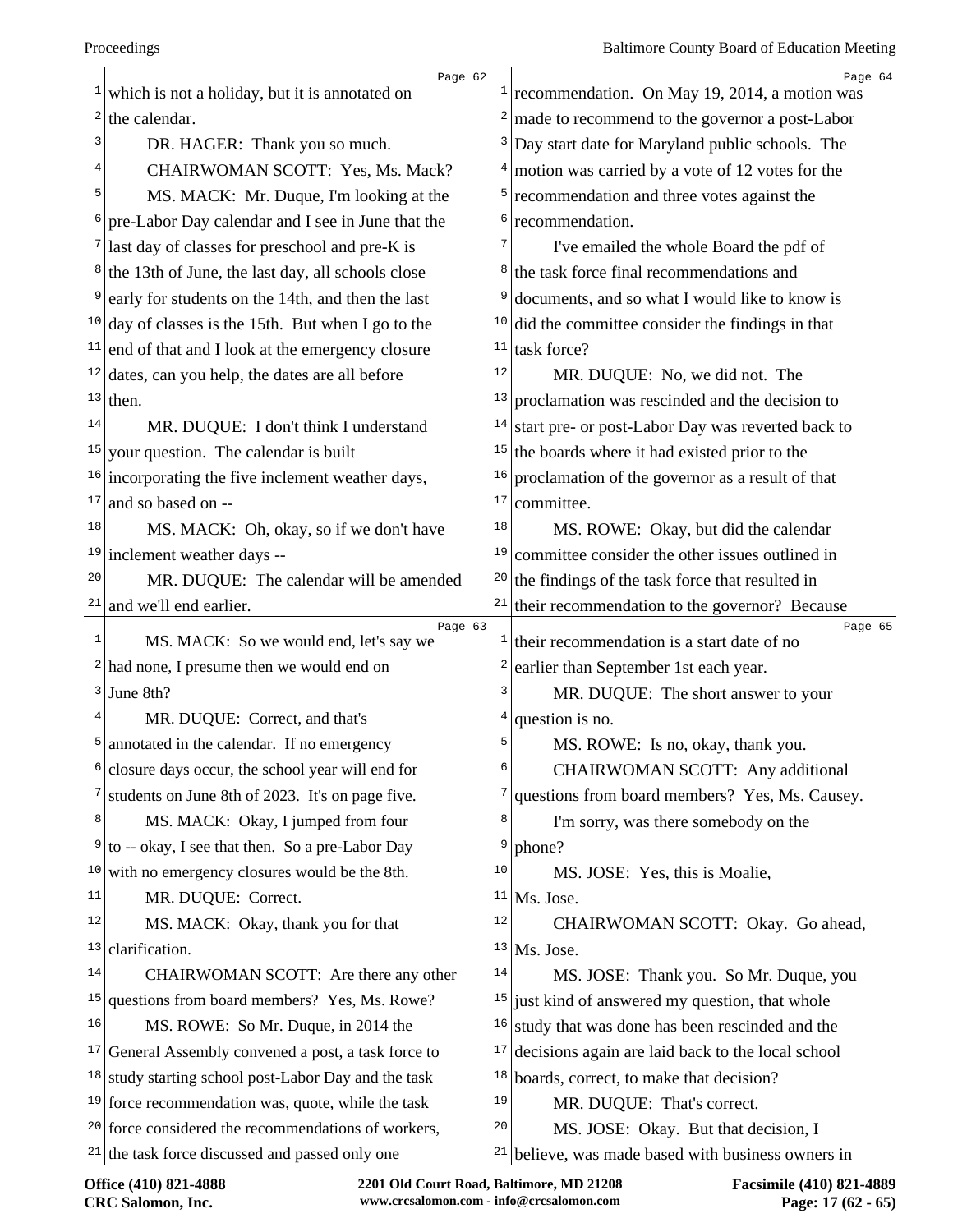Page 62

which is not a holiday, but it is annotated on the calendar.

DR. HAGER: Thank you so much.

CHAIRWOMAN SCOTT: Yes, Ms. Mack?

MS. MACK: Mr. Duque, I'm looking at the pre-Labor Day calendar and I see in June that the last day of classes for preschool and pre-K is the 13th of June, the last day, all schools close early for students on the 14th, and then the last day of classes is the 15th. But when I go to the end of that and I look at the emergency closure dates, can you help, the dates are all before then.

MR. DUQUE: I don't think I understand your question. The calendar is built incorporating the five inclement weather days, and so based on --

MS. MACK: Oh, okay, so if we don't have inclement weather days --

MR. DUQUE: The calendar will be amended and we'll end earlier.

Page 63

MS. MACK: So we would end, let's say we had none, I presume then we would end on June 8th?

MR. DUQUE: Correct, and that's annotated in the calendar. If no emergency closure days occur, the school year will end for students on June 8th of 2023. It's on page five.

MS. MACK: Okay, I jumped from four to -- okay, I see that then. So a pre-Labor Day with no emergency closures would be the 8th.

MR. DUQUE: Correct.

MS. MACK: Okay, thank you for that clarification.

CHAIRWOMAN SCOTT: Are there any other questions from board members? Yes, Ms. Rowe?

MS. ROWE: So Mr. Duque, in 2014 the General Assembly convened a post, a task force to study starting school post-Labor Day and the task force recommendation was, quote, while the task force considered the recommendations of workers, the task force discussed and passed only one

Page 64

recommendation. On May 19, 2014, a motion was made to recommend to the governor a post-Labor Day start date for Maryland public schools. The motion was carried by a vote of 12 votes for the recommendation and three votes against the recommendation.

I've emailed the whole Board the pdf of the task force final recommendations and documents, and so what I would like to know is did the committee consider the findings in that task force?

MR. DUQUE: No, we did not. The proclamation was rescinded and the decision to start pre- or post-Labor Day was reverted back to the boards where it had existed prior to the proclamation of the governor as a result of that committee.

MS. ROWE: Okay, but did the calendar committee consider the other issues outlined in the findings of the task force that resulted in their recommendation to the governor? Because

Page 65

their recommendation is a start date of no earlier than September 1st each year.

MR. DUQUE: The short answer to your question is no.

MS. ROWE: Is no, okay, thank you.

CHAIRWOMAN SCOTT: Any additional questions from board members? Yes, Ms. Causey.

I'm sorry, was there somebody on the phone?

MS. JOSE: Yes, this is Moalie, Ms. Jose.

CHAIRWOMAN SCOTT: Okay. Go ahead, Ms. Jose.

MS. JOSE: Thank you. So Mr. Duque, you just kind of answered my question, that whole study that was done has been rescinded and the decisions again are laid back to the local school boards, correct, to make that decision?

MR. DUQUE: That's correct.

MS. JOSE: Okay. But that decision, I believe, was made based with business owners in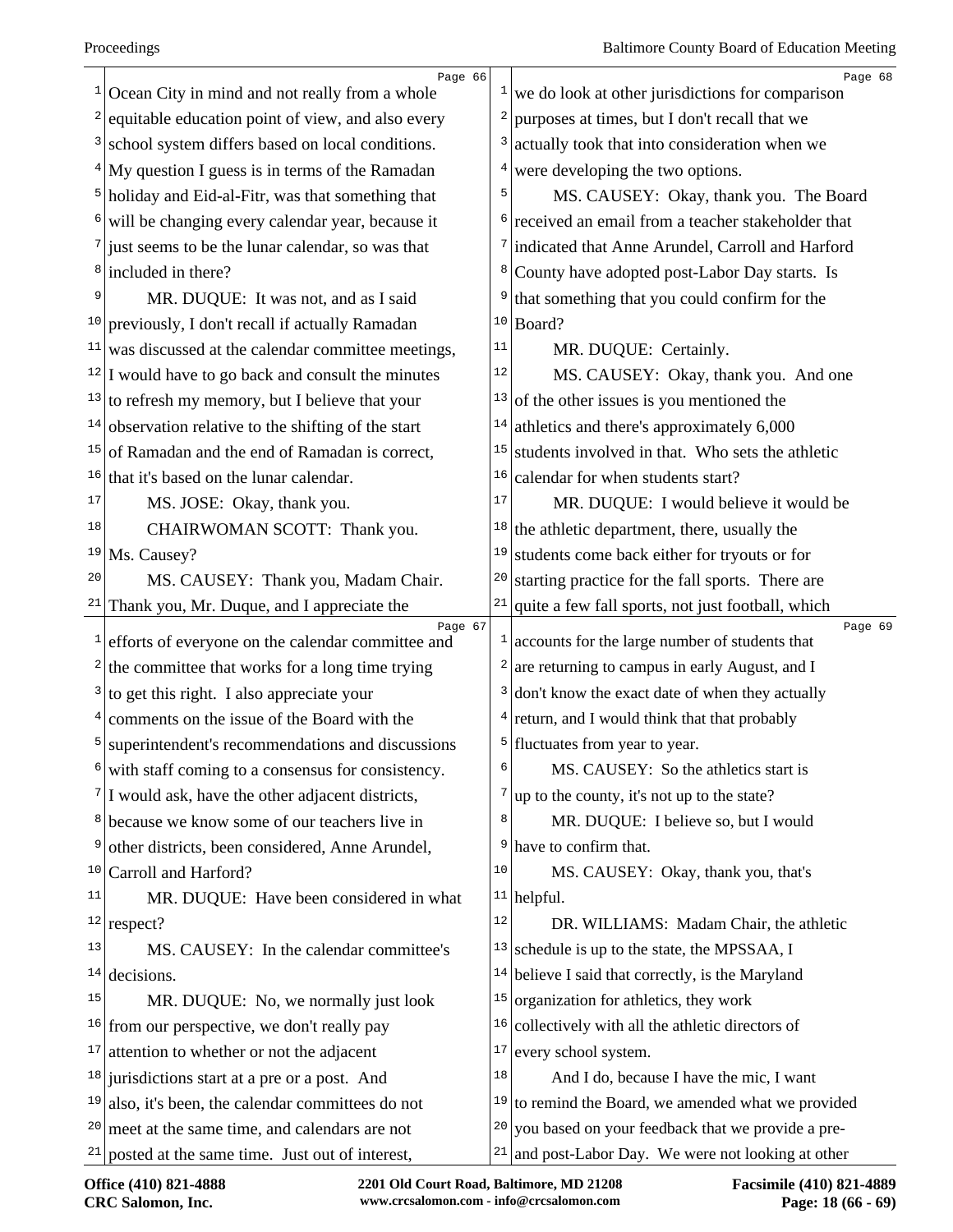Ocean City in mind and not really from a whole equitable education point of view, and also every school system differs based on local conditions. My question I guess is in terms of the Ramadan holiday and Eid-al-Fitr, was that something that will be changing every calendar year, because it just seems to be the lunar calendar, so was that included in there?

MR. DUQUE: It was not, and as I said previously, I don't recall if actually Ramadan was discussed at the calendar committee meetings, I would have to go back and consult the minutes to refresh my memory, but I believe that your observation relative to the shifting of the start of Ramadan and the end of Ramadan is correct, that it's based on the lunar calendar.

MS. JOSE: Okay, thank you.

CHAIRWOMAN SCOTT: Thank you. Ms. Causey?

MS. CAUSEY: Thank you, Madam Chair. Thank you, Mr. Duque, and I appreciate the efforts of everyone on the calendar committee and the committee that works for a long time trying to get this right. I also appreciate your comments on the issue of the Board with the superintendent's recommendations and discussions with staff coming to a consensus for consistency. I would ask, have the other adjacent districts, because we know some of our teachers live in other districts, been considered, Anne Arundel, Carroll and Harford?

MR. DUQUE: Have been considered in what respect?

MS. CAUSEY: In the calendar committee's decisions.

MR. DUQUE: No, we normally just look from our perspective, we don't really pay attention to whether or not the adjacent jurisdictions start at a pre or a post. And also, it's been, the calendar committees do not meet at the same time, and calendars are not posted at the same time. Just out of interest, we do look at other jurisdictions for comparison purposes at times, but I don't recall that we actually took that into consideration when we were developing the two options.

MS. CAUSEY: Okay, thank you. The Board received an email from a teacher stakeholder that indicated that Anne Arundel, Carroll and Harford County have adopted post-Labor Day starts. Is that something that you could confirm for the Board?

MR. DUQUE: Certainly.

MS. CAUSEY: Okay, thank you. And one of the other issues is you mentioned the athletics and there's approximately 6,000 students involved in that. Who sets the athletic calendar for when students start?

MR. DUQUE: I would believe it would be the athletic department, there, usually the students come back either for tryouts or for starting practice for the fall sports. There are quite a few fall sports, not just football, which accounts for the large number of students that are returning to campus in early August, and I don't know the exact date of when they actually return, and I would think that that probably fluctuates from year to year.

MS. CAUSEY: So the athletics start is up to the county, it's not up to the state?

MR. DUQUE: I believe so, but I would have to confirm that.

MS. CAUSEY: Okay, thank you, that's helpful.

DR. WILLIAMS: Madam Chair, the athletic schedule is up to the state, the MPSSAA, I believe I said that correctly, is the Maryland organization for athletics, they work collectively with all the athletic directors of every school system.

And I do, because I have the mic, I want to remind the Board, we amended what we provided you based on your feedback that we provide a pre- and post-Labor Day. We were not looking at other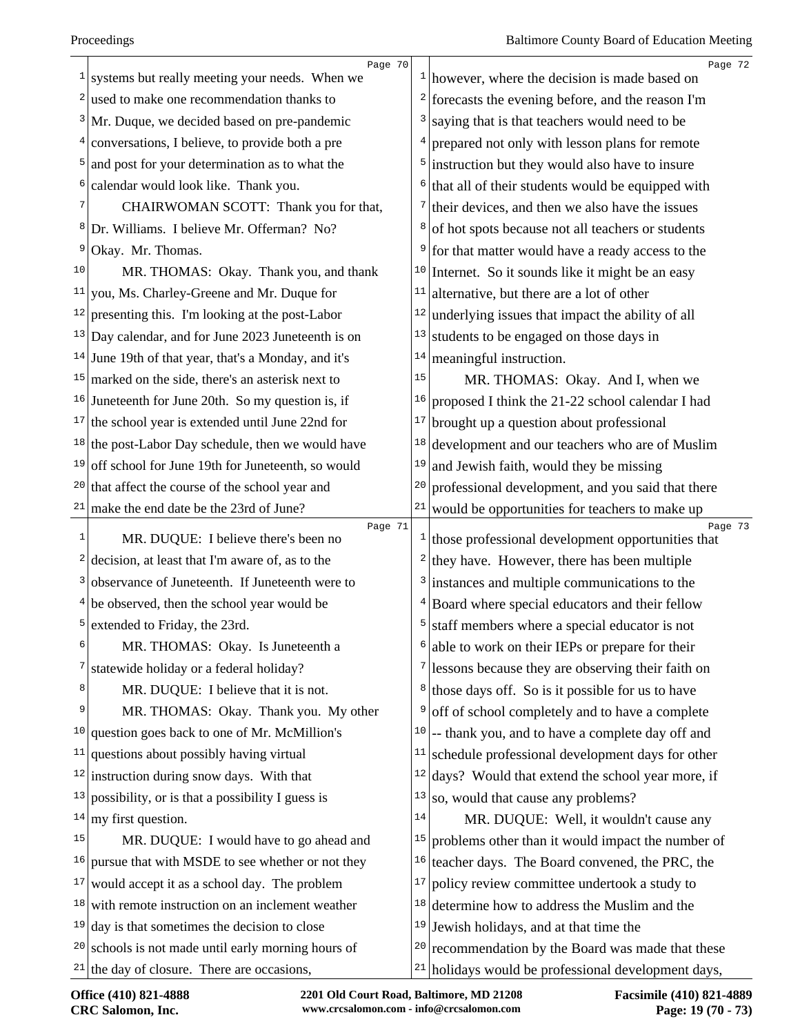systems but really meeting your needs. When we used to make one recommendation thanks to Mr. Duque, we decided based on pre-pandemic conversations, I believe, to provide both a pre and post for your determination as to what the calendar would look like. Thank you.

CHAIRWOMAN SCOTT: Thank you for that, Dr. Williams. I believe Mr. Offerman? No? Okay. Mr. Thomas.

MR. THOMAS: Okay. Thank you, and thank you, Ms. Charley-Greene and Mr. Duque for presenting this. I'm looking at the post-Labor Day calendar, and for June 2023 Juneteenth is on June 19th of that year, that's a Monday, and it's marked on the side, there's an asterisk next to Juneteenth for June 20th. So my question is, if the school year is extended until June 22nd for the post-Labor Day schedule, then we would have off school for June 19th for Juneteenth, so would that affect the course of the school year and make the end date be the 23rd of June?

MR. DUQUE: I believe there's been no decision, at least that I'm aware of, as to the observance of Juneteenth. If Juneteenth were to be observed, then the school year would be extended to Friday, the 23rd.

MR. THOMAS: Okay. Is Juneteenth a statewide holiday or a federal holiday?

MR. DUQUE: I believe that it is not.

MR. THOMAS: Okay. Thank you. My other question goes back to one of Mr. McMillion's questions about possibly having virtual instruction during snow days. With that possibility, or is that a possibility I guess is my first question.

MR. DUQUE: I would have to go ahead and pursue that with MSDE to see whether or not they would accept it as a school day. The problem with remote instruction on an inclement weather day is that sometimes the decision to close schools is not made until early morning hours of the day of closure. There are occasions, however, where the decision is made based on forecasts the evening before, and the reason I'm saying that is that teachers would need to be prepared not only with lesson plans for remote instruction but they would also have to insure that all of their students would be equipped with their devices, and then we also have the issues of hot spots because not all teachers or students for that matter would have a ready access to the Internet. So it sounds like it might be an easy alternative, but there are a lot of other underlying issues that impact the ability of all students to be engaged on those days in meaningful instruction.

MR. THOMAS: Okay. And I, when we proposed I think the 21-22 school calendar I had brought up a question about professional development and our teachers who are of Muslim and Jewish faith, would they be missing professional development, and you said that there would be opportunities for teachers to make up those professional development opportunities that they have. However, there has been multiple instances and multiple communications to the Board where special educators and their fellow staff members where a special educator is not able to work on their IEPs or prepare for their lessons because they are observing their faith on those days off. So is it possible for us to have off of school completely and to have a complete -- thank you, and to have a complete day off and schedule professional development days for other days? Would that extend the school year more, if so, would that cause any problems?

MR. DUQUE: Well, it wouldn't cause any problems other than it would impact the number of teacher days. The Board convened, the PRC, the policy review committee undertook a study to determine how to address the Muslim and the Jewish holidays, and at that time the recommendation by the Board was made that these holidays would be professional development days,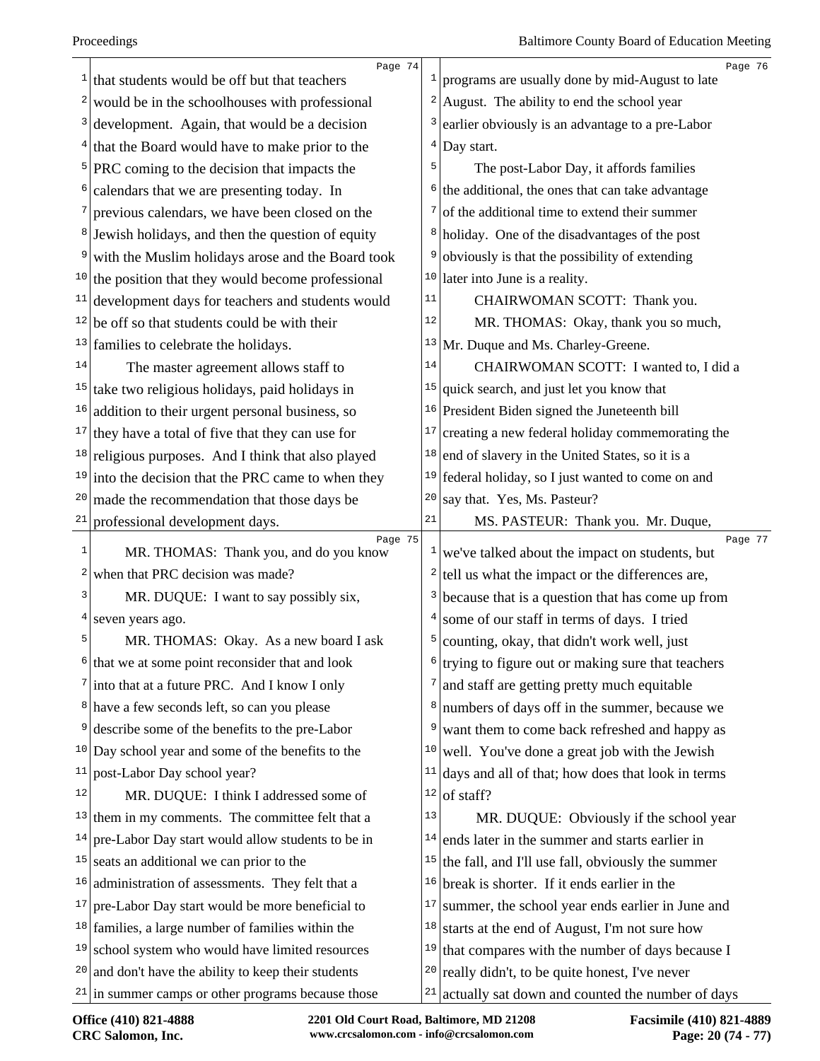that students would be off but that teachers would be in the schoolhouses with professional development. Again, that would be a decision that the Board would have to make prior to the PRC coming to the decision that impacts the calendars that we are presenting today. In previous calendars, we have been closed on the Jewish holidays, and then the question of equity with the Muslim holidays arose and the Board took the position that they would become professional development days for teachers and students would be off so that students could be with their families to celebrate the holidays.

The master agreement allows staff to take two religious holidays, paid holidays in addition to their urgent personal business, so they have a total of five that they can use for religious purposes. And I think that also played into the decision that the PRC came to when they made the recommendation that those days be professional development days.

MR. THOMAS: Thank you, and do you know when that PRC decision was made?

MR. DUQUE: I want to say possibly six, seven years ago.

MR. THOMAS: Okay. As a new board I ask that we at some point reconsider that and look into that at a future PRC. And I know I only have a few seconds left, so can you please describe some of the benefits to the pre-Labor Day school year and some of the benefits to the post-Labor Day school year?

MR. DUQUE: I think I addressed some of them in my comments. The committee felt that a pre-Labor Day start would allow students to be in seats an additional we can prior to the administration of assessments. They felt that a pre-Labor Day start would be more beneficial to families, a large number of families within the school system who would have limited resources and don't have the ability to keep their students in summer camps or other programs because those programs are usually done by mid-August to late August. The ability to end the school year earlier obviously is an advantage to a pre-Labor Day start.

The post-Labor Day, it affords families the additional, the ones that can take advantage of the additional time to extend their summer holiday. One of the disadvantages of the post obviously is that the possibility of extending later into June is a reality.

CHAIRWOMAN SCOTT: Thank you.

MR. THOMAS: Okay, thank you so much, Mr. Duque and Ms. Charley-Greene.

CHAIRWOMAN SCOTT: I wanted to, I did a quick search, and just let you know that President Biden signed the Juneteenth bill creating a new federal holiday commemorating the end of slavery in the United States, so it is a federal holiday, so I just wanted to come on and say that. Yes, Ms. Pasteur?

MS. PASTEUR: Thank you. Mr. Duque, we've talked about the impact on students, but tell us what the impact or the differences are, because that is a question that has come up from some of our staff in terms of days. I tried counting, okay, that didn't work well, just trying to figure out or making sure that teachers and staff are getting pretty much equitable numbers of days off in the summer, because we want them to come back refreshed and happy as well. You've done a great job with the Jewish days and all of that; how does that look in terms of staff?

MR. DUQUE: Obviously if the school year ends later in the summer and starts earlier in the fall, and I'll use fall, obviously the summer break is shorter. If it ends earlier in the summer, the school year ends earlier in June and starts at the end of August, I'm not sure how that compares with the number of days because I really didn't, to be quite honest, I've never actually sat down and counted the number of days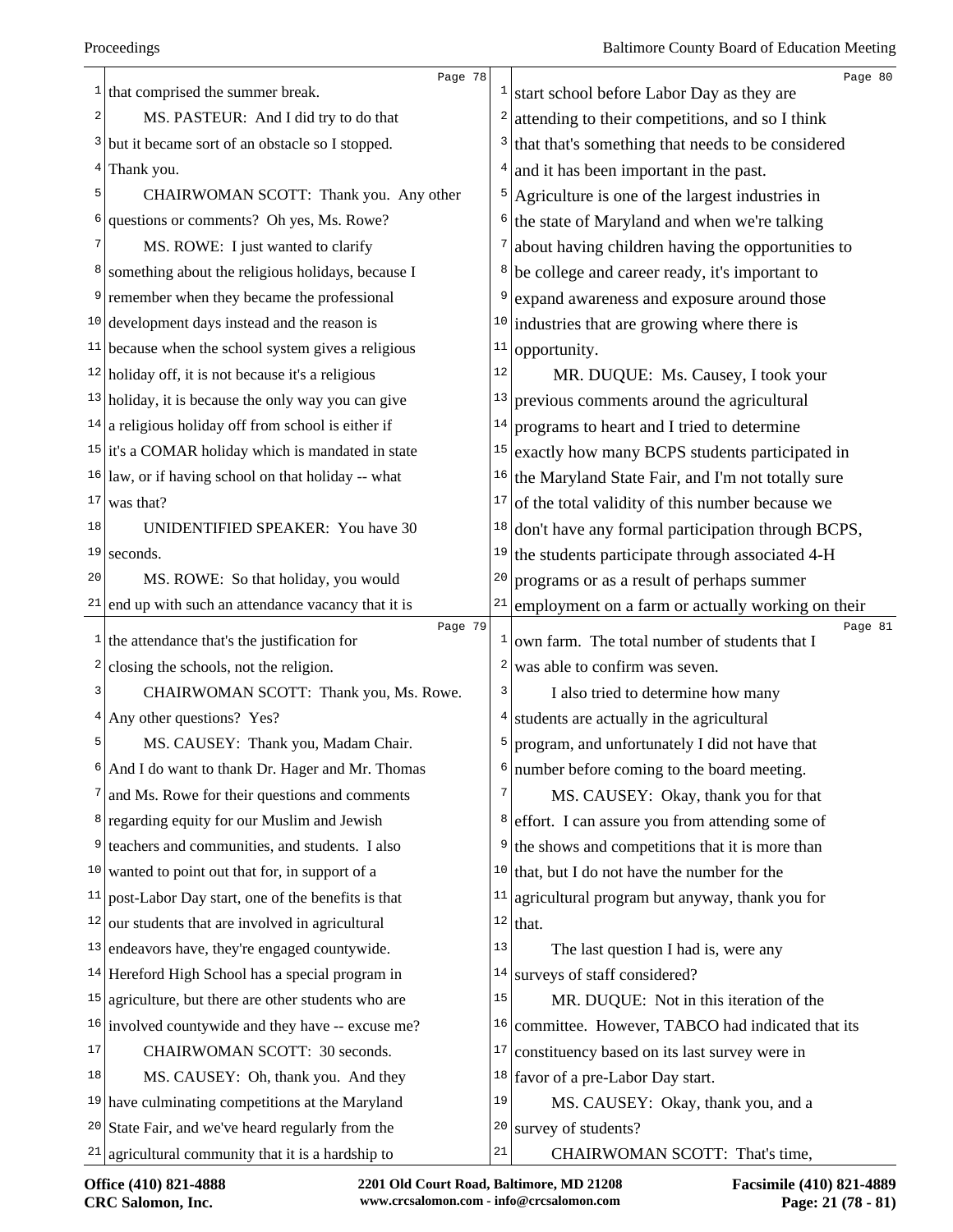that comprised the summer break.

MS. PASTEUR: And I did try to do that but it became sort of an obstacle so I stopped. Thank you.

CHAIRWOMAN SCOTT: Thank you. Any other questions or comments? Oh yes, Ms. Rowe?

MS. ROWE: I just wanted to clarify something about the religious holidays, because I remember when they became the professional development days instead and the reason is because when the school system gives a religious holiday off, it is not because it's a religious holiday, it is because the only way you can give a religious holiday off from school is either if it's a COMAR holiday which is mandated in state law, or if having school on that holiday -- what was that?

UNIDENTIFIED SPEAKER: You have 30 seconds.

MS. ROWE: So that holiday, you would end up with such an attendance vacancy that it is the attendance that's the justification for closing the schools, not the religion.

CHAIRWOMAN SCOTT: Thank you, Ms. Rowe. Any other questions? Yes?

MS. CAUSEY: Thank you, Madam Chair. And I do want to thank Dr. Hager and Mr. Thomas and Ms. Rowe for their questions and comments regarding equity for our Muslim and Jewish teachers and communities, and students. I also wanted to point out that for, in support of a post-Labor Day start, one of the benefits is that our students that are involved in agricultural endeavors have, they're engaged countywide. Hereford High School has a special program in agriculture, but there are other students who are involved countywide and they have -- excuse me?

CHAIRWOMAN SCOTT: 30 seconds.

MS. CAUSEY: Oh, thank you. And they have culminating competitions at the Maryland State Fair, and we've heard regularly from the agricultural community that it is a hardship to start school before Labor Day as they are attending to their competitions, and so I think that that's something that needs to be considered and it has been important in the past. Agriculture is one of the largest industries in the state of Maryland and when we're talking about having children having the opportunities to be college and career ready, it's important to expand awareness and exposure around those industries that are growing where there is opportunity.

MR. DUQUE: Ms. Causey, I took your previous comments around the agricultural programs to heart and I tried to determine exactly how many BCPS students participated in the Maryland State Fair, and I'm not totally sure of the total validity of this number because we don't have any formal participation through BCPS, the students participate through associated 4-H programs or as a result of perhaps summer employment on a farm or actually working on their own farm. The total number of students that I was able to confirm was seven.

I also tried to determine how many students are actually in the agricultural program, and unfortunately I did not have that number before coming to the board meeting.

MS. CAUSEY: Okay, thank you for that effort. I can assure you from attending some of the shows and competitions that it is more than that, but I do not have the number for the agricultural program but anyway, thank you for that.

The last question I had is, were any surveys of staff considered?

MR. DUQUE: Not in this iteration of the committee. However, TABCO had indicated that its constituency based on its last survey were in favor of a pre-Labor Day start.

MS. CAUSEY: Okay, thank you, and a survey of students?

CHAIRWOMAN SCOTT: That's time,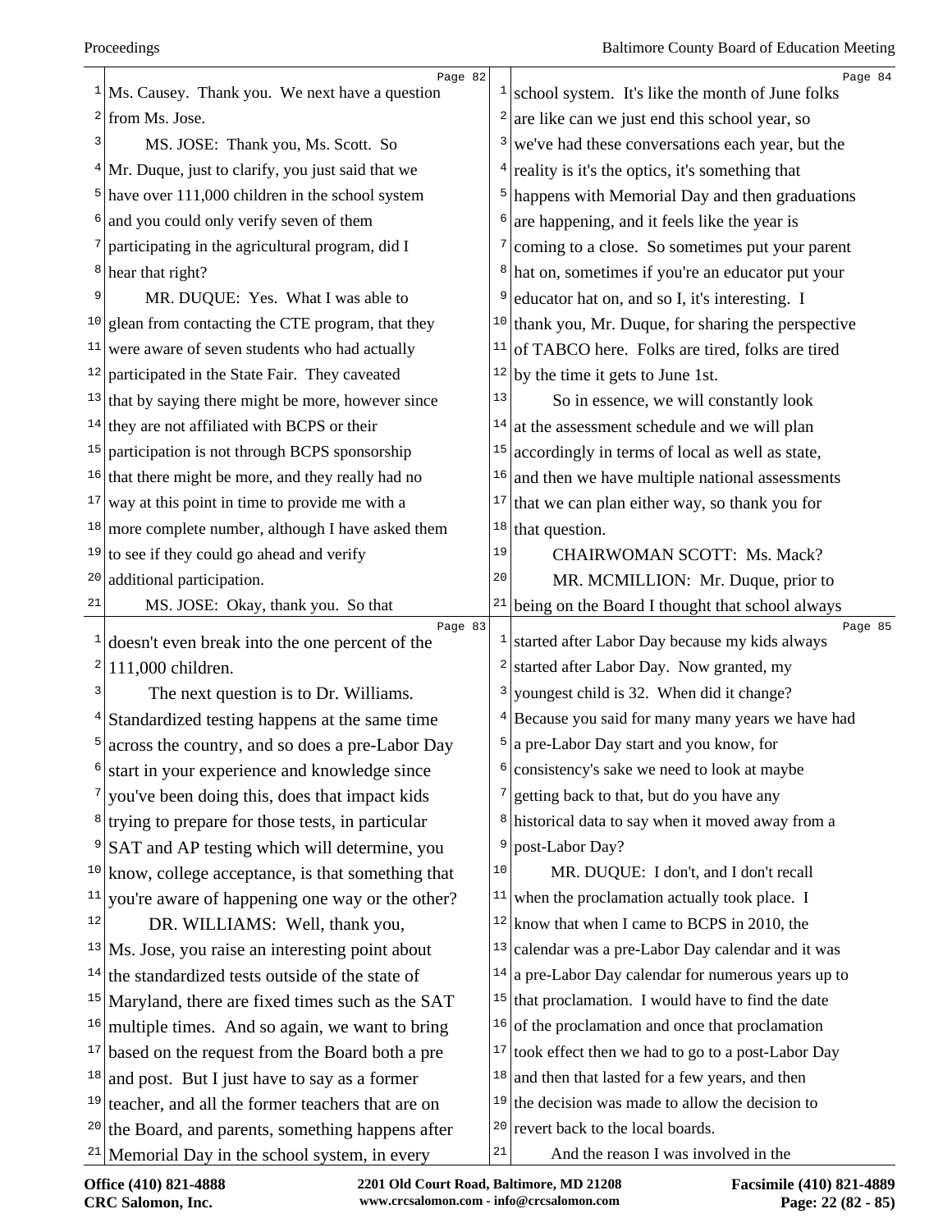Ms. Causey. Thank you. We next have a question from Ms. Jose.

MS. JOSE: Thank you, Ms. Scott. So Mr. Duque, just to clarify, you just said that we have over 111,000 children in the school system and you could only verify seven of them participating in the agricultural program, did I hear that right?

MR. DUQUE: Yes. What I was able to glean from contacting the CTE program, that they were aware of seven students who had actually participated in the State Fair. They caveated that by saying there might be more, however since they are not affiliated with BCPS or their participation is not through BCPS sponsorship that there might be more, and they really had no way at this point in time to provide me with a more complete number, although I have asked them to see if they could go ahead and verify additional participation.

MS. JOSE: Okay, thank you. So that doesn't even break into the one percent of the 111,000 children.

The next question is to Dr. Williams. Standardized testing happens at the same time across the country, and so does a pre-Labor Day start in your experience and knowledge since you've been doing this, does that impact kids trying to prepare for those tests, in particular SAT and AP testing which will determine, you know, college acceptance, is that something that you're aware of happening one way or the other?

DR. WILLIAMS: Well, thank you, Ms. Jose, you raise an interesting point about the standardized tests outside of the state of Maryland, there are fixed times such as the SAT multiple times. And so again, we want to bring based on the request from the Board both a pre and post. But I just have to say as a former teacher, and all the former teachers that are on the Board, and parents, something happens after Memorial Day in the school system, in every school system. It's like the month of June folks are like can we just end this school year, so we've had these conversations each year, but the reality is it's the optics, it's something that happens with Memorial Day and then graduations are happening, and it feels like the year is coming to a close. So sometimes put your parent hat on, sometimes if you're an educator put your educator hat on, and so I, it's interesting. I thank you, Mr. Duque, for sharing the perspective of TABCO here. Folks are tired, folks are tired by the time it gets to June 1st.

So in essence, we will constantly look at the assessment schedule and we will plan accordingly in terms of local as well as state, and then we have multiple national assessments that we can plan either way, so thank you for that question.

CHAIRWOMAN SCOTT: Ms. Mack?

MR. MCMILLION: Mr. Duque, prior to being on the Board I thought that school always started after Labor Day because my kids always started after Labor Day. Now granted, my youngest child is 32. When did it change? Because you said for many many years we have had a pre-Labor Day start and you know, for consistency's sake we need to look at maybe getting back to that, but do you have any historical data to say when it moved away from a post-Labor Day?

MR. DUQUE: I don't, and I don't recall when the proclamation actually took place. I know that when I came to BCPS in 2010, the calendar was a pre-Labor Day calendar and it was a pre-Labor Day calendar for numerous years up to that proclamation. I would have to find the date of the proclamation and once that proclamation took effect then we had to go to a post-Labor Day and then that lasted for a few years, and then the decision was made to allow the decision to revert back to the local boards.

And the reason I was involved in the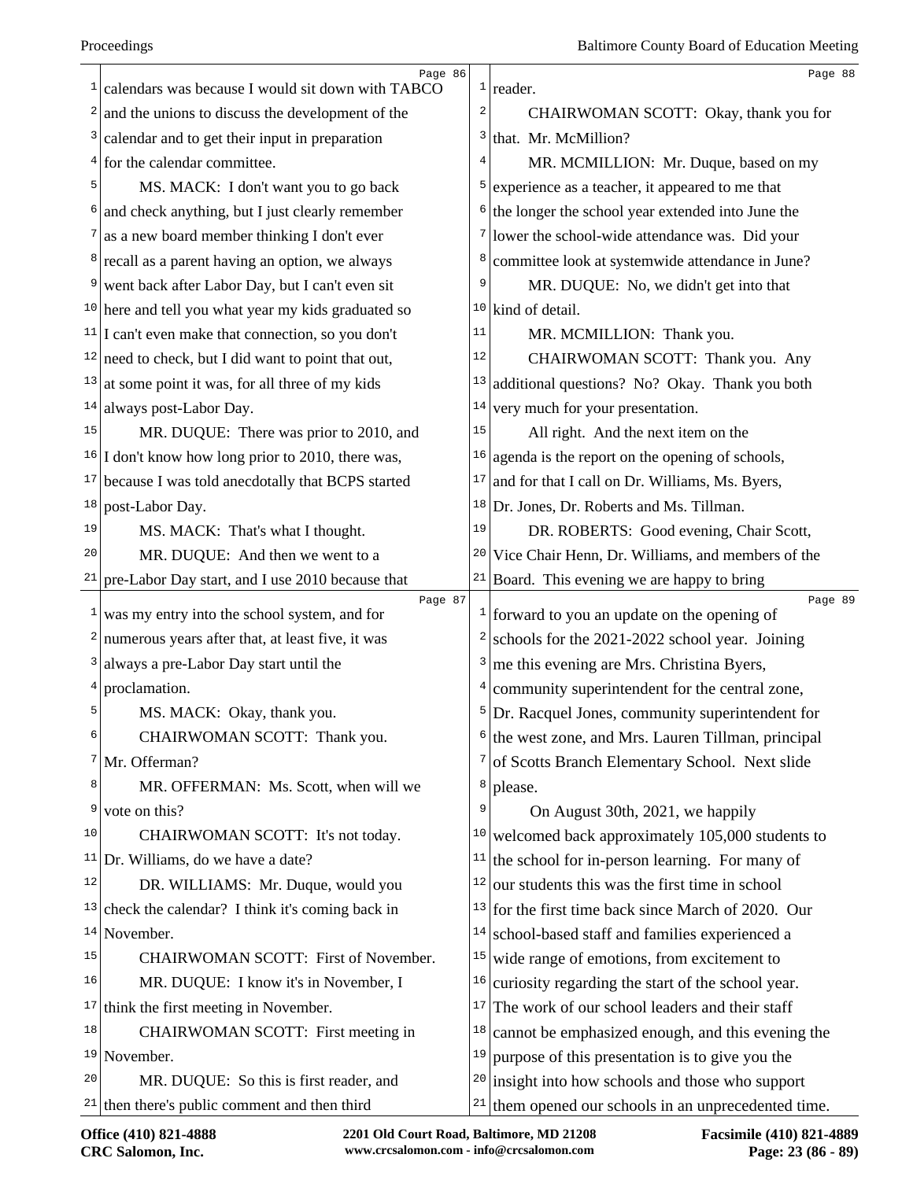calendars was because I would sit down with TABCO and the unions to discuss the development of the calendar and to get their input in preparation for the calendar committee.

MS. MACK: I don't want you to go back and check anything, but I just clearly remember as a new board member thinking I don't ever recall as a parent having an option, we always went back after Labor Day, but I can't even sit here and tell you what year my kids graduated so I can't even make that connection, so you don't need to check, but I did want to point that out, at some point it was, for all three of my kids always post-Labor Day.

MR. DUQUE: There was prior to 2010, and I don't know how long prior to 2010, there was, because I was told anecdotally that BCPS started post-Labor Day.

MS. MACK: That's what I thought.

MR. DUQUE: And then we went to a pre-Labor Day start, and I use 2010 because that was my entry into the school system, and for numerous years after that, at least five, it was always a pre-Labor Day start until the proclamation.

MS. MACK: Okay, thank you.

CHAIRWOMAN SCOTT: Thank you. Mr. Offerman?

MR. OFFERMAN: Ms. Scott, when will we vote on this?

CHAIRWOMAN SCOTT: It's not today. Dr. Williams, do we have a date?

DR. WILLIAMS: Mr. Duque, would you check the calendar? I think it's coming back in November.

CHAIRWOMAN SCOTT: First of November.

MR. DUQUE: I know it's in November, I think the first meeting in November.

CHAIRWOMAN SCOTT: First meeting in November.

MR. DUQUE: So this is first reader, and then there's public comment and then third reader.

CHAIRWOMAN SCOTT: Okay, thank you for that. Mr. McMillion?

MR. MCMILLION: Mr. Duque, based on my experience as a teacher, it appeared to me that the longer the school year extended into June the lower the school-wide attendance was. Did your committee look at systemwide attendance in June?

MR. DUQUE: No, we didn't get into that kind of detail.

MR. MCMILLION: Thank you.

CHAIRWOMAN SCOTT: Thank you. Any additional questions? No? Okay. Thank you both very much for your presentation.

All right. And the next item on the agenda is the report on the opening of schools, and for that I call on Dr. Williams, Ms. Byers, Dr. Jones, Dr. Roberts and Ms. Tillman.

DR. ROBERTS: Good evening, Chair Scott, Vice Chair Henn, Dr. Williams, and members of the Board. This evening we are happy to bring forward to you an update on the opening of schools for the 2021-2022 school year. Joining me this evening are Mrs. Christina Byers, community superintendent for the central zone, Dr. Racquel Jones, community superintendent for the west zone, and Mrs. Lauren Tillman, principal of Scotts Branch Elementary School. Next slide please.

On August 30th, 2021, we happily welcomed back approximately 105,000 students to the school for in-person learning. For many of our students this was the first time in school for the first time back since March of 2020. Our school-based staff and families experienced a wide range of emotions, from excitement to curiosity regarding the start of the school year. The work of our school leaders and their staff cannot be emphasized enough, and this evening the purpose of this presentation is to give you the insight into how schools and those who support them opened our schools in an unprecedented time.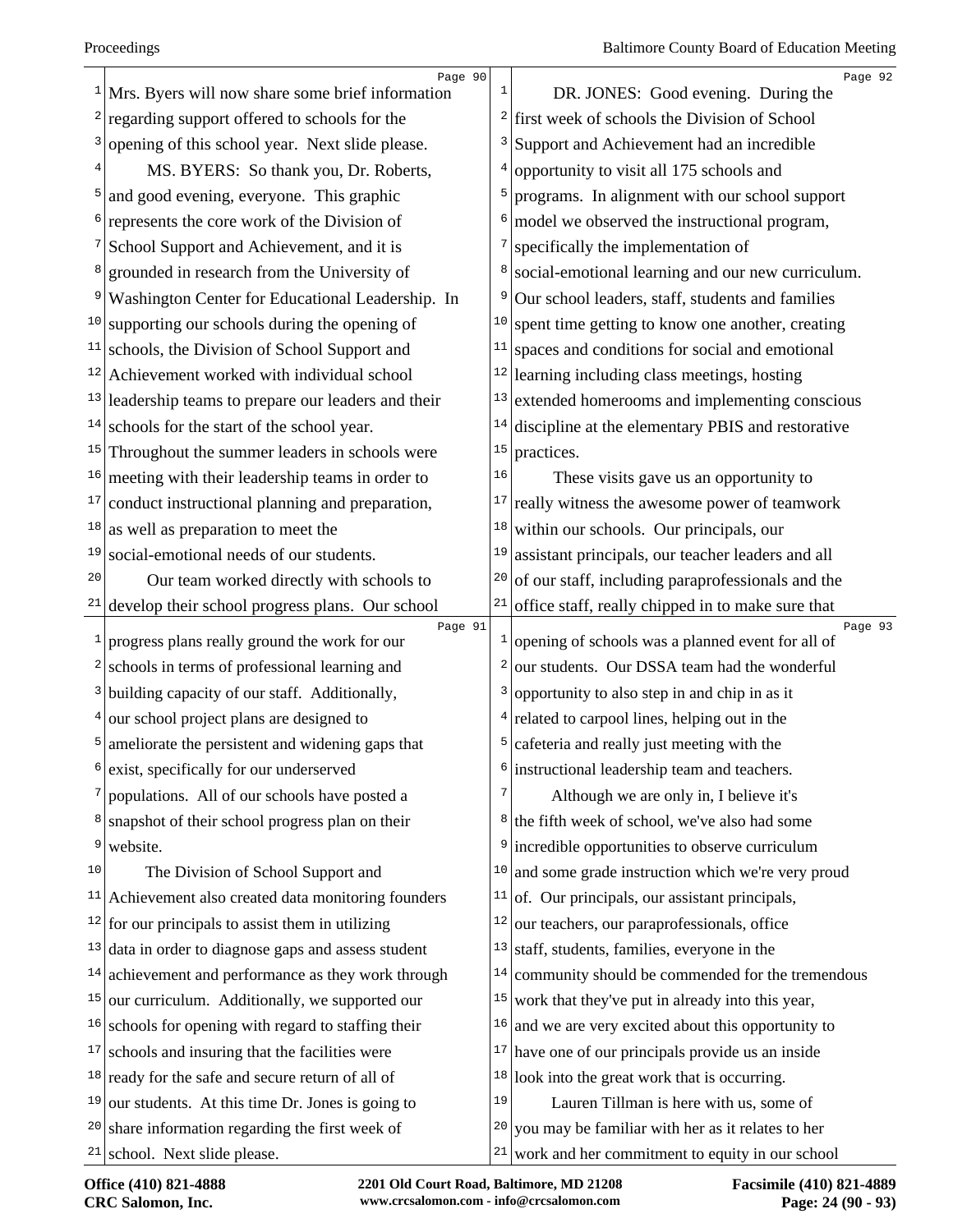Mrs. Byers will now share some brief information regarding support offered to schools for the opening of this school year. Next slide please.

MS. BYERS: So thank you, Dr. Roberts, and good evening, everyone. This graphic represents the core work of the Division of School Support and Achievement, and it is grounded in research from the University of Washington Center for Educational Leadership. In supporting our schools during the opening of schools, the Division of School Support and Achievement worked with individual school leadership teams to prepare our leaders and their schools for the start of the school year. Throughout the summer leaders in schools were meeting with their leadership teams in order to conduct instructional planning and preparation, as well as preparation to meet the social-emotional needs of our students.

Our team worked directly with schools to develop their school progress plans. Our school progress plans really ground the work for our schools in terms of professional learning and building capacity of our staff. Additionally, our school project plans are designed to ameliorate the persistent and widening gaps that exist, specifically for our underserved populations. All of our schools have posted a snapshot of their school progress plan on their website.

The Division of School Support and Achievement also created data monitoring founders for our principals to assist them in utilizing data in order to diagnose gaps and assess student achievement and performance as they work through our curriculum. Additionally, we supported our schools for opening with regard to staffing their schools and insuring that the facilities were ready for the safe and secure return of all of our students. At this time Dr. Jones is going to share information regarding the first week of school. Next slide please.

DR. JONES: Good evening. During the first week of schools the Division of School Support and Achievement had an incredible opportunity to visit all 175 schools and programs. In alignment with our school support model we observed the instructional program, specifically the implementation of social-emotional learning and our new curriculum. Our school leaders, staff, students and families spent time getting to know one another, creating spaces and conditions for social and emotional learning including class meetings, hosting extended homerooms and implementing conscious discipline at the elementary PBIS and restorative practices.

These visits gave us an opportunity to really witness the awesome power of teamwork within our schools. Our principals, our assistant principals, our teacher leaders and all of our staff, including paraprofessionals and the office staff, really chipped in to make sure that opening of schools was a planned event for all of our students. Our DSSA team had the wonderful opportunity to also step in and chip in as it related to carpool lines, helping out in the cafeteria and really just meeting with the instructional leadership team and teachers.

Although we are only in, I believe it's the fifth week of school, we've also had some incredible opportunities to observe curriculum and some grade instruction which we're very proud of. Our principals, our assistant principals, our teachers, our paraprofessionals, office staff, students, families, everyone in the community should be commended for the tremendous work that they've put in already into this year, and we are very excited about this opportunity to have one of our principals provide us an inside look into the great work that is occurring.

Lauren Tillman is here with us, some of you may be familiar with her as it relates to her work and her commitment to equity in our school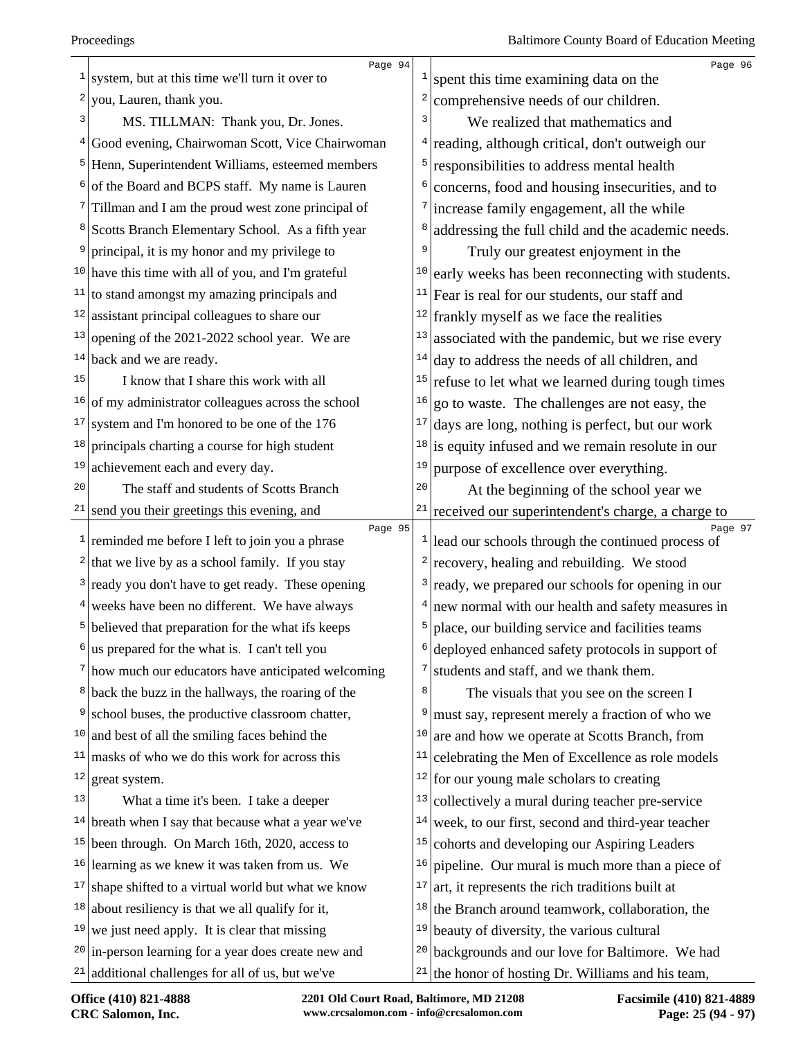system, but at this time we'll turn it over to you, Lauren, thank you.

MS. TILLMAN: Thank you, Dr. Jones. Good evening, Chairwoman Scott, Vice Chairwoman Henn, Superintendent Williams, esteemed members of the Board and BCPS staff. My name is Lauren Tillman and I am the proud west zone principal of Scotts Branch Elementary School. As a fifth year principal, it is my honor and my privilege to have this time with all of you, and I'm grateful to stand amongst my amazing principals and assistant principal colleagues to share our opening of the 2021-2022 school year. We are back and we are ready.

I know that I share this work with all of my administrator colleagues across the school system and I'm honored to be one of the 176 principals charting a course for high student achievement each and every day.

The staff and students of Scotts Branch send you their greetings this evening, and reminded me before I left to join you a phrase that we live by as a school family. If you stay ready you don't have to get ready. These opening weeks have been no different. We have always believed that preparation for the what ifs keeps us prepared for the what is. I can't tell you how much our educators have anticipated welcoming back the buzz in the hallways, the roaring of the school buses, the productive classroom chatter, and best of all the smiling faces behind the masks of who we do this work for across this great system.

What a time it's been. I take a deeper breath when I say that because what a year we've been through. On March 16th, 2020, access to learning as we knew it was taken from us. We shape shifted to a virtual world but what we know about resiliency is that we all qualify for it, we just need apply. It is clear that missing in-person learning for a year does create new and additional challenges for all of us, but we've spent this time examining data on the comprehensive needs of our children.

We realized that mathematics and reading, although critical, don't outweigh our responsibilities to address mental health concerns, food and housing insecurities, and to increase family engagement, all the while addressing the full child and the academic needs.

Truly our greatest enjoyment in the early weeks has been reconnecting with students. Fear is real for our students, our staff and frankly myself as we face the realities associated with the pandemic, but we rise every day to address the needs of all children, and refuse to let what we learned during tough times go to waste. The challenges are not easy, the days are long, nothing is perfect, but our work is equity infused and we remain resolute in our purpose of excellence over everything.

At the beginning of the school year we received our superintendent's charge, a charge to lead our schools through the continued process of recovery, healing and rebuilding. We stood ready, we prepared our schools for opening in our new normal with our health and safety measures in place, our building service and facilities teams deployed enhanced safety protocols in support of students and staff, and we thank them.

The visuals that you see on the screen I must say, represent merely a fraction of who we are and how we operate at Scotts Branch, from celebrating the Men of Excellence as role models for our young male scholars to creating collectively a mural during teacher pre-service week, to our first, second and third-year teacher cohorts and developing our Aspiring Leaders pipeline. Our mural is much more than a piece of art, it represents the rich traditions built at the Branch around teamwork, collaboration, the beauty of diversity, the various cultural backgrounds and our love for Baltimore. We had the honor of hosting Dr. Williams and his team,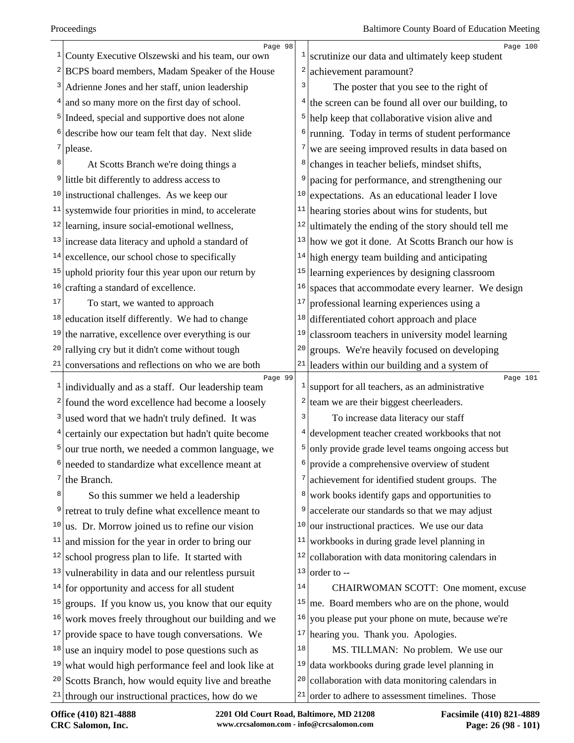County Executive Olszewski and his team, our own BCPS board members, Madam Speaker of the House Adrienne Jones and her staff, union leadership and so many more on the first day of school. Indeed, special and supportive does not alone describe how our team felt that day. Next slide please.

At Scotts Branch we're doing things a little bit differently to address access to instructional challenges. As we keep our systemwide four priorities in mind, to accelerate learning, insure social-emotional wellness, increase data literacy and uphold a standard of excellence, our school chose to specifically uphold priority four this year upon our return by crafting a standard of excellence.

To start, we wanted to approach education itself differently. We had to change the narrative, excellence over everything is our rallying cry but it didn't come without tough conversations and reflections on who we are both individually and as a staff. Our leadership team found the word excellence had become a loosely used word that we hadn't truly defined. It was certainly our expectation but hadn't quite become our true north, we needed a common language, we needed to standardize what excellence meant at the Branch.

So this summer we held a leadership retreat to truly define what excellence meant to us. Dr. Morrow joined us to refine our vision and mission for the year in order to bring our school progress plan to life. It started with vulnerability in data and our relentless pursuit for opportunity and access for all student groups. If you know us, you know that our equity work moves freely throughout our building and we provide space to have tough conversations. We use an inquiry model to pose questions such as what would high performance feel and look like at Scotts Branch, how would equity live and breathe through our instructional practices, how do we scrutinize our data and ultimately keep student achievement paramount?

The poster that you see to the right of the screen can be found all over our building, to help keep that collaborative vision alive and running. Today in terms of student performance we are seeing improved results in data based on changes in teacher beliefs, mindset shifts, pacing for performance, and strengthening our expectations. As an educational leader I love hearing stories about wins for students, but ultimately the ending of the story should tell me how we got it done. At Scotts Branch our how is high energy team building and anticipating learning experiences by designing classroom spaces that accommodate every learner. We design professional learning experiences using a differentiated cohort approach and place classroom teachers in university model learning groups. We're heavily focused on developing leaders within our building and a system of support for all teachers, as an administrative team we are their biggest cheerleaders.

To increase data literacy our staff development teacher created workbooks that not only provide grade level teams ongoing access but provide a comprehensive overview of student achievement for identified student groups. The work books identify gaps and opportunities to accelerate our standards so that we may adjust our instructional practices. We use our data workbooks in during grade level planning in collaboration with data monitoring calendars in order to --

CHAIRWOMAN SCOTT: One moment, excuse me. Board members who are on the phone, would you please put your phone on mute, because we're hearing you. Thank you. Apologies.

MS. TILLMAN: No problem. We use our data workbooks during grade level planning in collaboration with data monitoring calendars in order to adhere to assessment timelines. Those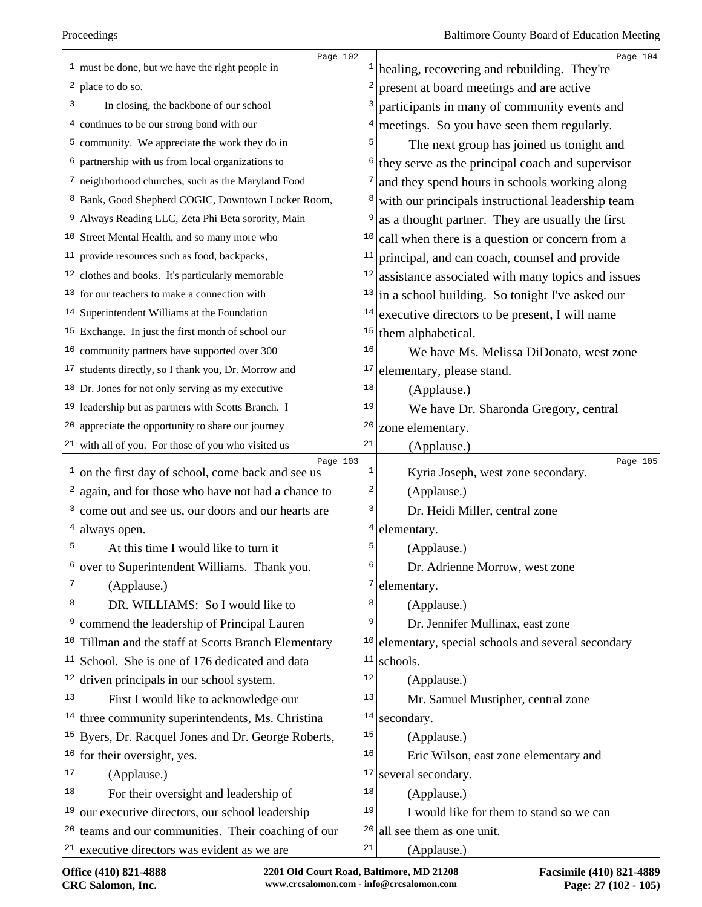must be done, but we have the right people in place to do so.

In closing, the backbone of our school continues to be our strong bond with our community. We appreciate the work they do in partnership with us from local organizations to neighborhood churches, such as the Maryland Food Bank, Good Shepherd COGIC, Downtown Locker Room, Always Reading LLC, Zeta Phi Beta sorority, Main Street Mental Health, and so many more who provide resources such as food, backpacks, clothes and books. It's particularly memorable for our teachers to make a connection with Superintendent Williams at the Foundation Exchange. In just the first month of school our community partners have supported over 300 students directly, so I thank you, Dr. Morrow and Dr. Jones for not only serving as my executive leadership but as partners with Scotts Branch. I appreciate the opportunity to share our journey with all of you. For those of you who visited us on the first day of school, come back and see us again, and for those who have not had a chance to come out and see us, our doors and our hearts are always open.

At this time I would like to turn it over to Superintendent Williams. Thank you.

(Applause.)

DR. WILLIAMS: So I would like to commend the leadership of Principal Lauren Tillman and the staff at Scotts Branch Elementary School. She is one of 176 dedicated and data driven principals in our school system.

First I would like to acknowledge our three community superintendents, Ms. Christina Byers, Dr. Racquel Jones and Dr. George Roberts, for their oversight, yes.

(Applause.)

For their oversight and leadership of our executive directors, our school leadership teams and our communities. Their coaching of our executive directors was evident as we are healing, recovering and rebuilding. They're present at board meetings and are active participants in many of community events and meetings. So you have seen them regularly.

The next group has joined us tonight and they serve as the principal coach and supervisor and they spend hours in schools working along with our principals instructional leadership team as a thought partner. They are usually the first call when there is a question or concern from a principal, and can coach, counsel and provide assistance associated with many topics and issues in a school building. So tonight I've asked our executive directors to be present, I will name them alphabetical.

We have Ms. Melissa DiDonato, west zone elementary, please stand.

(Applause.)

We have Dr. Sharonda Gregory, central zone elementary.

(Applause.)

Kyria Joseph, west zone secondary.

(Applause.)

Dr. Heidi Miller, central zone elementary.

(Applause.)

Dr. Adrienne Morrow, west zone elementary.

(Applause.)

Dr. Jennifer Mullinax, east zone elementary, special schools and several secondary schools.

(Applause.)

Mr. Samuel Mustipher, central zone secondary.

(Applause.)

Eric Wilson, east zone elementary and several secondary.

(Applause.)

I would like for them to stand so we can all see them as one unit.

(Applause.)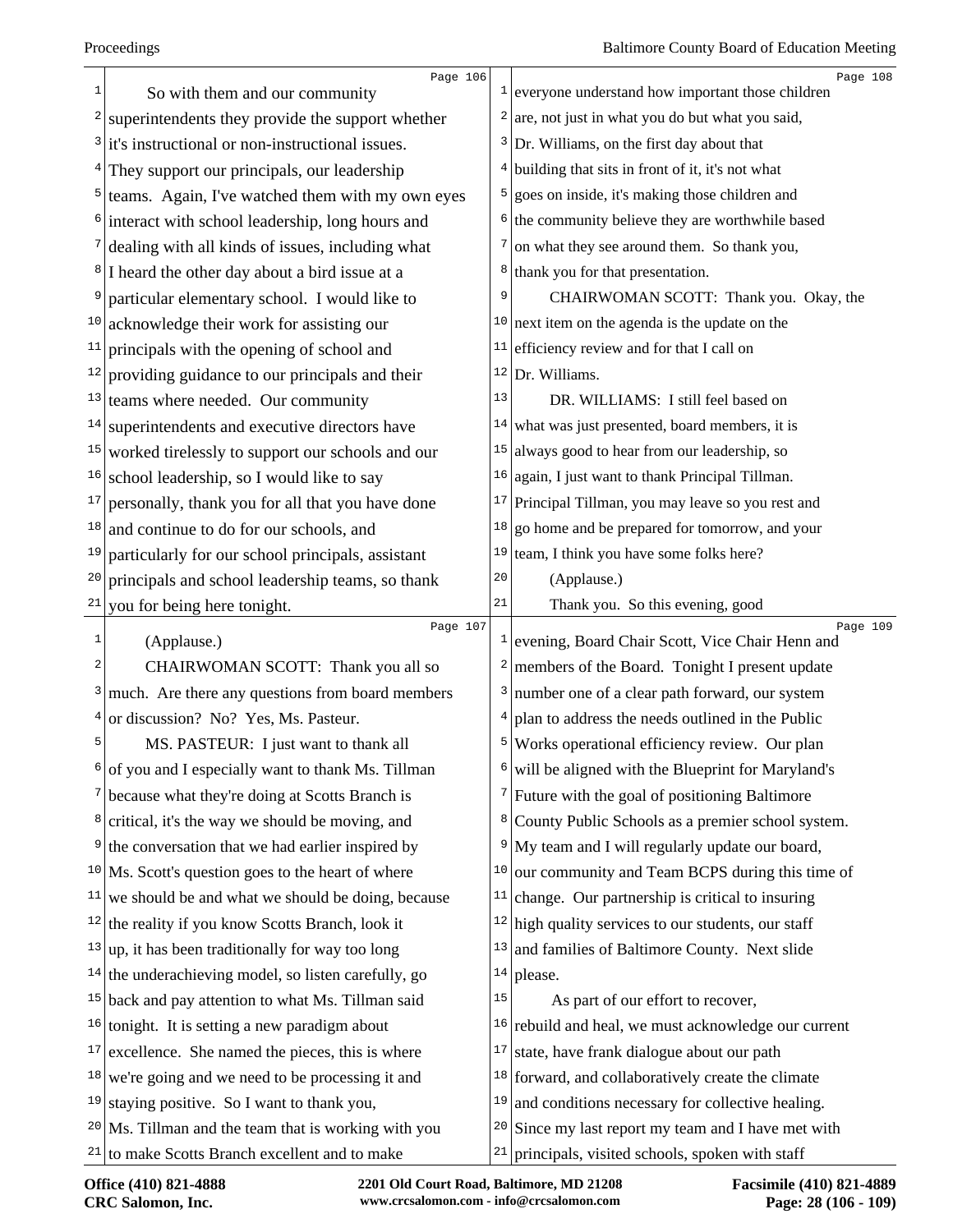So with them and our community superintendents they provide the support whether it's instructional or non-instructional issues. They support our principals, our leadership teams. Again, I've watched them with my own eyes interact with school leadership, long hours and dealing with all kinds of issues, including what I heard the other day about a bird issue at a particular elementary school. I would like to acknowledge their work for assisting our principals with the opening of school and providing guidance to our principals and their teams where needed. Our community superintendents and executive directors have worked tirelessly to support our schools and our school leadership, so I would like to say personally, thank you for all that you have done and continue to do for our schools, and particularly for our school principals, assistant principals and school leadership teams, so thank you for being here tonight.

(Applause.)

CHAIRWOMAN SCOTT: Thank you all so much. Are there any questions from board members or discussion? No? Yes, Ms. Pasteur.

MS. PASTEUR: I just want to thank all of you and I especially want to thank Ms. Tillman because what they're doing at Scotts Branch is critical, it's the way we should be moving, and the conversation that we had earlier inspired by Ms. Scott's question goes to the heart of where we should be and what we should be doing, because the reality if you know Scotts Branch, look it up, it has been traditionally for way too long the underachieving model, so listen carefully, go back and pay attention to what Ms. Tillman said tonight. It is setting a new paradigm about excellence. She named the pieces, this is where we're going and we need to be processing it and staying positive. So I want to thank you, Ms. Tillman and the team that is working with you to make Scotts Branch excellent and to make everyone understand how important those children are, not just in what you do but what you said, Dr. Williams, on the first day about that building that sits in front of it, it's not what goes on inside, it's making those children and the community believe they are worthwhile based on what they see around them. So thank you, thank you for that presentation.

CHAIRWOMAN SCOTT: Thank you. Okay, the next item on the agenda is the update on the efficiency review and for that I call on Dr. Williams.

DR. WILLIAMS: I still feel based on what was just presented, board members, it is always good to hear from our leadership, so again, I just want to thank Principal Tillman. Principal Tillman, you may leave so you rest and go home and be prepared for tomorrow, and your team, I think you have some folks here?

(Applause.)

Thank you. So this evening, good evening, Board Chair Scott, Vice Chair Henn and members of the Board. Tonight I present update number one of a clear path forward, our system plan to address the needs outlined in the Public Works operational efficiency review. Our plan will be aligned with the Blueprint for Maryland's Future with the goal of positioning Baltimore County Public Schools as a premier school system. My team and I will regularly update our board, our community and Team BCPS during this time of change. Our partnership is critical to insuring high quality services to our students, our staff and families of Baltimore County. Next slide please.

As part of our effort to recover, rebuild and heal, we must acknowledge our current state, have frank dialogue about our path forward, and collaboratively create the climate and conditions necessary for collective healing. Since my last report my team and I have met with principals, visited schools, spoken with staff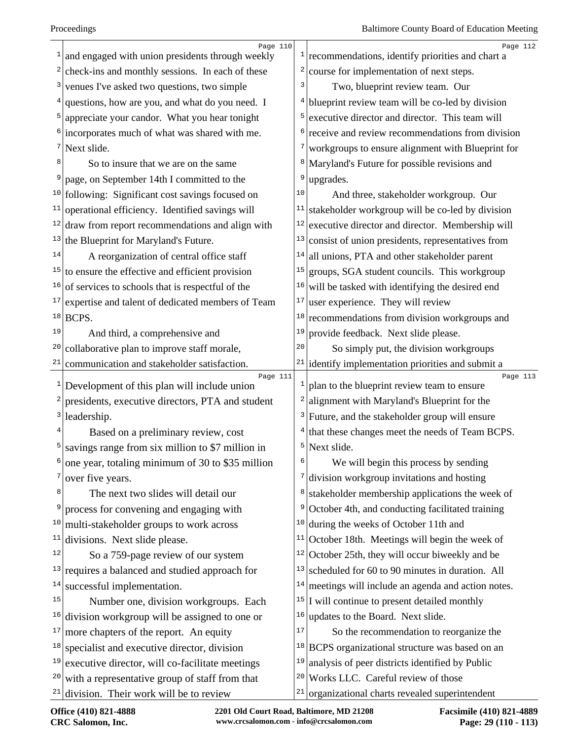and engaged with union presidents through weekly check-ins and monthly sessions. In each of these venues I've asked two questions, two simple questions, how are you, and what do you need. I appreciate your candor. What you hear tonight incorporates much of what was shared with me. Next slide.

So to insure that we are on the same page, on September 14th I committed to the following: Significant cost savings focused on operational efficiency. Identified savings will draw from report recommendations and align with the Blueprint for Maryland's Future.

A reorganization of central office staff to ensure the effective and efficient provision of services to schools that is respectful of the expertise and talent of dedicated members of Team BCPS.

And third, a comprehensive and collaborative plan to improve staff morale, communication and stakeholder satisfaction. Development of this plan will include union presidents, executive directors, PTA and student leadership.

Based on a preliminary review, cost savings range from six million to $7 million in one year, totaling minimum of 30 to $35 million over five years.

The next two slides will detail our process for convening and engaging with multi-stakeholder groups to work across divisions. Next slide please.

So a 759-page review of our system requires a balanced and studied approach for successful implementation.

Number one, division workgroups. Each division workgroup will be assigned to one or more chapters of the report. An equity specialist and executive director, division executive director, will co-facilitate meetings with a representative group of staff from that division. Their work will be to review recommendations, identify priorities and chart a course for implementation of next steps.

Two, blueprint review team. Our blueprint review team will be co-led by division executive director and director. This team will receive and review recommendations from division workgroups to ensure alignment with Blueprint for Maryland's Future for possible revisions and upgrades.

And three, stakeholder workgroup. Our stakeholder workgroup will be co-led by division executive director and director. Membership will consist of union presidents, representatives from all unions, PTA and other stakeholder parent groups, SGA student councils. This workgroup will be tasked with identifying the desired end user experience. They will review recommendations from division workgroups and provide feedback. Next slide please.

So simply put, the division workgroups identify implementation priorities and submit a plan to the blueprint review team to ensure alignment with Maryland's Blueprint for the Future, and the stakeholder group will ensure that these changes meet the needs of Team BCPS. Next slide.

We will begin this process by sending division workgroup invitations and hosting stakeholder membership applications the week of October 4th, and conducting facilitated training during the weeks of October 11th and October 18th. Meetings will begin the week of October 25th, they will occur biweekly and be scheduled for 60 to 90 minutes in duration. All meetings will include an agenda and action notes. I will continue to present detailed monthly updates to the Board. Next slide.

So the recommendation to reorganize the BCPS organizational structure was based on an analysis of peer districts identified by Public Works LLC. Careful review of those organizational charts revealed superintendent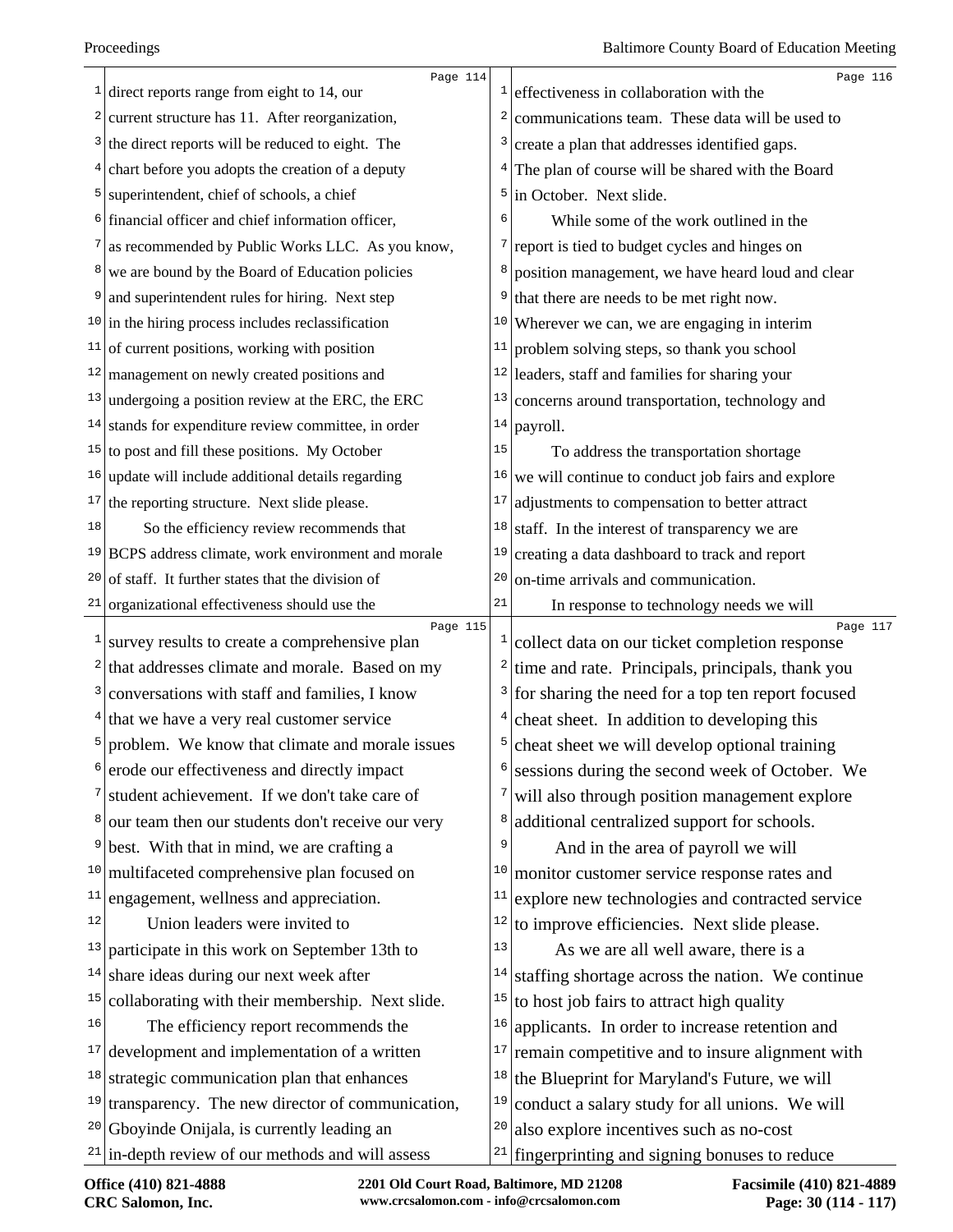direct reports range from eight to 14, our current structure has 11. After reorganization, the direct reports will be reduced to eight. The chart before you adopts the creation of a deputy superintendent, chief of schools, a chief financial officer and chief information officer, as recommended by Public Works LLC. As you know, we are bound by the Board of Education policies and superintendent rules for hiring. Next step in the hiring process includes reclassification of current positions, working with position management on newly created positions and undergoing a position review at the ERC, the ERC stands for expenditure review committee, in order to post and fill these positions. My October update will include additional details regarding the reporting structure. Next slide please.

So the efficiency review recommends that BCPS address climate, work environment and morale of staff. It further states that the division of organizational effectiveness should use the survey results to create a comprehensive plan that addresses climate and morale. Based on my conversations with staff and families, I know that we have a very real customer service problem. We know that climate and morale issues erode our effectiveness and directly impact student achievement. If we don't take care of our team then our students don't receive our very best. With that in mind, we are crafting a multifaceted comprehensive plan focused on engagement, wellness and appreciation.

Union leaders were invited to participate in this work on September 13th to share ideas during our next week after collaborating with their membership. Next slide.

The efficiency report recommends the development and implementation of a written strategic communication plan that enhances transparency. The new director of communication, Gboyinde Onijala, is currently leading an in-depth review of our methods and will assess effectiveness in collaboration with the communications team. These data will be used to create a plan that addresses identified gaps. The plan of course will be shared with the Board in October. Next slide.

While some of the work outlined in the report is tied to budget cycles and hinges on position management, we have heard loud and clear that there are needs to be met right now. Wherever we can, we are engaging in interim problem solving steps, so thank you school leaders, staff and families for sharing your concerns around transportation, technology and payroll.

To address the transportation shortage we will continue to conduct job fairs and explore adjustments to compensation to better attract staff. In the interest of transparency we are creating a data dashboard to track and report on-time arrivals and communication.

In response to technology needs we will collect data on our ticket completion response time and rate. Principals, principals, thank you for sharing the need for a top ten report focused cheat sheet. In addition to developing this cheat sheet we will develop optional training sessions during the second week of October. We will also through position management explore additional centralized support for schools.

And in the area of payroll we will monitor customer service response rates and explore new technologies and contracted service to improve efficiencies. Next slide please.

As we are all well aware, there is a staffing shortage across the nation. We continue to host job fairs to attract high quality applicants. In order to increase retention and remain competitive and to insure alignment with the Blueprint for Maryland's Future, we will conduct a salary study for all unions. We will also explore incentives such as no-cost fingerprinting and signing bonuses to reduce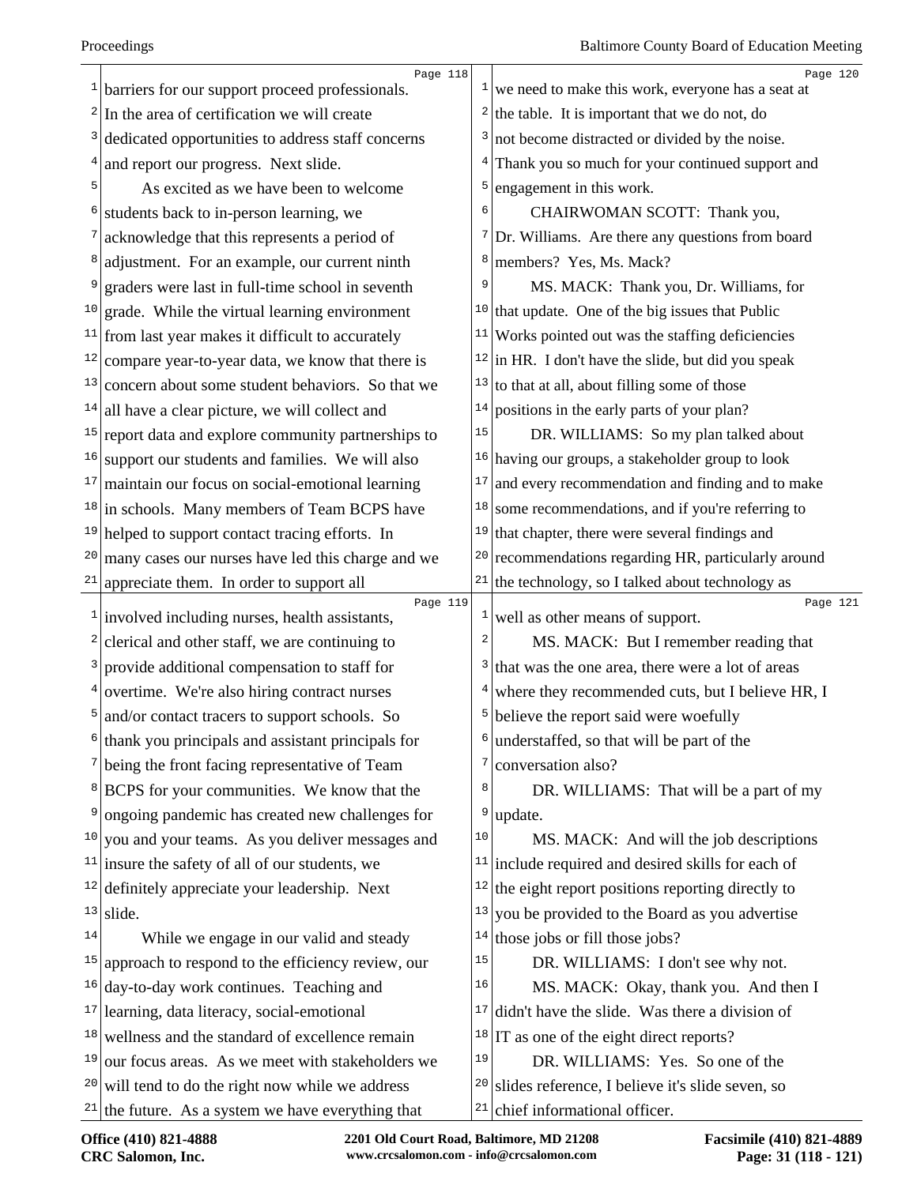barriers for our support proceed professionals. In the area of certification we will create dedicated opportunities to address staff concerns and report our progress. Next slide.

As excited as we have been to welcome students back to in-person learning, we acknowledge that this represents a period of adjustment. For an example, our current ninth graders were last in full-time school in seventh grade. While the virtual learning environment from last year makes it difficult to accurately compare year-to-year data, we know that there is concern about some student behaviors. So that we all have a clear picture, we will collect and report data and explore community partnerships to support our students and families. We will also maintain our focus on social-emotional learning in schools. Many members of Team BCPS have helped to support contact tracing efforts. In many cases our nurses have led this charge and we appreciate them. In order to support all involved including nurses, health assistants, clerical and other staff, we are continuing to provide additional compensation to staff for overtime. We're also hiring contract nurses and/or contact tracers to support schools. So thank you principals and assistant principals for being the front facing representative of Team BCPS for your communities. We know that the ongoing pandemic has created new challenges for you and your teams. As you deliver messages and insure the safety of all of our students, we definitely appreciate your leadership. Next slide.

While we engage in our valid and steady approach to respond to the efficiency review, our day-to-day work continues. Teaching and learning, data literacy, social-emotional wellness and the standard of excellence remain our focus areas. As we meet with stakeholders we will tend to do the right now while we address the future. As a system we have everything that we need to make this work, everyone has a seat at the table. It is important that we do not, do not become distracted or divided by the noise. Thank you so much for your continued support and engagement in this work.

CHAIRWOMAN SCOTT: Thank you, Dr. Williams. Are there any questions from board members? Yes, Ms. Mack?

MS. MACK: Thank you, Dr. Williams, for that update. One of the big issues that Public Works pointed out was the staffing deficiencies in HR. I don't have the slide, but did you speak to that at all, about filling some of those positions in the early parts of your plan?

DR. WILLIAMS: So my plan talked about having our groups, a stakeholder group to look and every recommendation and finding and to make some recommendations, and if you're referring to that chapter, there were several findings and recommendations regarding HR, particularly around the technology, so I talked about technology as well as other means of support.

MS. MACK: But I remember reading that that was the one area, there were a lot of areas where they recommended cuts, but I believe HR, I believe the report said were woefully understaffed, so that will be part of the conversation also?

DR. WILLIAMS: That will be a part of my update.

MS. MACK: And will the job descriptions include required and desired skills for each of the eight report positions reporting directly to you be provided to the Board as you advertise those jobs or fill those jobs?

DR. WILLIAMS: I don't see why not.

MS. MACK: Okay, thank you. And then I didn't have the slide. Was there a division of IT as one of the eight direct reports?

DR. WILLIAMS: Yes. So one of the slides reference, I believe it's slide seven, so chief informational officer.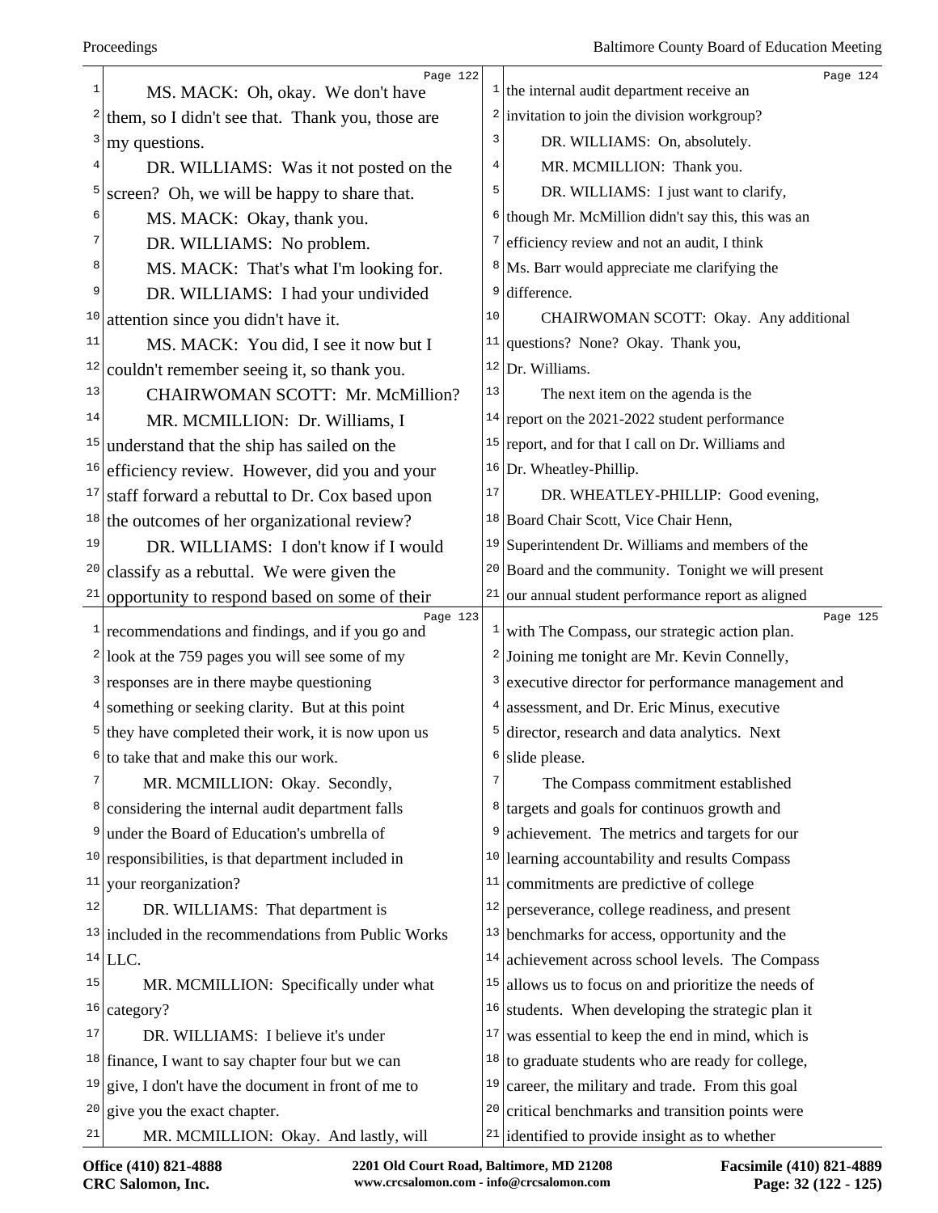MS. MACK: Oh, okay. We don't have them, so I didn't see that. Thank you, those are my questions.

DR. WILLIAMS: Was it not posted on the screen? Oh, we will be happy to share that.

MS. MACK: Okay, thank you.

DR. WILLIAMS: No problem.

MS. MACK: That's what I'm looking for.

DR. WILLIAMS: I had your undivided attention since you didn't have it.

MS. MACK: You did, I see it now but I couldn't remember seeing it, so thank you.

CHAIRWOMAN SCOTT: Mr. McMillion?

MR. MCMILLION: Dr. Williams, I understand that the ship has sailed on the efficiency review. However, did you and your staff forward a rebuttal to Dr. Cox based upon the outcomes of her organizational review?

DR. WILLIAMS: I don't know if I would classify as a rebuttal. We were given the opportunity to respond based on some of their recommendations and findings, and if you go and look at the 759 pages you will see some of my responses are in there maybe questioning something or seeking clarity. But at this point they have completed their work, it is now upon us to take that and make this our work.

MR. MCMILLION: Okay. Secondly, considering the internal audit department falls under the Board of Education's umbrella of responsibilities, is that department included in your reorganization?

DR. WILLIAMS: That department is included in the recommendations from Public Works LLC.

MR. MCMILLION: Specifically under what category?

DR. WILLIAMS: I believe it's under finance, I want to say chapter four but we can give, I don't have the document in front of me to give you the exact chapter.

MR. MCMILLION: Okay. And lastly, will the internal audit department receive an invitation to join the division workgroup?

DR. WILLIAMS: On, absolutely.

MR. MCMILLION: Thank you.

DR. WILLIAMS: I just want to clarify, though Mr. McMillion didn't say this, this was an efficiency review and not an audit, I think Ms. Barr would appreciate me clarifying the difference.

CHAIRWOMAN SCOTT: Okay. Any additional questions? None? Okay. Thank you, Dr. Williams.

The next item on the agenda is the report on the 2021-2022 student performance report, and for that I call on Dr. Williams and Dr. Wheatley-Phillip.

DR. WHEATLEY-PHILLIP: Good evening, Board Chair Scott, Vice Chair Henn, Superintendent Dr. Williams and members of the Board and the community. Tonight we will present our annual student performance report as aligned with The Compass, our strategic action plan. Joining me tonight are Mr. Kevin Connelly, executive director for performance management and assessment, and Dr. Eric Minus, executive director, research and data analytics. Next slide please.

The Compass commitment established targets and goals for continuos growth and achievement. The metrics and targets for our learning accountability and results Compass commitments are predictive of college perseverance, college readiness, and present benchmarks for access, opportunity and the achievement across school levels. The Compass allows us to focus on and prioritize the needs of students. When developing the strategic plan it was essential to keep the end in mind, which is to graduate students who are ready for college, career, the military and trade. From this goal critical benchmarks and transition points were identified to provide insight as to whether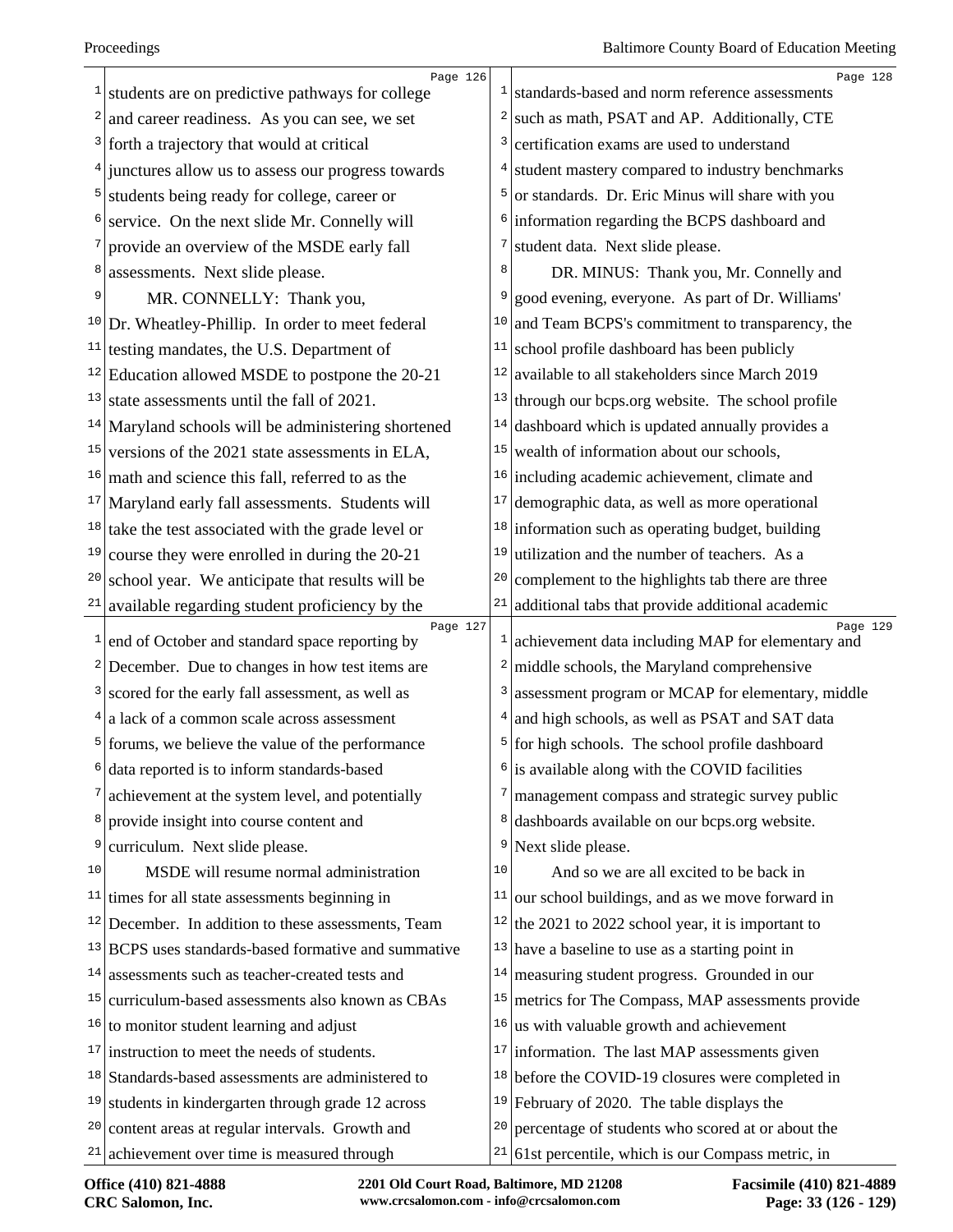students are on predictive pathways for college and career readiness. As you can see, we set forth a trajectory that would at critical junctures allow us to assess our progress towards students being ready for college, career or service. On the next slide Mr. Connelly will provide an overview of the MSDE early fall assessments. Next slide please.

MR. CONNELLY: Thank you, Dr. Wheatley-Phillip. In order to meet federal testing mandates, the U.S. Department of Education allowed MSDE to postpone the 20-21 state assessments until the fall of 2021. Maryland schools will be administering shortened versions of the 2021 state assessments in ELA, math and science this fall, referred to as the Maryland early fall assessments. Students will take the test associated with the grade level or course they were enrolled in during the 20-21 school year. We anticipate that results will be available regarding student proficiency by the end of October and standard space reporting by December. Due to changes in how test items are scored for the early fall assessment, as well as a lack of a common scale across assessment forums, we believe the value of the performance data reported is to inform standards-based achievement at the system level, and potentially provide insight into course content and curriculum. Next slide please.

MSDE will resume normal administration times for all state assessments beginning in December. In addition to these assessments, Team BCPS uses standards-based formative and summative assessments such as teacher-created tests and curriculum-based assessments also known as CBAs to monitor student learning and adjust instruction to meet the needs of students. Standards-based assessments are administered to students in kindergarten through grade 12 across content areas at regular intervals. Growth and achievement over time is measured through standards-based and norm reference assessments such as math, PSAT and AP. Additionally, CTE certification exams are used to understand student mastery compared to industry benchmarks or standards. Dr. Eric Minus will share with you information regarding the BCPS dashboard and student data. Next slide please.

DR. MINUS: Thank you, Mr. Connelly and good evening, everyone. As part of Dr. Williams' and Team BCPS's commitment to transparency, the school profile dashboard has been publicly available to all stakeholders since March 2019 through our bcps.org website. The school profile dashboard which is updated annually provides a wealth of information about our schools, including academic achievement, climate and demographic data, as well as more operational information such as operating budget, building utilization and the number of teachers. As a complement to the highlights tab there are three additional tabs that provide additional academic achievement data including MAP for elementary and middle schools, the Maryland comprehensive assessment program or MCAP for elementary, middle and high schools, as well as PSAT and SAT data for high schools. The school profile dashboard is available along with the COVID facilities management compass and strategic survey public dashboards available on our bcps.org website. Next slide please.

And so we are all excited to be back in our school buildings, and as we move forward in the 2021 to 2022 school year, it is important to have a baseline to use as a starting point in measuring student progress. Grounded in our metrics for The Compass, MAP assessments provide us with valuable growth and achievement information. The last MAP assessments given before the COVID-19 closures were completed in February of 2020. The table displays the percentage of students who scored at or about the 61st percentile, which is our Compass metric, in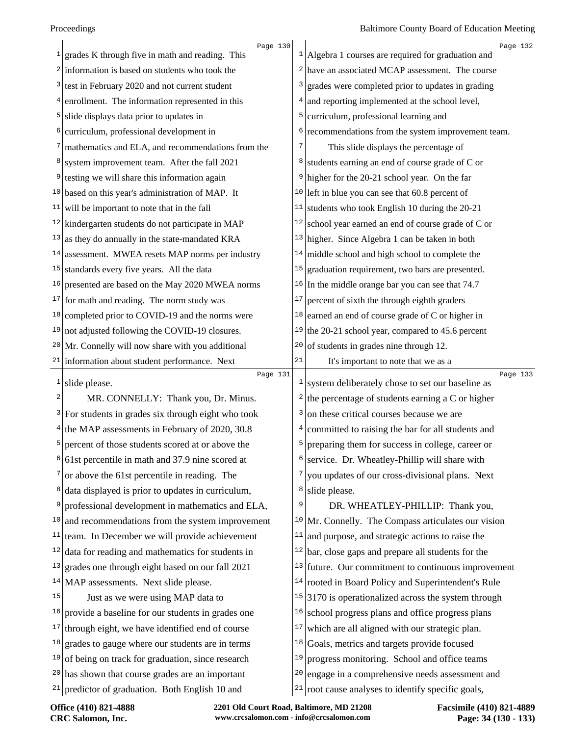grades K through five in math and reading. This information is based on students who took the test in February 2020 and not current student enrollment. The information represented in this slide displays data prior to updates in curriculum, professional development in mathematics and ELA, and recommendations from the system improvement team. After the fall 2021 testing we will share this information again based on this year's administration of MAP. It will be important to note that in the fall kindergarten students do not participate in MAP as they do annually in the state-mandated KRA assessment. MWEA resets MAP norms per industry standards every five years. All the data presented are based on the May 2020 MWEA norms for math and reading. The norm study was completed prior to COVID-19 and the norms were not adjusted following the COVID-19 closures. Mr. Connelly will now share with you additional information about student performance. Next slide please.

MR. CONNELLY: Thank you, Dr. Minus. For students in grades six through eight who took the MAP assessments in February of 2020, 30.8 percent of those students scored at or above the 61st percentile in math and 37.9 nine scored at or above the 61st percentile in reading. The data displayed is prior to updates in curriculum, professional development in mathematics and ELA, and recommendations from the system improvement team. In December we will provide achievement data for reading and mathematics for students in grades one through eight based on our fall 2021 MAP assessments. Next slide please.

Just as we were using MAP data to provide a baseline for our students in grades one through eight, we have identified end of course grades to gauge where our students are in terms of being on track for graduation, since research has shown that course grades are an important predictor of graduation. Both English 10 and Algebra 1 courses are required for graduation and have an associated MCAP assessment. The course grades were completed prior to updates in grading and reporting implemented at the school level, curriculum, professional learning and recommendations from the system improvement team.

This slide displays the percentage of students earning an end of course grade of C or higher for the 20-21 school year. On the far left in blue you can see that 60.8 percent of students who took English 10 during the 20-21 school year earned an end of course grade of C or higher. Since Algebra 1 can be taken in both middle school and high school to complete the graduation requirement, two bars are presented. In the middle orange bar you can see that 74.7 percent of sixth the through eighth graders earned an end of course grade of C or higher in the 20-21 school year, compared to 45.6 percent of students in grades nine through 12.

It's important to note that we as a system deliberately chose to set our baseline as the percentage of students earning a C or higher on these critical courses because we are committed to raising the bar for all students and preparing them for success in college, career or service. Dr. Wheatley-Phillip will share with you updates of our cross-divisional plans. Next slide please.

DR. WHEATLEY-PHILLIP: Thank you, Mr. Connelly. The Compass articulates our vision and purpose, and strategic actions to raise the bar, close gaps and prepare all students for the future. Our commitment to continuous improvement rooted in Board Policy and Superintendent's Rule 3170 is operationalized across the system through school progress plans and office progress plans which are all aligned with our strategic plan. Goals, metrics and targets provide focused progress monitoring. School and office teams engage in a comprehensive needs assessment and root cause analyses to identify specific goals,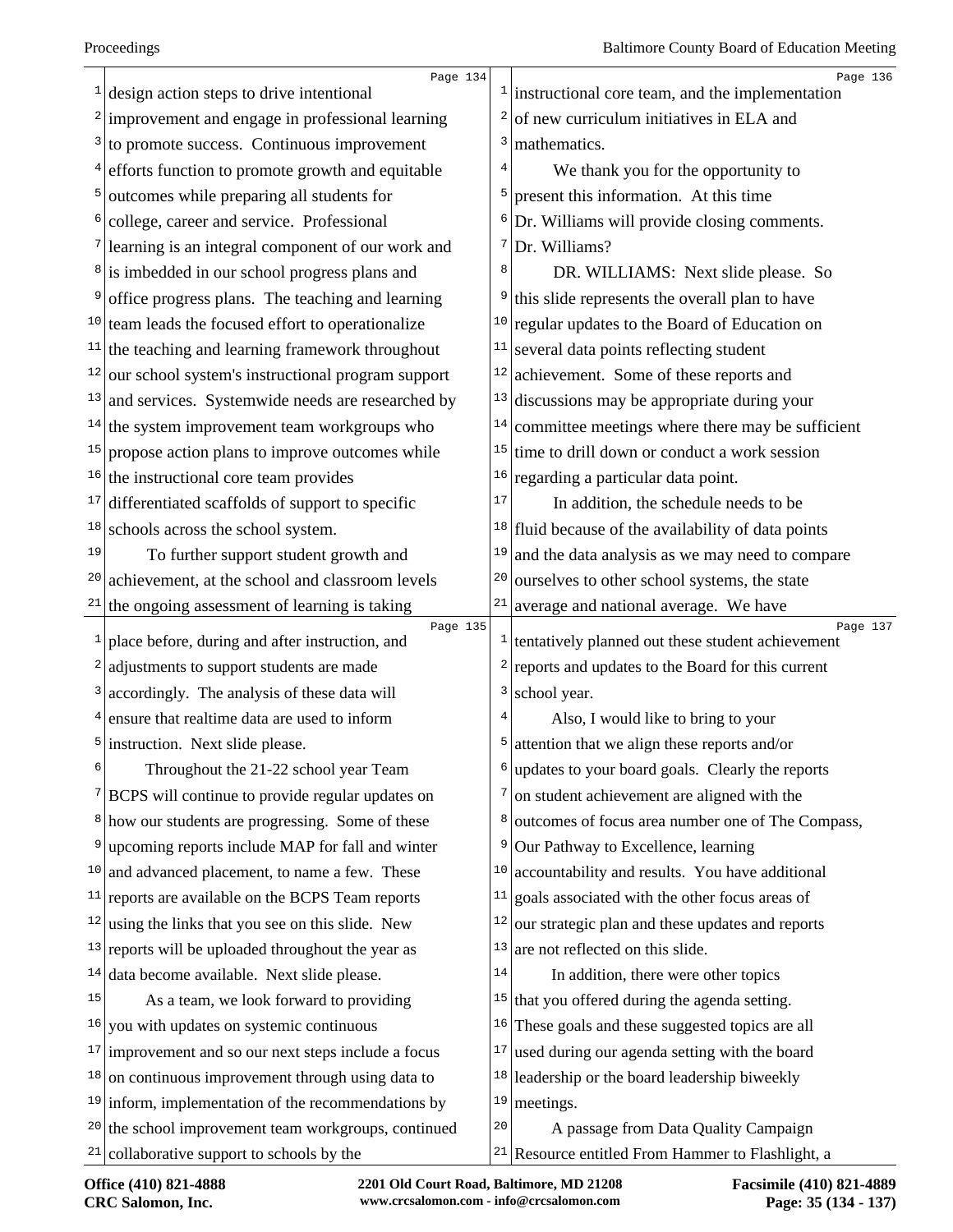design action steps to drive intentional improvement and engage in professional learning to promote success. Continuous improvement efforts function to promote growth and equitable outcomes while preparing all students for college, career and service. Professional learning is an integral component of our work and is imbedded in our school progress plans and office progress plans. The teaching and learning team leads the focused effort to operationalize the teaching and learning framework throughout our school system's instructional program support and services. Systemwide needs are researched by the system improvement team workgroups who propose action plans to improve outcomes while the instructional core team provides differentiated scaffolds of support to specific schools across the school system.

To further support student growth and achievement, at the school and classroom levels the ongoing assessment of learning is taking place before, during and after instruction, and adjustments to support students are made accordingly. The analysis of these data will ensure that realtime data are used to inform instruction. Next slide please.

Throughout the 21-22 school year Team BCPS will continue to provide regular updates on how our students are progressing. Some of these upcoming reports include MAP for fall and winter and advanced placement, to name a few. These reports are available on the BCPS Team reports using the links that you see on this slide. New reports will be uploaded throughout the year as data become available. Next slide please.

As a team, we look forward to providing you with updates on systemic continuous improvement and so our next steps include a focus on continuous improvement through using data to inform, implementation of the recommendations by the school improvement team workgroups, continued collaborative support to schools by the instructional core team, and the implementation of new curriculum initiatives in ELA and mathematics.

We thank you for the opportunity to present this information. At this time Dr. Williams will provide closing comments. Dr. Williams?

DR. WILLIAMS: Next slide please. So this slide represents the overall plan to have regular updates to the Board of Education on several data points reflecting student achievement. Some of these reports and discussions may be appropriate during your committee meetings where there may be sufficient time to drill down or conduct a work session regarding a particular data point.

In addition, the schedule needs to be fluid because of the availability of data points and the data analysis as we may need to compare ourselves to other school systems, the state average and national average. We have tentatively planned out these student achievement reports and updates to the Board for this current school year.

Also, I would like to bring to your attention that we align these reports and/or updates to your board goals. Clearly the reports on student achievement are aligned with the outcomes of focus area number one of The Compass, Our Pathway to Excellence, learning accountability and results. You have additional goals associated with the other focus areas of our strategic plan and these updates and reports are not reflected on this slide.

In addition, there were other topics that you offered during the agenda setting. These goals and these suggested topics are all used during our agenda setting with the board leadership or the board leadership biweekly meetings.

A passage from Data Quality Campaign Resource entitled From Hammer to Flashlight, a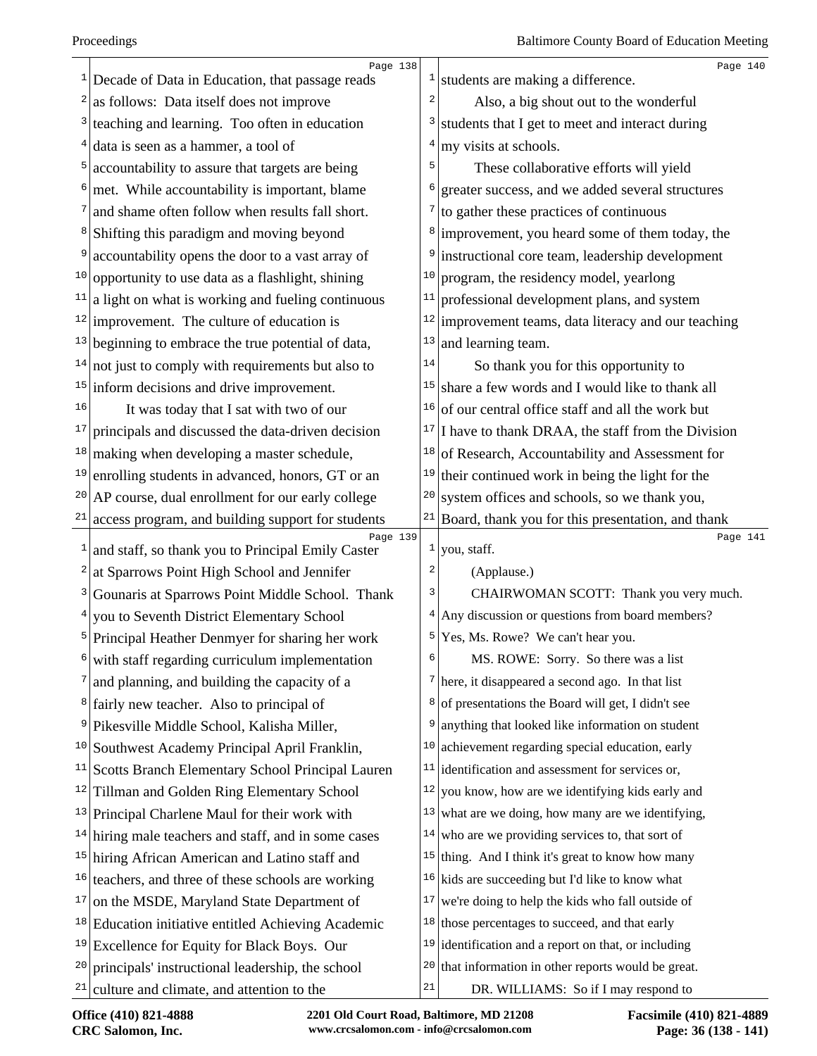Decade of Data in Education, that passage reads as follows: Data itself does not improve teaching and learning. Too often in education data is seen as a hammer, a tool of accountability to assure that targets are being met. While accountability is important, blame and shame often follow when results fall short. Shifting this paradigm and moving beyond accountability opens the door to a vast array of opportunity to use data as a flashlight, shining a light on what is working and fueling continuous improvement. The culture of education is beginning to embrace the true potential of data, not just to comply with requirements but also to inform decisions and drive improvement.

It was today that I sat with two of our principals and discussed the data-driven decision making when developing a master schedule, enrolling students in advanced, honors, GT or an AP course, dual enrollment for our early college access program, and building support for students and staff, so thank you to Principal Emily Caster at Sparrows Point High School and Jennifer Gounaris at Sparrows Point Middle School. Thank you to Seventh District Elementary School Principal Heather Denmyer for sharing her work with staff regarding curriculum implementation and planning, and building the capacity of a fairly new teacher. Also to principal of Pikesville Middle School, Kalisha Miller, Southwest Academy Principal April Franklin, Scotts Branch Elementary School Principal Lauren Tillman and Golden Ring Elementary School Principal Charlene Maul for their work with hiring male teachers and staff, and in some cases hiring African American and Latino staff and teachers, and three of these schools are working on the MSDE, Maryland State Department of Education initiative entitled Achieving Academic Excellence for Equity for Black Boys. Our principals' instructional leadership, the school culture and climate, and attention to the students are making a difference.

Also, a big shout out to the wonderful students that I get to meet and interact during my visits at schools.

These collaborative efforts will yield greater success, and we added several structures to gather these practices of continuous improvement, you heard some of them today, the instructional core team, leadership development program, the residency model, yearlong professional development plans, and system improvement teams, data literacy and our teaching and learning team.

So thank you for this opportunity to share a few words and I would like to thank all of our central office staff and all the work but I have to thank DRAA, the staff from the Division of Research, Accountability and Assessment for their continued work in being the light for the system offices and schools, so we thank you, Board, thank you for this presentation, and thank you, staff.

(Applause.)

CHAIRWOMAN SCOTT: Thank you very much. Any discussion or questions from board members? Yes, Ms. Rowe? We can't hear you.

MS. ROWE: Sorry. So there was a list here, it disappeared a second ago. In that list of presentations the Board will get, I didn't see anything that looked like information on student achievement regarding special education, early identification and assessment for services or, you know, how are we identifying kids early and what are we doing, how many are we identifying, who are we providing services to, that sort of thing. And I think it's great to know how many kids are succeeding but I'd like to know what we're doing to help the kids who fall outside of those percentages to succeed, and that early identification and a report on that, or including that information in other reports would be great.

DR. WILLIAMS: So if I may respond to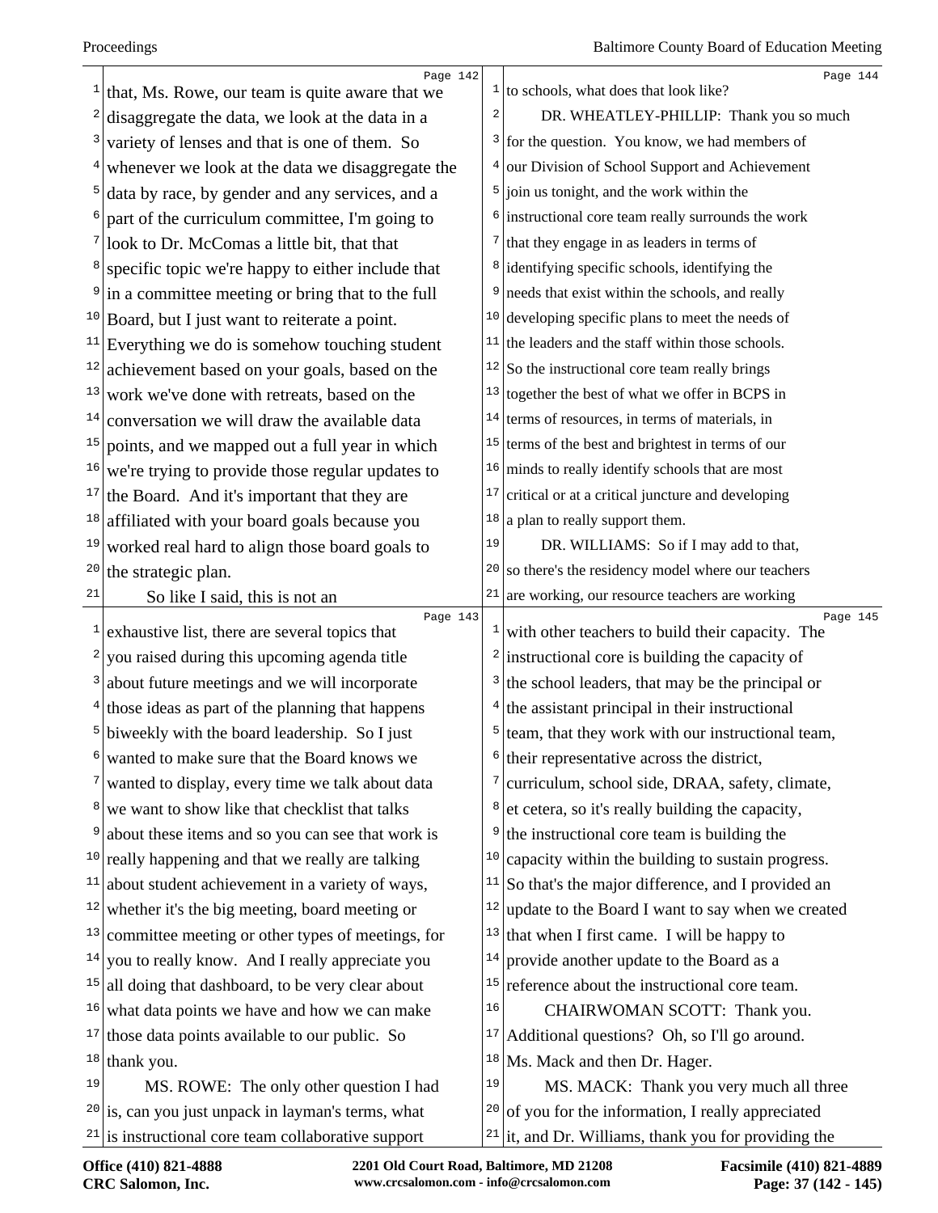that, Ms. Rowe, our team is quite aware that we disaggregate the data, we look at the data in a variety of lenses and that is one of them. So whenever we look at the data we disaggregate the data by race, by gender and any services, and a part of the curriculum committee, I'm going to look to Dr. McComas a little bit, that that specific topic we're happy to either include that in a committee meeting or bring that to the full Board, but I just want to reiterate a point. Everything we do is somehow touching student achievement based on your goals, based on the work we've done with retreats, based on the conversation we will draw the available data points, and we mapped out a full year in which we're trying to provide those regular updates to the Board. And it's important that they are affiliated with your board goals because you worked real hard to align those board goals to the strategic plan.

So like I said, this is not an exhaustive list, there are several topics that you raised during this upcoming agenda title about future meetings and we will incorporate those ideas as part of the planning that happens biweekly with the board leadership. So I just wanted to make sure that the Board knows we wanted to display, every time we talk about data we want to show like that checklist that talks about these items and so you can see that work is really happening and that we really are talking about student achievement in a variety of ways, whether it's the big meeting, board meeting or committee meeting or other types of meetings, for you to really know. And I really appreciate you all doing that dashboard, to be very clear about what data points we have and how we can make those data points available to our public. So thank you.

MS. ROWE: The only other question I had is, can you just unpack in layman's terms, what is instructional core team collaborative support to schools, what does that look like?

DR. WHEATLEY-PHILLIP: Thank you so much for the question. You know, we had members of our Division of School Support and Achievement join us tonight, and the work within the instructional core team really surrounds the work that they engage in as leaders in terms of identifying specific schools, identifying the needs that exist within the schools, and really developing specific plans to meet the needs of the leaders and the staff within those schools. So the instructional core team really brings together the best of what we offer in BCPS in terms of resources, in terms of materials, in terms of the best and brightest in terms of our minds to really identify schools that are most critical or at a critical juncture and developing a plan to really support them.

DR. WILLIAMS: So if I may add to that, so there's the residency model where our teachers are working, our resource teachers are working with other teachers to build their capacity. The instructional core is building the capacity of the school leaders, that may be the principal or the assistant principal in their instructional team, that they work with our instructional team, their representative across the district, curriculum, school side, DRAA, safety, climate, et cetera, so it's really building the capacity, the instructional core team is building the capacity within the building to sustain progress. So that's the major difference, and I provided an update to the Board I want to say when we created that when I first came. I will be happy to provide another update to the Board as a reference about the instructional core team.

CHAIRWOMAN SCOTT: Thank you. Additional questions? Oh, so I'll go around. Ms. Mack and then Dr. Hager.

MS. MACK: Thank you very much all three of you for the information, I really appreciated it, and Dr. Williams, thank you for providing the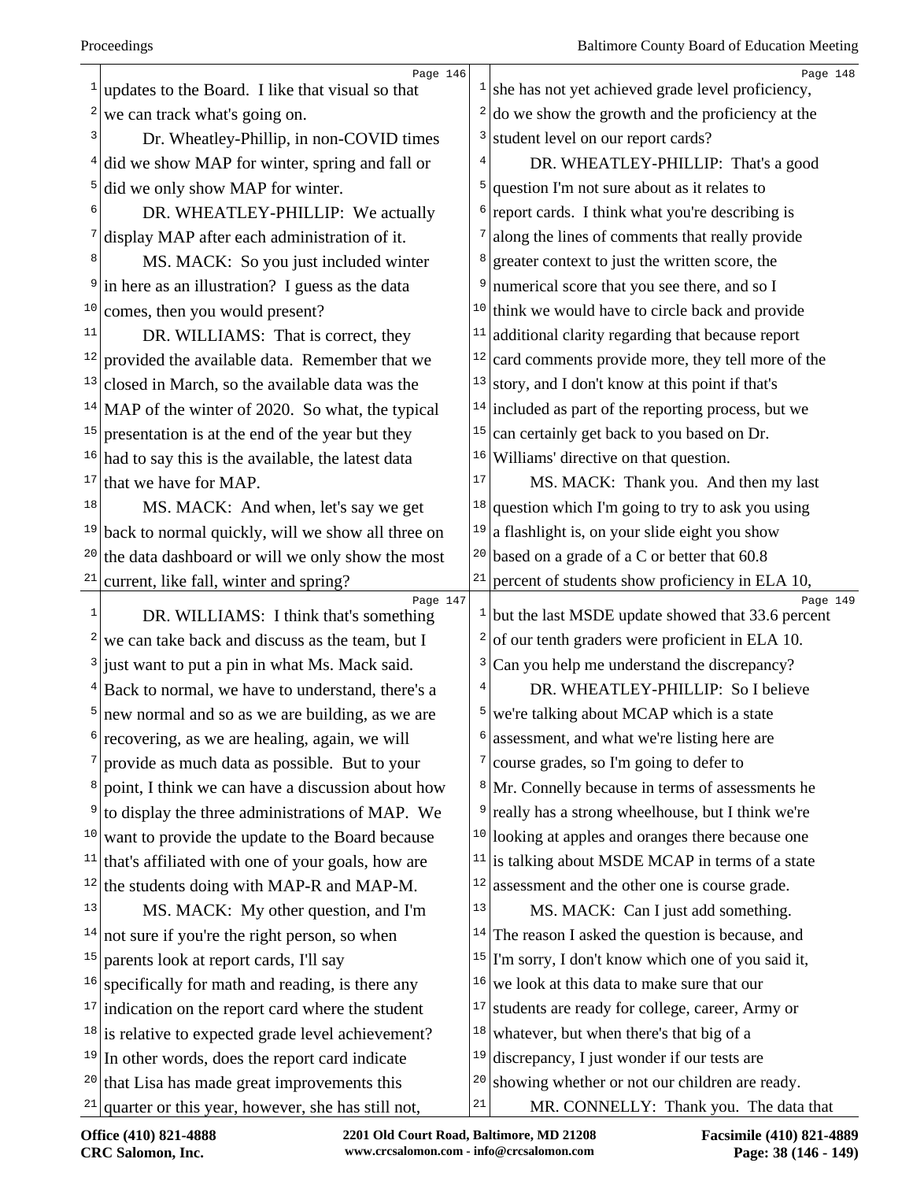updates to the Board. I like that visual so that we can track what's going on.

Dr. Wheatley-Phillip, in non-COVID times did we show MAP for winter, spring and fall or did we only show MAP for winter.

DR. WHEATLEY-PHILLIP: We actually display MAP after each administration of it.

MS. MACK: So you just included winter in here as an illustration? I guess as the data comes, then you would present?

DR. WILLIAMS: That is correct, they provided the available data. Remember that we closed in March, so the available data was the MAP of the winter of 2020. So what, the typical presentation is at the end of the year but they had to say this is the available, the latest data that we have for MAP.

MS. MACK: And when, let's say we get back to normal quickly, will we show all three on the data dashboard or will we only show the most current, like fall, winter and spring?

DR. WILLIAMS: I think that's something we can take back and discuss as the team, but I just want to put a pin in what Ms. Mack said. Back to normal, we have to understand, there's a new normal and so as we are building, as we are recovering, as we are healing, again, we will provide as much data as possible. But to your point, I think we can have a discussion about how to display the three administrations of MAP. We want to provide the update to the Board because that's affiliated with one of your goals, how are the students doing with MAP-R and MAP-M.

MS. MACK: My other question, and I'm not sure if you're the right person, so when parents look at report cards, I'll say specifically for math and reading, is there any indication on the report card where the student is relative to expected grade level achievement? In other words, does the report card indicate that Lisa has made great improvements this quarter or this year, however, she has still not, she has not yet achieved grade level proficiency, do we show the growth and the proficiency at the student level on our report cards?

DR. WHEATLEY-PHILLIP: That's a good question I'm not sure about as it relates to report cards. I think what you're describing is along the lines of comments that really provide greater context to just the written score, the numerical score that you see there, and so I think we would have to circle back and provide additional clarity regarding that because report card comments provide more, they tell more of the story, and I don't know at this point if that's included as part of the reporting process, but we can certainly get back to you based on Dr. Williams' directive on that question.

MS. MACK: Thank you. And then my last question which I'm going to try to ask you using a flashlight is, on your slide eight you show based on a grade of a C or better that 60.8 percent of students show proficiency in ELA 10, but the last MSDE update showed that 33.6 percent of our tenth graders were proficient in ELA 10. Can you help me understand the discrepancy?

DR. WHEATLEY-PHILLIP: So I believe we're talking about MCAP which is a state assessment, and what we're listing here are course grades, so I'm going to defer to Mr. Connelly because in terms of assessments he really has a strong wheelhouse, but I think we're looking at apples and oranges there because one is talking about MSDE MCAP in terms of a state assessment and the other one is course grade.

MS. MACK: Can I just add something. The reason I asked the question is because, and I'm sorry, I don't know which one of you said it, we look at this data to make sure that our students are ready for college, career, Army or whatever, but when there's that big of a discrepancy, I just wonder if our tests are showing whether or not our children are ready.

MR. CONNELLY: Thank you. The data that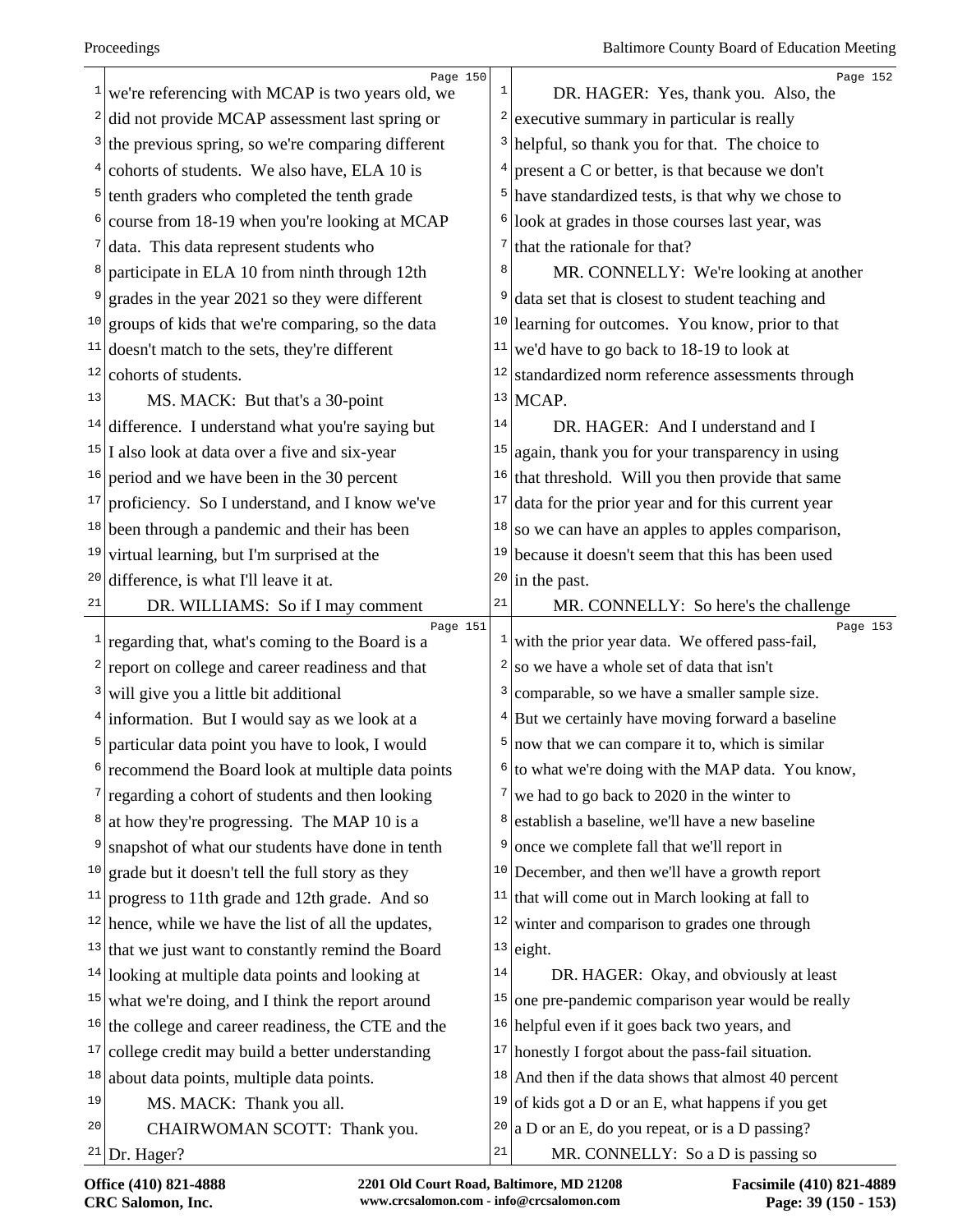we're referencing with MCAP is two years old, we did not provide MCAP assessment last spring or the previous spring, so we're comparing different cohorts of students. We also have, ELA 10 is tenth graders who completed the tenth grade course from 18-19 when you're looking at MCAP data. This data represent students who participate in ELA 10 from ninth through 12th grades in the year 2021 so they were different groups of kids that we're comparing, so the data doesn't match to the sets, they're different cohorts of students.

MS. MACK: But that's a 30-point difference. I understand what you're saying but I also look at data over a five and six-year period and we have been in the 30 percent proficiency. So I understand, and I know we've been through a pandemic and their has been virtual learning, but I'm surprised at the difference, is what I'll leave it at.

DR. WILLIAMS: So if I may comment regarding that, what's coming to the Board is a report on college and career readiness and that will give you a little bit additional information. But I would say as we look at a particular data point you have to look, I would recommend the Board look at multiple data points regarding a cohort of students and then looking at how they're progressing. The MAP 10 is a snapshot of what our students have done in tenth grade but it doesn't tell the full story as they progress to 11th grade and 12th grade. And so hence, while we have the list of all the updates, that we just want to constantly remind the Board looking at multiple data points and looking at what we're doing, and I think the report around the college and career readiness, the CTE and the college credit may build a better understanding about data points, multiple data points.

MS. MACK: Thank you all.

CHAIRWOMAN SCOTT: Thank you. Dr. Hager?

DR. HAGER: Yes, thank you. Also, the executive summary in particular is really helpful, so thank you for that. The choice to present a C or better, is that because we don't have standardized tests, is that why we chose to look at grades in those courses last year, was that the rationale for that?

MR. CONNELLY: We're looking at another data set that is closest to student teaching and learning for outcomes. You know, prior to that we'd have to go back to 18-19 to look at standardized norm reference assessments through MCAP.

DR. HAGER: And I understand and I again, thank you for your transparency in using that threshold. Will you then provide that same data for the prior year and for this current year so we can have an apples to apples comparison, because it doesn't seem that this has been used in the past.

MR. CONNELLY: So here's the challenge with the prior year data. We offered pass-fail, so we have a whole set of data that isn't comparable, so we have a smaller sample size. But we certainly have moving forward a baseline now that we can compare it to, which is similar to what we're doing with the MAP data. You know, we had to go back to 2020 in the winter to establish a baseline, we'll have a new baseline once we complete fall that we'll report in December, and then we'll have a growth report that will come out in March looking at fall to winter and comparison to grades one through eight.

DR. HAGER: Okay, and obviously at least one pre-pandemic comparison year would be really helpful even if it goes back two years, and honestly I forgot about the pass-fail situation. And then if the data shows that almost 40 percent of kids got a D or an E, what happens if you get a D or an E, do you repeat, or is a D passing?

MR. CONNELLY: So a D is passing so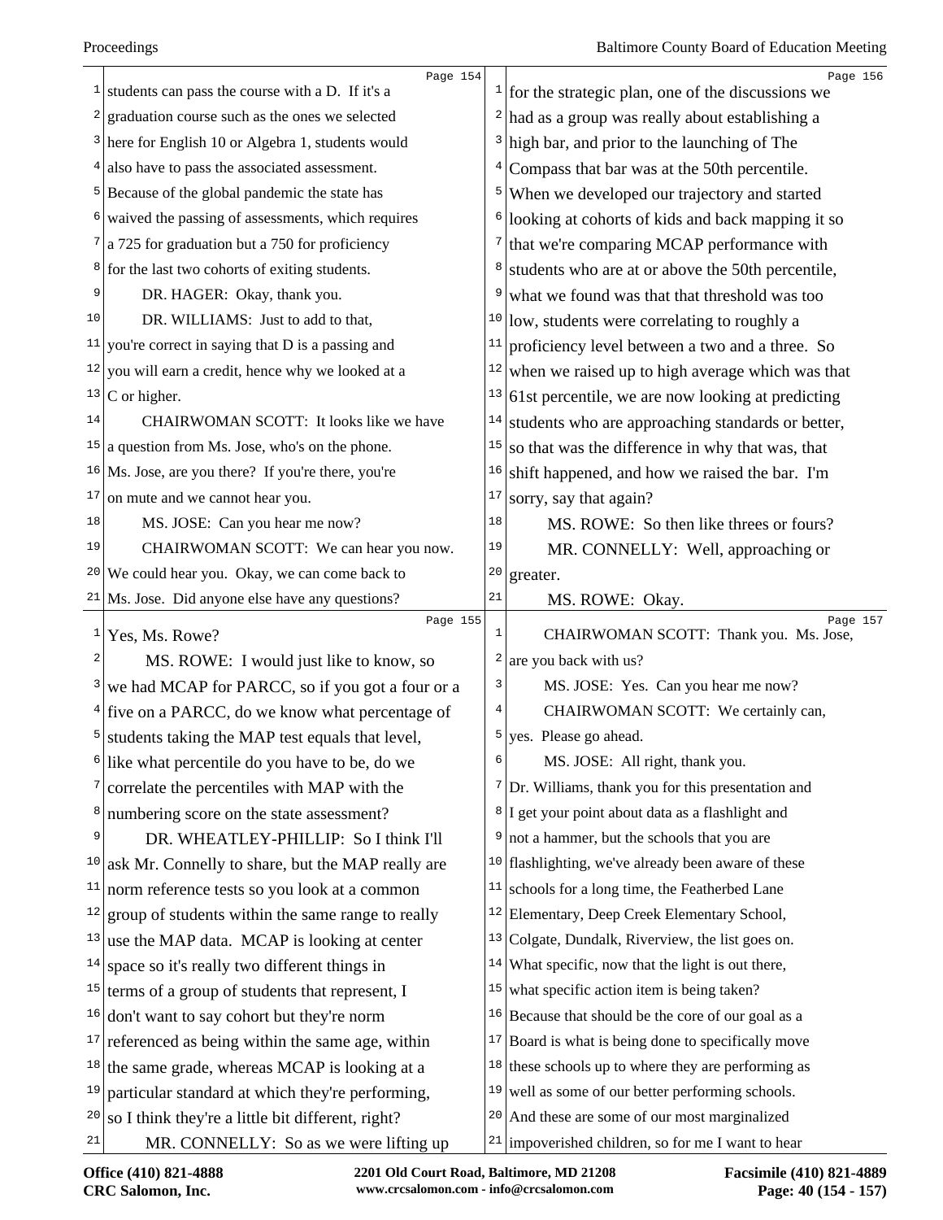Page 154

students can pass the course with a D. If it's a graduation course such as the ones we selected here for English 10 or Algebra 1, students would also have to pass the associated assessment. Because of the global pandemic the state has waived the passing of assessments, which requires a 725 for graduation but a 750 for proficiency for the last two cohorts of exiting students.

DR. HAGER: Okay, thank you.

DR. WILLIAMS: Just to add to that, you're correct in saying that D is a passing and you will earn a credit, hence why we looked at a C or higher.

CHAIRWOMAN SCOTT: It looks like we have a question from Ms. Jose, who's on the phone. Ms. Jose, are you there? If you're there, you're on mute and we cannot hear you.

MS. JOSE: Can you hear me now?

CHAIRWOMAN SCOTT: We can hear you now. We could hear you. Okay, we can come back to Ms. Jose. Did anyone else have any questions?

Page 155

Yes, Ms. Rowe?

MS. ROWE: I would just like to know, so we had MCAP for PARCC, so if you got a four or a five on a PARCC, do we know what percentage of students taking the MAP test equals that level, like what percentile do you have to be, do we correlate the percentiles with MAP with the numbering score on the state assessment?

DR. WHEATLEY-PHILLIP: So I think I'll ask Mr. Connelly to share, but the MAP really are norm reference tests so you look at a common group of students within the same range to really use the MAP data. MCAP is looking at center space so it's really two different things in terms of a group of students that represent, I don't want to say cohort but they're norm referenced as being within the same age, within the same grade, whereas MCAP is looking at a particular standard at which they're performing, so I think they're a little bit different, right?

MR. CONNELLY: So as we were lifting up

Page 156

for the strategic plan, one of the discussions we had as a group was really about establishing a high bar, and prior to the launching of The Compass that bar was at the 50th percentile. When we developed our trajectory and started looking at cohorts of kids and back mapping it so that we're comparing MCAP performance with students who are at or above the 50th percentile, what we found was that that threshold was too low, students were correlating to roughly a proficiency level between a two and a three. So when we raised up to high average which was that 61st percentile, we are now looking at predicting students who are approaching standards or better, so that was the difference in why that was, that shift happened, and how we raised the bar. I'm sorry, say that again?

MS. ROWE: So then like threes or fours?

MR. CONNELLY: Well, approaching or greater.

MS. ROWE: Okay.

Page 157

CHAIRWOMAN SCOTT: Thank you. Ms. Jose, are you back with us?

MS. JOSE: Yes. Can you hear me now?

CHAIRWOMAN SCOTT: We certainly can, yes. Please go ahead.

MS. JOSE: All right, thank you. Dr. Williams, thank you for this presentation and I get your point about data as a flashlight and not a hammer, but the schools that you are flashlighting, we've already been aware of these schools for a long time, the Featherbed Lane Elementary, Deep Creek Elementary School, Colgate, Dundalk, Riverview, the list goes on. What specific, now that the light is out there, what specific action item is being taken? Because that should be the core of our goal as a Board is what is being done to specifically move these schools up to where they are performing as well as some of our better performing schools. And these are some of our most marginalized impoverished children, so for me I want to hear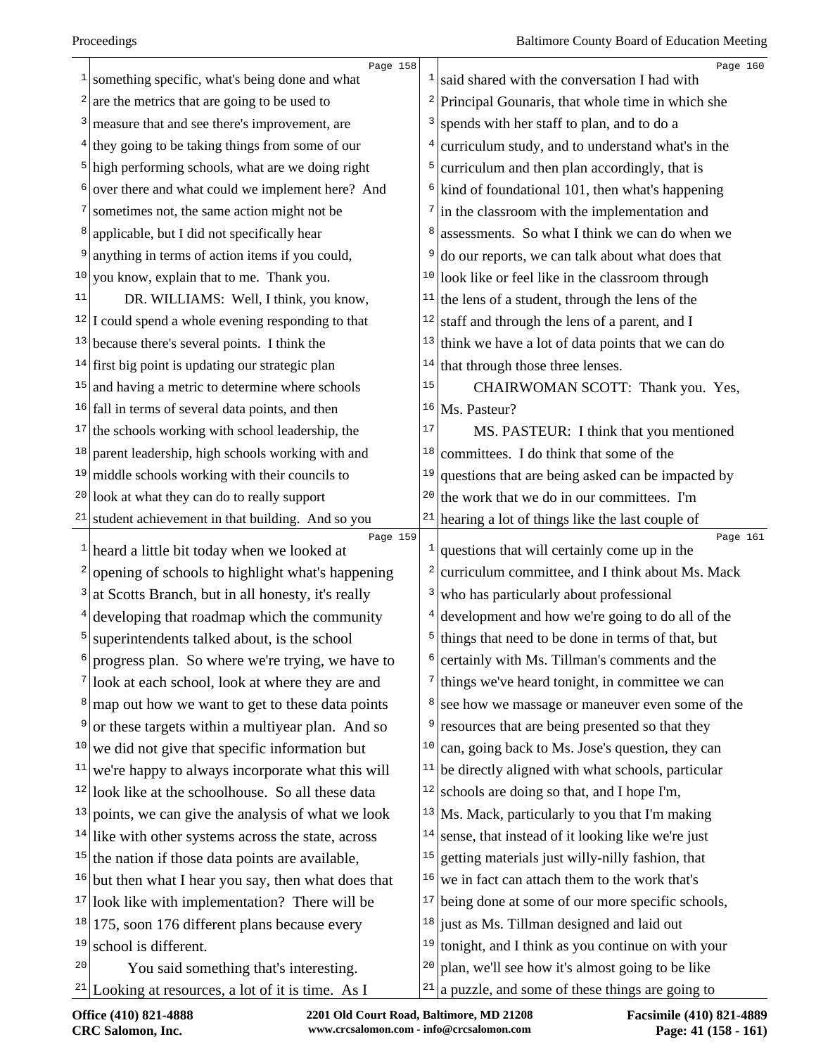something specific, what's being done and what are the metrics that are going to be used to measure that and see there's improvement, are they going to be taking things from some of our high performing schools, what are we doing right over there and what could we implement here? And sometimes not, the same action might not be applicable, but I did not specifically hear anything in terms of action items if you could, you know, explain that to me. Thank you.

DR. WILLIAMS: Well, I think, you know, I could spend a whole evening responding to that because there's several points. I think the first big point is updating our strategic plan and having a metric to determine where schools fall in terms of several data points, and then the schools working with school leadership, the parent leadership, high schools working with and middle schools working with their councils to look at what they can do to really support student achievement in that building. And so you heard a little bit today when we looked at opening of schools to highlight what's happening at Scotts Branch, but in all honesty, it's really developing that roadmap which the community superintendents talked about, is the school progress plan. So where we're trying, we have to look at each school, look at where they are and map out how we want to get to these data points or these targets within a multiyear plan. And so we did not give that specific information but we're happy to always incorporate what this will look like at the schoolhouse. So all these data points, we can give the analysis of what we look like with other systems across the state, across the nation if those data points are available, but then what I hear you say, then what does that look like with implementation? There will be 175, soon 176 different plans because every school is different.

You said something that's interesting. Looking at resources, a lot of it is time. As I said shared with the conversation I had with Principal Gounaris, that whole time in which she spends with her staff to plan, and to do a curriculum study, and to understand what's in the curriculum and then plan accordingly, that is kind of foundational 101, then what's happening in the classroom with the implementation and assessments. So what I think we can do when we do our reports, we can talk about what does that look like or feel like in the classroom through the lens of a student, through the lens of the staff and through the lens of a parent, and I think we have a lot of data points that we can do that through those three lenses.

CHAIRWOMAN SCOTT: Thank you. Yes, Ms. Pasteur?

MS. PASTEUR: I think that you mentioned committees. I do think that some of the questions that are being asked can be impacted by the work that we do in our committees. I'm hearing a lot of things like the last couple of questions that will certainly come up in the curriculum committee, and I think about Ms. Mack who has particularly about professional development and how we're going to do all of the things that need to be done in terms of that, but certainly with Ms. Tillman's comments and the things we've heard tonight, in committee we can see how we massage or maneuver even some of the resources that are being presented so that they can, going back to Ms. Jose's question, they can be directly aligned with what schools, particular schools are doing so that, and I hope I'm, Ms. Mack, particularly to you that I'm making sense, that instead of it looking like we're just getting materials just willy-nilly fashion, that we in fact can attach them to the work that's being done at some of our more specific schools, just as Ms. Tillman designed and laid out tonight, and I think as you continue on with your plan, we'll see how it's almost going to be like a puzzle, and some of these things are going to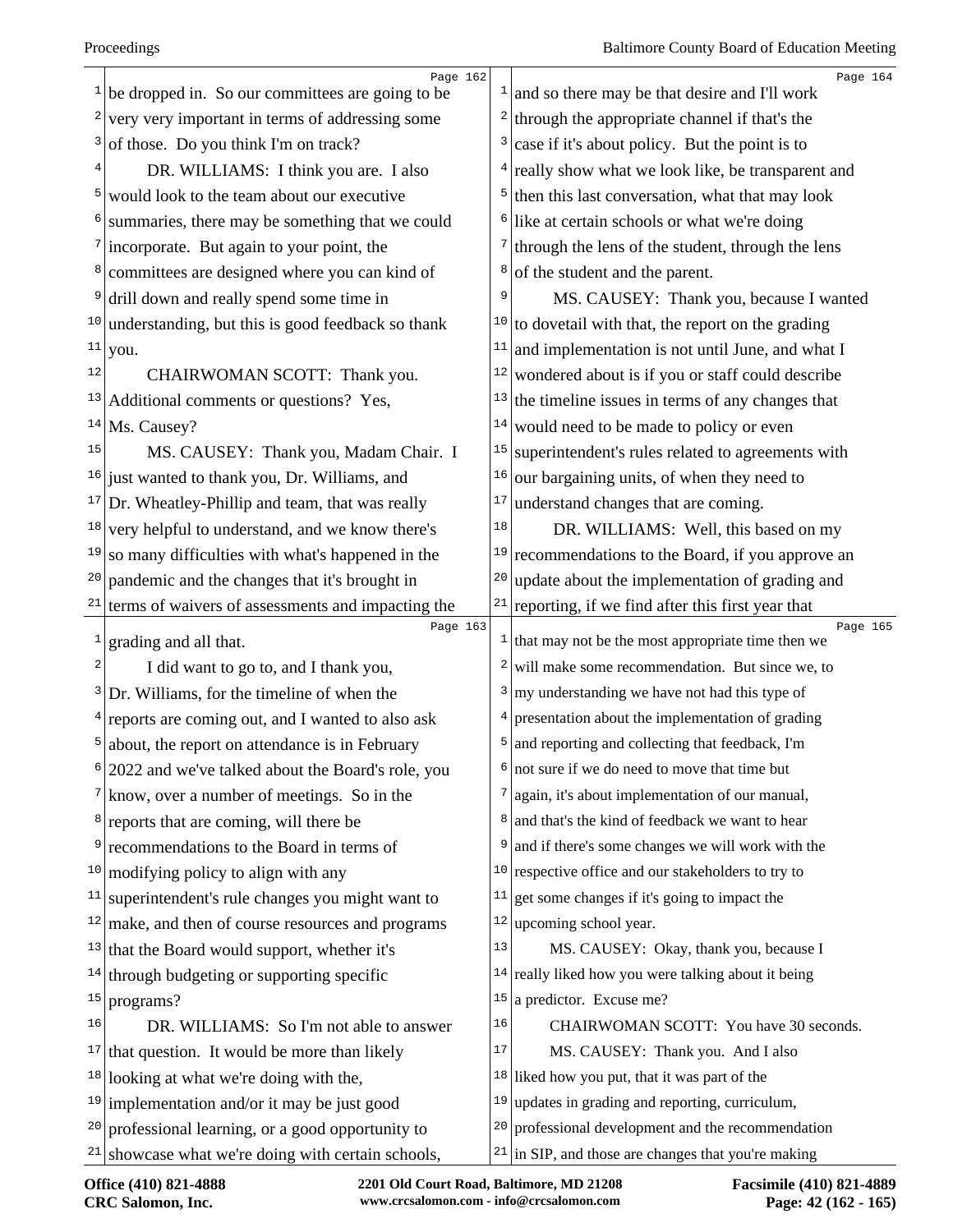be dropped in. So our committees are going to be very very important in terms of addressing some of those. Do you think I'm on track?

DR. WILLIAMS: I think you are. I also would look to the team about our executive summaries, there may be something that we could incorporate. But again to your point, the committees are designed where you can kind of drill down and really spend some time in understanding, but this is good feedback so thank you.

CHAIRWOMAN SCOTT: Thank you. Additional comments or questions? Yes, Ms. Causey?

MS. CAUSEY: Thank you, Madam Chair. I just wanted to thank you, Dr. Williams, and Dr. Wheatley-Phillip and team, that was really very helpful to understand, and we know there's so many difficulties with what's happened in the pandemic and the changes that it's brought in terms of waivers of assessments and impacting the grading and all that.

I did want to go to, and I thank you, Dr. Williams, for the timeline of when the reports are coming out, and I wanted to also ask about, the report on attendance is in February 2022 and we've talked about the Board's role, you know, over a number of meetings. So in the reports that are coming, will there be recommendations to the Board in terms of modifying policy to align with any superintendent's rule changes you might want to make, and then of course resources and programs that the Board would support, whether it's through budgeting or supporting specific programs?

DR. WILLIAMS: So I'm not able to answer that question. It would be more than likely looking at what we're doing with the, implementation and/or it may be just good professional learning, or a good opportunity to showcase what we're doing with certain schools, and so there may be that desire and I'll work through the appropriate channel if that's the case if it's about policy. But the point is to really show what we look like, be transparent and then this last conversation, what that may look like at certain schools or what we're doing through the lens of the student, through the lens of the student and the parent.

MS. CAUSEY: Thank you, because I wanted to dovetail with that, the report on the grading and implementation is not until June, and what I wondered about is if you or staff could describe the timeline issues in terms of any changes that would need to be made to policy or even superintendent's rules related to agreements with our bargaining units, of when they need to understand changes that are coming.

DR. WILLIAMS: Well, this based on my recommendations to the Board, if you approve an update about the implementation of grading and reporting, if we find after this first year that that may not be the most appropriate time then we will make some recommendation. But since we, to my understanding we have not had this type of presentation about the implementation of grading and reporting and collecting that feedback, I'm not sure if we do need to move that time but again, it's about implementation of our manual, and that's the kind of feedback we want to hear and if there's some changes we will work with the respective office and our stakeholders to try to get some changes if it's going to impact the upcoming school year.

MS. CAUSEY: Okay, thank you, because I really liked how you were talking about it being a predictor. Excuse me?

CHAIRWOMAN SCOTT: You have 30 seconds.

MS. CAUSEY: Thank you. And I also liked how you put, that it was part of the updates in grading and reporting, curriculum, professional development and the recommendation in SIP, and those are changes that you're making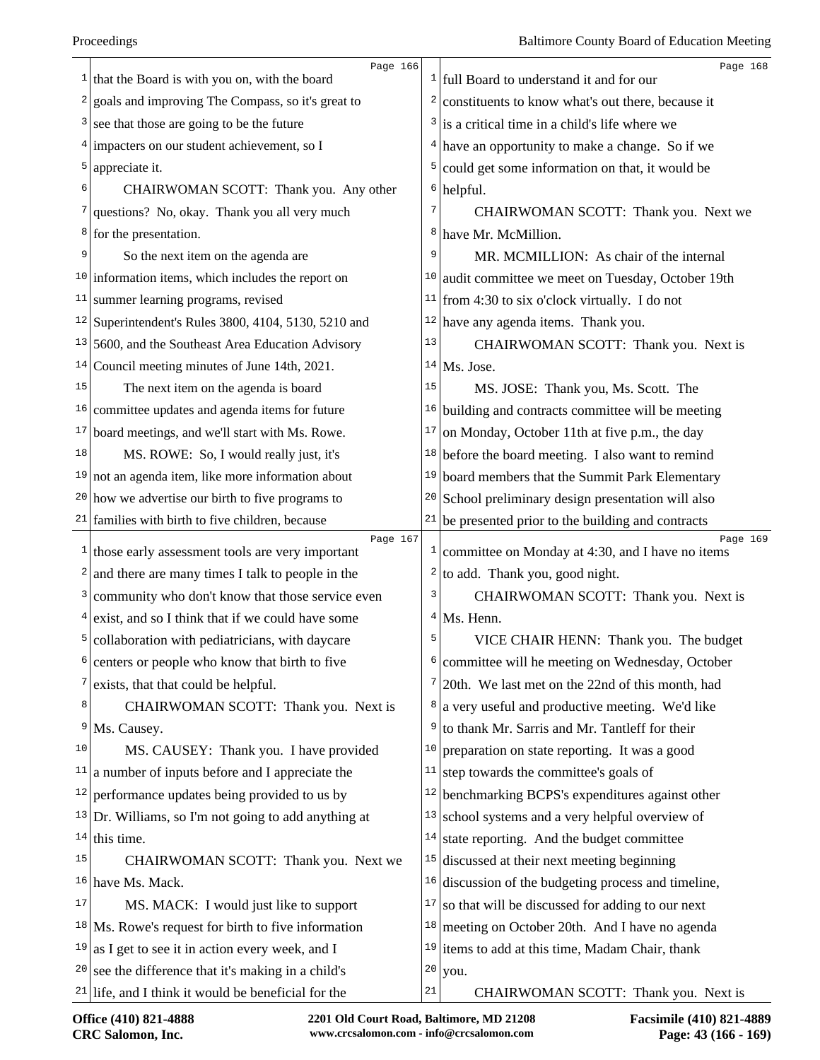Page 166

that the Board is with you on, with the board goals and improving The Compass, so it's great to see that those are going to be the future impacters on our student achievement, so I appreciate it.

CHAIRWOMAN SCOTT: Thank you. Any other questions? No, okay. Thank you all very much for the presentation.

So the next item on the agenda are information items, which includes the report on summer learning programs, revised Superintendent's Rules 3800, 4104, 5130, 5210 and 5600, and the Southeast Area Education Advisory Council meeting minutes of June 14th, 2021.

The next item on the agenda is board committee updates and agenda items for future board meetings, and we'll start with Ms. Rowe.

MS. ROWE: So, I would really just, it's not an agenda item, like more information about how we advertise our birth to five programs to families with birth to five children, because

Page 167

those early assessment tools are very important and there are many times I talk to people in the community who don't know that those service even exist, and so I think that if we could have some collaboration with pediatricians, with daycare centers or people who know that birth to five exists, that that could be helpful.

CHAIRWOMAN SCOTT: Thank you. Next is Ms. Causey.

MS. CAUSEY: Thank you. I have provided a number of inputs before and I appreciate the performance updates being provided to us by Dr. Williams, so I'm not going to add anything at this time.

CHAIRWOMAN SCOTT: Thank you. Next we have Ms. Mack.

MS. MACK: I would just like to support Ms. Rowe's request for birth to five information as I get to see it in action every week, and I see the difference that it's making in a child's life, and I think it would be beneficial for the

Page 168

full Board to understand it and for our constituents to know what's out there, because it is a critical time in a child's life where we have an opportunity to make a change. So if we could get some information on that, it would be helpful.

CHAIRWOMAN SCOTT: Thank you. Next we have Mr. McMillion.

MR. MCMILLION: As chair of the internal audit committee we meet on Tuesday, October 19th from 4:30 to six o'clock virtually. I do not have any agenda items. Thank you.

CHAIRWOMAN SCOTT: Thank you. Next is Ms. Jose.

MS. JOSE: Thank you, Ms. Scott. The building and contracts committee will be meeting on Monday, October 11th at five p.m., the day before the board meeting. I also want to remind board members that the Summit Park Elementary School preliminary design presentation will also be presented prior to the building and contracts

Page 169

committee on Monday at 4:30, and I have no items to add. Thank you, good night.

CHAIRWOMAN SCOTT: Thank you. Next is Ms. Henn.

VICE CHAIR HENN: Thank you. The budget committee will he meeting on Wednesday, October 20th. We last met on the 22nd of this month, had a very useful and productive meeting. We'd like to thank Mr. Sarris and Mr. Tantleff for their preparation on state reporting. It was a good step towards the committee's goals of benchmarking BCPS's expenditures against other school systems and a very helpful overview of state reporting. And the budget committee discussed at their next meeting beginning discussion of the budgeting process and timeline, so that will be discussed for adding to our next meeting on October 20th. And I have no agenda items to add at this time, Madam Chair, thank you.

CHAIRWOMAN SCOTT: Thank you. Next is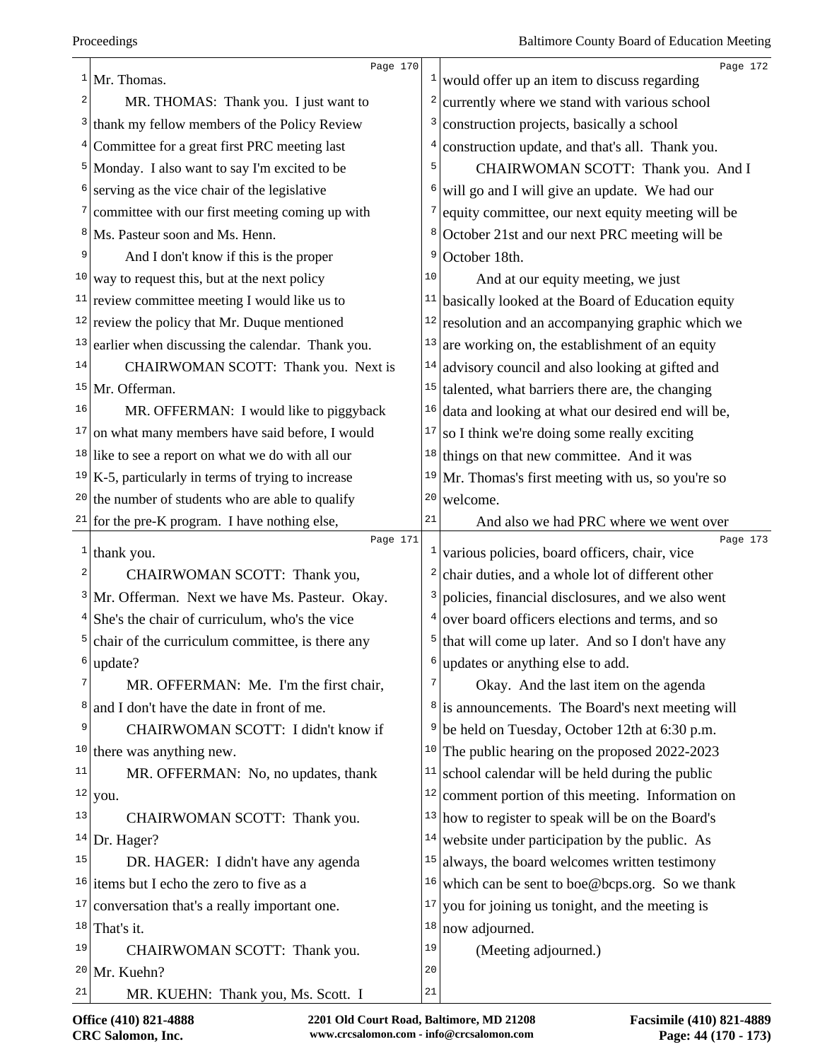Mr. Thomas.

MR. THOMAS: Thank you. I just want to thank my fellow members of the Policy Review Committee for a great first PRC meeting last Monday. I also want to say I'm excited to be serving as the vice chair of the legislative committee with our first meeting coming up with Ms. Pasteur soon and Ms. Henn.

And I don't know if this is the proper way to request this, but at the next policy review committee meeting I would like us to review the policy that Mr. Duque mentioned earlier when discussing the calendar. Thank you.

CHAIRWOMAN SCOTT: Thank you. Next is Mr. Offerman.

MR. OFFERMAN: I would like to piggyback on what many members have said before, I would like to see a report on what we do with all our K-5, particularly in terms of trying to increase the number of students who are able to qualify for the pre-K program. I have nothing else, thank you.

CHAIRWOMAN SCOTT: Thank you, Mr. Offerman. Next we have Ms. Pasteur. Okay. She's the chair of curriculum, who's the vice chair of the curriculum committee, is there any update?

MR. OFFERMAN: Me. I'm the first chair, and I don't have the date in front of me.

CHAIRWOMAN SCOTT: I didn't know if there was anything new.

MR. OFFERMAN: No, no updates, thank you.

CHAIRWOMAN SCOTT: Thank you. Dr. Hager?

DR. HAGER: I didn't have any agenda items but I echo the zero to five as a conversation that's a really important one. That's it.

CHAIRWOMAN SCOTT: Thank you. Mr. Kuehn?

MR. KUEHN: Thank you, Ms. Scott. I would offer up an item to discuss regarding currently where we stand with various school construction projects, basically a school construction update, and that's all. Thank you.

CHAIRWOMAN SCOTT: Thank you. And I will go and I will give an update. We had our equity committee, our next equity meeting will be October 21st and our next PRC meeting will be October 18th.

And at our equity meeting, we just basically looked at the Board of Education equity resolution and an accompanying graphic which we are working on, the establishment of an equity advisory council and also looking at gifted and talented, what barriers there are, the changing data and looking at what our desired end will be, so I think we're doing some really exciting things on that new committee. And it was Mr. Thomas's first meeting with us, so you're so welcome.

And also we had PRC where we went over various policies, board officers, chair, vice chair duties, and a whole lot of different other policies, financial disclosures, and we also went over board officers elections and terms, and so that will come up later. And so I don't have any updates or anything else to add.

Okay. And the last item on the agenda is announcements. The Board's next meeting will be held on Tuesday, October 12th at 6:30 p.m. The public hearing on the proposed 2022-2023 school calendar will be held during the public comment portion of this meeting. Information on how to register to speak will be on the Board's website under participation by the public. As always, the board welcomes written testimony which can be sent to boe@bcps.org. So we thank you for joining us tonight, and the meeting is now adjourned.

(Meeting adjourned.)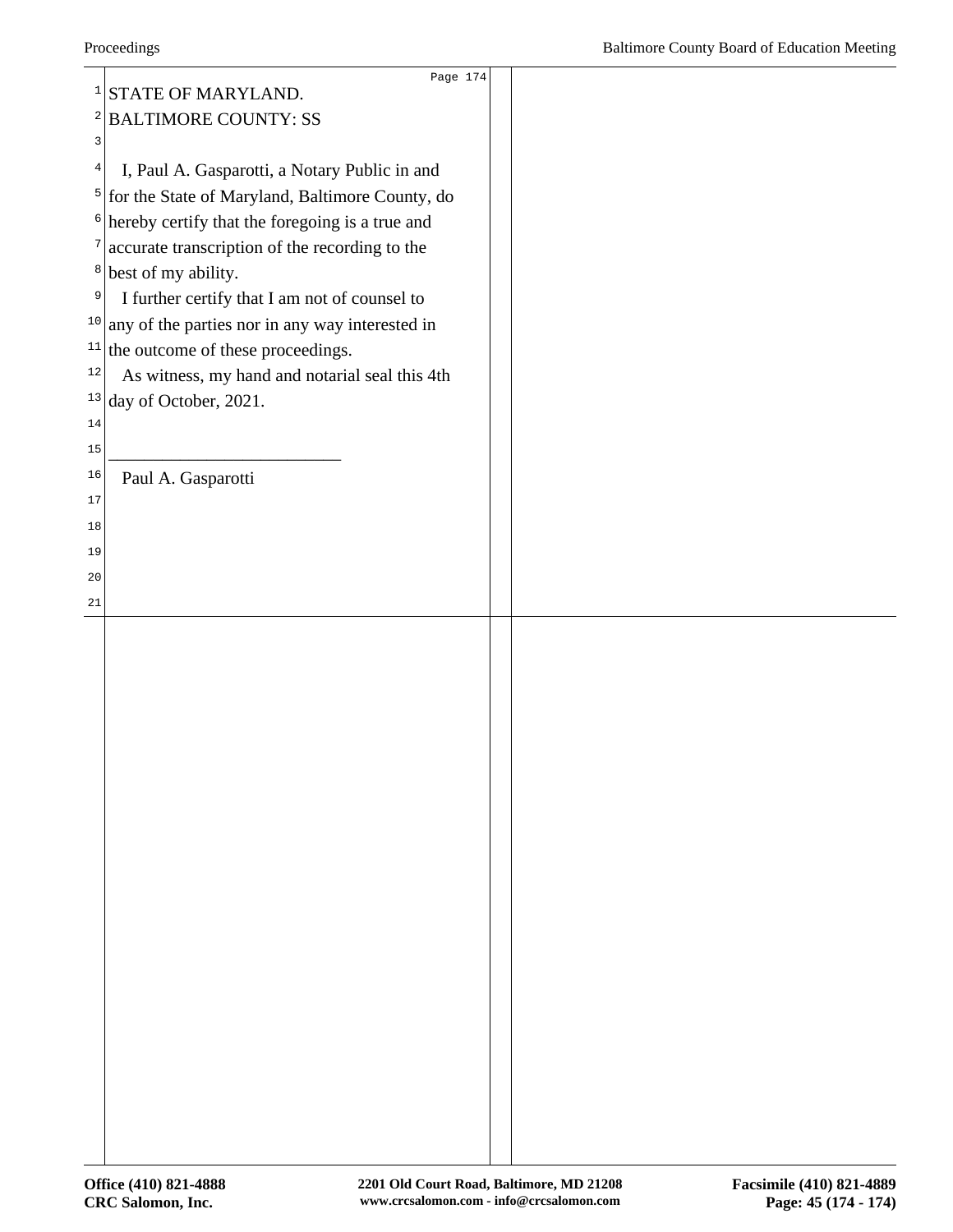STATE OF MARYLAND.
BALTIMORE COUNTY: SS

I, Paul A. Gasparotti, a Notary Public in and for the State of Maryland, Baltimore County, do hereby certify that the foregoing is a true and accurate transcription of the recording to the best of my ability.

I further certify that I am not of counsel to any of the parties nor in any way interested in the outcome of these proceedings.

As witness, my hand and notarial seal this 4th day of October, 2021.

__________________________

Paul A. Gasparotti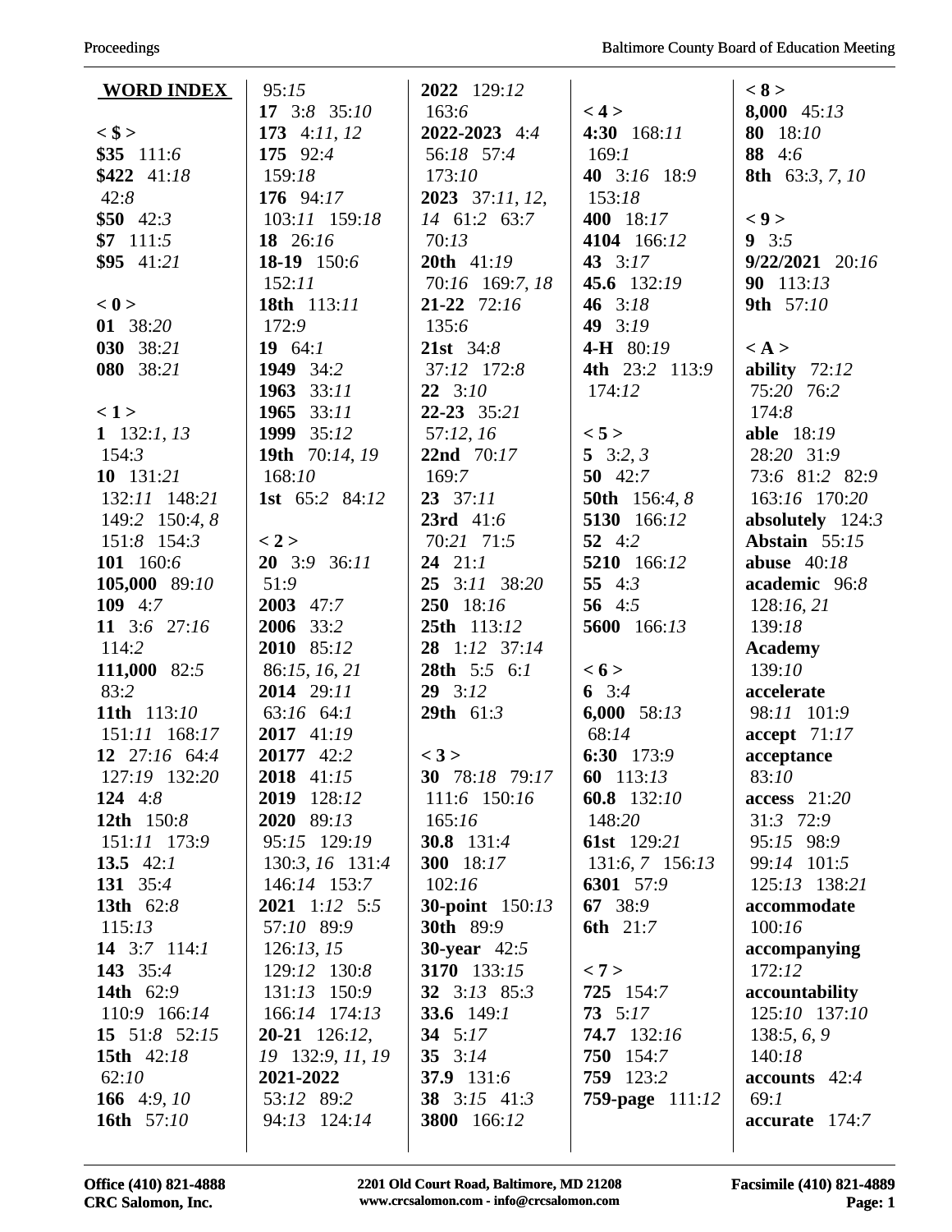**WORD INDEX**

**< $ >**
**$35** 111:*6*
**$422** 41:*18*
42:*8*
**$50** 42:*3*
**$7** 111:*5*
**$95** 41:*21*

**< 0 >**
**01** 38:*20*
**030** 38:*21*
**080** 38:*21*

**< 1 >**
**1** 132:*1, 13*
154:*3*
**10** 131:*21*
132:*11* 148:*21*
149:*2* 150:*4, 8*
151:*8* 154:*3*
**101** 160:*6*
**105,000** 89:*10*
**109** 4:*7*
**11** 3:*6* 27:*16*
114:*2*
**111,000** 82:*5*
83:*2*
**11th** 113:*10*
151:*11* 168:*17*
**12** 27:*16* 64:*4*
127:*19* 132:*20*
**124** 4:*8*
**12th** 150:*8*
151:*11* 173:*9*
**13.5** 42:*1*
**131** 35:*4*
**13th** 62:*8*
115:*13*
**14** 3:*7* 114:*1*
**143** 35:*4*
**14th** 62:*9*
110:*9* 166:*14*
**15** 51:*8* 52:*15*
**15th** 42:*18*
62:*10*
**166** 4:*9, 10*
**16th** 57:*10*
95:*15*
**17** 3:*8* 35:*10*
**173** 4:*11, 12*
**175** 92:*4*
159:*18*
**176** 94:*17*
103:*11* 159:*18*
**18** 26:*16*
**18-19** 150:*6*
152:*11*
**18th** 113:*11*
172:*9*
**19** 64:*1*
**1949** 34:*2*
**1963** 33:*11*
**1965** 33:*11*
**1999** 35:*12*
**19th** 70:*14, 19*
168:*10*
**1st** 65:*2* 84:*12*

**< 2 >**
**20** 3:*9* 36:*11*
51:*9*
**2003** 47:*7*
**2006** 33:*2*
**2010** 85:*12*
86:*15, 16, 21*
**2014** 29:*11*
63:*16* 64:*1*
**2017** 41:*19*
**20177** 42:*2*
**2018** 41:*15*
**2019** 128:*12*
**2020** 89:*13*
95:*15* 129:*19*
130:*3, 16* 131:*4*
146:*14* 153:*7*
**2021** 1:*12* 5:*5*
57:*10* 89:*9*
126:*13, 15*
129:*12* 130:*8*
131:*13* 150:*9*
166:*14* 174:*13*
**20-21** 126:*12,*
*19* 132:*9, 11, 19*
**2021-2022**
53:*12* 89:*2*
94:*13* 124:*14*
**2022** 129:*12*
163:*6*
**2022-2023** 4:*4*
56:*18* 57:*4*
173:*10*
**2023** 37:*11, 12,*
*14* 61:*2* 63:*7*
70:*13*
**20th** 41:*19*
70:*16* 169:*7, 18*
**21-22** 72:*16*
135:*6*
**21st** 34:*8*
37:*12* 172:*8*
**22** 3:*10*
**22-23** 35:*21*
57:*12, 16*
**22nd** 70:*17*
169:*7*
**23** 37:*11*
**23rd** 41:*6*
70:*21* 71:*5*
**24** 21:*1*
**25** 3:*11* 38:*20*
**250** 18:*16*
**25th** 113:*12*
**28** 1:*12* 37:*14*
**28th** 5:*5* 6:*1*
**29** 3:*12*
**29th** 61:*3*

**< 3 >**
**30** 78:*18* 79:*17*
111:*6* 150:*16*
165:*16*
**30.8** 131:*4*
**300** 18:*17*
102:*16*
**30-point** 150:*13*
**30th** 89:*9*
**30-year** 42:*5*
**3170** 133:*15*
**32** 3:*13* 85:*3*
**33.6** 149:*1*
**34** 5:*17*
**35** 3:*14*
**37.9** 131:*6*
**38** 3:*15* 41:*3*
**3800** 166:*12*

**< 4 >**
**4:30** 168:*11*
169:*1*
**40** 3:*16* 18:*9*
153:*18*
**400** 18:*17*
**4104** 166:*12*
**43** 3:*17*
**45.6** 132:*19*
**46** 3:*18*
**49** 3:*19*
**4-H** 80:*19*
**4th** 23:*2* 113:*9*
174:*12*

**< 5 >**
**5** 3:*2, 3*
**50** 42:*7*
**50th** 156:*4, 8*
**5130** 166:*12*
**52** 4:*2*
**5210** 166:*12*
**55** 4:*3*
**56** 4:*5*
**5600** 166:*13*

**< 6 >**
**6** 3:*4*
**6,000** 58:*13*
68:*14*
**6:30** 173:*9*
**60** 113:*13*
**60.8** 132:*10*
148:*20*
**61st** 129:*21*
131:*6, 7* 156:*13*
**6301** 57:*9*
**67** 38:*9*
**6th** 21:*7*

**< 7 >**
**725** 154:*7*
**73** 5:*17*
**74.7** 132:*16*
**750** 154:*7*
**759** 123:*2*
**759-page** 111:*12*

**< 8 >**
**8,000** 45:*13*
**80** 18:*10*
**88** 4:*6*
**8th** 63:*3, 7, 10*

**< 9 >**
**9** 3:*5*
**9/22/2021** 20:*16*
**90** 113:*13*
**9th** 57:*10*

**< A >**
**ability** 72:*12*
75:*20* 76:*2*
174:*8*
**able** 18:*19*
28:*20* 31:*9*
73:*6* 81:*2* 82:*9*
163:*16* 170:*20*
**absolutely** 124:*3*
**Abstain** 55:*15*
**abuse** 40:*18*
**academic** 96:*8*
128:*16, 21*
139:*18*
**Academy**
139:*10*
**accelerate**
98:*11* 101:*9*
**accept** 71:*17*
**acceptance**
83:*10*
**access** 21:*20*
31:*3* 72:*9*
95:*15* 98:*9*
99:*14* 101:*5*
125:*13* 138:*21*
**accommodate**
100:*16*
**accompanying**
172:*12*
**accountability**
125:*10* 137:*10*
138:*5, 6, 9*
140:*18*
**accounts** 42:*4*
69:*1*
**accurate** 174:*7*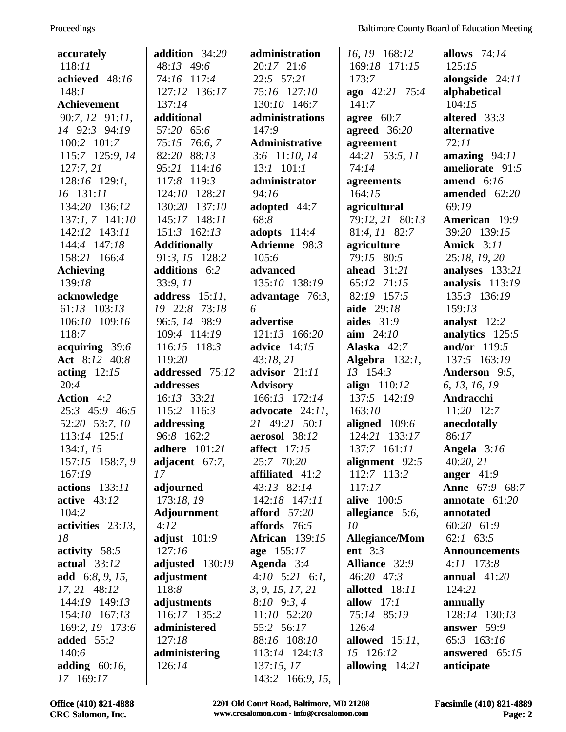**accurately** 118:*11*
**achieved** 48:*16* 148:*1*
**Achievement** 90:*7*, *12* 91:*11*, *14* 92:*3* 94:*19* 100:*2* 101:*7* 115:*7* 125:*9*, *14* 127:*7*, *21* 128:*16* 129:*1*, *16* 131:*11* 134:*20* 136:*12* 137:*1*, *7* 141:*10* 142:*12* 143:*11* 144:*4* 147:*18* 158:*21* 166:*4*
**Achieving** 139:*18*
**acknowledge** 61:*13* 103:*13* 106:*10* 109:*16* 118:*7*
**acquiring** 39:*6*
**Act** 8:*12* 40:*8*
**acting** 12:*15* 20:*4*
**Action** 4:*2* 25:*3* 45:*9* 46:*5* 52:*20* 53:*7*, *10* 113:*14* 125:*1* 134:*1*, *15* 157:*15* 158:*7*, *9* 167:*19*
**actions** 133:*11*
**active** 43:*12* 104:*2*
**activities** 23:*13*, *18*
**activity** 58:*5*
**actual** 33:*12*
**add** 6:*8*, *9*, *15*, *17*, *21* 48:*12* 144:*19* 149:*13* 154:*10* 167:*13* 169:*2*, *19* 173:*6*
**added** 55:*2* 140:*6*
**adding** 60:*16*, *17* 169:*17*
**addition** 34:*20* 48:*13* 49:*6* 74:*16* 117:*4* 127:*12* 136:*17* 137:*14*
**additional** 57:*20* 65:*6* 75:*15* 76:*6*, *7* 82:*20* 88:*13* 95:*21* 114:*16* 117:*8* 119:*3* 124:*10* 128:*21* 130:*20* 137:*10* 145:*17* 148:*11* 151:*3* 162:*13*
**Additionally** 91:*3*, *15* 128:*2*
**additions** 6:*2* 33:*9*, *11*
**address** 15:*11*, *19* 22:*8* 73:*18* 96:*5*, *14* 98:*9* 109:*4* 114:*19* 116:*15* 118:*3* 119:*20*
**addressed** 75:*12*
**addresses** 16:*13* 33:*21* 115:*2* 116:*3*
**addressing** 96:*8* 162:*2*
**adhere** 101:*21*
**adjacent** 67:*7*, *17*
**adjourned** 173:*18*, *19*
**Adjournment** 4:*12*
**adjust** 101:*9* 127:*16*
**adjusted** 130:*19*
**adjustment** 118:*8*
**adjustments** 116:*17* 135:*2*
**administered** 127:*18*
**administering** 126:*14*
**administration** 20:*17* 21:*6* 22:*5* 57:*21* 75:*16* 127:*10* 130:*10* 146:*7*
**administrations** 147:*9*
**Administrative** 3:*6* 11:*10*, *14* 13:*1* 101:*1*
**administrator** 94:*16*
**adopted** 44:*7* 68:*8*
**adopts** 114:*4*
**Adrienne** 98:*3* 105:*6*
**advanced** 135:*10* 138:*19*
**advantage** 76:*3*, *6*
**advertise** 121:*13* 166:*20*
**advice** 14:*15* 43:*18*, *21*
**advisor** 21:*11*
**Advisory** 166:*13* 172:*14*
**advocate** 24:*11*, *21* 49:*21* 50:*1*
**aerosol** 38:*12*
**affect** 17:*15* 25:*7* 70:*20*
**affiliated** 41:*2* 43:*13* 82:*14* 142:*18* 147:*11*
**afford** 57:*20*
**affords** 76:*5*
**African** 139:*15*
**age** 155:*17*
**Agenda** 3:*4* 4:*10* 5:*21* 6:*1*, *3*, *9*, *15*, *17*, *21* 8:*10* 9:*3*, *4* 11:*10* 52:*20* 55:*2* 56:*17* 88:*16* 108:*10* 113:*14* 124:*13* 137:*15*, *17* 143:*2* 166:*9*, *15*, *16*, *19* 168:*12* 169:*18* 171:*15* 173:*7*
**ago** 42:*21* 75:*4* 141:*7*
**agree** 60:*7*
**agreed** 36:*20*
**agreement** 44:*21* 53:*5*, *11* 74:*14*
**agreements** 164:*15*
**agricultural** 79:*12*, *21* 80:*13* 81:*4*, *11* 82:*7*
**agriculture** 79:*15* 80:*5*
**ahead** 31:*21* 65:*12* 71:*15* 82:*19* 157:*5*
**aide** 29:*18*
**aides** 31:*9*
**aim** 24:*10*
**Alaska** 42:*7*
**Algebra** 132:*1*, *13* 154:*3*
**align** 110:*12* 137:*5* 142:*19* 163:*10*
**aligned** 109:*6* 124:*21* 133:*17* 137:*7* 161:*11*
**alignment** 92:*5* 112:*7* 113:*2* 117:*17*
**alive** 100:*5*
**allegiance** 5:*6*, *10*
**Allegiance/Moment** 3:*3*
**Alliance** 32:*9* 46:*20* 47:*3*
**allotted** 18:*11*
**allow** 17:*1* 75:*14* 85:*19* 126:*4*
**allowed** 15:*11*, *15* 126:*12*
**allowing** 14:*21*
**allows** 74:*14* 125:*15*
**alongside** 24:*11*
**alphabetical** 104:*15*
**altered** 33:*3*
**alternative** 72:*11*
**amazing** 94:*11*
**ameliorate** 91:*5*
**amend** 6:*16*
**amended** 62:*20* 69:*19*
**American** 19:*9* 39:*20* 139:*15*
**Amick** 3:*11* 25:*18*, *19*, *20*
**analyses** 133:*21*
**analysis** 113:*19* 135:*3* 136:*19* 159:*13*
**analyst** 12:*2*
**analytics** 125:*5*
**and/or** 119:*5* 137:*5* 163:*19*
**Anderson** 9:*5*, *6*, *13*, *16*, *19*
**Andracchi** 11:*20* 12:*7*
**anecdotally** 86:*17*
**Angela** 3:*16* 40:*20*, *21*
**anger** 41:*9*
**Anne** 67:*9* 68:*7*
**annotate** 61:*20*
**annotated** 60:*20* 61:*9* 62:*1* 63:*5*
**Announcements** 4:*11* 173:*8*
**annual** 41:*20* 124:*21*
**annually** 128:*14* 130:*13*
**answer** 59:*9* 65:*3* 163:*16*
**answered** 65:*15*
**anticipate**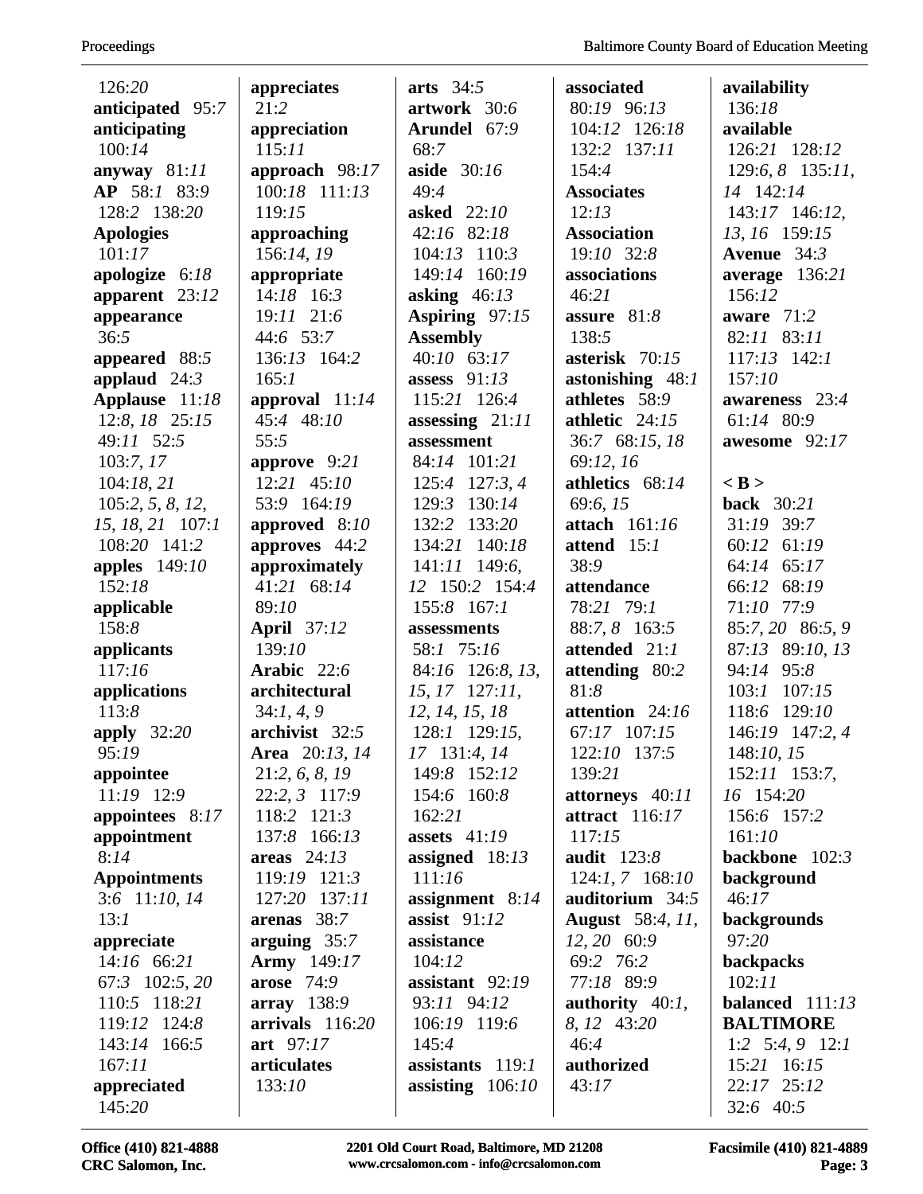126:*20*
**anticipated** 95:*7*
**anticipating** 100:*14*
**anyway** 81:*11*
**AP** 58:*1* 83:*9* 128:*2* 138:*20*
**Apologies** 101:*17*
**apologize** 6:*18*
**apparent** 23:*12*
**appearance** 36:*5*
**appeared** 88:*5*
**applaud** 24:*3*
**Applause** 11:*18* 12:*8*, *18* 25:*15* 49:*11* 52:*5* 103:*7*, *17* 104:*18*, *21* 105:*2*, *5*, *8*, *12*, *15*, *18*, *21* 107:*1* 108:*20* 141:*2*
**apples** 149:*10* 152:*18*
**applicable** 158:*8*
**applicants** 117:*16*
**applications** 113:*8*
**apply** 32:*20* 95:*19*
**appointee** 11:*19* 12:*9*
**appointees** 8:*17*
**appointment** 8:*14*
**Appointments** 3:*6* 11:*10*, *14* 13:*1*
**appreciate** 14:*16* 66:*21* 67:*3* 102:*5*, *20* 110:*5* 118:*21* 119:*12* 124:*8* 143:*14* 166:*5* 167:*11*
**appreciated** 145:*20*
**appreciates** 21:*2*
**appreciation** 115:*11*
**approach** 98:*17* 100:*18* 111:*13* 119:*15*
**approaching** 156:*14*, *19*
**appropriate** 14:*18* 16:*3* 19:*11* 21:*6* 44:*6* 53:*7* 136:*13* 164:*2* 165:*1*
**approval** 11:*14* 45:*4* 48:*10* 55:*5*
**approve** 9:*21* 12:*21* 45:*10* 53:*9* 164:*19*
**approved** 8:*10*
**approves** 44:*2*
**approximately** 41:*21* 68:*14* 89:*10*
**April** 37:*12* 139:*10*
**Arabic** 22:*6*
**architectural** 34:*1*, *4*, *9*
**archivist** 32:*5*
**Area** 20:*13*, *14* 21:*2*, *6*, *8*, *19* 22:*2*, *3* 117:*9* 118:*2* 121:*3* 137:*8* 166:*13*
**areas** 24:*13* 119:*19* 121:*3* 127:*20* 137:*11*
**arenas** 38:*7*
**arguing** 35:*7*
**Army** 149:*17*
**arose** 74:*9*
**array** 138:*9*
**arrivals** 116:*20*
**art** 97:*17*
**articulates** 133:*10*
**arts** 34:*5*
**artwork** 30:*6*
**Arundel** 67:*9* 68:*7*
**aside** 30:*16* 49:*4*
**asked** 22:*10* 42:*16* 82:*18* 104:*13* 110:*3* 149:*14* 160:*19*
**asking** 46:*13*
**Aspiring** 97:*15*
**Assembly** 40:*10* 63:*17*
**assess** 91:*13* 115:*21* 126:*4*
**assessing** 21:*11*
**assessment** 84:*14* 101:*21* 125:*4* 127:*3*, *4* 129:*3* 130:*14* 132:*2* 133:*20* 134:*21* 140:*18* 141:*11* 149:*6*, *12* 150:*2* 154:*4* 155:*8* 167:*1*
**assessments** 58:*1* 75:*16* 84:*16* 126:*8*, *13*, *15*, *17* 127:*11*, *12*, *14*, *15*, *18* 128:*1* 129:*15*, *17* 131:*4*, *14* 149:*8* 152:*12* 154:*6* 160:*8* 162:*21*
**assets** 41:*19*
**assigned** 18:*13* 111:*16*
**assignment** 8:*14*
**assist** 91:*12*
**assistance** 104:*12*
**assistant** 92:*19* 93:*11* 94:*12* 106:*19* 119:*6* 145:*4*
**assistants** 119:*1*
**assisting** 106:*10*
**associated** 80:*19* 96:*13* 104:*12* 126:*18* 132:*2* 137:*11* 154:*4*
**Associates** 12:*13*
**Association** 19:*10* 32:*8*
**associations** 46:*21*
**assure** 81:*8* 138:*5*
**asterisk** 70:*15*
**astonishing** 48:*1*
**athletes** 58:*9*
**athletic** 24:*15* 36:*7* 68:*15*, *18* 69:*12*, *16*
**athletics** 68:*14* 69:*6*, *15*
**attach** 161:*16*
**attend** 15:*1* 38:*9*
**attendance** 78:*21* 79:*1* 88:*7*, *8* 163:*5*
**attended** 21:*1*
**attending** 80:*2* 81:*8*
**attention** 24:*16* 67:*17* 107:*15* 122:*10* 137:*5* 139:*21*
**attorneys** 40:*11*
**attract** 116:*17* 117:*15*
**audit** 123:*8* 124:*1*, *7* 168:*10*
**auditorium** 34:*5*
**August** 58:*4*, *11*, *12*, *20* 60:*9* 69:*2* 76:*2* 77:*18* 89:*9*
**authority** 40:*1*, *8*, *12* 43:*20* 46:*4*
**authorized** 43:*17*
**availability** 136:*18*
**available** 126:*21* 128:*12* 129:*6*, *8* 135:*11*, *14* 142:*14* 143:*17* 146:*12*, *13*, *16* 159:*15*
**Avenue** 34:*3*
**average** 136:*21* 156:*12*
**aware** 71:*2* 82:*11* 83:*11* 117:*13* 142:*1* 157:*10*
**awareness** 23:*4* 61:*14* 80:*9*
**awesome** 92:*17*

**< B >**

**back** 30:*21* 31:*19* 39:*7* 60:*12* 61:*19* 64:*14* 65:*17* 66:*12* 68:*19* 71:*10* 77:*9* 85:*7*, *20* 86:*5*, *9* 87:*13* 89:*10*, *13* 94:*14* 95:*8* 103:*1* 107:*15* 118:*6* 129:*10* 146:*19* 147:*2*, *4* 148:*10*, *15* 152:*11* 153:*7*, *16* 154:*20* 156:*6* 157:*2* 161:*10*
**backbone** 102:*3*
**background** 46:*17*
**backgrounds** 97:*20*
**backpacks** 102:*11*
**balanced** 111:*13*
**BALTIMORE** 1:*2* 5:*4*, *9* 12:*1* 15:*21* 16:*15* 22:*17* 25:*12* 32:*6* 40:*5*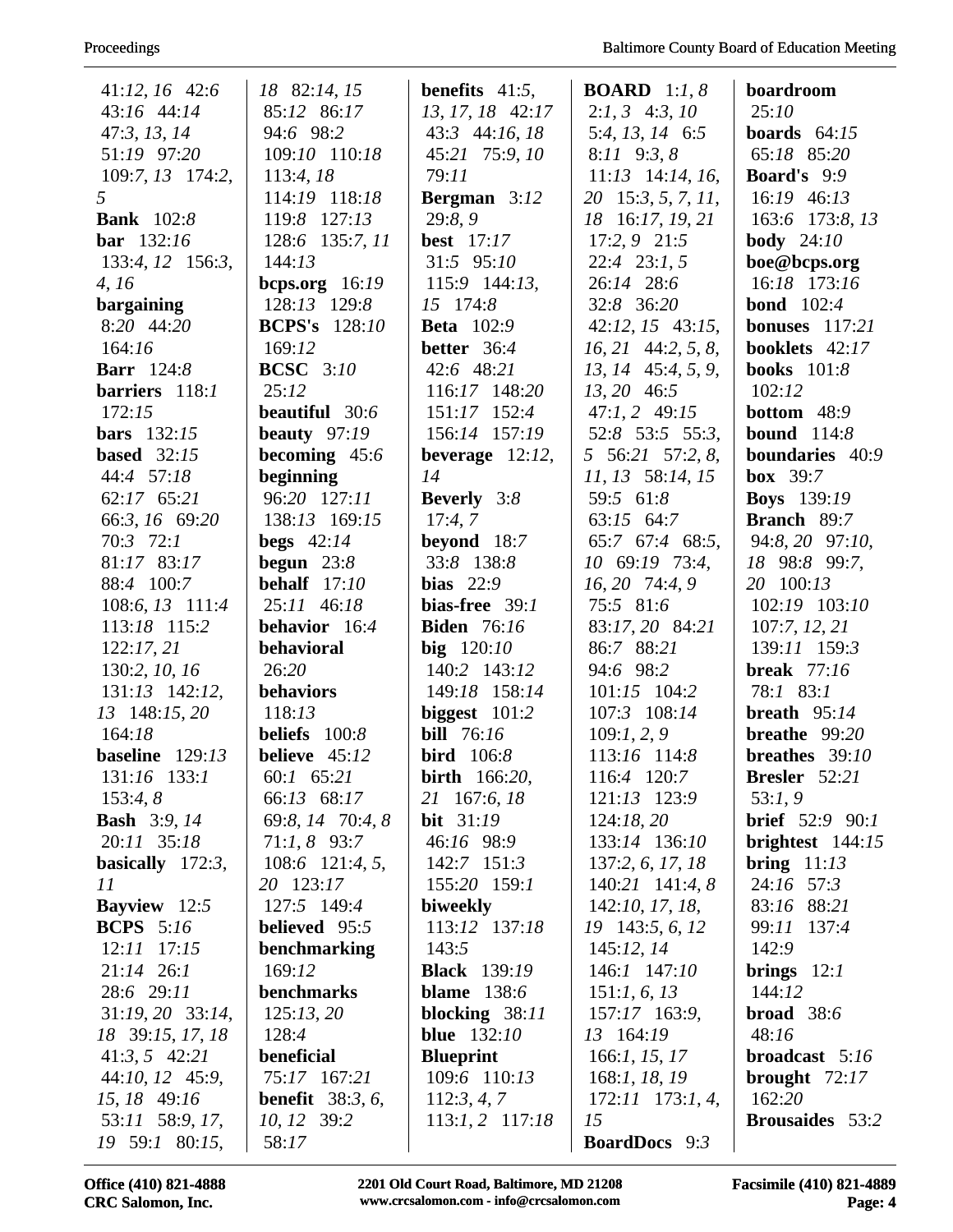41:*12, 16* 42:*6* 43:*16* 44:*14* 47:*3, 13, 14* 51:*19* 97:*20* 109:*7, 13* 174:*2, 5*
**Bank** 102:*8*
**bar** 132:*16* 133:*4, 12* 156:*3, 4, 16*
**bargaining** 8:*20* 44:*20* 164:*16*
**Barr** 124:*8*
**barriers** 118:*1* 172:*15*
**bars** 132:*15*
**based** 32:*15* 44:*4* 57:*18* 62:*17* 65:*21* 66:*3, 16* 69:*20* 70:*3* 72:*1* 81:*17* 83:*17* 88:*4* 100:*7* 108:*6, 13* 111:*4* 113:*18* 115:*2* 122:*17, 21* 130:*2, 10, 16* 131:*13* 142:*12, 13* 148:*15, 20* 164:*18*
**baseline** 129:*13* 131:*16* 133:*1* 153:*4, 8*
**Bash** 3:*9, 14* 20:*11* 35:*18*
**basically** 172:*3, 11*
**Bayview** 12:*5*
**BCPS** 5:*16* 12:*11* 17:*15* 21:*14* 26:*1* 28:*6* 29:*11* 31:*19, 20* 33:*14, 18* 39:*15, 17, 18* 41:*3, 5* 42:*21* 44:*10, 12* 45:*9, 15, 18* 49:*16* 53:*11* 58:*9, 17, 19* 59:*1* 80:*15, 18* 82:*14, 15* 85:*12* 86:*17* 94:*6* 98:*2* 109:*10* 110:*18* 113:*4, 18* 114:*19* 118:*18* 119:*8* 127:*13* 128:*6* 135:*7, 11* 144:*13*
**bcps.org** 16:*19* 128:*13* 129:*8*
**BCPS's** 128:*10* 169:*12*
**BCSC** 3:*10* 25:*12*
**beautiful** 30:*6*
**beauty** 97:*19*
**becoming** 45:*6*
**beginning** 96:*20* 127:*11* 138:*13* 169:*15*
**begs** 42:*14*
**begun** 23:*8*
**behalf** 17:*10* 25:*11* 46:*18*
**behavior** 16:*4*
**behavioral** 26:*20*
**behaviors** 118:*13*
**beliefs** 100:*8*
**believe** 45:*12* 60:*1* 65:*21* 66:*13* 68:*17* 69:*8, 14* 70:*4, 8* 71:*1, 8* 93:*7* 108:*6* 121:*4, 5, 20* 123:*17* 127:*5* 149:*4*
**believed** 95:*5*
**benchmarking** 169:*12*
**benchmarks** 125:*13, 20* 128:*4*
**beneficial** 75:*17* 167:*21*
**benefit** 38:*3, 6, 10, 12* 39:*2* 58:*17*
**benefits** 41:*5, 13, 17, 18* 42:*17* 43:*3* 44:*16, 18* 45:*21* 75:*9, 10* 79:*11*
**Bergman** 3:*12* 29:*8, 9*
**best** 17:*17* 31:*5* 95:*10* 115:*9* 144:*13, 15* 174:*8*
**Beta** 102:*9*
**better** 36:*4* 42:*6* 48:*21* 116:*17* 148:*20* 151:*17* 152:*4* 156:*14* 157:*19*
**beverage** 12:*12, 14*
**Beverly** 3:*8* 17:*4, 7*
**beyond** 18:*7* 33:*8* 138:*8*
**bias** 22:*9*
**bias-free** 39:*1*
**Biden** 76:*16*
**big** 120:*10* 140:*2* 143:*12* 149:*18* 158:*14*
**biggest** 101:*2*
**bill** 76:*16*
**bird** 106:*8*
**birth** 166:*20, 21* 167:*6, 18*
**bit** 31:*19* 46:*16* 98:*9* 142:*7* 151:*3* 155:*20* 159:*1*
**biweekly** 113:*12* 137:*18* 143:*5*
**Black** 139:*19*
**blame** 138:*6*
**blocking** 38:*11*
**blue** 132:*10*
**Blueprint** 109:*6* 110:*13* 112:*3, 4, 7* 113:*1, 2* 117:*18*
**BOARD** 1:*1, 8* 2:*1, 3* 4:*3, 10* 5:*4, 13, 14* 6:*5* 8:*11* 9:*3, 8* 11:*13* 14:*14, 16, 20* 15:*3, 5, 7, 11, 18* 16:*17, 19, 21* 17:*2, 9* 21:*5* 22:*4* 23:*1, 5* 26:*14* 28:*6* 32:*8* 36:*20* 42:*12, 15* 43:*15, 16, 21* 44:*2, 5, 8, 13, 14* 45:*4, 5, 9, 13, 20* 46:*5* 47:*1, 2* 49:*15* 52:*8* 53:*5* 55:*3, 5* 56:*21* 57:*2, 8, 11, 13* 58:*14, 15* 59:*5* 61:*8* 63:*15* 64:*7* 65:*7* 67:*4* 68:*5, 10* 69:*19* 73:*4, 16, 20* 74:*4, 9* 75:*5* 81:*6* 83:*17, 20* 84:*21* 86:*7* 88:*21* 94:*6* 98:*2* 101:*15* 104:*2* 107:*3* 108:*14* 109:*1, 2, 9* 113:*16* 114:*8* 116:*4* 120:*7* 121:*13* 123:*9* 124:*18, 20* 133:*14* 136:*10* 137:*2, 6, 17, 18* 140:*21* 141:*4, 8* 142:*10, 17, 18, 19* 143:*5, 6, 12* 145:*12, 14* 146:*1* 147:*10* 151:*1, 6, 13* 157:*17* 163:*9, 13* 164:*19* 166:*1, 15, 17* 168:*1, 18, 19* 172:*11* 173:*1, 4, 15*
**BoardDocs** 9:*3*
**boardroom** 25:*10*
**boards** 64:*15* 65:*18* 85:*20*
**Board's** 9:*9* 16:*19* 46:*13* 163:*6* 173:*8, 13*
**body** 24:*10*
**boe@bcps.org** 16:*18* 173:*16*
**bond** 102:*4*
**bonuses** 117:*21*
**booklets** 42:*17*
**books** 101:*8* 102:*12*
**bottom** 48:*9*
**bound** 114:*8*
**boundaries** 40:*9*
**box** 39:*7*
**Boys** 139:*19*
**Branch** 89:*7* 94:*8, 20* 97:*10, 18* 98:*8* 99:*7, 20* 100:*13* 102:*19* 103:*10* 107:*7, 12, 21* 139:*11* 159:*3*
**break** 77:*16* 78:*1* 83:*1*
**breath** 95:*14*
**breathe** 99:*20*
**breathes** 39:*10*
**Bresler** 52:*21* 53:*1, 9*
**brief** 52:*9* 90:*1*
**brightest** 144:*15*
**bring** 11:*13* 24:*16* 57:*3* 83:*16* 88:*21* 99:*11* 137:*4* 142:*9*
**brings** 12:*1* 144:*12*
**broad** 38:*6* 48:*16*
**broadcast** 5:*16*
**brought** 72:*17* 162:*20*
**Brousaides** 53:*2*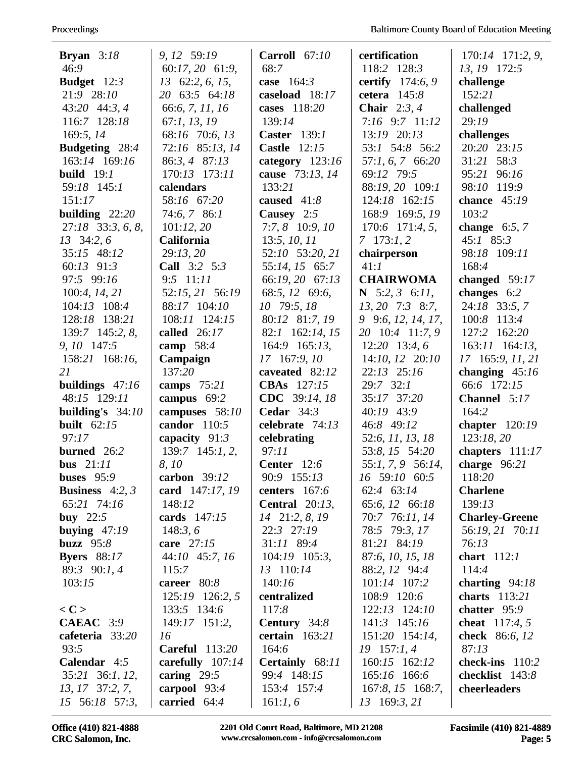**Bryan** 3:*18* 46:*9*
**Budget** 12:*3* 21:*9* 28:*10* 43:*20* 44:*3*, *4* 116:*7* 128:*18* 169:*5*, *14*
**Budgeting** 28:*4* 163:*14* 169:*16*
**build** 19:*1* 59:*18* 145:*1* 151:*17*
**building** 22:*20* 27:*18* 33:*3*, *6*, *8*, *13* 34:*2*, *6* 35:*15* 48:*12* 60:*13* 91:*3* 97:*5* 99:*16* 100:*4*, *14*, *21* 104:*13* 108:*4* 128:*18* 138:*21* 139:*7* 145:*2*, *8*, *9*, *10* 147:*5* 158:*21* 168:*16*, *21*
**buildings** 47:*16* 48:*15* 129:*11*
**building's** 34:*10*
**built** 62:*15* 97:*17*
**burned** 26:*2*
**bus** 21:*11*
**buses** 95:*9*
**Business** 4:*2*, *3* 65:*21* 74:*16*
**buy** 22:*5*
**buying** 47:*19*
**buzz** 95:*8*
**Byers** 88:*17* 89:*3* 90:*1*, *4* 103:*15*

**< C >**
**CAEAC** 3:*9*
**cafeteria** 33:*20* 93:*5*
**Calendar** 4:*5* 35:*21* 36:*1*, *12*, *13*, *17* 37:*2*, *7*, *15* 56:*18* 57:*3*, *9*, *12* 59:*19* 60:*17*, *20* 61:*9*, *13* 62:*2*, *6*, *15*, *20* 63:*5* 64:*18* 66:*6*, *7*, *11*, *16* 67:*1*, *13*, *19* 68:*16* 70:*6*, *13* 72:*16* 85:*13*, *14* 86:*3*, *4* 87:*13* 170:*13* 173:*11*
**calendars** 58:*16* 67:*20* 74:*6*, *7* 86:*1* 101:*12*, *20*
**California** 29:*13*, *20*
**Call** 3:*2* 5:*3* 9:*5* 11:*11* 52:*15*, *21* 56:*19* 88:*17* 104:*10* 108:*11* 124:*15*
**called** 26:*17*
**camp** 58:*4*
**Campaign** 137:*20*
**camps** 75:*21*
**campus** 69:*2*
**campuses** 58:*10*
**candor** 110:*5*
**capacity** 91:*3* 139:*7* 145:*1*, *2*, *8*, *10*
**carbon** 39:*12*
**card** 147:*17*, *19* 148:*12*
**cards** 147:*15* 148:*3*, *6*
**care** 27:*15* 44:*10* 45:*7*, *16* 115:*7*
**career** 80:*8* 125:*19* 126:*2*, *5* 133:*5* 134:*6* 149:*17* 151:*2*, *16*
**Careful** 113:*20*
**carefully** 107:*14*
**caring** 29:*5*
**carpool** 93:*4*
**carried** 64:*4*
**Carroll** 67:*10* 68:*7*
**case** 164:*3*
**caseload** 18:*17*
**cases** 118:*20* 139:*14*
**Caster** 139:*1*
**Castle** 12:*15*
**category** 123:*16*
**cause** 73:*13*, *14* 133:*21*
**caused** 41:*8*
**Causey** 2:*5* 7:*7*, *8* 10:*9*, *10* 13:*5*, *10*, *11* 52:*10* 53:*20*, *21* 55:*14*, *15* 65:*7* 66:*19*, *20* 67:*13* 68:*5*, *12* 69:*6*, *10* 79:*5*, *18* 80:*12* 81:*7*, *19* 82:*1* 162:*14*, *15* 164:*9* 165:*13*, *17* 167:*9*, *10*
**caveated** 82:*12*
**CBAs** 127:*15*
**CDC** 39:*14*, *18*
**Cedar** 34:*3*
**celebrate** 74:*13*
**celebrating** 97:*11*
**Center** 12:*6* 90:*9* 155:*13*
**centers** 167:*6*
**Central** 20:*13*, *14* 21:*2*, *8*, *19* 22:*3* 27:*19* 31:*11* 89:*4* 104:*19* 105:*3*, *13* 110:*14* 140:*16*
**centralized** 117:*8*
**Century** 34:*8*
**certain** 163:*21* 164:*6*
**Certainly** 68:*11* 99:*4* 148:*15* 153:*4* 157:*4* 161:*1*, *6*
**certification** 118:*2* 128:*3*
**certify** 174:*6*, *9*
**cetera** 145:*8*
**Chair** 2:*3*, *4* 7:*16* 9:*7* 11:*12* 13:*19* 20:*13* 53:*1* 54:*8* 56:*2* 57:*1*, *6*, *7* 66:*20* 69:*12* 79:*5* 88:*19*, *20* 109:*1* 124:*18* 162:*15* 168:*9* 169:*5*, *19* 170:*6* 171:*4*, *5*, *7* 173:*1*, *2*
**chairperson** 41:*1*
**CHAIRWOMAN** 5:*2*, *3* 6:*11*, *13*, *20* 7:*3* 8:*7*, *9* 9:*6*, *12*, *14*, *17*, *20* 10:*4* 11:*7*, *9* 12:*20* 13:*4*, *6* 14:*10*, *12* 20:*10* 22:*13* 25:*16* 29:*7* 32:*1* 35:*17* 37:*20* 40:*19* 43:*9* 46:*8* 49:*12* 52:*6*, *11*, *13*, *18* 53:*8*, *15* 54:*20* 55:*1*, *7*, *9* 56:*14*, *16* 59:*10* 60:*5* 62:*4* 63:*14* 65:*6*, *12* 66:*18* 70:*7* 76:*11*, *14* 78:*5* 79:*3*, *17* 81:*21* 84:*19* 87:*6*, *10*, *15*, *18* 88:*2*, *12* 94:*4* 101:*14* 107:*2* 108:*9* 120:*6* 122:*13* 124:*10* 141:*3* 145:*16* 151:*20* 154:*14*, *19* 157:*1*, *4* 160:*15* 162:*12* 165:*16* 166:*6* 167:*8*, *15* 168:*7*, *13* 169:*3*, *21* 170:*14* 171:*2*, *9*, *13*, *19* 172:*5*
**challenge** 152:*21*
**challenged** 29:*19*
**challenges** 20:*20* 23:*15* 31:*21* 58:*3* 95:*21* 96:*16* 98:*10* 119:*9*
**chance** 45:*19* 103:*2*
**change** 6:*5*, *7* 45:*1* 85:*3* 98:*18* 109:*11* 168:*4*
**changed** 59:*17*
**changes** 6:*2* 24:*18* 33:*5*, *7* 100:*8* 113:*4* 127:*2* 162:*20* 163:*11* 164:*13*, *17* 165:*9*, *11*, *21*
**changing** 45:*16* 66:*6* 172:*15*
**Channel** 5:*17* 164:*2*
**chapter** 120:*19* 123:*18*, *20*
**chapters** 111:*17*
**charge** 96:*21* 118:*20*
**Charlene** 139:*13*
**Charley-Greene** 56:*19*, *21* 70:*11* 76:*13*
**chart** 112:*1* 114:*4*
**charting** 94:*18*
**charts** 113:*21*
**chatter** 95:*9*
**cheat** 117:*4*, *5*
**check** 86:*6*, *12* 87:*13*
**check-ins** 110:*2*
**checklist** 143:*8*
**cheerleaders**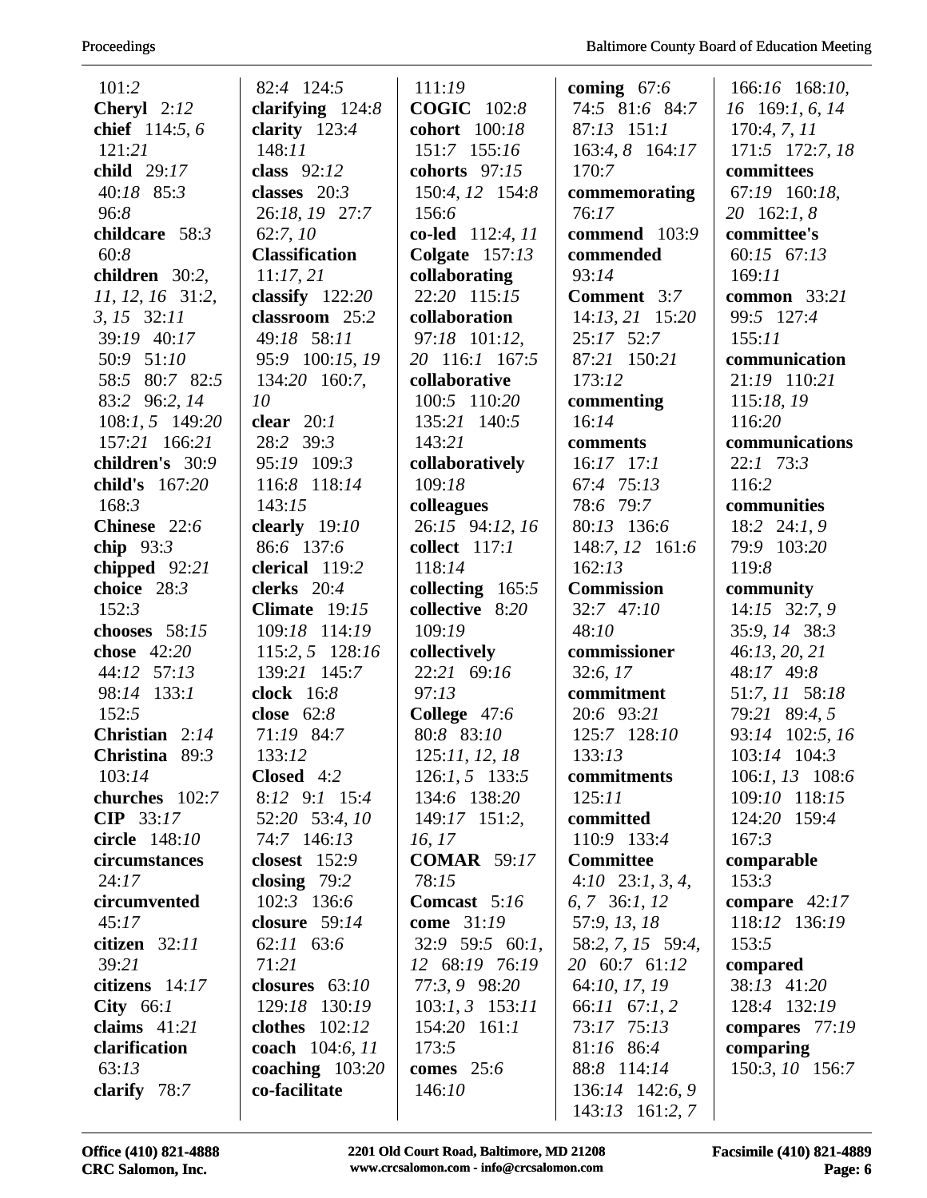101:*2*
**Cheryl** 2:*12*
**chief** 114:*5, 6* 121:*21*
**child** 29:*17* 40:*18* 85:*3* 96:*8*
**childcare** 58:*3* 60:*8*
**children** 30:*2, 11, 12, 16* 31:*2, 3, 15* 32:*11* 39:*19* 40:*17* 50:*9* 51:*10* 58:*5* 80:*7* 82:*5* 83:*2* 96:*2, 14* 108:*1, 5* 149:*20* 157:*21* 166:*21*
**children's** 30:*9*
**child's** 167:*20* 168:*3*
**Chinese** 22:*6*
**chip** 93:*3*
**chipped** 92:*21*
**choice** 28:*3* 152:*3*
**chooses** 58:*15*
**chose** 42:*20* 44:*12* 57:*13* 98:*14* 133:*1* 152:*5*
**Christian** 2:*14*
**Christina** 89:*3* 103:*14*
**churches** 102:*7*
**CIP** 33:*17*
**circle** 148:*10*
**circumstances** 24:*17*
**circumvented** 45:*17*
**citizen** 32:*11* 39:*21*
**citizens** 14:*17*
**City** 66:*1*
**claims** 41:*21*
**clarification** 63:*13*
**clarify** 78:*7*

82:*4* 124:*5*
**clarifying** 124:*8*
**clarity** 123:*4* 148:*11*
**class** 92:*12*
**classes** 20:*3* 26:*18, 19* 27:*7* 62:*7, 10*
**Classification** 11:*17, 21*
**classify** 122:*20*
**classroom** 25:*2* 49:*18* 58:*11* 95:*9* 100:*15, 19* 134:*20* 160:*7, 10*
**clear** 20:*1* 28:*2* 39:*3* 95:*19* 109:*3* 116:*8* 118:*14* 143:*15*
**clearly** 19:*10* 86:*6* 137:*6*
**clerical** 119:*2*
**clerks** 20:*4*
**Climate** 19:*15* 109:*18* 114:*19* 115:*2, 5* 128:*16* 139:*21* 145:*7*
**clock** 16:*8*
**close** 62:*8* 71:*19* 84:*7* 133:*12*
**Closed** 4:*2* 8:*12* 9:*1* 15:*4* 52:*20* 53:*4, 10* 74:*7* 146:*13*
**closest** 152:*9*
**closing** 79:*2* 102:*3* 136:*6*
**closure** 59:*14* 62:*11* 63:*6* 71:*21*
**closures** 63:*10* 129:*18* 130:*19*
**clothes** 102:*12*
**coach** 104:*6, 11*
**coaching** 103:*20*
**co-facilitate**

111:*19*
**COGIC** 102:*8*
**cohort** 100:*18* 151:*7* 155:*16*
**cohorts** 97:*15* 150:*4, 12* 154:*8* 156:*6*
**co-led** 112:*4, 11*
**Colgate** 157:*13*
**collaborating** 22:*20* 115:*15*
**collaboration** 97:*18* 101:*12, 20* 116:*1* 167:*5*
**collaborative** 100:*5* 110:*20* 135:*21* 140:*5* 143:*21*
**collaboratively** 109:*18*
**colleagues** 26:*15* 94:*12, 16*
**collect** 117:*1* 118:*14*
**collecting** 165:*5*
**collective** 8:*20* 109:*19*
**collectively** 22:*21* 69:*16* 97:*13*
**College** 47:*6* 80:*8* 83:*10* 125:*11, 12, 18* 126:*1, 5* 133:*5* 134:*6* 138:*20* 149:*17* 151:*2, 16, 17*
**COMAR** 59:*17* 78:*15*
**Comcast** 5:*16*
**come** 31:*19* 32:*9* 59:*5* 60:*1, 12* 68:*19* 76:*19* 77:*3, 9* 98:*20* 103:*1, 3* 153:*11* 154:*20* 161:*1* 173:*5*
**comes** 25:*6* 146:*10*

**coming** 67:*6* 74:*5* 81:*6* 84:*7* 87:*13* 151:*1* 163:*4, 8* 164:*17* 170:*7*
**commemorating** 76:*17*
**commend** 103:*9*
**commended** 93:*14*
**Comment** 3:*7* 14:*13, 21* 15:*20* 25:*17* 52:*7* 87:*21* 150:*21* 173:*12*
**commenting** 16:*14*
**comments** 16:*17* 17:*1* 67:*4* 75:*13* 78:*6* 79:*7* 80:*13* 136:*6* 148:*7, 12* 161:*6* 162:*13*
**Commission** 32:*7* 47:*10* 48:*10*
**commissioner** 32:*6, 17*
**commitment** 20:*6* 93:*21* 125:*7* 128:*10* 133:*13*
**commitments** 125:*11*
**committed** 110:*9* 133:*4*
**Committee** 4:*10* 23:*1, 3, 4, 6, 7* 36:*1, 12* 57:*9, 13, 18* 58:*2, 7, 15* 59:*4, 20* 60:*7* 61:*12* 64:*10, 17, 19* 66:*11* 67:*1, 2* 73:*17* 75:*13* 81:*16* 86:*4* 88:*8* 114:*14* 136:*14* 142:*6, 9* 143:*13* 161:*2, 7*

166:*16* 168:*10, 16* 169:*1, 6, 14* 170:*4, 7, 11* 171:*5* 172:*7, 18*
**committees** 67:*19* 160:*18, 20* 162:*1, 8*
**committee's** 60:*15* 67:*13* 169:*11*
**common** 33:*21* 99:*5* 127:*4* 155:*11*
**communication** 21:*19* 110:*21* 115:*18, 19* 116:*20*
**communications** 22:*1* 73:*3* 116:*2*
**communities** 18:*2* 24:*1, 9* 79:*9* 103:*20* 119:*8*
**community** 14:*15* 32:*7, 9* 35:*9, 14* 38:*3* 46:*13, 20, 21* 48:*17* 49:*8* 51:*7, 11* 58:*18* 79:*21* 89:*4, 5* 93:*14* 102:*5, 16* 103:*14* 104:*3* 106:*1, 13* 108:*6* 109:*10* 118:*15* 124:*20* 159:*4* 167:*3*
**comparable** 153:*3*
**compare** 42:*17* 118:*12* 136:*19* 153:*5*
**compared** 38:*13* 41:*20* 128:*4* 132:*19*
**compares** 77:*19*
**comparing** 150:*3, 10* 156:*7*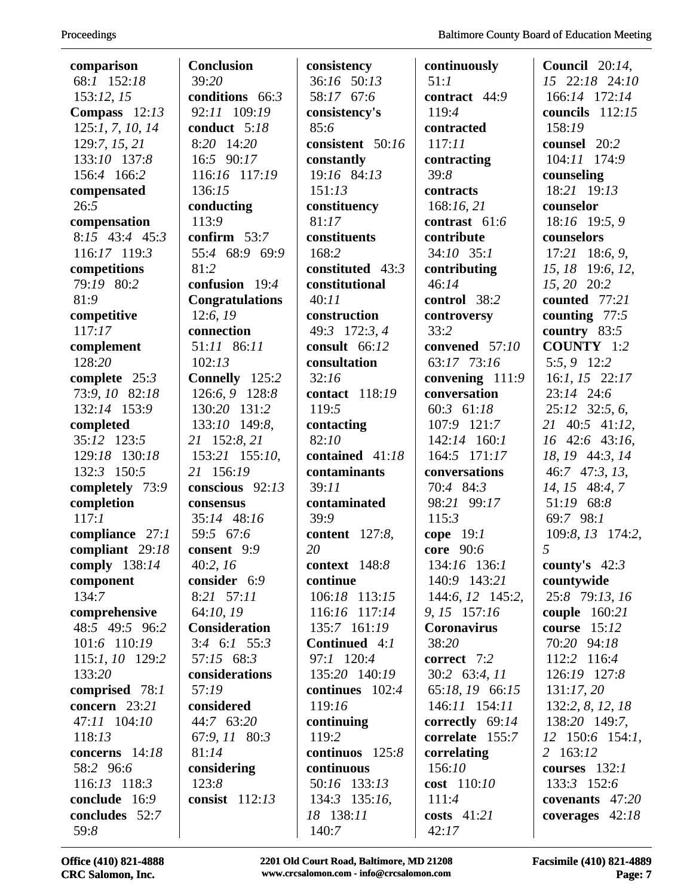**comparison** 68:1 152:18 153:12, 15
**Compass** 12:13 125:1, 7, 10, 14 129:7, 15, 21 133:10 137:8 156:4 166:2
**compensated** 26:5
**compensation** 8:15 43:4 45:3 116:17 119:3
**competitions** 79:19 80:2 81:9
**competitive** 117:17
**complement** 128:20
**complete** 25:3 73:9, 10 82:18 132:14 153:9
**completed** 35:12 123:5 129:18 130:18 132:3 150:5
**completely** 73:9
**completion** 117:1
**compliance** 27:1
**compliant** 29:18
**comply** 138:14
**component** 134:7
**comprehensive** 48:5 49:5 96:2 101:6 110:19 115:1, 10 129:2 133:20
**comprised** 78:1
**concern** 23:21 47:11 104:10 118:13
**concerns** 14:18 58:2 96:6 116:13 118:3
**conclude** 16:9
**concludes** 52:7 59:8

**Conclusion** 39:20
**conditions** 66:3 92:11 109:19
**conduct** 5:18 8:20 14:20 16:5 90:17 116:16 117:19 136:15
**conducting** 113:9
**confirm** 53:7 55:4 68:9 69:9 81:2
**confusion** 19:4
**Congratulations** 12:6, 19
**connection** 51:11 86:11 102:13
**Connelly** 125:2 126:6, 9 128:8 130:20 131:2 133:10 149:8, 21 152:8, 21 153:21 155:10, 21 156:19
**conscious** 92:13
**consensus** 35:14 48:16 59:5 67:6
**consent** 9:9 40:2, 16
**consider** 6:9 8:21 57:11 64:10, 19
**Consideration** 3:4 6:1 55:3 57:15 68:3
**considerations** 57:19
**considered** 44:7 63:20 67:9, 11 80:3 81:14
**considering** 123:8
**consist** 112:13

**consistency** 36:16 50:13 58:17 67:6
**consistency's** 85:6
**consistent** 50:16
**constantly** 19:16 84:13 151:13
**constituency** 81:17
**constituents** 168:2
**constituted** 43:3
**constitutional** 40:11
**construction** 49:3 172:3, 4
**consult** 66:12
**consultation** 32:16
**contact** 118:19 119:5
**contacting** 82:10
**contained** 41:18
**contaminants** 39:11
**contaminated** 39:9
**content** 127:8, 20
**context** 148:8
**continue** 106:18 113:15 116:16 117:14 135:7 161:19
**Continued** 4:1 97:1 120:4 135:20 140:19
**continues** 102:4 119:16
**continuing** 119:2
**continuos** 125:8
**continuous** 50:16 133:13 134:3 135:16, 18 138:11 140:7

**continuously** 51:1
**contract** 44:9 119:4
**contracted** 117:11
**contracting** 39:8
**contracts** 168:16, 21
**contrast** 61:6
**contribute** 34:10 35:1
**contributing** 46:14
**control** 38:2
**controversy** 33:2
**convened** 57:10 63:17 73:16
**convening** 111:9
**conversation** 60:3 61:18 107:9 121:7 142:14 160:1 164:5 171:17
**conversations** 70:4 84:3 98:21 99:17 115:3
**cope** 19:1
**core** 90:6 134:16 136:1 140:9 143:21 144:6, 12 145:2, 9, 15 157:16
**Coronavirus** 38:20
**correct** 7:2 30:2 63:4, 11 65:18, 19 66:15 146:11 154:11
**correctly** 69:14
**correlate** 155:7
**correlating** 156:10
**cost** 110:10 111:4
**costs** 41:21 42:17

**Council** 20:14, 15 22:18 24:10 166:14 172:14
**councils** 112:15 158:19
**counsel** 20:2 104:11 174:9
**counseling** 18:21 19:13
**counselor** 18:16 19:5, 9
**counselors** 17:21 18:6, 9, 15, 18 19:6, 12, 15, 20 20:2
**counted** 77:21
**counting** 77:5
**country** 83:5
**COUNTY** 1:2 5:5, 9 12:2 16:1, 15 22:17 23:14 24:6 25:12 32:5, 6, 21 40:5 41:12, 16 42:6 43:16, 18, 19 44:3, 14 46:7 47:3, 13, 14, 15 48:4, 7 51:19 68:8 69:7 98:1 109:8, 13 174:2, 5
**county's** 42:3
**countywide** 25:8 79:13, 16
**couple** 160:21
**course** 15:12 70:20 94:18 112:2 116:4 126:19 127:8 131:17, 20 132:2, 8, 12, 18 138:20 149:7, 12 150:6 154:1, 2 163:12
**courses** 132:1 133:3 152:6
**covenants** 47:20
**coverages** 42:18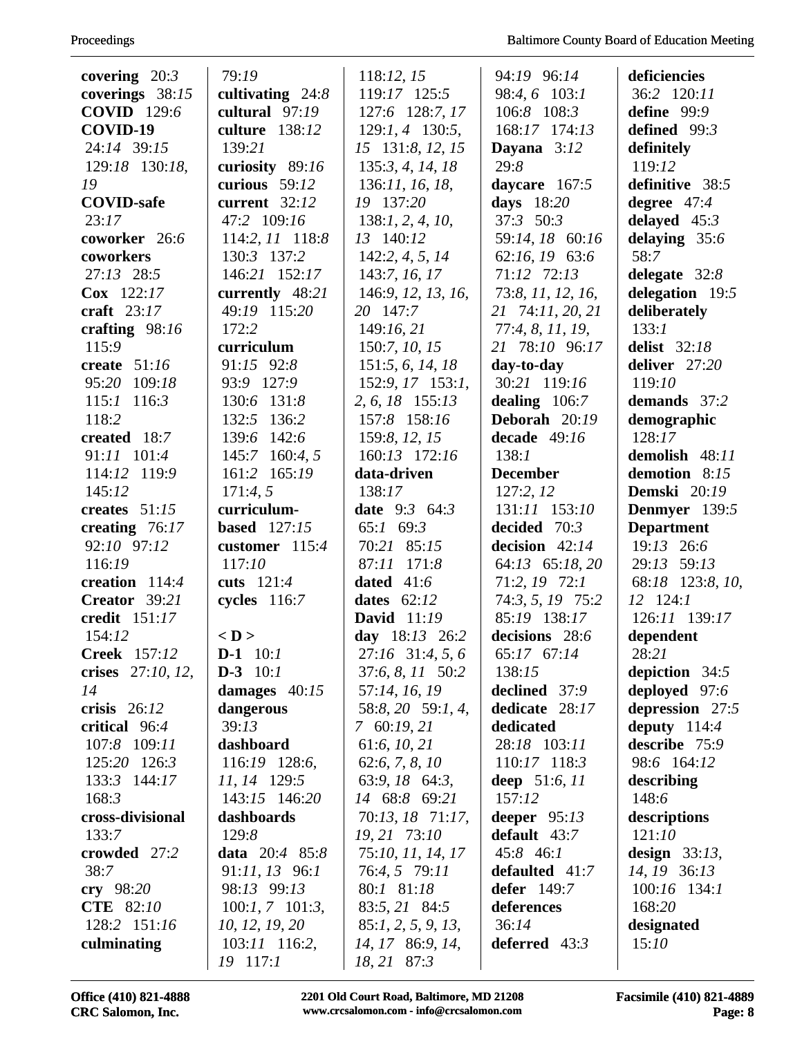**covering** 20:*3*
**coverings** 38:*15*
**COVID** 129:*6*
**COVID-19** 24:*14* 39:*15* 129:*18* 130:*18*, *19*
**COVID-safe** 23:*17*
**coworker** 26:*6*
**coworkers** 27:*13* 28:*5*
**Cox** 122:*17*
**craft** 23:*17*
**crafting** 98:*16* 115:*9*
**create** 51:*16* 95:*20* 109:*18* 115:*1* 116:*3* 118:*2*
**created** 18:*7* 91:*11* 101:*4* 114:*12* 119:*9* 145:*12*
**creates** 51:*15*
**creating** 76:*17* 92:*10* 97:*12* 116:*19*
**creation** 114:*4*
**Creator** 39:*21*
**credit** 151:*17* 154:*12*
**Creek** 157:*12*
**crises** 27:*10*, *12*, *14*
**crisis** 26:*12*
**critical** 96:*4* 107:*8* 109:*11* 125:*20* 126:*3* 133:*3* 144:*17* 168:*3*
**cross-divisional** 133:*7*
**crowded** 27:*2* 38:*7*
**cry** 98:*20*
**CTE** 82:*10* 128:*2* 151:*16*
**culminating** 79:*19*
**cultivating** 24:*8*
**cultural** 97:*19*
**culture** 138:*12* 139:*21*
**curiosity** 89:*16*
**curious** 59:*12*
**current** 32:*12* 47:*2* 109:*16* 114:*2*, *11* 118:*8* 130:*3* 137:*2* 146:*21* 152:*17*
**currently** 48:*21* 49:*19* 115:*20* 172:*2*
**curriculum** 91:*15* 92:*8* 93:*9* 127:*9* 130:*6* 131:*8* 132:*5* 136:*2* 139:*6* 142:*6* 145:*7* 160:*4*, *5* 161:*2* 165:*19* 171:*4*, *5*
**curriculum-based** 127:*15*
**customer** 115:*4* 117:*10*
**cuts** 121:*4*
**cycles** 116:*7*

**< D >**
**D-1** 10:*1*
**D-3** 10:*1*
**damages** 40:*15*
**dangerous** 39:*13*
**dashboard** 116:*19* 128:*6*, *11*, *14* 129:*5* 143:*15* 146:*20*
**dashboards** 129:*8*
**data** 20:*4* 85:*8* 91:*11*, *13* 96:*1* 98:*13* 99:*13* 100:*1*, *7* 101:*3*, *10*, *12*, *19*, *20* 103:*11* 116:*2*, *19* 117:*1* 118:*12*, *15* 119:*17* 125:*5* 127:*6* 128:*7*, *17* 129:*1*, *4* 130:*5*, *15* 131:*8*, *12*, *15* 135:*3*, *4*, *14*, *18* 136:*11*, *16*, *18*, *19* 137:*20* 138:*1*, *2*, *4*, *10*, *13* 140:*12* 142:*2*, *4*, *5*, *14* 143:*7*, *16*, *17* 146:*9*, *12*, *13*, *16*, *20* 147:*7* 149:*16*, *21* 150:*7*, *10*, *15* 151:*5*, *6*, *14*, *18* 152:*9*, *17* 153:*1*, *2*, *6*, *18* 155:*13* 157:*8* 158:*16* 159:*8*, *12*, *15* 160:*13* 172:*16*
**data-driven** 138:*17*
**date** 9:*3* 64:*3* 65:*1* 69:*3* 70:*21* 85:*15* 87:*11* 171:*8*
**dated** 41:*6*
**dates** 62:*12*
**David** 11:*19*
**day** 18:*13* 26:*2* 27:*16* 31:*4*, *5*, *6* 37:*6*, *8*, *11* 50:*2* 57:*14*, *16*, *19* 58:*8*, *20* 59:*1*, *4*, *7* 60:*19*, *21* 61:*6*, *10*, *21* 62:*6*, *7*, *8*, *10* 63:*9*, *18* 64:*3*, *14* 68:*8* 69:*21* 70:*13*, *18* 71:*17*, *19*, *21* 73:*10* 75:*10*, *11*, *14*, *17* 76:*4*, *5* 79:*11* 80:*1* 81:*18* 83:*5*, *21* 84:*5* 85:*1*, *2*, *5*, *9*, *13*, *14*, *17* 86:*9*, *14*, *18*, *21* 87:*3* 94:*19* 96:*14* 98:*4*, *6* 103:*1* 106:*8* 108:*3* 168:*17* 174:*13*
**Dayana** 3:*12* 29:*8*
**daycare** 167:*5*
**days** 18:*20* 37:*3* 50:*3* 59:*14*, *18* 60:*16* 62:*16*, *19* 63:*6* 71:*12* 72:*13* 73:*8*, *11*, *12*, *16*, *21* 74:*11*, *20*, *21* 77:*4*, *8*, *11*, *19*, *21* 78:*10* 96:*17*
**day-to-day** 30:*21* 119:*16*
**dealing** 106:*7*
**Deborah** 20:*19*
**decade** 49:*16* 138:*1*
**December** 127:*2*, *12* 131:*11* 153:*10*
**decided** 70:*3*
**decision** 42:*14* 64:*13* 65:*18*, *20* 71:*2*, *19* 72:*1* 74:*3*, *5*, *19* 75:*2* 85:*19* 138:*17*
**decisions** 28:*6* 65:*17* 67:*14* 138:*15*
**declined** 37:*9*
**dedicate** 28:*17*
**dedicated** 28:*18* 103:*11* 110:*17* 118:*3*
**deep** 51:*6*, *11* 157:*12*
**deeper** 95:*13*
**default** 43:*7* 45:*8* 46:*1*
**defaulted** 41:*7*
**defer** 149:*7*
**deferences** 36:*14*
**deferred** 43:*3*
**deficiencies** 36:*2* 120:*11*
**define** 99:*9*
**defined** 99:*3*
**definitely** 119:*12*
**definitive** 38:*5*
**degree** 47:*4*
**delayed** 45:*3*
**delaying** 35:*6* 58:*7*
**delegate** 32:*8*
**delegation** 19:*5*
**deliberately** 133:*1*
**delist** 32:*18*
**deliver** 27:*20* 119:*10*
**demands** 37:*2*
**demographic** 128:*17*
**demolish** 48:*11*
**demotion** 8:*15*
**Demski** 20:*19*
**Denmyer** 139:*5*
**Department** 19:*13* 26:*6* 29:*13* 59:*13* 68:*18* 123:*8*, *10*, *12* 124:*1* 126:*11* 139:*17*
**dependent** 28:*21*
**depiction** 34:*5*
**deployed** 97:*6*
**depression** 27:*5*
**deputy** 114:*4*
**describe** 75:*9* 98:*6* 164:*12*
**describing** 148:*6*
**descriptions** 121:*10*
**design** 33:*13*, *14*, *19* 36:*13* 100:*16* 134:*1* 168:*20*
**designated** 15:*10*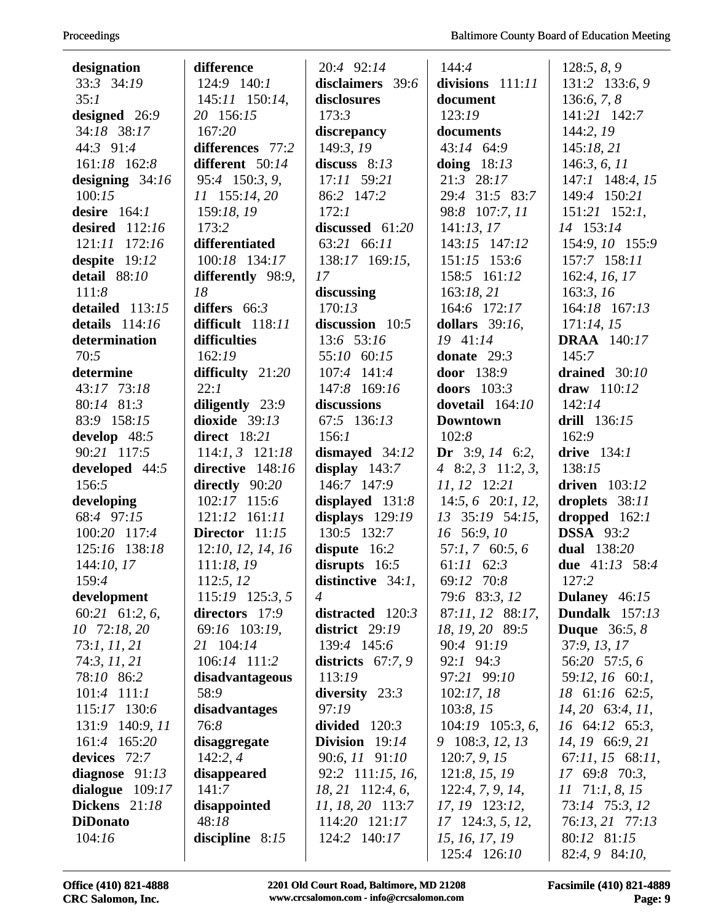**designation** 33:3 34:19 35:1
**designed** 26:9 34:18 38:17 44:3 91:4 161:18 162:8
**designing** 34:16 100:15
**desire** 164:1
**desired** 112:16 121:11 172:16
**despite** 19:12
**detail** 88:10 111:8
**detailed** 113:15
**details** 114:16
**determination** 70:5
**determine** 43:17 73:18 80:14 81:3 83:9 158:15
**develop** 48:5 90:21 117:5
**developed** 44:5 156:5
**developing** 68:4 97:15 100:20 117:4 125:16 138:18 144:10, 17 159:4
**development** 60:21 61:2, 6, 10 72:18, 20 73:1, 11, 21 74:3, 11, 21 78:10 86:2 101:4 111:1 115:17 130:6 131:9 140:9, 11 161:4 165:20
**devices** 72:7
**diagnose** 91:13
**dialogue** 109:17
**Dickens** 21:18
**DiDonato** 104:16
**difference** 124:9 140:1 145:11 150:14, 20 156:15 167:20
**differences** 77:2
**different** 50:14 95:4 150:3, 9, 11 155:14, 20 159:18, 19 173:2
**differentiated** 100:18 134:17
**differently** 98:9, 18
**differs** 66:3
**difficult** 118:11
**difficulties** 162:19
**difficulty** 21:20 22:1
**diligently** 23:9
**dioxide** 39:13
**direct** 18:21 114:1, 3 121:18
**directive** 148:16
**directly** 90:20 102:17 115:6 121:12 161:11
**Director** 11:15 12:10, 12, 14, 16 111:18, 19 112:5, 12 115:19 125:3, 5
**directors** 17:9 69:16 103:19, 21 104:14 106:14 111:2
**disadvantageous** 58:9
**disadvantages** 76:8
**disaggregate** 142:2, 4
**disappeared** 141:7
**disappointed** 48:18
**discipline** 8:15 20:4 92:14
**disclaimers** 39:6
**disclosures** 173:3
**discrepancy** 149:3, 19
**discuss** 8:13 17:11 59:21 86:2 147:2 172:1
**discussed** 61:20 63:21 66:11 138:17 169:15, 17
**discussing** 170:13
**discussion** 10:5 13:6 53:16 55:10 60:15 107:4 141:4 147:8 169:16
**discussions** 67:5 136:13 156:1
**dismayed** 34:12
**display** 143:7 146:7 147:9
**displayed** 131:8
**displays** 129:19 130:5 132:7
**dispute** 16:2
**disrupts** 16:5
**distinctive** 34:1, 4
**distracted** 120:3
**district** 29:19 139:4 145:6
**districts** 67:7, 9 113:19
**diversity** 23:3 97:19
**divided** 120:3
**Division** 19:14 90:6, 11 91:10 92:2 111:15, 16, 18, 21 112:4, 6, 11, 18, 20 113:7 114:20 121:17 124:2 140:17 144:4
**divisions** 111:11
**document** 123:19
**documents** 43:14 64:9
**doing** 18:13 21:3 28:17 29:4 31:5 83:7 98:8 107:7, 11 141:13, 17 143:15 147:12 151:15 153:6 158:5 161:12 163:18, 21 164:6 172:17
**dollars** 39:16, 19 41:14
**donate** 29:3
**door** 138:9
**doors** 103:3
**dovetail** 164:10
**Downtown** 102:8
**Dr** 3:9, 14 6:2, 4 8:2, 3 11:2, 3, 11, 12 12:21 14:5, 6 20:1, 12, 13 35:19 54:15, 16 56:9, 10 57:1, 7 60:5, 6 61:11 62:3 69:12 70:8 79:6 83:3, 12 87:11, 12 88:17, 18, 19, 20 89:5 90:4 91:19 92:1 94:3 97:21 99:10 102:17, 18 103:8, 15 104:19 105:3, 6, 9 108:3, 12, 13 120:7, 9, 15 121:8, 15, 19 122:4, 7, 9, 14, 17, 19 123:12, 17 124:3, 5, 12, 15, 16, 17, 19 125:4 126:10 128:5, 8, 9 131:2 133:6, 9 136:6, 7, 8 141:21 142:7 144:2, 19 145:18, 21 146:3, 6, 11 147:1 148:4, 15 149:4 150:21 151:21 152:1, 14 153:14 154:9, 10 155:9 157:7 158:11 162:4, 16, 17 163:3, 16 164:18 167:13 171:14, 15
**DRAA** 140:17 145:7
**drained** 30:10
**draw** 110:12 142:14
**drill** 136:15 162:9
**drive** 134:1 138:15
**driven** 103:12
**droplets** 38:11
**dropped** 162:1
**DSSA** 93:2
**dual** 138:20
**due** 41:13 58:4 127:2
**Dulaney** 46:15
**Dundalk** 157:13
**Duque** 36:5, 8 37:9, 13, 17 56:20 57:5, 6 59:12, 16 60:1, 18 61:16 62:5, 14, 20 63:4, 11, 16 64:12 65:3, 14, 19 66:9, 21 67:11, 15 68:11, 17 69:8 70:3, 11 71:1, 8, 15 73:14 75:3, 12 76:13, 21 77:13 80:12 81:15 82:4, 9 84:10,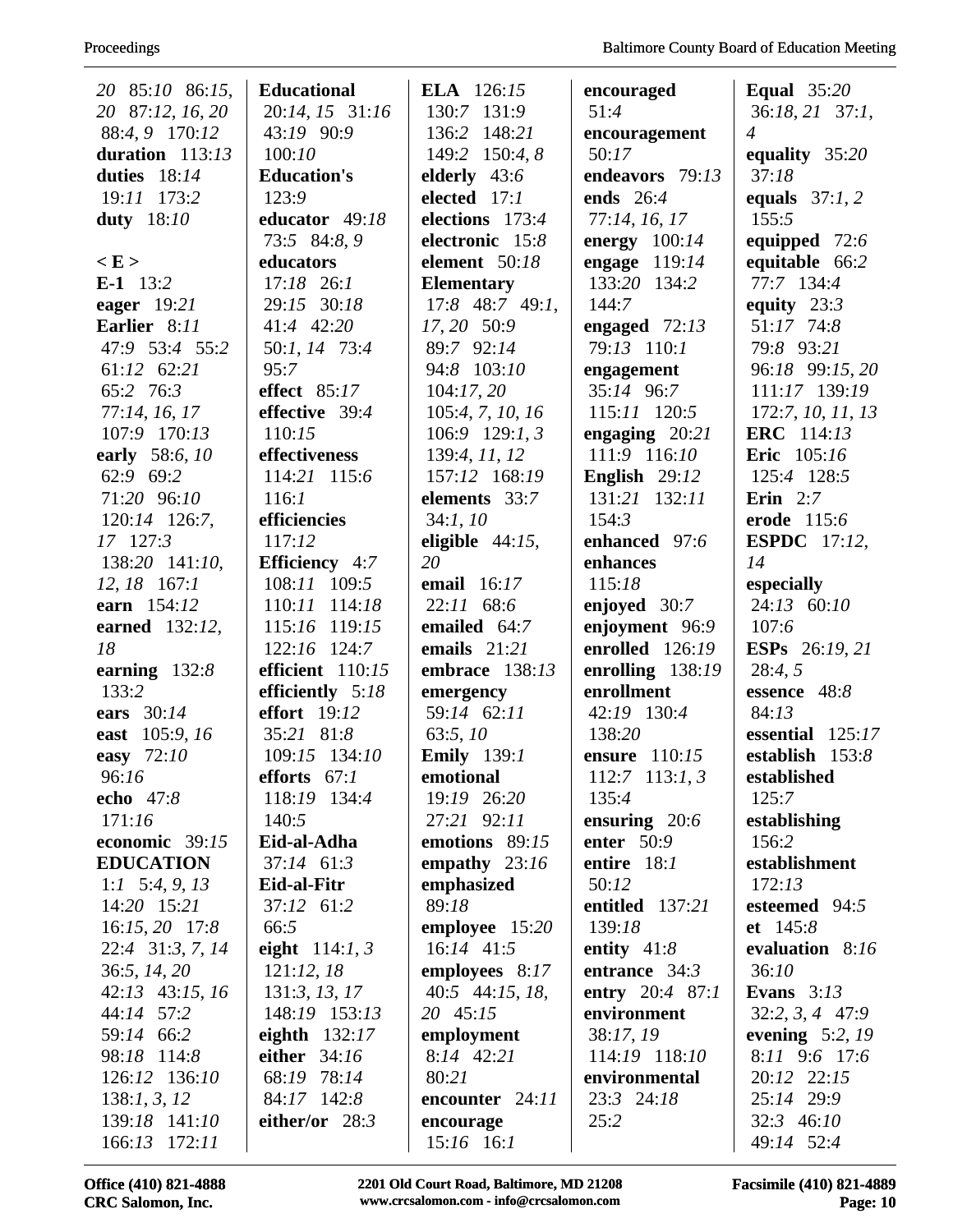20 85:10 86:15, 20 87:12, 16, 20 88:4, 9 170:12
**duration** 113:13
**duties** 18:14 19:11 173:2
**duty** 18:10

**< E >**
**E-1** 13:2
**eager** 19:21
**Earlier** 8:11 47:9 53:4 55:2 61:12 62:21 65:2 76:3 77:14, 16, 17 107:9 170:13
**early** 58:6, 10 62:9 69:2 71:20 96:10 120:14 126:7, 17 127:3 138:20 141:10, 12, 18 167:1
**earn** 154:12
**earned** 132:12, 18
**earning** 132:8 133:2
**ears** 30:14
**east** 105:9, 16
**easy** 72:10 96:16
**echo** 47:8 171:16
**economic** 39:15
**EDUCATION** 1:1 5:4, 9, 13 14:20 15:21 16:15, 20 17:8 22:4 31:3, 7, 14 36:5, 14, 20 42:13 43:15, 16 44:14 57:2 59:14 66:2 98:18 114:8 126:12 136:10 138:1, 3, 12 139:18 141:10 166:13 172:11
**Educational** 20:14, 15 31:16 43:19 90:9 100:10
**Education's** 123:9
**educator** 49:18 73:5 84:8, 9
**educators** 17:18 26:1 29:15 30:18 41:4 42:20 50:1, 14 73:4 95:7
**effect** 85:17
**effective** 39:4 110:15
**effectiveness** 114:21 115:6 116:1
**efficiencies** 117:12
**Efficiency** 4:7 108:11 109:5 110:11 114:18 115:16 119:15 122:16 124:7
**efficient** 110:15
**efficiently** 5:18
**effort** 19:12 35:21 81:8 109:15 134:10
**efforts** 67:1 118:19 134:4 140:5
**Eid-al-Adha** 37:14 61:3
**Eid-al-Fitr** 37:12 61:2 66:5
**eight** 114:1, 3 121:12, 18 131:3, 13, 17 148:19 153:13
**eighth** 132:17
**either** 34:16 68:19 78:14 84:17 142:8
**either/or** 28:3
**ELA** 126:15 130:7 131:9 136:2 148:21 149:2 150:4, 8
**elderly** 43:6
**elected** 17:1
**elections** 173:4
**electronic** 15:8
**element** 50:18
**Elementary** 17:8 48:7 49:1, 17, 20 50:9 89:7 92:14 94:8 103:10 104:17, 20 105:4, 7, 10, 16 106:9 129:1, 3 139:4, 11, 12 157:12 168:19
**elements** 33:7 34:1, 10
**eligible** 44:15, 20
**email** 16:17 22:11 68:6
**emailed** 64:7
**emails** 21:21
**embrace** 138:13
**emergency** 59:14 62:11 63:5, 10
**Emily** 139:1
**emotional** 19:19 26:20 27:21 92:11
**emotions** 89:15
**empathy** 23:16
**emphasized** 89:18
**employee** 15:20 16:14 41:5
**employees** 8:17 40:5 44:15, 18, 20 45:15
**employment** 8:14 42:21 80:21
**encounter** 24:11
**encourage** 15:16 16:1
**encouraged** 51:4
**encouragement** 50:17
**endeavors** 79:13
**ends** 26:4 77:14, 16, 17
**energy** 100:14
**engage** 119:14 133:20 134:2 144:7
**engaged** 72:13 79:13 110:1
**engagement** 35:14 96:7 115:11 120:5
**engaging** 20:21 111:9 116:10
**English** 29:12 131:21 132:11 154:3
**enhanced** 97:6
**enhances** 115:18
**enjoyed** 30:7
**enjoyment** 96:9
**enrolled** 126:19
**enrolling** 138:19
**enrollment** 42:19 130:4 138:20
**ensure** 110:15 112:7 113:1, 3 135:4
**ensuring** 20:6
**enter** 50:9
**entire** 18:1 50:12
**entitled** 137:21 139:18
**entity** 41:8
**entrance** 34:3
**entry** 20:4 87:1
**environment** 38:17, 19 114:19 118:10
**environmental** 23:3 24:18 25:2
**Equal** 35:20 36:18, 21 37:1, 4
**equality** 35:20 37:18
**equals** 37:1, 2 155:5
**equipped** 72:6
**equitable** 66:2 77:7 134:4
**equity** 23:3 51:17 74:8 79:8 93:21 96:18 99:15, 20 111:17 139:19 172:7, 10, 11, 13
**ERC** 114:13
**Eric** 105:16 125:4 128:5
**Erin** 2:7
**erode** 115:6
**ESPDC** 17:12, 14
**especially** 24:13 60:10 107:6
**ESPs** 26:19, 21 28:4, 5
**essence** 48:8 84:13
**essential** 125:17
**establish** 153:8
**established** 125:7
**establishing** 156:2
**establishment** 172:13
**esteemed** 94:5
**et** 145:8
**evaluation** 8:16 36:10
**Evans** 3:13 32:2, 3, 4 47:9
**evening** 5:2, 19 8:11 9:6 17:6 20:12 22:15 25:14 29:9 32:3 46:10 49:14 52:4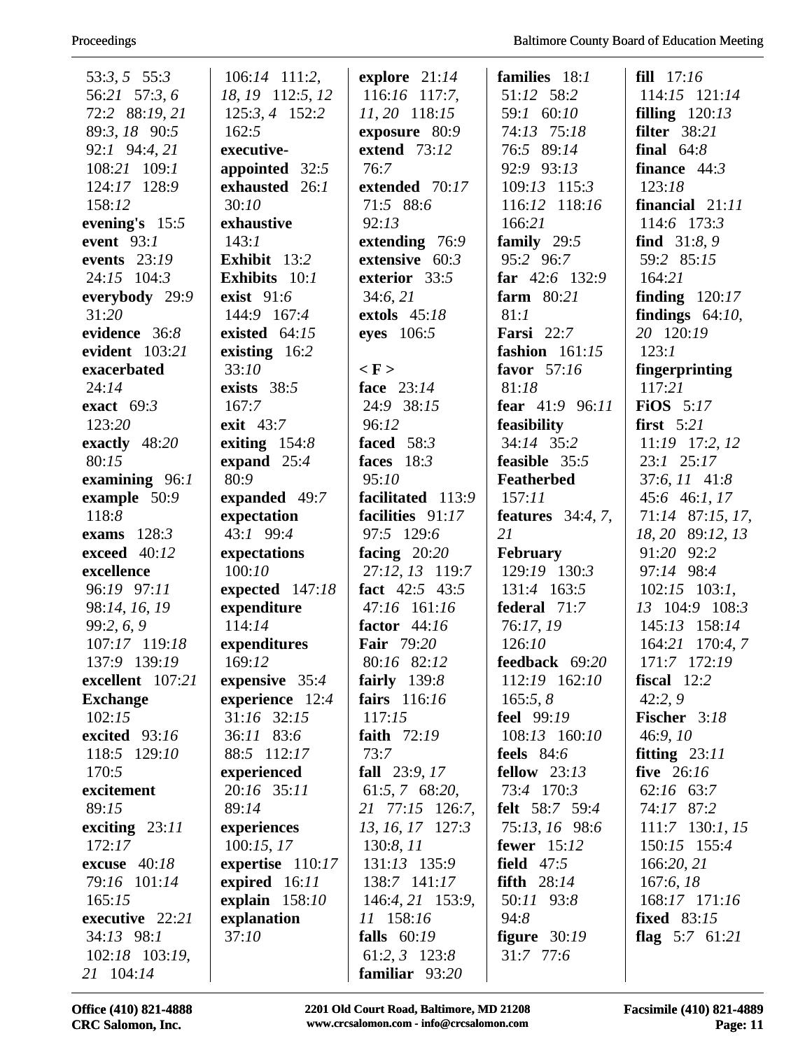53:3, 5 55:3
56:21 57:3, 6
72:2 88:19, 21
89:3, 18 90:5
92:1 94:4, 21
108:21 109:1
124:17 128:9
158:12
**evening's** 15:5
**event** 93:1
**events** 23:19
24:15 104:3
**everybody** 29:9
31:20
**evidence** 36:8
**evident** 103:21
**exacerbated**
24:14
**exact** 69:3
123:20
**exactly** 48:20
80:15
**examining** 96:1
**example** 50:9
118:8
**exams** 128:3
**exceed** 40:12
**excellence**
96:19 97:11
98:14, 16, 19
99:2, 6, 9
107:17 119:18
137:9 139:19
**excellent** 107:21
**Exchange**
102:15
**excited** 93:16
118:5 129:10
170:5
**excitement**
89:15
**exciting** 23:11
172:17
**excuse** 40:18
79:16 101:14
165:15
**executive** 22:21
34:13 98:1
102:18 103:19,
21 104:14
106:14 111:2,
18, 19 112:5, 12
125:3, 4 152:2
162:5
**executive-appointed** 32:5
**exhausted** 26:1
30:10
**exhaustive**
143:1
**Exhibit** 13:2
**Exhibits** 10:1
**exist** 91:6
144:9 167:4
**existed** 64:15
**existing** 16:2
33:10
**exists** 38:5
167:7
**exit** 43:7
**exiting** 154:8
**expand** 25:4
80:9
**expanded** 49:7
**expectation**
43:1 99:4
**expectations**
100:10
**expected** 147:18
**expenditure**
114:14
**expenditures**
169:12
**expensive** 35:4
**experience** 12:4
31:16 32:15
36:11 83:6
88:5 112:17
**experienced**
20:16 35:11
89:14
**experiences**
100:15, 17
**expertise** 110:17
**expired** 16:11
**explain** 158:10
**explanation**
37:10
**explore** 21:14
116:16 117:7,
11, 20 118:15
**exposure** 80:9
**extend** 73:12
76:7
**extended** 70:17
71:5 88:6
92:13
**extending** 76:9
**extensive** 60:3
**exterior** 33:5
34:6, 21
**extols** 45:18
**eyes** 106:5

**< F >**
**face** 23:14
24:9 38:15
96:12
**faced** 58:3
**faces** 18:3
95:10
**facilitated** 113:9
**facilities** 91:17
97:5 129:6
**facing** 20:20
27:12, 13 119:7
**fact** 42:5 43:5
47:16 161:16
**factor** 44:16
**Fair** 79:20
80:16 82:12
**fairly** 139:8
**fairs** 116:16
117:15
**faith** 72:19
73:7
**fall** 23:9, 17
61:5, 7 68:20,
21 77:15 126:7,
13, 16, 17 127:3
130:8, 11
131:13 135:9
138:7 141:17
146:4, 21 153:9,
11 158:16
**falls** 60:19
61:2, 3 123:8
**familiar** 93:20
**families** 18:1
51:12 58:2
59:1 60:10
74:13 75:18
76:5 89:14
92:9 93:13
109:13 115:3
116:12 118:16
166:21
**family** 29:5
95:2 96:7
**far** 42:6 132:9
**farm** 80:21
81:1
**Farsi** 22:7
**fashion** 161:15
**favor** 57:16
81:18
**fear** 41:9 96:11
**feasibility**
34:14 35:2
**feasible** 35:5
**Featherbed**
157:11
**features** 34:4, 7,
21
**February**
129:19 130:3
131:4 163:5
**federal** 71:7
76:17, 19
126:10
**feedback** 69:20
112:19 162:10
165:5, 8
**feel** 99:19
108:13 160:10
**feels** 84:6
**fellow** 23:13
73:4 170:3
**felt** 58:7 59:4
75:13, 16 98:6
**fewer** 15:12
**field** 47:5
**fifth** 28:14
50:11 93:8
94:8
**figure** 30:19
31:7 77:6
**fill** 17:16
114:15 121:14
**filling** 120:13
**filter** 38:21
**final** 64:8
**finance** 44:3
123:18
**financial** 21:11
114:6 173:3
**find** 31:8, 9
59:2 85:15
164:21
**finding** 120:17
**findings** 64:10,
20 120:19
123:1
**fingerprinting**
117:21
**FiOS** 5:17
**first** 5:21
11:19 17:2, 12
23:1 25:17
37:6, 11 41:8
45:6 46:1, 17
71:14 87:15, 17,
18, 20 89:12, 13
91:20 92:2
97:14 98:4
102:15 103:1,
13 104:9 108:3
145:13 158:14
164:21 170:4, 7
171:7 172:19
**fiscal** 12:2
42:2, 9
**Fischer** 3:18
46:9, 10
**fitting** 23:11
**five** 26:16
62:16 63:7
74:17 87:2
111:7 130:1, 15
150:15 155:4
166:20, 21
167:6, 18
168:17 171:16
**fixed** 83:15
**flag** 5:7 61:21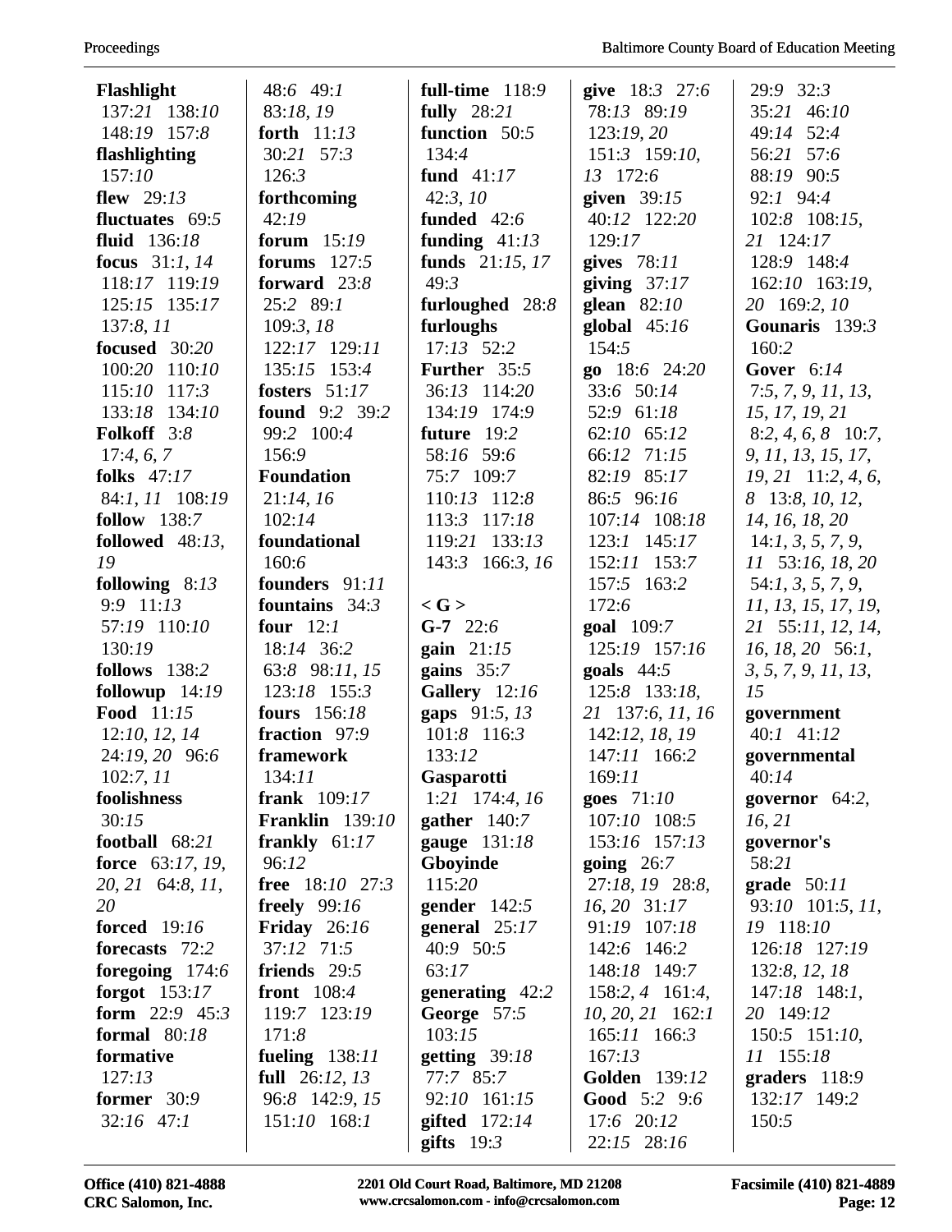**Flashlight** 137:*21* 138:*10* 148:*19* 157:*8*
**flashlighting** 157:*10*
**flew** 29:*13*
**fluctuates** 69:*5*
**fluid** 136:*18*
**focus** 31:*1*, *14* 118:*17* 119:*19* 125:*15* 135:*17* 137:*8*, *11*
**focused** 30:*20* 100:*20* 110:*10* 115:*10* 117:*3* 133:*18* 134:*10*
**Folkoff** 3:*8* 17:*4*, *6*, *7*
**folks** 47:*17* 84:*1*, *11* 108:*19*
**follow** 138:*7*
**followed** 48:*13*, *19*
**following** 8:*13* 9:*9* 11:*13* 57:*19* 110:*10* 130:*19*
**follows** 138:*2*
**followup** 14:*19*
**Food** 11:*15* 12:*10*, *12*, *14* 24:*19*, *20* 96:*6* 102:*7*, *11*
**foolishness** 30:*15*
**football** 68:*21*
**force** 63:*17*, *19*, *20*, *21* 64:*8*, *11*, *20*
**forced** 19:*16*
**forecasts** 72:*2*
**foregoing** 174:*6*
**forgot** 153:*17*
**form** 22:*9* 45:*3*
**formal** 80:*18*
**formative** 127:*13*
**former** 30:*9* 32:*16* 47:*1* 48:*6* 49:*1* 83:*18*, *19*
**forth** 11:*13* 30:*21* 57:*3* 126:*3*
**forthcoming** 42:*19*
**forum** 15:*19*
**forums** 127:*5*
**forward** 23:*8* 25:*2* 89:*1* 109:*3*, *18* 122:*17* 129:*11* 135:*15* 153:*4*
**fosters** 51:*17*
**found** 9:*2* 39:*2* 99:*2* 100:*4* 156:*9*
**Foundation** 21:*14*, *16* 102:*14*
**foundational** 160:*6*
**founders** 91:*11*
**fountains** 34:*3*
**four** 12:*1* 18:*14* 36:*2* 63:*8* 98:*11*, *15* 123:*18* 155:*3*
**fours** 156:*18*
**fraction** 97:*9*
**framework** 134:*11*
**frank** 109:*17*
**Franklin** 139:*10*
**frankly** 61:*17* 96:*12*
**free** 18:*10* 27:*3*
**freely** 99:*16*
**Friday** 26:*16* 37:*12* 71:*5*
**friends** 29:*5*
**front** 108:*4* 119:*7* 123:*19* 171:*8*
**fueling** 138:*11*
**full** 26:*12*, *13* 96:*8* 142:*9*, *15* 151:*10* 168:*1*
**full-time** 118:*9*
**fully** 28:*21*
**function** 50:*5* 134:*4*
**fund** 41:*17* 42:*3*, *10*
**funded** 42:*6*
**funding** 41:*13*
**funds** 21:*15*, *17* 49:*3*
**furloughed** 28:*8*
**furloughs** 17:*13* 52:*2*
**Further** 35:*5* 36:*13* 114:*20* 134:*19* 174:*9*
**future** 19:*2* 58:*16* 59:*6* 75:*7* 109:*7* 110:*13* 112:*8* 113:*3* 117:*18* 119:*21* 133:*13* 143:*3* 166:*3*, *16*

**< G >**
**G-7** 22:*6*
**gain** 21:*15*
**gains** 35:*7*
**Gallery** 12:*16*
**gaps** 91:*5*, *13* 101:*8* 116:*3* 133:*12*
**Gasparotti** 1:*21* 174:*4*, *16*
**gather** 140:*7*
**gauge** 131:*18*
**Gboyinde** 115:*20*
**gender** 142:*5*
**general** 25:*17* 40:*9* 50:*5* 63:*17*
**generating** 42:*2*
**George** 57:*5* 103:*15*
**getting** 39:*18* 77:*7* 85:*7* 92:*10* 161:*15*
**gifted** 172:*14*
**gifts** 19:*3*
**give** 18:*3* 27:*6* 78:*13* 89:*19* 123:*19*, *20* 151:*3* 159:*10*, *13* 172:*6*
**given** 39:*15* 40:*12* 122:*20* 129:*17*
**gives** 78:*11*
**giving** 37:*17*
**glean** 82:*10*
**global** 45:*16* 154:*5*
**go** 18:*6* 24:*20* 33:*6* 50:*14* 52:*9* 61:*18* 62:*10* 65:*12* 66:*12* 71:*15* 82:*19* 85:*17* 86:*5* 96:*16* 107:*14* 108:*18* 123:*1* 145:*17* 152:*11* 153:*7* 157:*5* 163:*2* 172:*6*
**goal** 109:*7* 125:*19* 157:*16*
**goals** 44:*5* 125:*8* 133:*18*, *21* 137:*6*, *11*, *16* 142:*12*, *18*, *19* 147:*11* 166:*2* 169:*11*
**goes** 71:*10* 107:*10* 108:*5* 153:*16* 157:*13*
**going** 26:*7* 27:*18*, *19* 28:*8*, *16*, *20* 31:*17* 91:*19* 107:*18* 142:*6* 146:*2* 148:*18* 149:*7* 158:*2*, *4* 161:*4*, *10*, *20*, *21* 162:*1* 165:*11* 166:*3* 167:*13*
**Golden** 139:*12*
**Good** 5:*2* 9:*6* 17:*6* 20:*12* 22:*15* 28:*16* 29:*9* 32:*3* 35:*21* 46:*10* 49:*14* 52:*4* 56:*21* 57:*6* 88:*19* 90:*5* 92:*1* 94:*4* 102:*8* 108:*15*, *21* 124:*17* 128:*9* 148:*4* 162:*10* 163:*19*, *20* 169:*2*, *10*
**Gounaris** 139:*3* 160:*2*
**Gover** 6:*14* 7:*5*, *7*, *9*, *11*, *13*, *15*, *17*, *19*, *21* 8:*2*, *4*, *6*, *8* 10:*7*, *9*, *11*, *13*, *15*, *17*, *19*, *21* 11:*2*, *4*, *6*, *8* 13:*8*, *10*, *12*, *14*, *16*, *18*, *20* 14:*1*, *3*, *5*, *7*, *9*, *11* 53:*16*, *18*, *20* 54:*1*, *3*, *5*, *7*, *9*, *11*, *13*, *15*, *17*, *19*, *21* 55:*11*, *12*, *14*, *16*, *18*, *20* 56:*1*, *3*, *5*, *7*, *9*, *11*, *13*, *15*
**government** 40:*1* 41:*12*
**governmental** 40:*14*
**governor** 64:*2*, *16*, *21*
**governor's** 58:*21*
**grade** 50:*11* 93:*10* 101:*5*, *11*, *19* 118:*10* 126:*18* 127:*19* 132:*8*, *12*, *18* 147:*18* 148:*1*, *20* 149:*12* 150:*5* 151:*10*, *11* 155:*18*
**graders** 118:*9* 132:*17* 149:*2* 150:*5*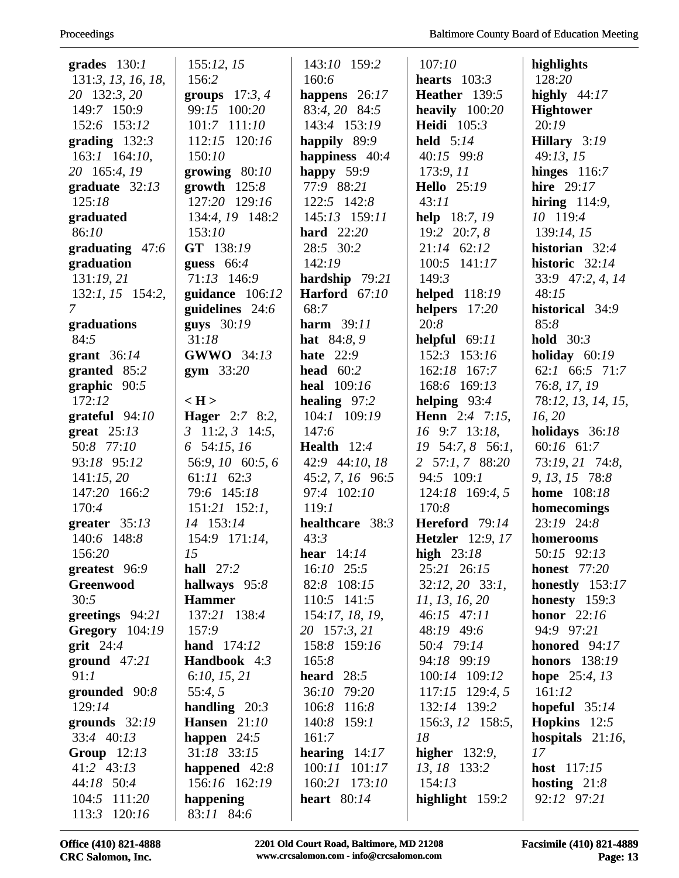**grades** 130:*1* 131:*3, 13, 16, 18, 20* 132:*3, 20* 149:*7* 150:*9* 152:*6* 153:*12*
**grading** 132:*3* 163:*1* 164:*10, 20* 165:*4, 19*
**graduate** 32:*13* 125:*18*
**graduated** 86:*10*
**graduating** 47:*6*
**graduation** 131:*19, 21* 132:*1, 15* 154:*2, 7*
**graduations** 84:*5*
**grant** 36:*14*
**granted** 85:*2*
**graphic** 90:*5* 172:*12*
**grateful** 94:*10*
**great** 25:*13* 50:*8* 77:*10* 93:*18* 95:*12* 141:*15, 20* 147:*20* 166:*2* 170:*4*
**greater** 35:*13* 140:*6* 148:*8* 156:*20*
**greatest** 96:*9*
**Greenwood** 30:*5*
**greetings** 94:*21*
**Gregory** 104:*19*
**grit** 24:*4*
**ground** 47:*21* 91:*1*
**grounded** 90:*8* 129:*14*
**grounds** 32:*19* 33:*4* 40:*13*
**Group** 12:*13* 41:*2* 43:*13* 44:*18* 50:*4* 104:*5* 111:*20* 113:*3* 120:*16* 155:*12, 15* 156:*2*
**groups** 17:*3, 4* 99:*15* 100:*20* 101:*7* 111:*10* 112:*15* 120:*16* 150:*10*
**growing** 80:*10*
**growth** 125:*8* 127:*20* 129:*16* 134:*4, 19* 148:*2* 153:*10*
**GT** 138:*19*
**guess** 66:*4* 71:*13* 146:*9*
**guidance** 106:*12*
**guidelines** 24:*6*
**guys** 30:*19* 31:*18*
**GWWO** 34:*13*
**gym** 33:*20*

**< H >**
**Hager** 2:*7* 8:*2, 3* 11:*2, 3* 14:*5, 6* 54:*15, 16* 56:*9, 10* 60:*5, 6* 61:*11* 62:*3* 79:*6* 145:*18* 151:*21* 152:*1, 14* 153:*14* 154:*9* 171:*14, 15*
**hall** 27:*2*
**hallways** 95:*8*
**Hammer** 137:*21* 138:*4* 157:*9*
**hand** 174:*12*
**Handbook** 4:*3* 6:*10, 15, 21* 55:*4, 5*
**handling** 20:*3*
**Hansen** 21:*10*
**happen** 24:*5* 31:*18* 33:*15*
**happened** 42:*8* 156:*16* 162:*19*
**happening** 83:*11* 84:*6* 143:*10* 159:*2* 160:*6*
**happens** 26:*17* 83:*4, 20* 84:*5* 143:*4* 153:*19*
**happily** 89:*9*
**happiness** 40:*4*
**happy** 59:*9* 77:*9* 88:*21* 122:*5* 142:*8* 145:*13* 159:*11*
**hard** 22:*20* 28:*5* 30:*2* 142:*19*
**hardship** 79:*21*
**Harford** 67:*10* 68:*7*
**harm** 39:*11*
**hat** 84:*8, 9*
**hate** 22:*9*
**head** 60:*2*
**heal** 109:*16*
**healing** 97:*2* 104:*1* 109:*19* 147:*6*
**Health** 12:*4* 42:*9* 44:*10, 18* 45:*2, 7, 16* 96:*5* 97:*4* 102:*10* 119:*1*
**healthcare** 38:*3* 43:*3*
**hear** 14:*14* 16:*10* 25:*5* 82:*8* 108:*15* 110:*5* 141:*5* 154:*17, 18, 19, 20* 157:*3, 21* 158:*8* 159:*16* 165:*8*
**heard** 28:*5* 36:*10* 79:*20* 106:*8* 116:*8* 140:*8* 159:*1* 161:*7*
**hearing** 14:*17* 100:*11* 101:*17* 160:*21* 173:*10*
**heart** 80:*14* 107:*10*
**hearts** 103:*3*
**Heather** 139:*5*
**heavily** 100:*20*
**Heidi** 105:*3*
**held** 5:*14* 40:*15* 99:*8* 173:*9, 11*
**Hello** 25:*19* 43:*11*
**help** 18:*7, 19* 19:*2* 20:*7, 8* 21:*14* 62:*12* 100:*5* 141:*17* 149:*3*
**helped** 118:*19*
**helpers** 17:*20* 20:*8*
**helpful** 69:*11* 152:*3* 153:*16* 162:*18* 167:*7* 168:*6* 169:*13*
**helping** 93:*4*
**Henn** 2:*4* 7:*15, 16* 9:*7* 13:*18, 19* 54:*7, 8* 56:*1, 2* 57:*1, 7* 88:*20* 94:*5* 109:*1* 124:*18* 169:*4, 5* 170:*8*
**Hereford** 79:*14*
**Hetzler** 12:*9, 17*
**high** 23:*18* 25:*21* 26:*15* 32:*12, 20* 33:*1, 11, 13, 16, 20* 46:*15* 47:*11* 48:*19* 49:*6* 50:*4* 79:*14* 94:*18* 99:*19* 100:*14* 109:*12* 117:*15* 129:*4, 5* 132:*14* 139:*2* 156:*3, 12* 158:*5, 18*
**higher** 132:*9, 13, 18* 133:*2* 154:*13*
**highlight** 159:*2*
**highlights** 128:*20*
**highly** 44:*17*
**Hightower** 20:*19*
**Hillary** 3:*19* 49:*13, 15*
**hinges** 116:*7*
**hire** 29:*17*
**hiring** 114:*9, 10* 119:*4* 139:*14, 15*
**historian** 32:*4*
**historic** 32:*14* 33:*9* 47:*2, 4, 14* 48:*15*
**historical** 34:*9* 85:*8*
**hold** 30:*3*
**holiday** 60:*19* 62:*1* 66:*5* 71:*7* 76:*8, 17, 19* 78:*12, 13, 14, 15, 16, 20*
**holidays** 36:*18* 60:*16* 61:*7* 73:*19, 21* 74:*8, 9, 13, 15* 78:*8*
**home** 108:*18*
**homecomings** 23:*19* 24:*8*
**homerooms** 50:*15* 92:*13*
**honest** 77:*20*
**honestly** 153:*17*
**honesty** 159:*3*
**honor** 22:*16* 94:*9* 97:*21*
**honored** 94:*17*
**honors** 138:*19*
**hope** 25:*4, 13* 161:*12*
**hopeful** 35:*14*
**Hopkins** 12:*5*
**hospitals** 21:*16, 17*
**host** 117:*15*
**hosting** 21:*8* 92:*12* 97:*21*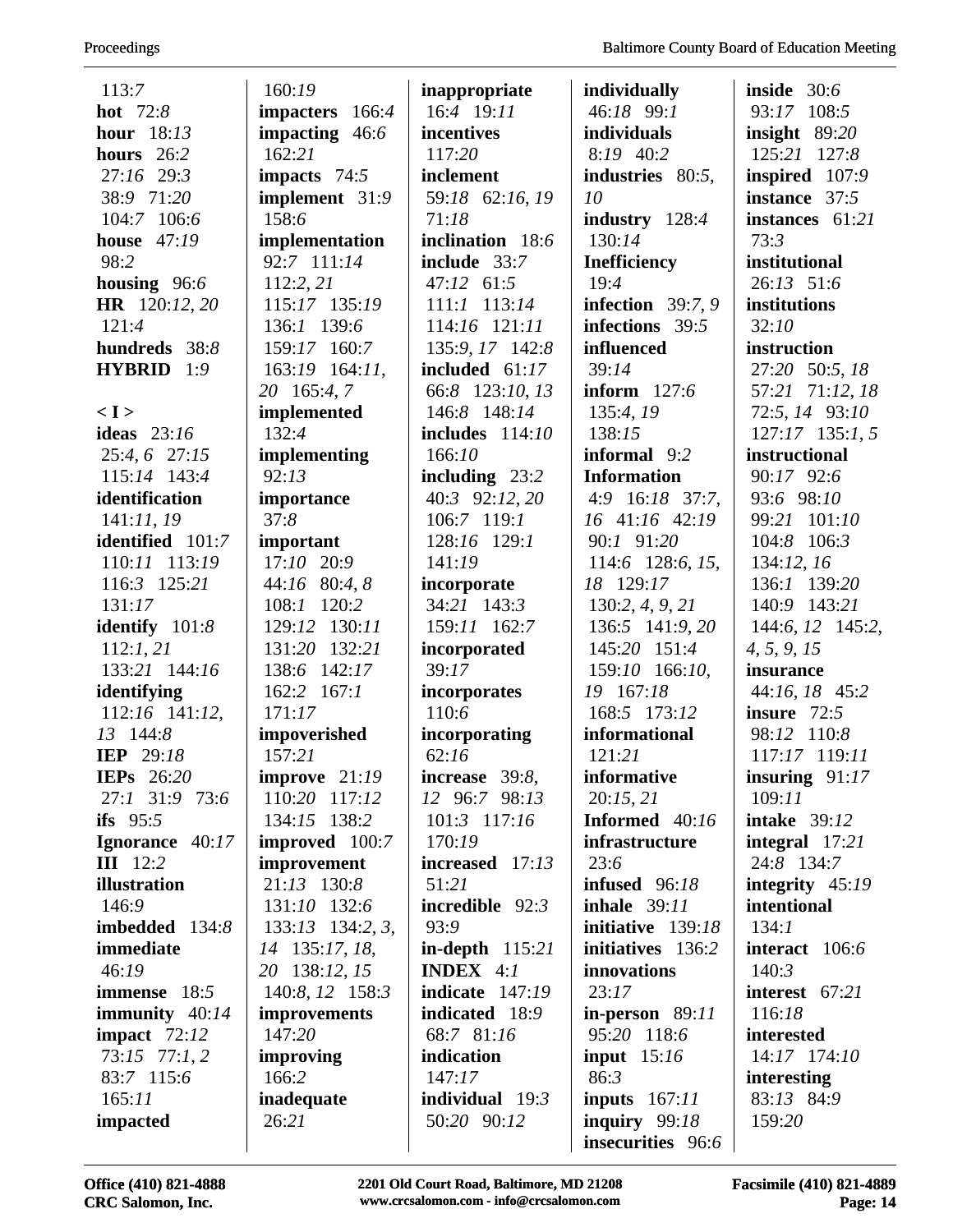113:*7*
**hot** 72:*8*
**hour** 18:*13*
**hours** 26:*2*
27:*16* 29:*3*
38:*9* 71:*20*
104:*7* 106:*6*
**house** 47:*19*
98:*2*
**housing** 96:*6*
**HR** 120:*12, 20*
121:*4*
**hundreds** 38:*8*
**HYBRID** 1:*9*

**< I >**
**ideas** 23:*16*
25:*4, 6* 27:*15*
115:*14* 143:*4*
**identification**
141:*11, 19*
**identified** 101:*7*
110:*11* 113:*19*
116:*3* 125:*21*
131:*17*
**identify** 101:*8*
112:*1, 21*
133:*21* 144:*16*
**identifying**
112:*16* 141:*12,*
*13* 144:*8*
**IEP** 29:*18*
**IEPs** 26:*20*
27:*1* 31:*9* 73:*6*
**ifs** 95:*5*
**Ignorance** 40:*17*
**III** 12:*2*
**illustration**
146:*9*
**imbedded** 134:*8*
**immediate**
46:*19*
**immense** 18:*5*
**immunity** 40:*14*
**impact** 72:*12*
73:*15* 77:*1, 2*
83:*7* 115:*6*
165:*11*
**impacted**
160:*19*
**impacters** 166:*4*
**impacting** 46:*6*
162:*21*
**impacts** 74:*5*
**implement** 31:*9*
158:*6*
**implementation**
92:*7* 111:*14*
112:*2, 21*
115:*17* 135:*19*
136:*1* 139:*6*
159:*17* 160:*7*
163:*19* 164:*11,*
*20* 165:*4, 7*
**implemented**
132:*4*
**implementing**
92:*13*
**importance**
37:*8*
**important**
17:*10* 20:*9*
44:*16* 80:*4, 8*
108:*1* 120:*2*
129:*12* 130:*11*
131:*20* 132:*21*
138:*6* 142:*17*
162:*2* 167:*1*
171:*17*
**impoverished**
157:*21*
**improve** 21:*19*
110:*20* 117:*12*
134:*15* 138:*2*
**improved** 100:*7*
**improvement**
21:*13* 130:*8*
131:*10* 132:*6*
133:*13* 134:*2, 3,*
*14* 135:*17, 18,*
*20* 138:*12, 15*
140:*8, 12* 158:*3*
**improvements**
147:*20*
**improving**
166:*2*
**inadequate**
26:*21*
**inappropriate**
16:*4* 19:*11*
**incentives**
117:*20*
**inclement**
59:*18* 62:*16, 19*
71:*18*
**inclination** 18:*6*
**include** 33:*7*
47:*12* 61:*5*
111:*1* 113:*14*
114:*16* 121:*11*
135:*9, 17* 142:*8*
**included** 61:*17*
66:*8* 123:*10, 13*
146:*8* 148:*14*
**includes** 114:*10*
166:*10*
**including** 23:*2*
40:*3* 92:*12, 20*
106:*7* 119:*1*
128:*16* 129:*1*
141:*19*
**incorporate**
34:*21* 143:*3*
159:*11* 162:*7*
**incorporated**
39:*17*
**incorporates**
110:*6*
**incorporating**
62:*16*
**increase** 39:*8,*
*12* 96:*7* 98:*13*
101:*3* 117:*16*
170:*19*
**increased** 17:*13*
51:*21*
**incredible** 92:*3*
93:*9*
**in-depth** 115:*21*
**INDEX** 4:*1*
**indicate** 147:*19*
**indicated** 18:*9*
68:*7* 81:*16*
**indication**
147:*17*
**individual** 19:*3*
50:*20* 90:*12*
**individually**
46:*18* 99:*1*
**individuals**
8:*19* 40:*2*
**industries** 80:*5,*
*10*
**industry** 128:*4*
130:*14*
**Inefficiency**
19:*4*
**infection** 39:*7, 9*
**infections** 39:*5*
**influenced**
39:*14*
**inform** 127:*6*
135:*4, 19*
138:*15*
**informal** 9:*2*
**Information**
4:*9* 16:*18* 37:*7,*
*16* 41:*16* 42:*19*
90:*1* 91:*20*
114:*6* 128:*6, 15,*
*18* 129:*17*
130:*2, 4, 9, 21*
136:*5* 141:*9, 20*
145:*20* 151:*4*
159:*10* 166:*10,*
*19* 167:*18*
168:*5* 173:*12*
**informational**
121:*21*
**informative**
20:*15, 21*
**Informed** 40:*16*
**infrastructure**
23:*6*
**infused** 96:*18*
**inhale** 39:*11*
**initiative** 139:*18*
**initiatives** 136:*2*
**innovations**
23:*17*
**in-person** 89:*11*
95:*20* 118:*6*
**input** 15:*16*
86:*3*
**inputs** 167:*11*
**inquiry** 99:*18*
**insecurities** 96:*6*
**inside** 30:*6*
93:*17* 108:*5*
**insight** 89:*20*
125:*21* 127:*8*
**inspired** 107:*9*
**instance** 37:*5*
**instances** 61:*21*
73:*3*
**institutional**
26:*13* 51:*6*
**institutions**
32:*10*
**instruction**
27:*20* 50:*5, 18*
57:*21* 71:*12, 18*
72:*5, 14* 93:*10*
127:*17* 135:*1, 5*
**instructional**
90:*17* 92:*6*
93:*6* 98:*10*
99:*21* 101:*10*
104:*8* 106:*3*
134:*12, 16*
136:*1* 139:*20*
140:*9* 143:*21*
144:*6, 12* 145:*2,*
*4, 5, 9, 15*
**insurance**
44:*16, 18* 45:*2*
**insure** 72:*5*
98:*12* 110:*8*
117:*17* 119:*11*
**insuring** 91:*17*
109:*11*
**intake** 39:*12*
**integral** 17:*21*
24:*8* 134:*7*
**integrity** 45:*19*
**intentional**
134:*1*
**interact** 106:*6*
140:*3*
**interest** 67:*21*
116:*18*
**interested**
14:*17* 174:*10*
**interesting**
83:*13* 84:*9*
159:*20*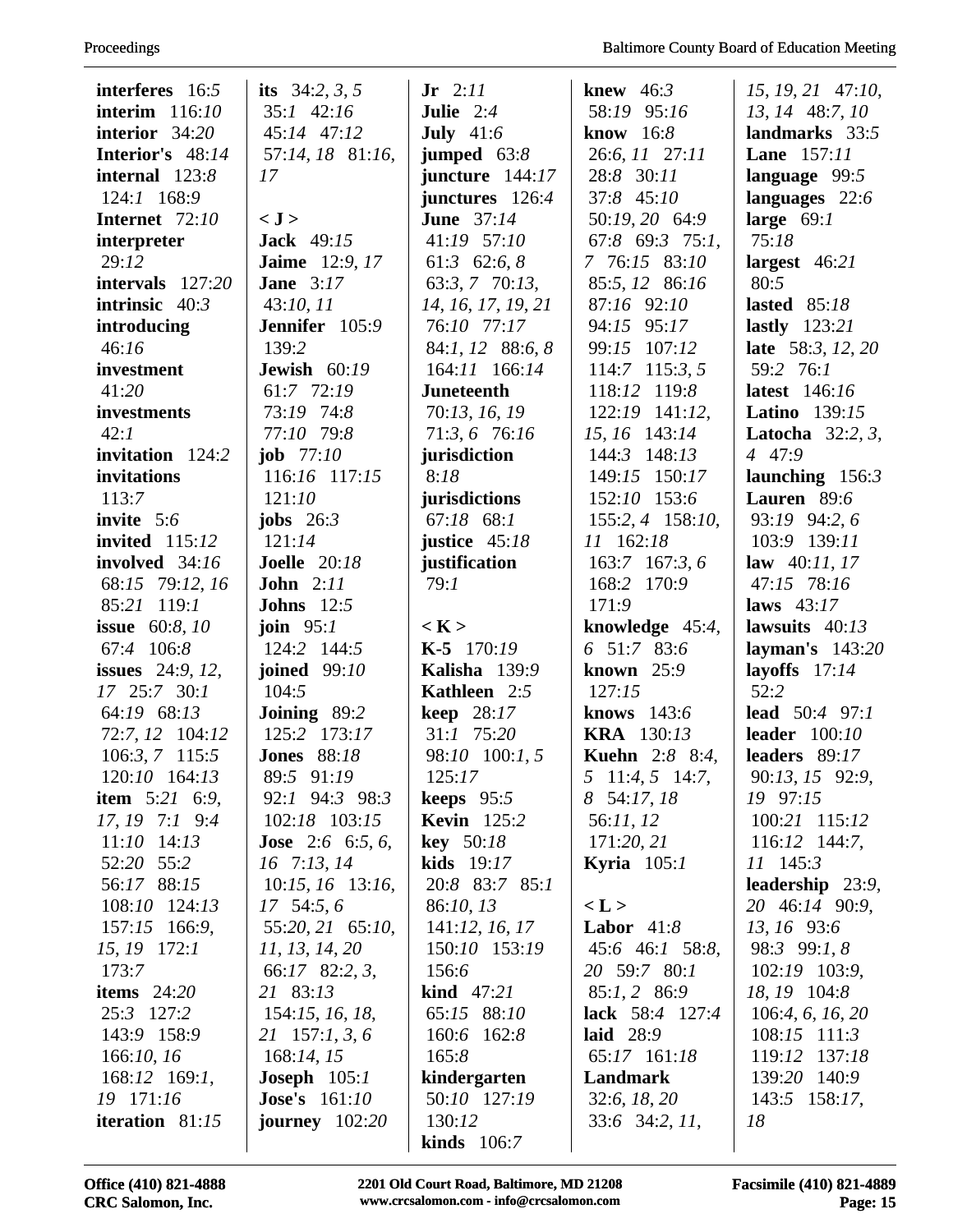**interferes** 16:*5*
**interim** 116:*10*
**interior** 34:*20*
**Interior's** 48:*14*
**internal** 123:*8* 124:*1* 168:*9*
**Internet** 72:*10*
**interpreter** 29:*12*
**intervals** 127:*20*
**intrinsic** 40:*3*
**introducing** 46:*16*
**investment** 41:*20*
**investments** 42:*1*
**invitation** 124:*2*
**invitations** 113:*7*
**invite** 5:*6*
**invited** 115:*12*
**involved** 34:*16* 68:*15* 79:*12, 16* 85:*21* 119:*1*
**issue** 60:*8, 10* 67:*4* 106:*8*
**issues** 24:*9, 12, 17* 25:*7* 30:*1* 64:*19* 68:*13* 72:*7, 12* 104:*12* 106:*3, 7* 115:*5* 120:*10* 164:*13*
**item** 5:*21* 6:*9, 17, 19* 7:*1* 9:*4* 11:*10* 14:*13* 52:*20* 55:*2* 56:*17* 88:*15* 108:*10* 124:*13* 157:*15* 166:*9, 15, 19* 172:*1* 173:*7*
**items** 24:*20* 25:*3* 127:*2* 143:*9* 158:*9* 166:*10, 16* 168:*12* 169:*1, 19* 171:*16*
**iteration** 81:*15*
**its** 34:*2, 3, 5* 35:*1* 42:*16* 45:*14* 47:*12* 57:*14, 18* 81:*16, 17*

**< J >**
**Jack** 49:*15*
**Jaime** 12:*9, 17*
**Jane** 3:*17* 43:*10, 11*
**Jennifer** 105:*9* 139:*2*
**Jewish** 60:*19* 61:*7* 72:*19* 73:*19* 74:*8* 77:*10* 79:*8*
**job** 77:*10* 116:*16* 117:*15* 121:*10*
**jobs** 26:*3* 121:*14*
**Joelle** 20:*18*
**John** 2:*11*
**Johns** 12:*5*
**join** 95:*1* 124:*2* 144:*5*
**joined** 99:*10* 104:*5*
**Joining** 89:*2* 125:*2* 173:*17*
**Jones** 88:*18* 89:*5* 91:*19* 92:*1* 94:*3* 98:*3* 102:*18* 103:*15*
**Jose** 2:*6* 6:*5, 6, 16* 7:*13, 14* 10:*15, 16* 13:*16, 17* 54:*5, 6* 55:*20, 21* 65:*10, 11, 13, 14, 20* 66:*17* 82:*2, 3, 21* 83:*13* 154:*15, 16, 18, 21* 157:*1, 3, 6* 168:*14, 15*
**Joseph** 105:*1*
**Jose's** 161:*10*
**journey** 102:*20*
**Jr** 2:*11*
**Julie** 2:*4*
**July** 41:*6*
**jumped** 63:*8*
**juncture** 144:*17*
**junctures** 126:*4*
**June** 37:*14* 41:*19* 57:*10* 61:*3* 62:*6, 8* 63:*3, 7* 70:*13, 14, 16, 17, 19, 21* 76:*10* 77:*17* 84:*1, 12* 88:*6, 8* 164:*11* 166:*14*
**Juneteenth** 70:*13, 16, 19* 71:*3, 6* 76:*16*
**jurisdiction** 8:*18*
**jurisdictions** 67:*18* 68:*1*
**justice** 45:*18*
**justification** 79:*1*

**< K >**
**K-5** 170:*19*
**Kalisha** 139:*9*
**Kathleen** 2:*5*
**keep** 28:*17* 31:*1* 75:*20* 98:*10* 100:*1, 5* 125:*17*
**keeps** 95:*5*
**Kevin** 125:*2*
**key** 50:*18*
**kids** 19:*17* 20:*8* 83:*7* 85:*1* 86:*10, 13* 141:*12, 16, 17* 150:*10* 153:*19* 156:*6*
**kind** 47:*21* 65:*15* 88:*10* 160:*6* 162:*8* 165:*8*
**kindergarten** 50:*10* 127:*19* 130:*12*
**kinds** 106:*7*
**knew** 46:*3* 58:*19* 95:*16*
**know** 16:*8* 26:*6, 11* 27:*11* 28:*8* 30:*11* 37:*8* 45:*10* 50:*19, 20* 64:*9* 67:*8* 69:*3* 75:*1, 7* 76:*15* 83:*10* 85:*5, 12* 86:*16* 87:*16* 92:*10* 94:*15* 95:*17* 99:*15* 107:*12* 114:*7* 115:*3, 5* 118:*12* 119:*8* 122:*19* 141:*12, 15, 16* 143:*14* 144:*3* 148:*13* 149:*15* 150:*17* 152:*10* 153:*6* 155:*2, 4* 158:*10, 11* 162:*18* 163:*7* 167:*3, 6* 168:*2* 170:*9* 171:*9*
**knowledge** 45:*4, 6* 51:*7* 83:*6*
**known** 25:*9* 127:*15*
**knows** 143:*6*
**KRA** 130:*13*
**Kuehn** 2:*8* 8:*4, 5* 11:*4, 5* 14:*7, 8* 54:*17, 18* 56:*11, 12* 171:*20, 21*
**Kyria** 105:*1*

**< L >**
**Labor** 41:*8* 45:*6* 46:*1* 58:*8, 20* 59:*7* 80:*1* 85:*1, 2* 86:*9*
**lack** 58:*4* 127:*4*
**laid** 28:*9* 65:*17* 161:*18*
**Landmark** 32:*6, 18, 20* 33:*6* 34:*2, 11, 15, 19, 21* 47:*10, 13, 14* 48:*7, 10*
**landmarks** 33:*5*
**Lane** 157:*11*
**language** 99:*5*
**languages** 22:*6*
**large** 69:*1* 75:*18*
**largest** 46:*21* 80:*5*
**lasted** 85:*18*
**lastly** 123:*21*
**late** 58:*3, 12, 20* 59:*2* 76:*1*
**latest** 146:*16*
**Latino** 139:*15*
**Latocha** 32:*2, 3, 4* 47:*9*
**launching** 156:*3*
**Lauren** 89:*6* 93:*19* 94:*2, 6* 103:*9* 139:*11*
**law** 40:*11, 17* 47:*15* 78:*16*
**laws** 43:*17*
**lawsuits** 40:*13*
**layman's** 143:*20*
**layoffs** 17:*14* 52:*2*
**lead** 50:*4* 97:*1*
**leader** 100:*10*
**leaders** 89:*17* 90:*13, 15* 92:*9, 19* 97:*15* 100:*21* 115:*12* 116:*12* 144:*7, 11* 145:*3*
**leadership** 23:*9, 20* 46:*14* 90:*9, 13, 16* 93:*6* 98:*3* 99:*1, 8* 102:*19* 103:*9, 18, 19* 104:*8* 106:*4, 6, 16, 20* 108:*15* 111:*3* 119:*12* 137:*18* 139:*20* 140:*9* 143:*5* 158:*17, 18*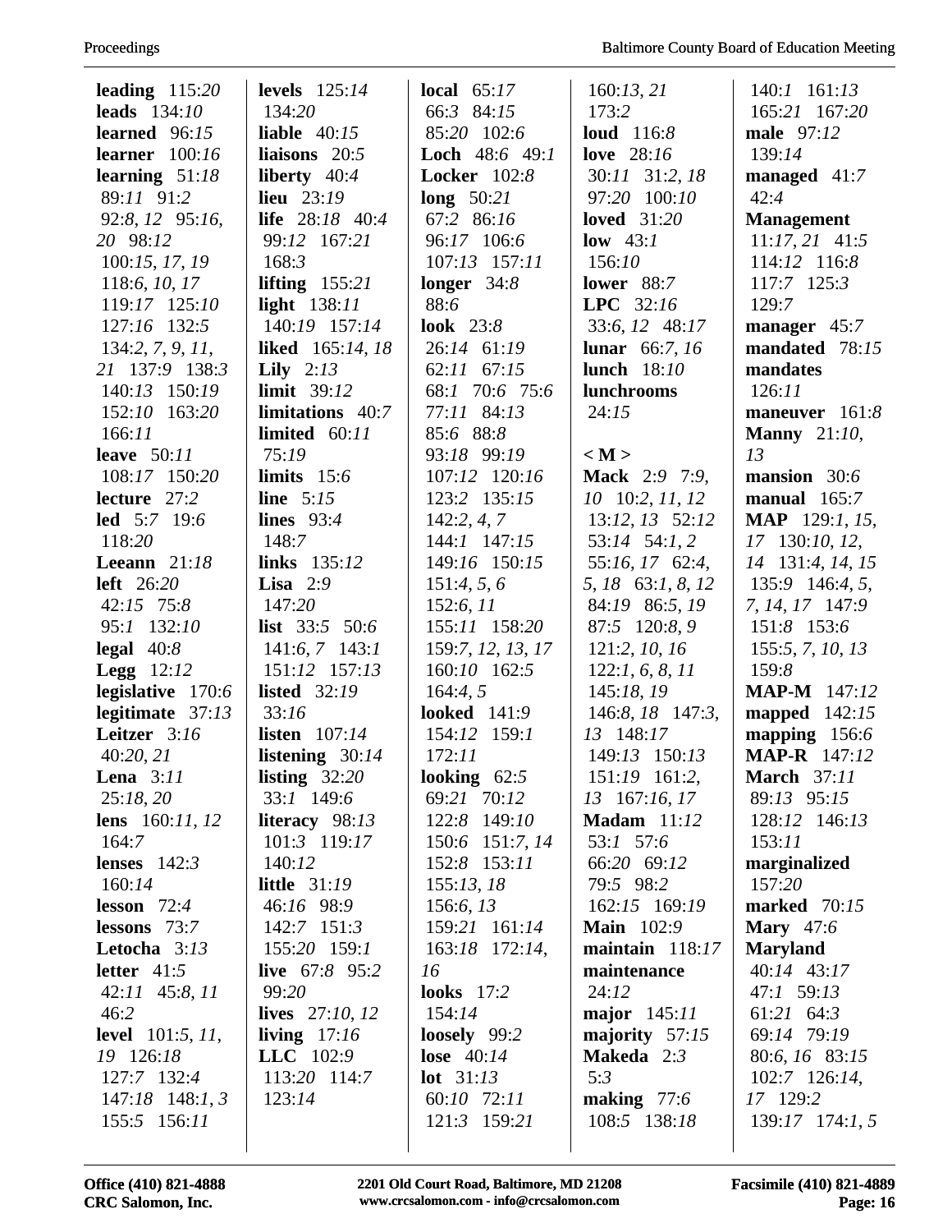**leading** 115:*20*
**leads** 134:*10*
**learned** 96:*15*
**learner** 100:*16*
**learning** 51:*18* 89:*11* 91:*2* 92:*8*, *12* 95:*16*, *20* 98:*12* 100:*15*, *17*, *19* 118:*6*, *10*, *17* 119:*17* 125:*10* 127:*16* 132:*5* 134:*2*, *7*, *9*, *11*, *21* 137:*9* 138:*3* 140:*13* 150:*19* 152:*10* 163:*20* 166:*11*
**leave** 50:*11* 108:*17* 150:*20*
**lecture** 27:*2*
**led** 5:*7* 19:*6* 118:*20*
**Leeann** 21:*18*
**left** 26:*20* 42:*15* 75:*8* 95:*1* 132:*10*
**legal** 40:*8*
**Legg** 12:*12*
**legislative** 170:*6*
**legitimate** 37:*13*
**Leitzer** 3:*16* 40:*20*, *21*
**Lena** 3:*11* 25:*18*, *20*
**lens** 160:*11*, *12* 164:*7*
**lenses** 142:*3* 160:*14*
**lesson** 72:*4*
**lessons** 73:*7*
**Letocha** 3:*13*
**letter** 41:*5* 42:*11* 45:*8*, *11* 46:*2*
**level** 101:*5*, *11*, *19* 126:*18* 127:*7* 132:*4* 147:*18* 148:*1*, *3* 155:*5* 156:*11*

**levels** 125:*14* 134:*20*
**liable** 40:*15*
**liaisons** 20:*5*
**liberty** 40:*4*
**lieu** 23:*19*
**life** 28:*18* 40:*4* 99:*12* 167:*21* 168:*3*
**lifting** 155:*21*
**light** 138:*11* 140:*19* 157:*14*
**liked** 165:*14*, *18*
**Lily** 2:*13*
**limit** 39:*12*
**limitations** 40:*7*
**limited** 60:*11* 75:*19*
**limits** 15:*6*
**line** 5:*15*
**lines** 93:*4* 148:*7*
**links** 135:*12*
**Lisa** 2:*9* 147:*20*
**list** 33:*5* 50:*6* 141:*6*, *7* 143:*1* 151:*12* 157:*13*
**listed** 32:*19* 33:*16*
**listen** 107:*14*
**listening** 30:*14*
**listing** 32:*20* 33:*1* 149:*6*
**literacy** 98:*13* 101:*3* 119:*17* 140:*12*
**little** 31:*19* 46:*16* 98:*9* 142:*7* 151:*3* 155:*20* 159:*1*
**live** 67:*8* 95:*2* 99:*20*
**lives** 27:*10*, *12*
**living** 17:*16*
**LLC** 102:*9* 113:*20* 114:*7* 123:*14*

**local** 65:*17* 66:*3* 84:*15* 85:*20* 102:*6*
**Loch** 48:*6* 49:*1*
**Locker** 102:*8*
**long** 50:*21* 67:*2* 86:*16* 96:*17* 106:*6* 107:*13* 157:*11*
**longer** 34:*8* 88:*6*
**look** 23:*8* 26:*14* 61:*19* 62:*11* 67:*15* 68:*1* 70:*6* 75:*6* 77:*11* 84:*13* 85:*6* 88:*8* 93:*18* 99:*19* 107:*12* 120:*16* 123:*2* 135:*15* 142:*2*, *4*, *7* 144:*1* 147:*15* 149:*16* 150:*15* 151:*4*, *5*, *6* 152:*6*, *11* 155:*11* 158:*20* 159:*7*, *12*, *13*, *17* 160:*10* 162:*5* 164:*4*, *5*
**looked** 141:*9* 154:*12* 159:*1* 172:*11*
**looking** 62:*5* 69:*21* 70:*12* 122:*8* 149:*10* 150:*6* 151:*7*, *14* 152:*8* 153:*11* 155:*13*, *18* 156:*6*, *13* 159:*21* 161:*14* 163:*18* 172:*14*, *16*
**looks** 17:*2* 154:*14*
**loosely** 99:*2*
**lose** 40:*14*
**lot** 31:*13* 60:*10* 72:*11* 121:*3* 159:*21*

160:*13*, *21* 173:*2*
**loud** 116:*8*
**love** 28:*16* 30:*11* 31:*2*, *18* 97:*20* 100:*10*
**loved** 31:*20*
**low** 43:*1* 156:*10*
**lower** 88:*7*
**LPC** 32:*16* 33:*6*, *12* 48:*17*
**lunar** 66:*7*, *16*
**lunch** 18:*10*
**lunchrooms** 24:*15*

**< M >**
**Mack** 2:*9* 7:*9*, *10* 10:*2*, *11*, *12* 13:*12*, *13* 52:*12* 53:*14* 54:*1*, *2* 55:*16*, *17* 62:*4*, *5*, *18* 63:*1*, *8*, *12* 84:*19* 86:*5*, *19* 87:*5* 120:*8*, *9* 121:*2*, *10*, *16* 122:*1*, *6*, *8*, *11* 145:*18*, *19* 146:*8*, *18* 147:*3*, *13* 148:*17* 149:*13* 150:*13* 151:*19* 161:*2*, *13* 167:*16*, *17*
**Madam** 11:*12* 53:*1* 57:*6* 66:*20* 69:*12* 79:*5* 98:*2* 162:*15* 169:*19*
**Main** 102:*9*
**maintain** 118:*17*
**maintenance** 24:*12*
**major** 145:*11*
**majority** 57:*15*
**Makeda** 2:*3* 5:*3*
**making** 77:*6* 108:*5* 138:*18*

140:*1* 161:*13* 165:*21* 167:*20*
**male** 97:*12* 139:*14*
**managed** 41:*7* 42:*4*
**Management** 11:*17*, *21* 41:*5* 114:*12* 116:*8* 117:*7* 125:*3* 129:*7*
**manager** 45:*7*
**mandated** 78:*15*
**mandates** 126:*11*
**maneuver** 161:*8*
**Manny** 21:*10*, *13*
**mansion** 30:*6*
**manual** 165:*7*
**MAP** 129:*1*, *15*, *17* 130:*10*, *12*, *14* 131:*4*, *14*, *15* 135:*9* 146:*4*, *5*, *7*, *14*, *17* 147:*9* 151:*8* 153:*6* 155:*5*, *7*, *10*, *13* 159:*8*
**MAP-M** 147:*12*
**mapped** 142:*15*
**mapping** 156:*6*
**MAP-R** 147:*12*
**March** 37:*11* 89:*13* 95:*15* 128:*12* 146:*13* 153:*11*
**marginalized** 157:*20*
**marked** 70:*15*
**Mary** 47:*6*
**Maryland** 40:*14* 43:*17* 47:*1* 59:*13* 61:*21* 64:*3* 69:*14* 79:*19* 80:*6*, *16* 83:*15* 102:*7* 126:*14*, *17* 129:*2* 139:*17* 174:*1*, *5*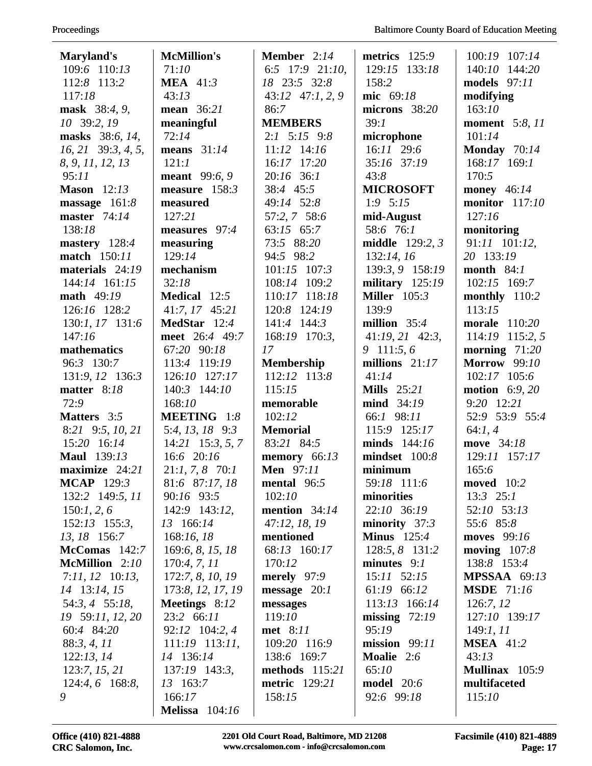**Maryland's** 109:6 110:13 112:8 113:2 117:18
**mask** 38:4, 9, 10 39:2, 19
**masks** 38:6, 14, 16, 21 39:3, 4, 5, 8, 9, 11, 12, 13 95:11
**Mason** 12:13
**massage** 161:8
**master** 74:14 138:18
**mastery** 128:4
**match** 150:11
**materials** 24:19 144:14 161:15
**math** 49:19 126:16 128:2 130:1, 17 131:6 147:16
**mathematics** 96:3 130:7 131:9, 12 136:3
**matter** 8:18 72:9
**Matters** 3:5 8:21 9:5, 10, 21 15:20 16:14
**Maul** 139:13
**maximize** 24:21
**MCAP** 129:3 132:2 149:5, 11 150:1, 2, 6 152:13 155:3, 13, 18 156:7
**McComas** 142:7
**McMillion** 2:10 7:11, 12 10:13, 14 13:14, 15 54:3, 4 55:18, 19 59:11, 12, 20 60:4 84:20 88:3, 4, 11 122:13, 14 123:7, 15, 21 124:4, 6 168:8, 9
**McMillion's** 71:10
**MEA** 41:3 43:13
**mean** 36:21
**meaningful** 72:14
**means** 31:14 121:1
**meant** 99:6, 9
**measure** 158:3
**measured** 127:21
**measures** 97:4
**measuring** 129:14
**mechanism** 32:18
**Medical** 12:5 41:7, 17 45:21
**MedStar** 12:4
**meet** 26:4 49:7 67:20 90:18 113:4 119:19 126:10 127:17 140:3 144:10 168:10
**MEETING** 1:8 5:4, 13, 18 9:3 14:21 15:3, 5, 7 16:6 20:16 21:1, 7, 8 70:1 81:6 87:17, 18 90:16 93:5 142:9 143:12, 13 166:14 168:16, 18 169:6, 8, 15, 18 170:4, 7, 11 172:7, 8, 10, 19 173:8, 12, 17, 19
**Meetings** 8:12 23:2 66:11 92:12 104:2, 4 111:19 113:11, 14 136:14 137:19 143:3, 13 163:7 166:17
**Melissa** 104:16
**Member** 2:14 6:5 17:9 21:10, 18 23:5 32:8 43:12 47:1, 2, 9 86:7
**MEMBERS** 2:1 5:15 9:8 11:12 14:16 16:17 17:20 20:16 36:1 38:4 45:5 49:14 52:8 57:2, 7 58:6 63:15 65:7 73:5 88:20 94:5 98:2 101:15 107:3 108:14 109:2 110:17 118:18 120:8 124:19 141:4 144:3 168:19 170:3, 17
**Membership** 112:12 113:8 115:15
**memorable** 102:12
**Memorial** 83:21 84:5
**memory** 66:13
**Men** 97:11
**mental** 96:5 102:10
**mention** 34:14 47:12, 18, 19
**mentioned** 68:13 160:17 170:12
**merely** 97:9
**message** 20:1
**messages** 119:10
**met** 8:11 109:20 116:9 138:6 169:7
**methods** 115:21
**metric** 129:21 158:15
**metrics** 125:9 129:15 133:18 158:2
**mic** 69:18
**microns** 38:20 39:1
**microphone** 16:11 29:6 35:16 37:19 43:8
**MICROSOFT** 1:9 5:15
**mid-August** 58:6 76:1
**middle** 129:2, 3 132:14, 16 139:3, 9 158:19
**military** 125:19
**Miller** 105:3 139:9
**million** 35:4 41:19, 21 42:3, 9 111:5, 6
**millions** 21:17 41:14
**Mills** 25:21
**mind** 34:19 66:1 98:11 115:9 125:17
**minds** 144:16
**mindset** 100:8
**minimum** 59:18 111:6
**minorities** 22:10 36:19
**minority** 37:3
**Minus** 125:4 128:5, 8 131:2
**minutes** 9:1 15:11 52:15 61:19 66:12 113:13 166:14
**missing** 72:19 95:19
**mission** 99:11
**Moalie** 2:6 65:10
**model** 20:6 92:6 99:18 100:19 107:14 140:10 144:20
**models** 97:11
**modifying** 163:10
**moment** 5:8, 11 101:14
**Monday** 70:14 168:17 169:1 170:5
**money** 46:14
**monitor** 117:10 127:16
**monitoring** 91:11 101:12, 20 133:19
**month** 84:1 102:15 169:7
**monthly** 110:2 113:15
**morale** 110:20 114:19 115:2, 5
**morning** 71:20
**Morrow** 99:10 102:17 105:6
**motion** 6:9, 20 9:20 12:21 52:9 53:9 55:4 64:1, 4
**move** 34:18 129:11 157:17 165:6
**moved** 10:2 13:3 25:1 52:10 53:13 55:6 85:8
**moves** 99:16
**moving** 107:8 138:8 153:4
**MPSSAA** 69:13
**MSDE** 71:16 126:7, 12 127:10 139:17 149:1, 11
**MSEA** 41:2 43:13
**Mullinax** 105:9
**multifaceted** 115:10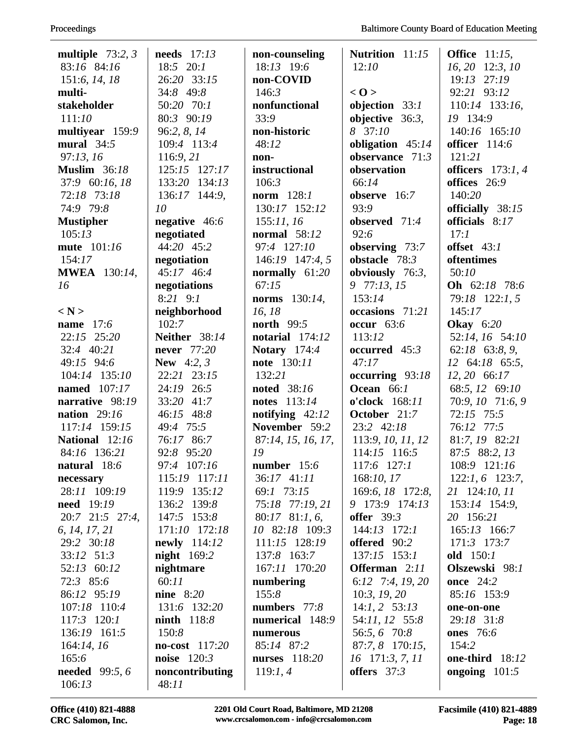**multiple** 73:*2*, *3* 83:*16* 84:*16* 151:*6*, *14*, *18*
**multi-stakeholder** 111:*10*
**multiyear** 159:*9*
**mural** 34:*5* 97:*13*, *16*
**Muslim** 36:*18* 37:*9* 60:*16*, *18* 72:*18* 73:*18* 74:*9* 79:*8*
**Mustipher** 105:*13*
**mute** 101:*16* 154:*17*
**MWEA** 130:*14*, *16*

**< N >**
**name** 17:*6* 22:*15* 25:*20* 32:*4* 40:*21* 49:*15* 94:*6* 104:*14* 135:*10*
**named** 107:*17*
**narrative** 98:*19*
**nation** 29:*16* 117:*14* 159:*15*
**National** 12:*16* 84:*16* 136:*21*
**natural** 18:*6*
**necessary** 28:*11* 109:*19*
**need** 19:*19* 20:*7* 21:*5* 27:*4*, *6*, *14*, *17*, *21* 29:*2* 30:*18* 33:*12* 51:*3* 52:*13* 60:*12* 72:*3* 85:*6* 86:*12* 95:*19* 107:*18* 110:*4* 117:*3* 120:*1* 136:*19* 161:*5* 164:*14*, *16* 165:*6*
**needed** 99:*5*, *6* 106:*13*
**needs** 17:*13* 18:*5* 20:*1* 26:*20* 33:*15* 34:*8* 49:*8* 50:*20* 70:*1* 80:*3* 90:*19* 96:*2*, *8*, *14* 109:*4* 113:*4* 116:*9*, *21* 125:*15* 127:*17* 133:*20* 134:*13* 136:*17* 144:*9*, *10*
**negative** 46:*6*
**negotiated** 44:*20* 45:*2*
**negotiation** 45:*17* 46:*4*
**negotiations** 8:*21* 9:*1*
**neighborhood** 102:*7*
**Neither** 38:*14*
**never** 77:*20*
**New** 4:*2*, *3* 22:*21* 23:*15* 24:*19* 26:*5* 33:*20* 41:*7* 46:*15* 48:*8* 49:*4* 75:*5* 76:*17* 86:*7* 92:*8* 95:*20* 97:*4* 107:*16* 115:*19* 117:*11* 119:*9* 135:*12* 136:*2* 139:*8* 147:*5* 153:*8* 171:*10* 172:*18*
**newly** 114:*12*
**night** 169:*2*
**nightmare** 60:*11*
**nine** 8:*20* 131:*6* 132:*20*
**ninth** 118:*8* 150:*8*
**no-cost** 117:*20*
**noise** 120:*3*
**noncontributing** 48:*11*
**non-counseling** 18:*13* 19:*6*
**non-COVID** 146:*3*
**nonfunctional** 33:*9*
**non-historic** 48:*12*
**non-instructional** 106:*3*
**norm** 128:*1* 130:*17* 152:*12* 155:*11*, *16*
**normal** 58:*12* 97:*4* 127:*10* 146:*19* 147:*4*, *5*
**normally** 61:*20* 67:*15*
**norms** 130:*14*, *16*, *18*
**north** 99:*5*
**notarial** 174:*12*
**Notary** 174:*4*
**note** 130:*11* 132:*21*
**noted** 38:*16*
**notes** 113:*14*
**notifying** 42:*12*
**November** 59:*2* 87:*14*, *15*, *16*, *17*, *19*
**number** 15:*6* 36:*17* 41:*11* 69:*1* 73:*15* 75:*18* 77:*19*, *21* 80:*17* 81:*1*, *6*, *10* 82:*18* 109:*3* 111:*15* 128:*19* 137:*8* 163:*7* 167:*11* 170:*20*
**numbering** 155:*8*
**numbers** 77:*8*
**numerical** 148:*9*
**numerous** 85:*14* 87:*2*
**nurses** 118:*20* 119:*1*, *4*
**Nutrition** 11:*15* 12:*10*

**< O >**
**objection** 33:*1*
**objective** 36:*3*, *8* 37:*10*
**obligation** 45:*14*
**observance** 71:*3*
**observation** 66:*14*
**observe** 16:*7* 93:*9*
**observed** 71:*4* 92:*6*
**observing** 73:*7*
**obstacle** 78:*3*
**obviously** 76:*3*, *9* 77:*13*, *15* 153:*14*
**occasions** 71:*21*
**occur** 63:*6* 113:*12*
**occurred** 45:*3* 47:*17*
**occurring** 93:*18*
**Ocean** 66:*1*
**o'clock** 168:*11*
**October** 21:*7* 23:*2* 42:*18* 113:*9*, *10*, *11*, *12* 114:*15* 116:*5* 117:*6* 127:*1* 168:*10*, *17* 169:*6*, *18* 172:*8*, *9* 173:*9* 174:*13*
**offer** 39:*3* 144:*13* 172:*1*
**offered** 90:*2* 137:*15* 153:*1*
**Offerman** 2:*11* 6:*12* 7:*4*, *19*, *20* 10:*3*, *19*, *20* 14:*1*, *2* 53:*13* 54:*11*, *12* 55:*8* 56:*5*, *6* 70:*8* 87:*7*, *8* 170:*15*, *16* 171:*3*, *7*, *11*
**offers** 37:*3*
**Office** 11:*15*, *16*, *20* 12:*3*, *10* 19:*13* 27:*19* 92:*21* 93:*12* 110:*14* 133:*16*, *19* 134:*9* 140:*16* 165:*10*
**officer** 114:*6* 121:*21*
**officers** 173:*1*, *4*
**offices** 26:*9* 140:*20*
**officially** 38:*15*
**officials** 8:*17* 17:*1*
**offset** 43:*1*
**oftentimes** 50:*10*
**Oh** 62:*18* 78:*6* 79:*18* 122:*1*, *5* 145:*17*
**Okay** 6:*20* 52:*14*, *16* 54:*10* 62:*18* 63:*8*, *9*, *12* 64:*18* 65:*5*, *12*, *20* 66:*17* 68:*5*, *12* 69:*10* 70:*9*, *10* 71:*6*, *9* 72:*15* 75:*5* 76:*12* 77:*5* 81:*7*, *19* 82:*21* 87:*5* 88:*2*, *13* 108:*9* 121:*16* 122:*1*, *6* 123:*7*, *21* 124:*10*, *11* 153:*14* 154:*9*, *20* 156:*21* 165:*13* 166:*7* 171:*3* 173:*7*
**old** 150:*1*
**Olszewski** 98:*1*
**once** 24:*2* 85:*16* 153:*9*
**one-on-one** 29:*18* 31:*8*
**ones** 76:*6* 154:*2*
**one-third** 18:*12*
**ongoing** 101:*5*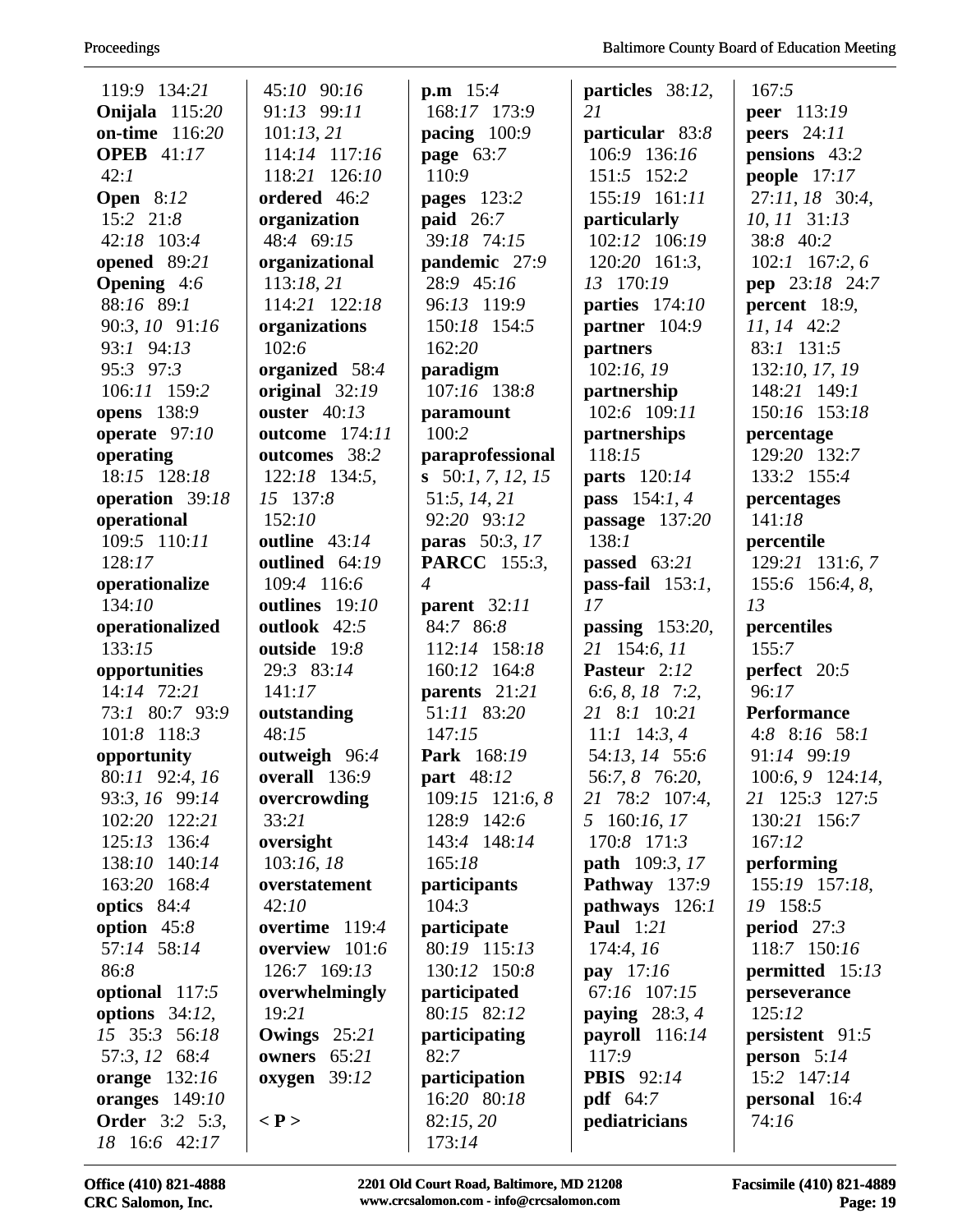119:9 134:21
**Onijala** 115:20
**on-time** 116:20
**OPEB** 41:17
42:1
**Open** 8:12
15:2 21:8
42:18 103:4
**opened** 89:21
**Opening** 4:6
88:16 89:1
90:3, 10 91:16
93:1 94:13
95:3 97:3
106:11 159:2
**opens** 138:9
**operate** 97:10
**operating**
18:15 128:18
**operation** 39:18
**operational**
109:5 110:11
128:17
**operationalize**
134:10
**operationalized**
133:15
**opportunities**
14:14 72:21
73:1 80:7 93:9
101:8 118:3
**opportunity**
80:11 92:4, 16
93:3, 16 99:14
102:20 122:21
125:13 136:4
138:10 140:14
163:20 168:4
**optics** 84:4
**option** 45:8
57:14 58:14
86:8
**optional** 117:5
**options** 34:12,
15 35:3 56:18
57:3, 12 68:4
**orange** 132:16
**oranges** 149:10
**Order** 3:2 5:3,
18 16:6 42:17
45:10 90:16
91:13 99:11
101:13, 21
114:14 117:16
118:21 126:10
**ordered** 46:2
**organization**
48:4 69:15
**organizational**
113:18, 21
114:21 122:18
**organizations**
102:6
**organized** 58:4
**original** 32:19
**ouster** 40:13
**outcome** 174:11
**outcomes** 38:2
122:18 134:5,
15 137:8
152:10
**outline** 43:14
**outlined** 64:19
109:4 116:6
**outlines** 19:10
**outlook** 42:5
**outside** 19:8
29:3 83:14
141:17
**outstanding**
48:15
**outweigh** 96:4
**overall** 136:9
**overcrowding**
33:21
**oversight**
103:16, 18
**overstatement**
42:10
**overtime** 119:4
**overview** 101:6
126:7 169:13
**overwhelmingly**
19:21
**Owings** 25:21
**owners** 65:21
**oxygen** 39:12

**< P >**

**p.m** 15:4
168:17 173:9
**pacing** 100:9
**page** 63:7
110:9
**pages** 123:2
**paid** 26:7
39:18 74:15
**pandemic** 27:9
28:9 45:16
96:13 119:9
150:18 154:5
162:20
**paradigm**
107:16 138:8
**paramount**
100:2
**paraprofessional**
**s** 50:1, 7, 12, 15
51:5, 14, 21
92:20 93:12
**paras** 50:3, 17
**PARCC** 155:3,
4
**parent** 32:11
84:7 86:8
112:14 158:18
160:12 164:8
**parents** 21:21
51:11 83:20
147:15
**Park** 168:19
**part** 48:12
109:15 121:6, 8
128:9 142:6
143:4 148:14
165:18
**participants**
104:3
**participate**
80:19 115:13
130:12 150:8
**participated**
80:15 82:12
**participating**
82:7
**participation**
16:20 80:18
82:15, 20
173:14
**particles** 38:12,
21
**particular** 83:8
106:9 136:16
151:5 152:2
155:19 161:11
**particularly**
102:12 106:19
120:20 161:3,
13 170:19
**parties** 174:10
**partner** 104:9
**partners**
102:16, 19
**partnership**
102:6 109:11
**partnerships**
118:15
**parts** 120:14
**pass** 154:1, 4
**passage** 137:20
138:1
**passed** 63:21
**pass-fail** 153:1,
17
**passing** 153:20,
21 154:6, 11
**Pasteur** 2:12
6:6, 8, 18 7:2,
21 8:1 10:21
11:1 14:3, 4
54:13, 14 55:6
56:7, 8 76:20,
21 78:2 107:4,
5 160:16, 17
170:8 171:3
**path** 109:3, 17
**Pathway** 137:9
**pathways** 126:1
**Paul** 1:21
174:4, 16
**pay** 17:16
67:16 107:15
**paying** 28:3, 4
**payroll** 116:14
117:9
**PBIS** 92:14
**pdf** 64:7
**pediatricians**
167:5
**peer** 113:19
**peers** 24:11
**pensions** 43:2
**people** 17:17
27:11, 18 30:4,
10, 11 31:13
38:8 40:2
102:1 167:2, 6
**pep** 23:18 24:7
**percent** 18:9,
11, 14 42:2
83:1 131:5
132:10, 17, 19
148:21 149:1
150:16 153:18
**percentage**
129:20 132:7
133:2 155:4
**percentages**
141:18
**percentile**
129:21 131:6, 7
155:6 156:4, 8,
13
**percentiles**
155:7
**perfect** 20:5
96:17
**Performance**
4:8 8:16 58:1
91:14 99:19
100:6, 9 124:14,
21 125:3 127:5
130:21 156:7
167:12
**performing**
155:19 157:18,
19 158:5
**period** 27:3
118:7 150:16
**permitted** 15:13
**perseverance**
125:12
**persistent** 91:5
**person** 5:14
15:2 147:14
**personal** 16:4
74:16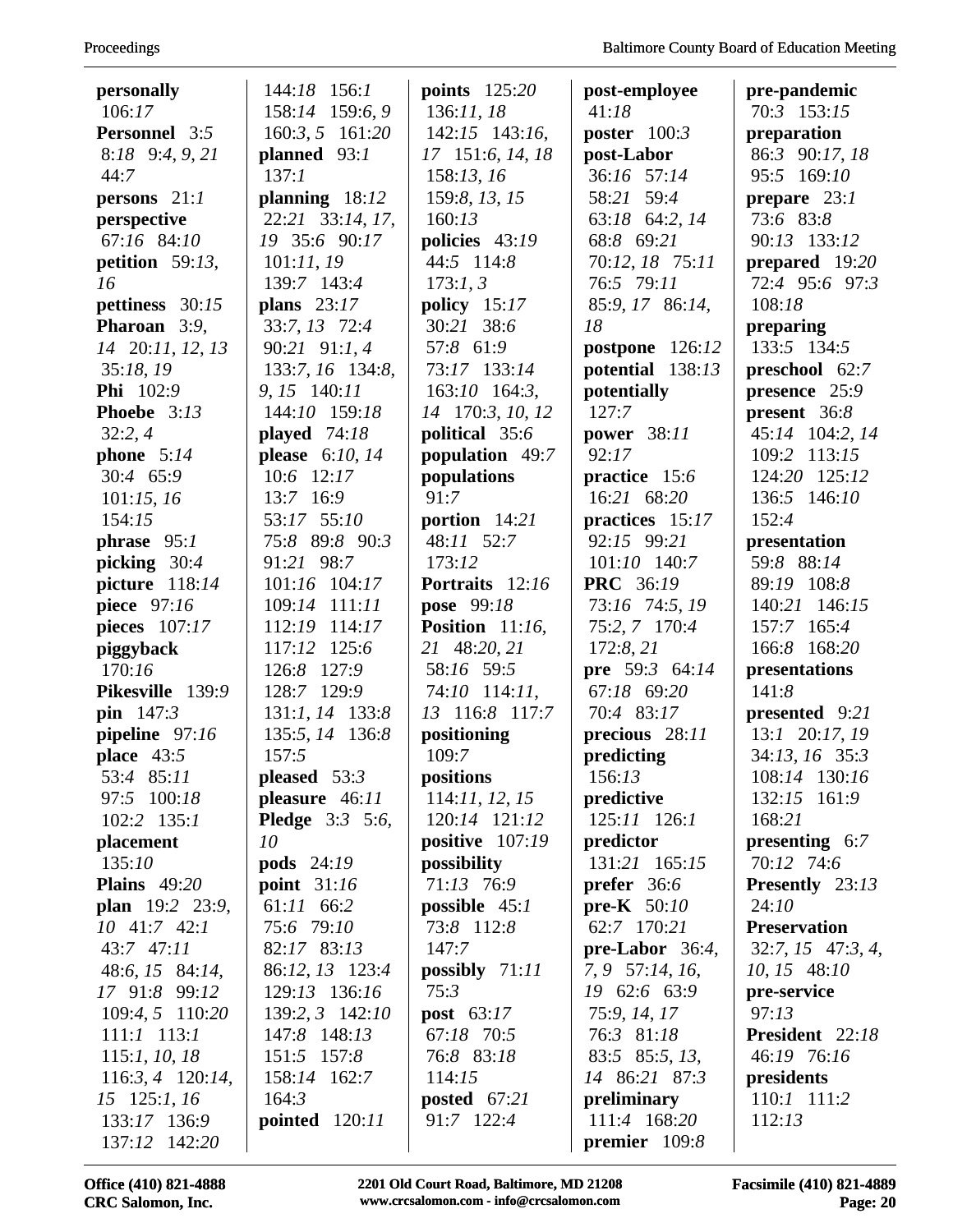**personally** 106:*17*
**Personnel** 3:*5* 8:*18* 9:*4, 9, 21* 44:*7*
**persons** 21:*1*
**perspective** 67:*16* 84:*10*
**petition** 59:*13, 16*
**pettiness** 30:*15*
**Pharoan** 3:*9, 14* 20:*11, 12, 13* 35:*18, 19*
**Phi** 102:*9*
**Phoebe** 3:*13* 32:*2, 4*
**phone** 5:*14* 30:*4* 65:*9* 101:*15, 16* 154:*15*
**phrase** 95:*1*
**picking** 30:*4*
**picture** 118:*14*
**piece** 97:*16*
**pieces** 107:*17*
**piggyback** 170:*16*
**Pikesville** 139:*9*
**pin** 147:*3*
**pipeline** 97:*16*
**place** 43:*5* 53:*4* 85:*11* 97:*5* 100:*18* 102:*2* 135:*1*
**placement** 135:*10*
**Plains** 49:*20*
**plan** 19:*2* 23:*9, 10* 41:*7* 42:*1* 43:*7* 47:*11* 48:*6, 15* 84:*14, 17* 91:*8* 99:*12* 109:*4, 5* 110:*20* 111:*1* 113:*1* 115:*1, 10, 18* 116:*3, 4* 120:*14, 15* 125:*1, 16* 133:*17* 136:*9* 137:*12* 142:*20* 144:*18* 156:*1* 158:*14* 159:*6, 9* 160:*3, 5* 161:*20*
**planned** 93:*1* 137:*1*
**planning** 18:*12* 22:*21* 33:*14, 17, 19* 35:*6* 90:*17* 101:*11, 19* 139:*7* 143:*4*
**plans** 23:*17* 33:*7, 13* 72:*4* 90:*21* 91:*1, 4* 133:*7, 16* 134:*8, 9, 15* 140:*11* 144:*10* 159:*18*
**played** 74:*18*
**please** 6:*10, 14* 10:*6* 12:*17* 13:*7* 16:*9* 53:*17* 55:*10* 75:*8* 89:*8* 90:*3* 91:*21* 98:*7* 101:*16* 104:*17* 109:*14* 111:*11* 112:*19* 114:*17* 117:*12* 125:*6* 126:*8* 127:*9* 128:*7* 129:*9* 131:*1, 14* 133:*8* 135:*5, 14* 136:*8* 157:*5*
**pleased** 53:*3*
**pleasure** 46:*11*
**Pledge** 3:*3* 5:*6, 10*
**pods** 24:*19*
**point** 31:*16* 61:*11* 66:*2* 75:*6* 79:*10* 82:*17* 83:*13* 86:*12, 13* 123:*4* 129:*13* 136:*16* 139:*2, 3* 142:*10* 147:*8* 148:*13* 151:*5* 157:*8* 158:*14* 162:*7* 164:*3*
**pointed** 120:*11*
**points** 125:*20* 136:*11, 18* 142:*15* 143:*16, 17* 151:*6, 14, 18* 158:*13, 16* 159:*8, 13, 15* 160:*13*
**policies** 43:*19* 44:*5* 114:*8* 173:*1, 3*
**policy** 15:*17* 30:*21* 38:*6* 57:*8* 61:*9* 73:*17* 133:*14* 163:*10* 164:*3, 14* 170:*3, 10, 12*
**political** 35:*6*
**population** 49:*7*
**populations** 91:*7*
**portion** 14:*21* 48:*11* 52:*7* 173:*12*
**Portraits** 12:*16*
**pose** 99:*18*
**Position** 11:*16, 21* 48:*20, 21* 58:*16* 59:*5* 74:*10* 114:*11, 13* 116:*8* 117:*7*
**positioning** 109:*7*
**positions** 114:*11, 12, 15* 120:*14* 121:*12*
**positive** 107:*19*
**possibility** 71:*13* 76:*9*
**possible** 45:*1* 73:*8* 112:*8* 147:*7*
**possibly** 71:*11* 75:*3*
**post** 63:*17* 67:*18* 70:*5* 76:*8* 83:*18* 114:*15*
**posted** 67:*21* 91:*7* 122:*4*
**post-employee** 41:*18*
**poster** 100:*3*
**post-Labor** 36:*16* 57:*14* 58:*21* 59:*4* 63:*18* 64:*2, 14* 68:*8* 69:*21* 70:*12, 18* 75:*11* 76:*5* 79:*11* 85:*9, 17* 86:*14, 18*
**postpone** 126:*12*
**potential** 138:*13*
**potentially** 127:*7*
**power** 38:*11* 92:*17*
**practice** 15:*6* 16:*21* 68:*20*
**practices** 15:*17* 92:*15* 99:*21* 101:*10* 140:*7*
**PRC** 36:*19* 73:*16* 74:*5, 19* 75:*2, 7* 170:*4* 172:*8, 21*
**pre** 59:*3* 64:*14* 67:*18* 69:*20* 70:*4* 83:*17*
**precious** 28:*11*
**predicting** 156:*13*
**predictive** 125:*11* 126:*1*
**predictor** 131:*21* 165:*15*
**prefer** 36:*6*
**pre-K** 50:*10* 62:*7* 170:*21*
**pre-Labor** 36:*4, 7, 9* 57:*14, 16, 19* 62:*6* 63:*9* 75:*9, 14, 17* 76:*3* 81:*18* 83:*5* 85:*5, 13, 14* 86:*21* 87:*3*
**preliminary** 111:*4* 168:*20*
**premier** 109:*8*
**pre-pandemic** 70:*3* 153:*15*
**preparation** 86:*3* 90:*17, 18* 95:*5* 169:*10*
**prepare** 23:*1* 73:*6* 83:*8* 90:*13* 133:*12*
**prepared** 19:*20* 72:*4* 95:*6* 97:*3* 108:*18*
**preparing** 133:*5* 134:*5*
**preschool** 62:*7*
**presence** 25:*9*
**present** 36:*8* 45:*14* 104:*2, 14* 109:*2* 113:*15* 124:*20* 125:*12* 136:*5* 146:*10* 152:*4*
**presentation** 59:*8* 88:*14* 89:*19* 108:*8* 140:*21* 146:*15* 157:*7* 165:*4* 166:*8* 168:*20*
**presentations** 141:*8*
**presented** 9:*21* 13:*1* 20:*17, 19* 34:*13, 16* 35:*3* 108:*14* 130:*16* 132:*15* 161:*9* 168:*21*
**presenting** 6:*7* 70:*12* 74:*6*
**Presently** 23:*13* 24:*10*
**Preservation** 32:*7, 15* 47:*3, 4, 10, 15* 48:*10*
**pre-service** 97:*13*
**President** 22:*18* 46:*19* 76:*16*
**presidents** 110:*1* 111:*2* 112:*13*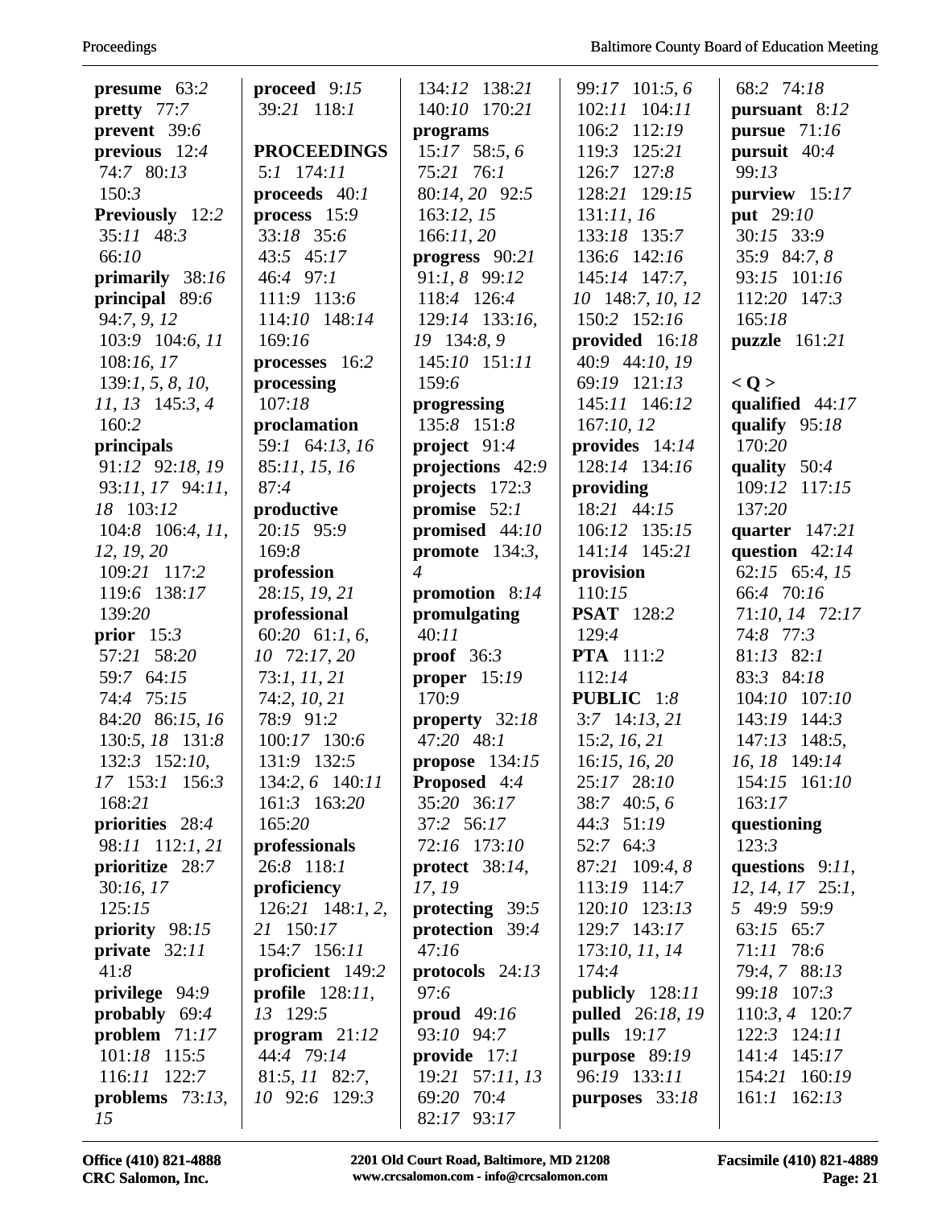**presume** 63:*2*
**pretty** 77:*7*
**prevent** 39:*6*
**previous** 12:*4* 74:*7* 80:*13* 150:*3*
**Previously** 12:*2* 35:*11* 48:*3* 66:*10*
**primarily** 38:*16*
**principal** 89:*6* 94:*7, 9, 12* 103:*9* 104:*6, 11* 108:*16, 17* 139:*1, 5, 8, 10, 11, 13* 145:*3, 4* 160:*2*
**principals** 91:*12* 92:*18, 19* 93:*11, 17* 94:*11, 18* 103:*12* 104:*8* 106:*4, 11, 12, 19, 20* 109:*21* 117:*2* 119:*6* 138:*17* 139:*20*
**prior** 15:*3* 57:*21* 58:*20* 59:*7* 64:*15* 74:*4* 75:*15* 84:*20* 86:*15, 16* 130:*5, 18* 131:*8* 132:*3* 152:*10, 17* 153:*1* 156:*3* 168:*21*
**priorities** 28:*4* 98:*11* 112:*1, 21*
**prioritize** 28:*7* 30:*16, 17* 125:*15*
**priority** 98:*15*
**private** 32:*11* 41:*8*
**privilege** 94:*9*
**probably** 69:*4*
**problem** 71:*17* 101:*18* 115:*5* 116:*11* 122:*7*
**problems** 73:*13, 15*
**proceed** 9:*15* 39:*21* 118:*1*

**PROCEEDINGS** 5:*1* 174:*11*
**proceeds** 40:*1*
**process** 15:*9* 33:*18* 35:*6* 43:*5* 45:*17* 46:*4* 97:*1* 111:*9* 113:*6* 114:*10* 148:*14* 169:*16*
**processes** 16:*2*
**processing** 107:*18*
**proclamation** 59:*1* 64:*13, 16* 85:*11, 15, 16* 87:*4*
**productive** 20:*15* 95:*9* 169:*8*
**profession** 28:*15, 19, 21*
**professional** 60:*20* 61:*1, 6, 10* 72:*17, 20* 73:*1, 11, 21* 74:*2, 10, 21* 78:*9* 91:*2* 100:*17* 130:*6* 131:*9* 132:*5* 134:*2, 6* 140:*11* 161:*3* 163:*20* 165:*20*
**professionals** 26:*8* 118:*1*
**proficiency** 126:*21* 148:*1, 2, 21* 150:*17* 154:*7* 156:*11*
**proficient** 149:*2*
**profile** 128:*11, 13* 129:*5*
**program** 21:*12* 44:*4* 79:*14* 81:*5, 11* 82:*7, 10* 92:*6* 129:*3* 134:*12* 138:*21* 140:*10* 170:*21*
**programs** 15:*17* 58:*5, 6* 75:*21* 76:*1* 80:*14, 20* 92:*5* 163:*12, 15* 166:*11, 20*
**progress** 90:*21* 91:*1, 8* 99:*12* 118:*4* 126:*4* 129:*14* 133:*16, 19* 134:*8, 9* 145:*10* 151:*11* 159:*6*
**progressing** 135:*8* 151:*8*
**project** 91:*4*
**projections** 42:*9*
**projects** 172:*3*
**promise** 52:*1*
**promised** 44:*10*
**promote** 134:*3, 4*
**promotion** 8:*14*
**promulgating** 40:*11*
**proof** 36:*3*
**proper** 15:*19* 170:*9*
**property** 32:*18* 47:*20* 48:*1*
**propose** 134:*15*
**Proposed** 4:*4* 35:*20* 36:*17* 37:*2* 56:*17* 72:*16* 173:*10*
**protect** 38:*14, 17, 19*
**protecting** 39:*5*
**protection** 39:*4* 47:*16*
**protocols** 24:*13* 97:*6*
**proud** 49:*16* 93:*10* 94:*7*
**provide** 17:*1* 19:*21* 57:*11, 13* 69:*20* 70:*4* 82:*17* 93:*17* 99:*17* 101:*5, 6* 102:*11* 104:*11* 106:*2* 112:*19* 119:*3* 125:*21* 126:*7* 127:*8* 128:*21* 129:*15* 131:*11, 16* 133:*18* 135:*7* 136:*6* 142:*16* 145:*14* 147:*7, 10* 148:*7, 10, 12* 150:*2* 152:*16*
**provided** 16:*18* 40:*9* 44:*10, 19* 69:*19* 121:*13* 145:*11* 146:*12* 167:*10, 12*
**provides** 14:*14* 128:*14* 134:*16*
**providing** 18:*21* 44:*15* 106:*12* 135:*15* 141:*14* 145:*21*
**provision** 110:*15*
**PSAT** 128:*2* 129:*4*
**PTA** 111:*2* 112:*14*
**PUBLIC** 1:*8* 3:*7* 14:*13, 21* 15:*2, 16, 21* 16:*15, 16, 20* 25:*17* 28:*10* 38:*7* 40:*5, 6* 44:*3* 51:*19* 52:*7* 64:*3* 87:*21* 109:*4, 8* 113:*19* 114:*7* 120:*10* 123:*13* 129:*7* 143:*17* 173:*10, 11, 14* 174:*4*
**publicly** 128:*11*
**pulled** 26:*18, 19*
**pulls** 19:*17*
**purpose** 89:*19* 96:*19* 133:*11*
**purposes** 33:*18* 68:*2* 74:*18*
**pursuant** 8:*12*
**pursue** 71:*16*
**pursuit** 40:*4* 99:*13*
**purview** 15:*17*
**put** 29:*10* 30:*15* 33:*9* 35:*9* 84:*7, 8* 93:*15* 101:*16* 112:*20* 147:*3* 165:*18*
**puzzle** 161:*21*

**< Q >**
**qualified** 44:*17*
**qualify** 95:*18* 170:*20*
**quality** 50:*4* 109:*12* 117:*15* 137:*20*
**quarter** 147:*21*
**question** 42:*14* 62:*15* 65:*4, 15* 66:*4* 70:*16* 71:*10, 14* 72:*17* 74:*8* 77:*3* 81:*13* 82:*1* 83:*3* 84:*18* 104:*10* 107:*10* 143:*19* 144:*3* 147:*13* 148:*5, 16, 18* 149:*14* 154:*15* 161:*10* 163:*17*
**questioning** 123:*3*
**questions** 9:*11, 12, 14, 17* 25:*1, 5* 49:*9* 59:*9* 63:*15* 65:*7* 71:*11* 78:*6* 79:*4, 7* 88:*13* 99:*18* 107:*3* 110:*3, 4* 120:*7* 122:*3* 124:*11* 141:*4* 145:*17* 154:*21* 160:*19* 161:*1* 162:*13*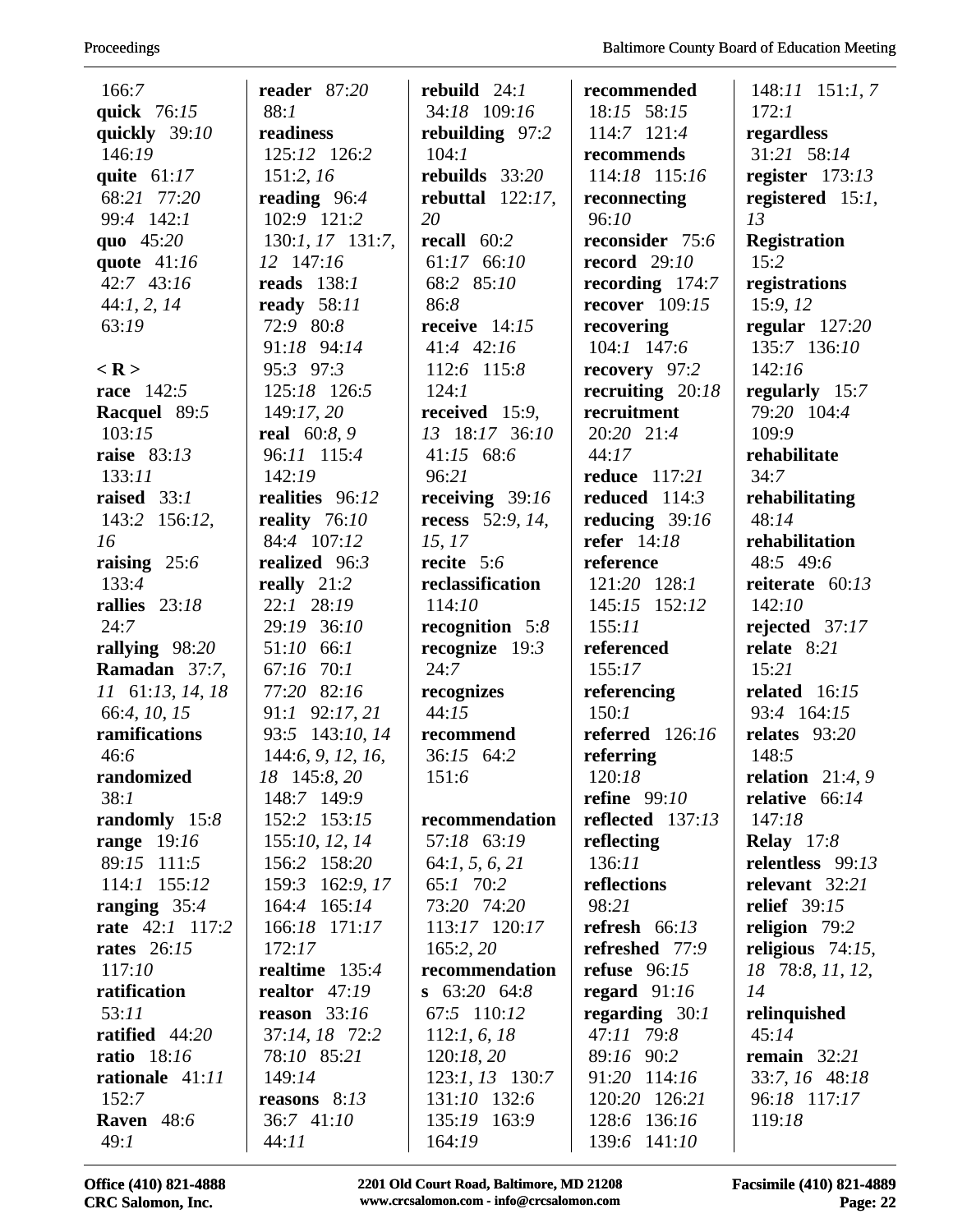166:*7*
**quick** 76:*15*
**quickly** 39:*10*
146:*19*
**quite** 61:*17*
68:*21* 77:*20*
99:*4* 142:*1*
**quo** 45:*20*
**quote** 41:*16*
42:*7* 43:*16*
44:*1, 2, 14*
63:*19*

**< R >**
**race** 142:*5*
**Racquel** 89:*5*
103:*15*
**raise** 83:*13*
133:*11*
**raised** 33:*1*
143:*2* 156:*12, 16*
**raising** 25:*6*
133:*4*
**rallies** 23:*18*
24:*7*
**rallying** 98:*20*
**Ramadan** 37:*7, 11* 61:*13, 14, 18*
66:*4, 10, 15*
**ramifications**
46:*6*
**randomized**
38:*1*
**randomly** 15:*8*
**range** 19:*16*
89:*15* 111:*5*
114:*1* 155:*12*
**ranging** 35:*4*
**rate** 42:*1* 117:*2*
**rates** 26:*15*
117:*10*
**ratification**
53:*11*
**ratified** 44:*20*
**ratio** 18:*16*
**rationale** 41:*11*
152:*7*
**Raven** 48:*6*
49:*1*

**reader** 87:*20*
88:*1*
**readiness**
125:*12* 126:*2*
151:*2, 16*
**reading** 96:*4*
102:*9* 121:*2*
130:*1, 17* 131:*7, 12* 147:*16*
**reads** 138:*1*
**ready** 58:*11*
72:*9* 80:*8*
91:*18* 94:*14*
95:*3* 97:*3*
125:*18* 126:*5*
149:*17, 20*
**real** 60:*8, 9*
96:*11* 115:*4*
142:*19*
**realities** 96:*12*
**reality** 76:*10*
84:*4* 107:*12*
**realized** 96:*3*
**really** 21:*2*
22:*1* 28:*19*
29:*19* 36:*10*
51:*10* 66:*1*
67:*16* 70:*1*
77:*20* 82:*16*
91:*1* 92:*17, 21*
93:*5* 143:*10, 14*
144:*6, 9, 12, 16, 18* 145:*8, 20*
148:*7* 149:*9*
152:*2* 153:*15*
155:*10, 12, 14*
156:*2* 158:*20*
159:*3* 162:*9, 17*
164:*4* 165:*14*
166:*18* 171:*17*
172:*17*
**realtime** 135:*4*
**realtor** 47:*19*
**reason** 33:*16*
37:*14, 18* 72:*2*
78:*10* 85:*21*
149:*14*
**reasons** 8:*13*
36:*7* 41:*10*
44:*11*

**rebuild** 24:*1*
34:*18* 109:*16*
**rebuilding** 97:*2*
104:*1*
**rebuilds** 33:*20*
**rebuttal** 122:*17, 20*
**recall** 60:*2*
61:*17* 66:*10*
68:*2* 85:*10*
86:*8*
**receive** 14:*15*
41:*4* 42:*16*
112:*6* 115:*8*
124:*1*
**received** 15:*9, 13* 18:*17* 36:*10*
41:*15* 68:*6*
96:*21*
**receiving** 39:*16*
**recess** 52:*9, 14, 15, 17*
**recite** 5:*6*
**reclassification**
114:*10*
**recognition** 5:*8*
**recognize** 19:*3*
24:*7*
**recognizes**
44:*15*
**recommend**
36:*15* 64:*2*
151:*6*

**recommendation**
57:*18* 63:*19*
64:*1, 5, 6, 21*
65:*1* 70:*2*
73:*20* 74:*20*
113:*17* 120:*17*
165:*2, 20*
**recommendations** 63:*20* 64:*8*
67:*5* 110:*12*
112:*1, 6, 18*
120:*18, 20*
123:*1, 13* 130:*7*
131:*10* 132:*6*
135:*19* 163:*9*
164:*19*

**recommended**
18:*15* 58:*15*
114:*7* 121:*4*
**recommends**
114:*18* 115:*16*
**reconnecting**
96:*10*
**reconsider** 75:*6*
**record** 29:*10*
**recording** 174:*7*
**recover** 109:*15*
**recovering**
104:*1* 147:*6*
**recovery** 97:*2*
**recruiting** 20:*18*
**recruitment**
20:*20* 21:*4*
44:*17*
**reduce** 117:*21*
**reduced** 114:*3*
**reducing** 39:*16*
**refer** 14:*18*
**reference**
121:*20* 128:*1*
145:*15* 152:*12*
155:*11*
**referenced**
155:*17*
**referencing**
150:*1*
**referred** 126:*16*
**referring**
120:*18*
**refine** 99:*10*
**reflected** 137:*13*
**reflecting**
136:*11*
**reflections**
98:*21*
**refresh** 66:*13*
**refreshed** 77:*9*
**refuse** 96:*15*
**regard** 91:*16*
**regarding** 30:*1*
47:*11* 79:*8*
89:*16* 90:*2*
91:*20* 114:*16*
120:*20* 126:*21*
128:*6* 136:*16*
139:*6* 141:*10*

148:*11* 151:*1, 7*
172:*1*
**regardless**
31:*21* 58:*14*
**register** 173:*13*
**registered** 15:*1, 13*
**Registration**
15:*2*
**registrations**
15:*9, 12*
**regular** 127:*20*
135:*7* 136:*10*
142:*16*
**regularly** 15:*7*
79:*20* 104:*4*
109:*9*
**rehabilitate**
34:*7*
**rehabilitating**
48:*14*
**rehabilitation**
48:*5* 49:*6*
**reiterate** 60:*13*
142:*10*
**rejected** 37:*17*
**relate** 8:*21*
15:*21*
**related** 16:*15*
93:*4* 164:*15*
**relates** 93:*20*
148:*5*
**relation** 21:*4, 9*
**relative** 66:*14*
147:*18*
**Relay** 17:*8*
**relentless** 99:*13*
**relevant** 32:*21*
**relief** 39:*15*
**religion** 79:*2*
**religious** 74:*15, 18* 78:*8, 11, 12, 14*
**relinquished**
45:*14*
**remain** 32:*21*
33:*7, 16* 48:*18*
96:*18* 117:*17*
119:*18*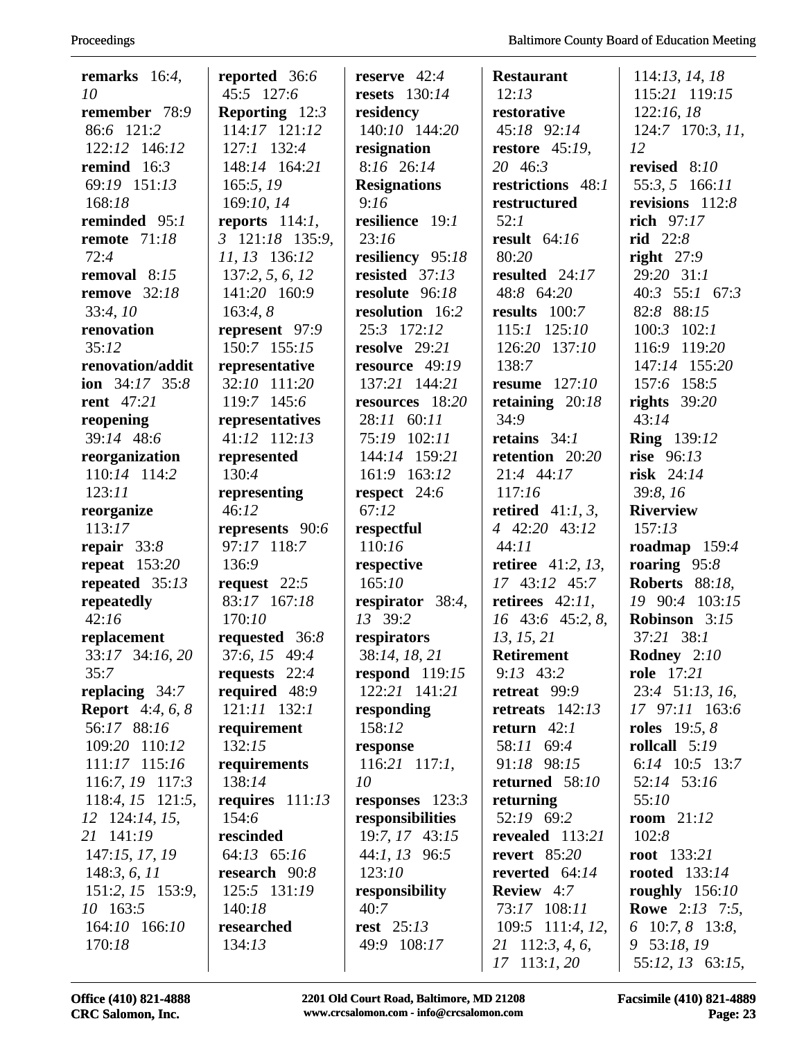**remarks** 16:*4*, *10*
**remember** 78:*9* 86:*6* 121:*2* 122:*12* 146:*12*
**remind** 16:*3* 69:*19* 151:*13* 168:*18*
**reminded** 95:*1*
**remote** 71:*18* 72:*4*
**removal** 8:*15*
**remove** 32:*18* 33:*4*, *10*
**renovation** 35:*12*
**renovation/addition** 34:*17* 35:*8*
**rent** 47:*21*
**reopening** 39:*14* 48:*6*
**reorganization** 110:*14* 114:*2* 123:*11*
**reorganize** 113:*17*
**repair** 33:*8*
**repeat** 153:*20*
**repeated** 35:*13*
**repeatedly** 42:*16*
**replacement** 33:*17* 34:*16*, *20* 35:*7*
**replacing** 34:*7*
**Report** 4:*4*, *6*, *8* 56:*17* 88:*16* 109:*20* 110:*12* 111:*17* 115:*16* 116:*7*, *19* 117:*3* 118:*4*, *15* 121:*5*, *12* 124:*14*, *15*, *21* 141:*19* 147:*15*, *17*, *19* 148:*3*, *6*, *11* 151:*2*, *15* 153:*9*, *10* 163:*5* 164:*10* 166:*10* 170:*18*

**reported** 36:*6* 45:*5* 127:*6*
**Reporting** 12:*3* 114:*17* 121:*12* 127:*1* 132:*4* 148:*14* 164:*21* 165:*5*, *19* 169:*10*, *14*
**reports** 114:*1*, *3* 121:*18* 135:*9*, *11*, *13* 136:*12* 137:*2*, *5*, *6*, *12* 141:*20* 160:*9* 163:*4*, *8*
**represent** 97:*9* 150:*7* 155:*15*
**representative** 32:*10* 111:*20* 119:*7* 145:*6*
**representatives** 41:*12* 112:*13*
**represented** 130:*4*
**representing** 46:*12*
**represents** 90:*6* 97:*17* 118:*7* 136:*9*
**request** 22:*5* 83:*17* 167:*18* 170:*10*
**requested** 36:*8* 37:*6*, *15* 49:*4*
**requests** 22:*4*
**required** 48:*9* 121:*11* 132:*1*
**requirement** 132:*15*
**requirements** 138:*14*
**requires** 111:*13* 154:*6*
**rescinded** 64:*13* 65:*16*
**research** 90:*8* 125:*5* 131:*19* 140:*18*
**researched** 134:*13*

**reserve** 42:*4*
**resets** 130:*14*
**residency** 140:*10* 144:*20*
**resignation** 8:*16* 26:*14*
**Resignations** 9:*16*
**resilience** 19:*1* 23:*16*
**resiliency** 95:*18*
**resisted** 37:*13*
**resolute** 96:*18*
**resolution** 16:*2* 25:*3* 172:*12*
**resolve** 29:*21*
**resource** 49:*19* 137:*21* 144:*21*
**resources** 18:*20* 28:*11* 60:*11* 75:*19* 102:*11* 144:*14* 159:*21* 161:*9* 163:*12*
**respect** 24:*6* 67:*12*
**respectful** 110:*16*
**respective** 165:*10*
**respirator** 38:*4*, *13* 39:*2*
**respirators** 38:*14*, *18*, *21*
**respond** 119:*15* 122:*21* 141:*21*
**responding** 158:*12*
**response** 116:*21* 117:*1*, *10*
**responses** 123:*3*
**responsibilities** 19:*7*, *17* 43:*15* 44:*1*, *13* 96:*5* 123:*10*
**responsibility** 40:*7*
**rest** 25:*13* 49:*9* 108:*17*

**Restaurant** 12:*13*
**restorative** 45:*18* 92:*14*
**restore** 45:*19*, *20* 46:*3*
**restrictions** 48:*1*
**restructured** 52:*1*
**result** 64:*16* 80:*20*
**resulted** 24:*17* 48:*8* 64:*20*
**results** 100:*7* 115:*1* 125:*10* 126:*20* 137:*10* 138:*7*
**resume** 127:*10*
**retaining** 20:*18* 34:*9*
**retains** 34:*1*
**retention** 20:*20* 21:*4* 44:*17* 117:*16*
**retired** 41:*1*, *3*, *4* 42:*20* 43:*12* 44:*11*
**retiree** 41:*2*, *13*, *17* 43:*12* 45:*7*
**retirees** 42:*11*, *16* 43:*6* 45:*2*, *8*, *13*, *15*, *21*
**Retirement** 9:*13* 43:*2*
**retreat** 99:*9*
**retreats** 142:*13*
**return** 42:*1* 58:*11* 69:*4* 91:*18* 98:*15*
**returned** 58:*10*
**returning** 52:*19* 69:*2*
**revealed** 113:*21*
**revert** 85:*20*
**reverted** 64:*14*
**Review** 4:*7* 73:*17* 108:*11* 109:*5* 111:*4*, *12*, *21* 112:*3*, *4*, *6*, *17* 113:*1*, *20*

114:*13*, *14*, *18* 115:*21* 119:*15* 122:*16*, *18* 124:*7* 170:*3*, *11*, *12*
**revised** 8:*10* 55:*3*, *5* 166:*11*
**revisions** 112:*8*
**rich** 97:*17*
**rid** 22:*8*
**right** 27:*9* 29:*20* 31:*1* 40:*3* 55:*1* 67:*3* 82:*8* 88:*15* 100:*3* 102:*1* 116:*9* 119:*20* 147:*14* 155:*20* 157:*6* 158:*5*
**rights** 39:*20* 43:*14*
**Ring** 139:*12*
**rise** 96:*13*
**risk** 24:*14* 39:*8*, *16*
**Riverview** 157:*13*
**roadmap** 159:*4*
**roaring** 95:*8*
**Roberts** 88:*18*, *19* 90:*4* 103:*15*
**Robinson** 3:*15* 37:*21* 38:*1*
**Rodney** 2:*10*
**role** 17:*21* 23:*4* 51:*13*, *16*, *17* 97:*11* 163:*6*
**roles** 19:*5*, *8*
**rollcall** 5:*19* 6:*14* 10:*5* 13:*7* 52:*14* 53:*16* 55:*10*
**room** 21:*12* 102:*8*
**root** 133:*21*
**rooted** 133:*14*
**roughly** 156:*10*
**Rowe** 2:*13* 7:*5*, *6* 10:*7*, *8* 13:*8*, *9* 53:*18*, *19* 55:*12*, *13* 63:*15*,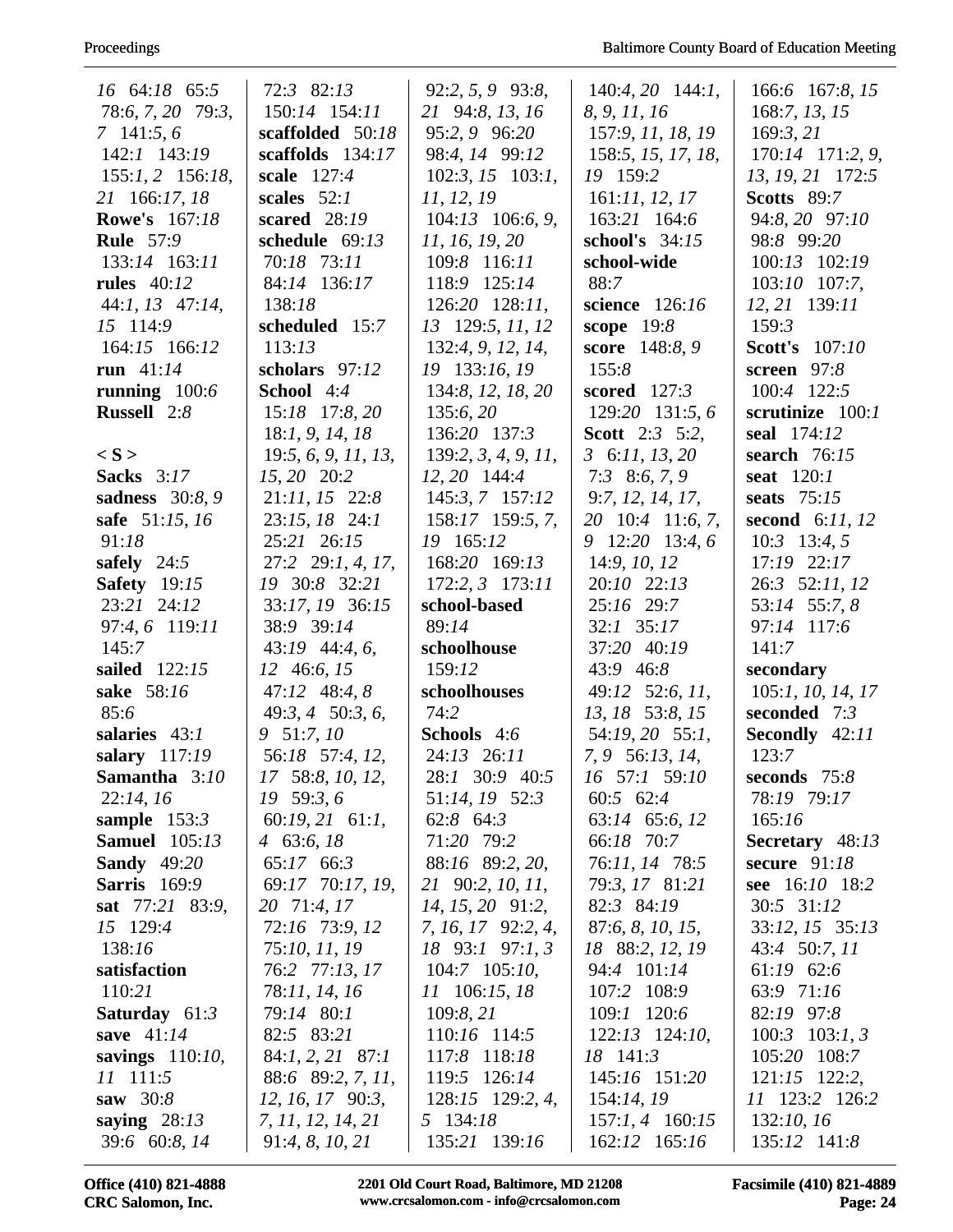16 64:*18* 65:*5*
78:*6, 7, 20* 79:*3, 7* 141:*5, 6*
142:*1* 143:*19*
155:*1, 2* 156:*18, 21* 166:*17, 18*
**Rowe's** 167:*18*
**Rule** 57:*9*
133:*14* 163:*11*
**rules** 40:*12*
44:*1, 13* 47:*14, 15* 114:*9*
164:*15* 166:*12*
**run** 41:*14*
**running** 100:*6*
**Russell** 2:*8*

**< S >**
**Sacks** 3:*17*
**sadness** 30:*8, 9*
**safe** 51:*15, 16*
91:*18*
**safely** 24:*5*
**Safety** 19:*15*
23:*21* 24:*12*
97:*4, 6* 119:*11*
145:*7*
**sailed** 122:*15*
**sake** 58:*16*
85:*6*
**salaries** 43:*1*
**salary** 117:*19*
**Samantha** 3:*10*
22:*14, 16*
**sample** 153:*3*
**Samuel** 105:*13*
**Sandy** 49:*20*
**Sarris** 169:*9*
**sat** 77:*21* 83:*9, 15* 129:*4*
138:*16*
**satisfaction**
110:*21*
**Saturday** 61:*3*
**save** 41:*14*
**savings** 110:*10, 11* 111:*5*
**saw** 30:*8*
**saying** 28:*13*
39:*6* 60:*8, 14*

72:*3* 82:*13*
150:*14* 154:*11*
**scaffolded** 50:*18*
**scaffolds** 134:*17*
**scale** 127:*4*
**scales** 52:*1*
**scared** 28:*19*
**schedule** 69:*13*
70:*18* 73:*11*
84:*14* 136:*17*
138:*18*
**scheduled** 15:*7*
113:*13*
**scholars** 97:*12*
**School** 4:*4*
15:*18* 17:*8, 20*
18:*1, 9, 14, 18*
19:*5, 6, 9, 11, 13, 15, 20* 20:*2*
21:*11, 15* 22:*8*
23:*15, 18* 24:*1*
25:*21* 26:*15*
27:*2* 29:*1, 4, 17, 19* 30:*8* 32:*21*
33:*17, 19* 36:*15*
38:*9* 39:*14*
43:*19* 44:*4, 6, 12* 46:*6, 15*
47:*12* 48:*4, 8*
49:*3, 4* 50:*3, 6, 9* 51:*7, 10*
56:*18* 57:*4, 12, 17* 58:*8, 10, 12, 19* 59:*3, 6*
60:*19, 21* 61:*1, 4* 63:*6, 18*
65:*17* 66:*3*
69:*17* 70:*17, 19, 20* 71:*4, 17*
72:*16* 73:*9, 12*
75:*10, 11, 19*
76:*2* 77:*13, 17*
78:*11, 14, 16*
79:*14* 80:*1*
82:*5* 83:*21*
84:*1, 2, 21* 87:*1*
88:*6* 89:*2, 7, 11, 12, 16, 17* 90:*3, 7, 11, 12, 14, 21*
91:*4, 8, 10, 21*

92:*2, 5, 9* 93:*8, 21* 94:*8, 13, 16*
95:*2, 9* 96:*20*
98:*4, 14* 99:*12*
102:*3, 15* 103:*1, 11, 12, 19*
104:*13* 106:*6, 9, 11, 16, 19, 20*
109:*8* 116:*11*
118:*9* 125:*14*
126:*20* 128:*11, 13* 129:*5, 11, 12*
132:*4, 9, 12, 14, 19* 133:*16, 19*
134:*8, 12, 18, 20*
135:*6, 20*
136:*20* 137:*3*
139:*2, 3, 4, 9, 11, 12, 20* 144:*4*
145:*3, 7* 157:*12*
158:*17* 159:*5, 7, 19* 165:*12*
168:*20* 169:*13*
172:*2, 3* 173:*11*
**school-based**
89:*14*
**schoolhouse**
159:*12*
**schoolhouses**
74:*2*
**Schools** 4:*6*
24:*13* 26:*11*
28:*1* 30:*9* 40:*5*
51:*14, 19* 52:*3*
62:*8* 64:*3*
71:*20* 79:*2*
88:*16* 89:*2, 20, 21* 90:*2, 10, 11, 14, 15, 20* 91:*2, 7, 16, 17* 92:*2, 4, 18* 93:*1* 97:*1, 3*
104:*7* 105:*10, 11* 106:*15, 18*
109:*8, 21*
110:*16* 114:*5*
117:*8* 118:*18*
119:*5* 126:*14*
128:*15* 129:*2, 4, 5* 134:*18*
135:*21* 139:*16*

140:*4, 20* 144:*1, 8, 9, 11, 16*
157:*9, 11, 18, 19*
158:*5, 15, 17, 18, 19* 159:*2*
161:*11, 12, 17*
163:*21* 164:*6*
**school's** 34:*15*
**school-wide**
88:*7*
**science** 126:*16*
**scope** 19:*8*
**score** 148:*8, 9*
155:*8*
**scored** 127:*3*
129:*20* 131:*5, 6*
**Scott** 2:*3* 5:*2, 3* 6:*11, 13, 20*
7:*3* 8:*6, 7, 9*
9:*7, 12, 14, 17, 20* 10:*4* 11:*6, 7, 9* 12:*20* 13:*4, 6*
14:*9, 10, 12*
20:*10* 22:*13*
25:*16* 29:*7*
32:*1* 35:*17*
37:*20* 40:*19*
43:*9* 46:*8*
49:*12* 52:*6, 11, 13, 18* 53:*8, 15*
54:*19, 20* 55:*1, 7, 9* 56:*13, 14, 16* 57:*1* 59:*10*
60:*5* 62:*4*
63:*14* 65:*6, 12*
66:*18* 70:*7*
76:*11, 14* 78:*5*
79:*3, 17* 81:*21*
82:*3* 84:*19*
87:*6, 8, 10, 15, 18* 88:*2, 12, 19*
94:*4* 101:*14*
107:*2* 108:*9*
109:*1* 120:*6*
122:*13* 124:*10, 18* 141:*3*
145:*16* 151:*20*
154:*14, 19*
157:*1, 4* 160:*15*
162:*12* 165:*16*

166:*6* 167:*8, 15*
168:*7, 13, 15*
169:*3, 21*
170:*14* 171:*2, 9, 13, 19, 21* 172:*5*
**Scotts** 89:*7*
94:*8, 20* 97:*10*
98:*8* 99:*20*
100:*13* 102:*19*
103:*10* 107:*7, 12, 21* 139:*11*
159:*3*
**Scott's** 107:*10*
**screen** 97:*8*
100:*4* 122:*5*
**scrutinize** 100:*1*
**seal** 174:*12*
**search** 76:*15*
**seat** 120:*1*
**seats** 75:*15*
**second** 6:*11, 12*
10:*3* 13:*4, 5*
17:*19* 22:*17*
26:*3* 52:*11, 12*
53:*14* 55:*7, 8*
97:*14* 117:*6*
141:*7*
**secondary**
105:*1, 10, 14, 17*
**seconded** 7:*3*
**Secondly** 42:*11*
123:*7*
**seconds** 75:*8*
78:*19* 79:*17*
165:*16*
**Secretary** 48:*13*
**secure** 91:*18*
**see** 16:*10* 18:*2*
30:*5* 31:*12*
33:*12, 15* 35:*13*
43:*4* 50:*7, 11*
61:*19* 62:*6*
63:*9* 71:*16*
82:*19* 97:*8*
100:*3* 103:*1, 3*
105:*20* 108:*7*
121:*15* 122:*2, 11* 123:*2* 126:*2*
132:*10, 16*
135:*12* 141:*8*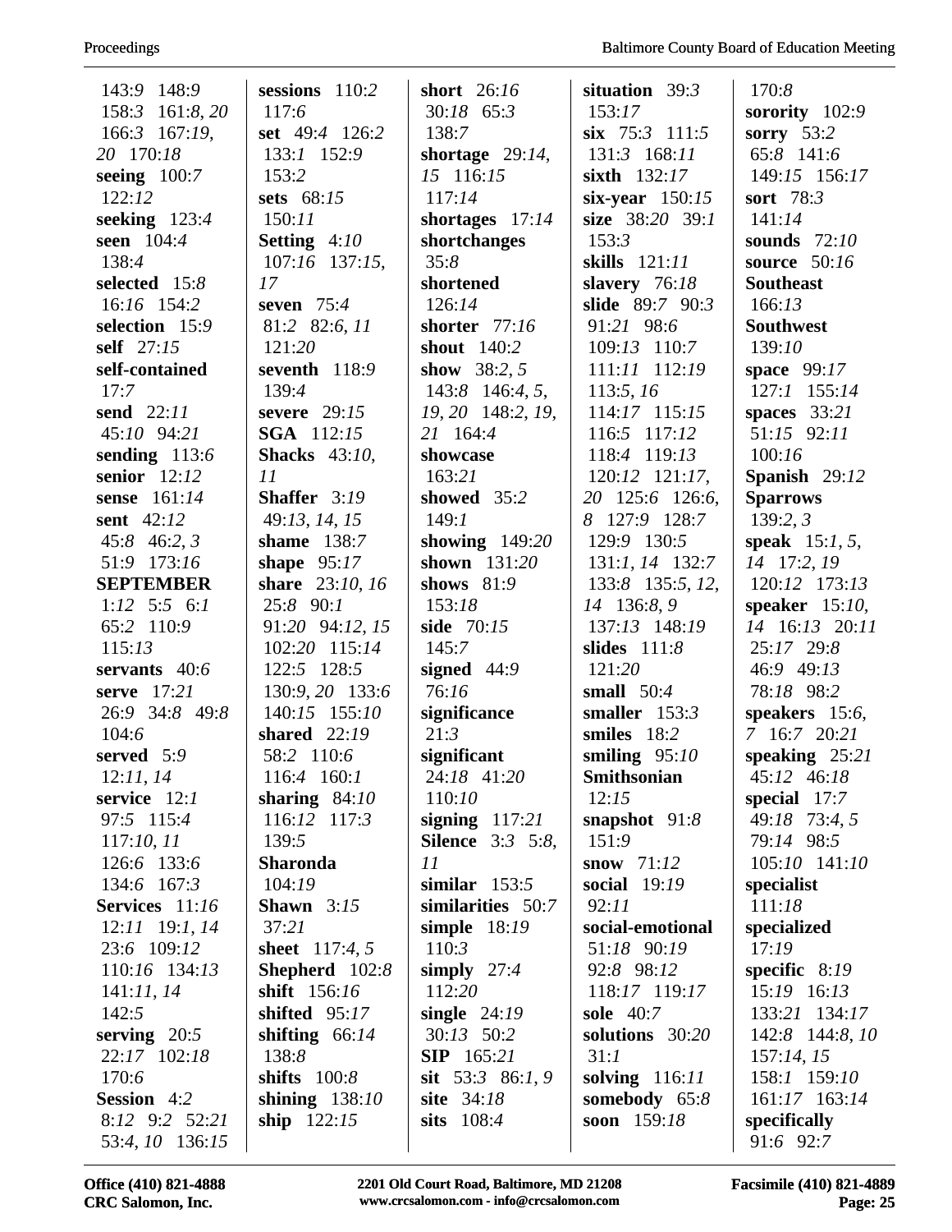143:9 148:9 158:3 161:8, 20 166:3 167:19, 20 170:18
**seeing** 100:7 122:12
**seeking** 123:4
**seen** 104:4 138:4
**selected** 15:8 16:16 154:2
**selection** 15:9
**self** 27:15
**self-contained** 17:7
**send** 22:11 45:10 94:21
**sending** 113:6
**senior** 12:12
**sense** 161:14
**sent** 42:12 45:8 46:2, 3 51:9 173:16
**SEPTEMBER** 1:12 5:5 6:1 65:2 110:9 115:13
**servants** 40:6
**serve** 17:21 26:9 34:8 49:8 104:6
**served** 5:9 12:11, 14
**service** 12:1 97:5 115:4 117:10, 11 126:6 133:6 134:6 167:3
**Services** 11:16 12:11 19:1, 14 23:6 109:12 110:16 134:13 141:11, 14 142:5
**serving** 20:5 22:17 102:18 170:6
**Session** 4:2 8:12 9:2 52:21 53:4, 10 136:15

**sessions** 110:2 117:6
**set** 49:4 126:2 133:1 152:9 153:2
**sets** 68:15 150:11
**Setting** 4:10 107:16 137:15, 17
**seven** 75:4 81:2 82:6, 11 121:20
**seventh** 118:9 139:4
**severe** 29:15
**SGA** 112:15
**Shacks** 43:10, 11
**Shaffer** 3:19 49:13, 14, 15
**shame** 138:7
**shape** 95:17
**share** 23:10, 16 25:8 90:1 91:20 94:12, 15 102:20 115:14 122:5 128:5 130:9, 20 133:6 140:15 155:10
**shared** 22:19 58:2 110:6 116:4 160:1
**sharing** 84:10 116:12 117:3 139:5
**Sharonda** 104:19
**Shawn** 3:15 37:21
**sheet** 117:4, 5
**Shepherd** 102:8
**shift** 156:16
**shifted** 95:17
**shifting** 66:14 138:8
**shifts** 100:8
**shining** 138:10
**ship** 122:15

**short** 26:16 30:18 65:3 138:7
**shortage** 29:14, 15 116:15 117:14
**shortages** 17:14
**shortchanges** 35:8
**shortened** 126:14
**shorter** 77:16
**shout** 140:2
**show** 38:2, 5 143:8 146:4, 5, 19, 20 148:2, 19, 21 164:4
**showcase** 163:21
**showed** 35:2 149:1
**showing** 149:20
**shown** 131:20
**shows** 81:9 153:18
**side** 70:15 145:7
**signed** 44:9 76:16
**significance** 21:3
**significant** 24:18 41:20 110:10
**signing** 117:21
**Silence** 3:3 5:8, 11
**similar** 153:5
**similarities** 50:7
**simple** 18:19 110:3
**simply** 27:4 112:20
**single** 24:19 30:13 50:2
**SIP** 165:21
**sit** 53:3 86:1, 9
**site** 34:18
**sits** 108:4

**situation** 39:3 153:17
**six** 75:3 111:5 131:3 168:11
**sixth** 132:17
**six-year** 150:15
**size** 38:20 39:1 153:3
**skills** 121:11
**slavery** 76:18
**slide** 89:7 90:3 91:21 98:6 109:13 110:7 111:11 112:19 113:5, 16 114:17 115:15 116:5 117:12 118:4 119:13 120:12 121:17, 20 125:6 126:6, 8 127:9 128:7 129:9 130:5 131:1, 14 132:7 133:8 135:5, 12, 14 136:8, 9 137:13 148:19
**slides** 111:8 121:20
**small** 50:4
**smaller** 153:3
**smiles** 18:2
**smiling** 95:10
**Smithsonian** 12:15
**snapshot** 91:8 151:9
**snow** 71:12
**social** 19:19 92:11
**social-emotional** 51:18 90:19 92:8 98:12 118:17 119:17
**sole** 40:7
**solutions** 30:20 31:1
**solving** 116:11
**somebody** 65:8
**soon** 159:18

170:8
**sorority** 102:9
**sorry** 53:2 65:8 141:6 149:15 156:17
**sort** 78:3 141:14
**sounds** 72:10
**source** 50:16
**Southeast** 166:13
**Southwest** 139:10
**space** 99:17 127:1 155:14
**spaces** 33:21 51:15 92:11 100:16
**Spanish** 29:12
**Sparrows** 139:2, 3
**speak** 15:1, 5, 14 17:2, 19 120:12 173:13
**speaker** 15:10, 14 16:13 20:11 25:17 29:8 46:9 49:13 78:18 98:2
**speakers** 15:6, 7 16:7 20:21
**speaking** 25:21 45:12 46:18
**special** 17:7 49:18 73:4, 5 79:14 98:5 105:10 141:10
**specialist** 111:18
**specialized** 17:19
**specific** 8:19 15:19 16:13 133:21 134:17 142:8 144:8, 10 157:14, 15 158:1 159:10 161:17 163:14
**specifically** 91:6 92:7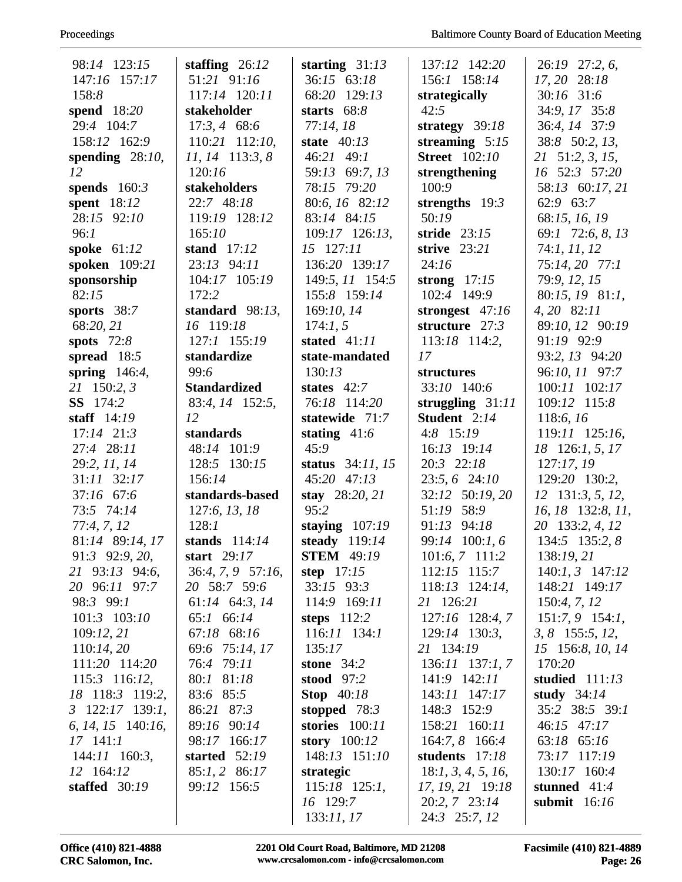98:14 123:15 147:16 157:17 158:8
**spend** 18:20 29:4 104:7 158:12 162:9
**spending** 28:10, 12
**spends** 160:3
**spent** 18:12 28:15 92:10 96:1
**spoke** 61:12
**spoken** 109:21
**sponsorship** 82:15
**sports** 38:7 68:20, 21
**spots** 72:8
**spread** 18:5
**spring** 146:4, 21 150:2, 3
**SS** 174:2
**staff** 14:19 17:14 21:3 27:4 28:11 29:2, 11, 14 31:11 32:17 37:16 67:6 73:5 74:14 77:4, 7, 12 81:14 89:14, 17 91:3 92:9, 20, 21 93:13 94:6, 20 96:11 97:7 98:3 99:1 101:3 103:10 109:12, 21 110:14, 20 111:20 114:20 115:3 116:12, 18 118:3 119:2, 3 122:17 139:1, 6, 14, 15 140:16, 17 141:1 144:11 160:3, 12 164:12
**staffed** 30:19
**staffing** 26:12 51:21 91:16 117:14 120:11
**stakeholder** 17:3, 4 68:6 110:21 112:10, 11, 14 113:3, 8 120:16
**stakeholders** 22:7 48:18 119:19 128:12 165:10
**stand** 17:12 23:13 94:11 104:17 105:19 172:2
**standard** 98:13, 16 119:18 127:1 155:19
**standardize** 99:6
**Standardized** 83:4, 14 152:5, 12
**standards** 48:14 101:9 128:5 130:15 156:14
**standards-based** 127:6, 13, 18 128:1
**stands** 114:14
**start** 29:17 36:4, 7, 9 57:16, 20 58:7 59:6 61:14 64:3, 14 65:1 66:14 67:18 68:16 69:6 75:14, 17 76:4 79:11 80:1 81:18 83:6 85:5 86:21 87:3 89:16 90:14 98:17 166:17
**started** 52:19 85:1, 2 86:17 99:12 156:5
**starting** 31:13 36:15 63:18 68:20 129:13
**starts** 68:8 77:14, 18
**state** 40:13 46:21 49:1 59:13 69:7, 13 78:15 79:20 80:6, 16 82:12 83:14 84:15 109:17 126:13, 15 127:11 136:20 139:17 149:5, 11 154:5 155:8 159:14 169:10, 14 174:1, 5
**stated** 41:11
**state-mandated** 130:13
**states** 42:7 76:18 114:20
**statewide** 71:7
**stating** 41:6 45:9
**status** 34:11, 15 45:20 47:13
**stay** 28:20, 21 95:2
**staying** 107:19
**steady** 119:14
**STEM** 49:19
**step** 17:15 33:15 93:3 114:9 169:11
**steps** 112:2 116:11 134:1 135:17
**stone** 34:2
**stood** 97:2
**Stop** 40:18
**stopped** 78:3
**stories** 100:11
**story** 100:12 148:13 151:10
**strategic** 115:18 125:1, 16 129:7 133:11, 17 137:12 142:20 156:1 158:14
**strategically** 42:5
**strategy** 39:18
**streaming** 5:15
**Street** 102:10
**strengthening** 100:9
**strengths** 19:3 50:19
**stride** 23:15
**strive** 23:21 24:16
**strong** 17:15 102:4 149:9
**strongest** 47:16
**structure** 27:3 113:18 114:2, 17
**structures** 33:10 140:6
**struggling** 31:11
**Student** 2:14 4:8 15:19 16:13 19:14 20:3 22:18 23:5, 6 24:10 32:12 50:19, 20 51:19 58:9 91:13 94:18 99:14 100:1, 6 101:6, 7 111:2 112:15 115:7 118:13 124:14, 21 126:21 127:16 128:4, 7 129:14 130:3, 21 134:19 136:11 137:1, 7 141:9 142:11 143:11 147:17 148:3 152:9 158:21 160:11 164:7, 8 166:4
**students** 17:18 18:1, 3, 4, 5, 16, 17, 19, 21 19:18 20:2, 7 23:14 24:3 25:7, 12 26:19 27:2, 6, 17, 20 28:18 30:16 31:6 34:9, 17 35:8 36:4, 14 37:9 38:8 50:2, 13, 21 51:2, 3, 15, 16 52:3 57:20 58:13 60:17, 21 62:9 63:7 68:15, 16, 19 69:1 72:6, 8, 13 74:1, 11, 12 75:14, 20 77:1 79:9, 12, 15 80:15, 19 81:1, 4, 20 82:11 89:10, 12 90:19 91:19 92:9 93:2, 13 94:20 96:10, 11 97:7 100:11 102:17 109:12 115:8 118:6, 16 119:11 125:16, 18 126:1, 5, 17 127:17, 19 129:20 130:2, 12 131:3, 5, 12, 16, 18 132:8, 11, 20 133:2, 4, 12 134:5 135:2, 8 138:19, 21 140:1, 3 147:12 148:21 149:17 150:4, 7, 12 151:7, 9 154:1, 3, 8 155:5, 12, 15 156:8, 10, 14 170:20
**studied** 111:13
**study** 34:14 35:2 38:5 39:1 46:15 47:17 63:18 65:16 73:17 117:19 130:17 160:4
**stunned** 41:4
**submit** 16:16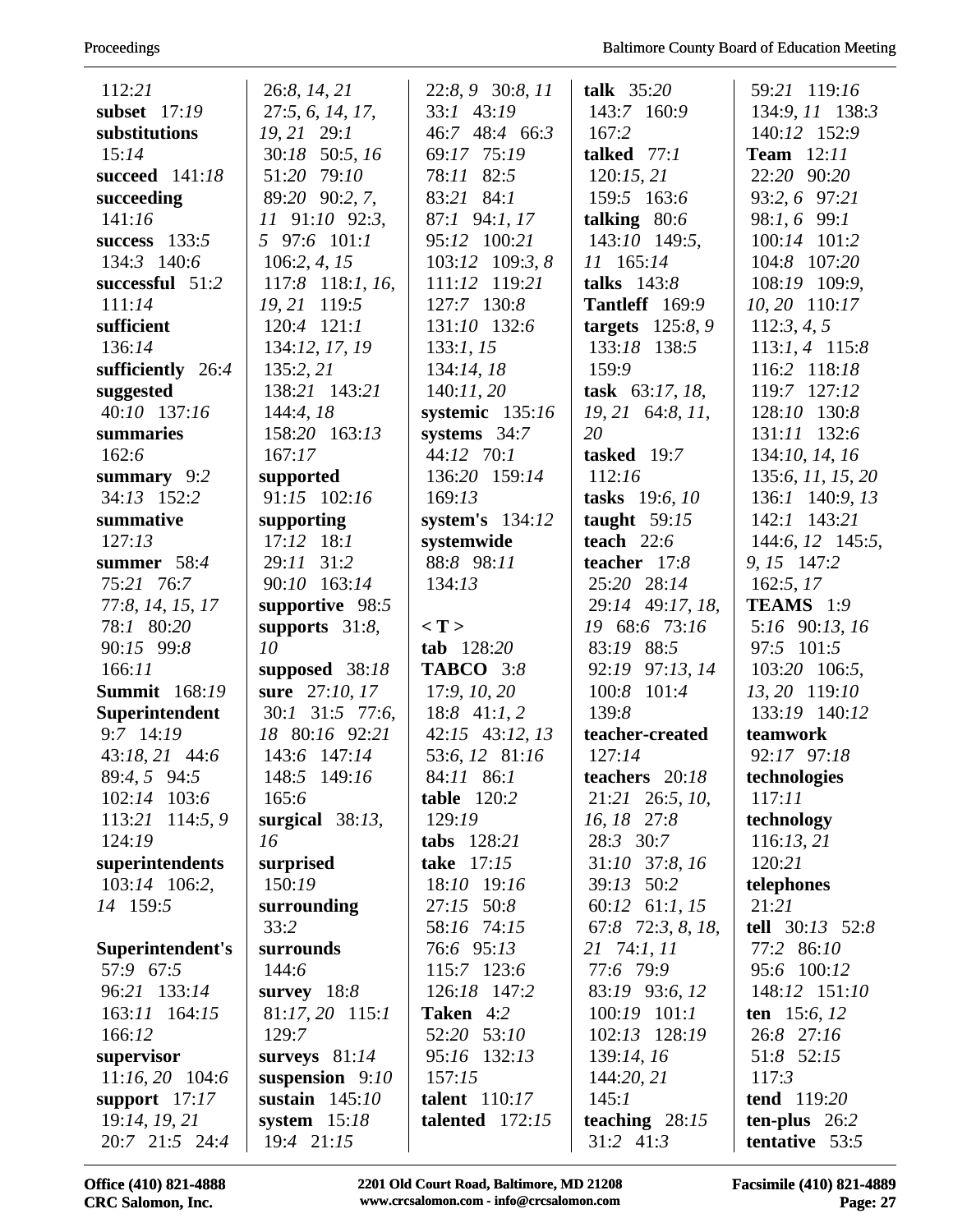112:*21*
**subset** 17:*19*
**substitutions** 15:*14*
**succeed** 141:*18*
**succeeding** 141:*16*
**success** 133:*5* 134:*3* 140:*6*
**successful** 51:*2* 111:*14*
**sufficient** 136:*14*
**sufficiently** 26:*4*
**suggested** 40:*10* 137:*16*
**summaries** 162:*6*
**summary** 9:*2* 34:*13* 152:*2*
**summative** 127:*13*
**summer** 58:*4* 75:*21* 76:*7* 77:*8, 14, 15, 17* 78:*1* 80:*20* 90:*15* 99:*8* 166:*11*
**Summit** 168:*19*
**Superintendent** 9:*7* 14:*19* 43:*18, 21* 44:*6* 89:*4, 5* 94:*5* 102:*14* 103:*6* 113:*21* 114:*5, 9* 124:*19*
**superintendents** 103:*14* 106:*2, 14* 159:*5*
**Superintendent's** 57:*9* 67:*5* 96:*21* 133:*14* 163:*11* 164:*15* 166:*12*
**supervisor** 11:*16, 20* 104:*6*
**support** 17:*17* 19:*14, 19, 21* 20:*7* 21:*5* 24:*4* 26:*8, 14, 21* 27:*5, 6, 14, 17, 19, 21* 29:*1* 30:*18* 50:*5, 16* 51:*20* 79:*10* 89:*20* 90:*2, 7, 11* 91:*10* 92:*3, 5* 97:*6* 101:*1* 106:*2, 4, 15* 117:*8* 118:*1, 16, 19, 21* 119:*5* 120:*4* 121:*1* 134:*12, 17, 19* 135:*2, 21* 138:*21* 143:*21* 144:*4, 18* 158:*20* 163:*13* 167:*17*
**supported** 91:*15* 102:*16*
**supporting** 17:*12* 18:*1* 29:*11* 31:*2* 90:*10* 163:*14*
**supportive** 98:*5*
**supports** 31:*8, 10*
**supposed** 38:*18*
**sure** 27:*10, 17* 30:*1* 31:*5* 77:*6, 18* 80:*16* 92:*21* 143:*6* 147:*14* 148:*5* 149:*16* 165:*6*
**surgical** 38:*13, 16*
**surprised** 150:*19*
**surrounding** 33:*2*
**surrounds** 144:*6*
**survey** 18:*8* 81:*17, 20* 115:*1* 129:*7*
**surveys** 81:*14*
**suspension** 9:*10*
**sustain** 145:*10*
**system** 15:*18* 19:*4* 21:*15* 22:*8, 9* 30:*8, 11* 33:*1* 43:*19* 46:*7* 48:*4* 66:*3* 69:*17* 75:*19* 78:*11* 82:*5* 83:*21* 84:*1* 87:*1* 94:*1, 17* 95:*12* 100:*21* 103:*12* 109:*3, 8* 111:*12* 119:*21* 127:*7* 130:*8* 131:*10* 132:*6* 133:*1, 15* 134:*14, 18* 140:*11, 20*
**systemic** 135:*16*
**systems** 34:*7* 44:*12* 70:*1* 136:*20* 159:*14* 169:*13*
**system's** 134:*12*
**systemwide** 88:*8* 98:*11* 134:*13*

**< T >**

**tab** 128:*20*
**TABCO** 3:*8* 17:*9, 10, 20* 18:*8* 41:*1, 2* 42:*15* 43:*12, 13* 53:*6, 12* 81:*16* 84:*11* 86:*1*
**table** 120:*2* 129:*19*
**tabs** 128:*21*
**take** 17:*15* 18:*10* 19:*16* 27:*15* 50:*8* 58:*16* 74:*15* 76:*6* 95:*13* 115:*7* 123:*6* 126:*18* 147:*2*
**Taken** 4:*2* 52:*20* 53:*10* 95:*16* 132:*13* 157:*15*
**talent** 110:*17*
**talented** 172:*15*
**talk** 35:*20* 143:*7* 160:*9* 167:*2*
**talked** 77:*1* 120:*15, 21* 159:*5* 163:*6*
**talking** 80:*6* 143:*10* 149:*5, 11* 165:*14*
**talks** 143:*8*
**Tantleff** 169:*9*
**targets** 125:*8, 9* 133:*18* 138:*5* 159:*9*
**task** 63:*17, 18, 19, 21* 64:*8, 11, 20*
**tasked** 19:*7* 112:*16*
**tasks** 19:*6, 10*
**taught** 59:*15*
**teach** 22:*6*
**teacher** 17:*8* 25:*20* 28:*14* 29:*14* 49:*17, 18, 19* 68:*6* 73:*16* 83:*19* 88:*5* 92:*19* 97:*13, 14* 100:*8* 101:*4* 139:*8*
**teacher-created** 127:*14*
**teachers** 20:*18* 21:*21* 26:*5, 10, 16, 18* 27:*8* 28:*3* 30:*7* 31:*10* 37:*8, 16* 39:*13* 50:*2* 60:*12* 61:*1, 15* 67:*8* 72:*3, 8, 18, 21* 74:*1, 11* 77:*6* 79:*9* 83:*19* 93:*6, 12* 100:*19* 101:*1* 102:*13* 128:*19* 139:*14, 16* 144:*20, 21* 145:*1*
**teaching** 28:*15* 31:*2* 41:*3* 59:*21* 119:*16* 134:*9, 11* 138:*3* 140:*12* 152:*9*
**Team** 12:*11* 22:*20* 90:*20* 93:*2, 6* 97:*21* 98:*1, 6* 99:*1* 100:*14* 101:*2* 104:*8* 107:*20* 108:*19* 109:*9, 10, 20* 110:*17* 112:*3, 4, 5* 113:*1, 4* 115:*8* 116:*2* 118:*18* 119:*7* 127:*12* 128:*10* 130:*8* 131:*11* 132:*6* 134:*10, 14, 16* 135:*6, 11, 15, 20* 136:*1* 140:*9, 13* 142:*1* 143:*21* 144:*6, 12* 145:*5, 9, 15* 147:*2* 162:*5, 17*
**TEAMS** 1:*9* 5:*16* 90:*13, 16* 97:*5* 101:*5* 103:*20* 106:*5, 13, 20* 119:*10* 133:*19* 140:*12*
**teamwork** 92:*17* 97:*18*
**technologies** 117:*11*
**technology** 116:*13, 21* 120:*21*
**telephones** 21:*21*
**tell** 30:*13* 52:*8* 77:*2* 86:*10* 95:*6* 100:*12* 148:*12* 151:*10*
**ten** 15:*6, 12* 26:*8* 27:*16* 51:*8* 52:*15* 117:*3*
**tend** 119:*20*
**ten-plus** 26:*2*
**tentative** 53:*5*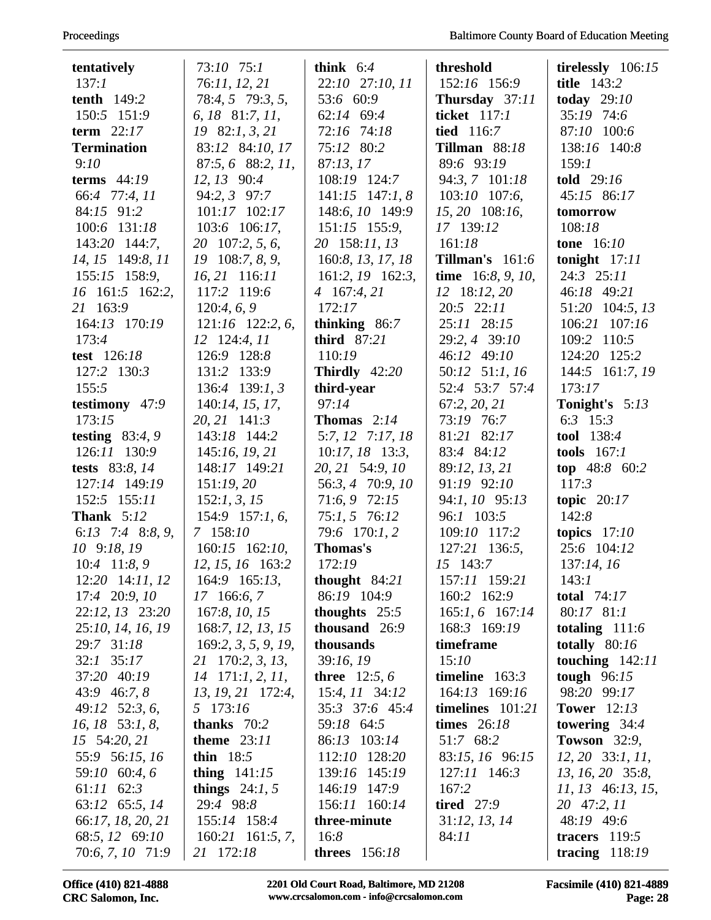**tentatively** 137:1
**tenth** 149:2 150:5 151:9
**term** 22:17
**Termination** 9:10
**terms** 44:19 66:4 77:4, 11 84:15 91:2 100:6 131:18 143:20 144:7, 14, 15 149:8, 11 155:15 158:9, 16 161:5 162:2, 21 163:9 164:13 170:19 173:4
**test** 126:18 127:2 130:3 155:5
**testimony** 47:9 173:15
**testing** 83:4, 9 126:11 130:9
**tests** 83:8, 14 127:14 149:19 152:5 155:11
**Thank** 5:12 6:13 7:4 8:8, 9, 10 9:18, 19 10:4 11:8, 9 12:20 14:11, 12 17:4 20:9, 10 22:12, 13 23:20 25:10, 14, 16, 19 29:7 31:18 32:1 35:17 37:20 40:19 43:9 46:7, 8 49:12 52:3, 6, 16, 18 53:1, 8, 15 54:20, 21 55:9 56:15, 16 59:10 60:4, 6 61:11 62:3 63:12 65:5, 14 66:17, 18, 20, 21 68:5, 12 69:10 70:6, 7, 10 71:9 73:10 75:1 76:11, 12, 21 78:4, 5 79:3, 5, 6, 18 81:7, 11, 19 82:1, 3, 21 83:12 84:10, 17 87:5, 6 88:2, 11, 12, 13 90:4 94:2, 3 97:7 101:17 102:17 103:6 106:17, 20 107:2, 5, 6, 19 108:7, 8, 9, 16, 21 116:11 117:2 119:6 120:4, 6, 9 121:16 122:2, 6, 12 124:4, 11 126:9 128:8 131:2 133:9 136:4 139:1, 3 140:14, 15, 17, 20, 21 141:3 143:18 144:2 145:16, 19, 21 148:17 149:21 151:19, 20 152:1, 3, 15 154:9 157:1, 6, 7 158:10 160:15 162:10, 12, 15, 16 163:2 164:9 165:13, 17 166:6, 7 167:8, 10, 15 168:7, 12, 13, 15 169:2, 3, 5, 9, 19, 21 170:2, 3, 13, 14 171:1, 2, 11, 13, 19, 21 172:4, 5 173:16
**thanks** 70:2
**theme** 23:11
**thin** 18:5
**thing** 141:15
**things** 24:1, 5 29:4 98:8 155:14 158:4 160:21 161:5, 7, 21 172:18
**think** 6:4 22:10 27:10, 11 53:6 60:9 62:14 69:4 72:16 74:18 75:12 80:2 87:13, 17 108:19 124:7 141:15 147:1, 8 148:6, 10 149:9 151:15 155:9, 20 158:11, 13 160:8, 13, 17, 18 161:2, 19 162:3, 4 167:4, 21 172:17
**thinking** 86:7
**third** 87:21 110:19
**Thirdly** 42:20
**third-year** 97:14
**Thomas** 2:14 5:7, 12 7:17, 18 10:17, 18 13:3, 20, 21 54:9, 10 56:3, 4 70:9, 10 71:6, 9 72:15 75:1, 5 76:12 79:6 170:1, 2
**Thomas's** 172:19
**thought** 84:21 86:19 104:9
**thoughts** 25:5
**thousand** 26:9
**thousands** 39:16, 19
**three** 12:5, 6 15:4, 11 34:12 35:3 37:6 45:4 59:18 64:5 86:13 103:14 112:10 128:20 139:16 145:19 146:19 147:9 156:11 160:14
**three-minute** 16:8
**threes** 156:18
**threshold** 152:16 156:9
**Thursday** 37:11
**ticket** 117:1
**tied** 116:7
**Tillman** 88:18 89:6 93:19 94:3, 7 101:18 103:10 107:6, 15, 20 108:16, 17 139:12 161:18
**Tillman's** 161:6
**time** 16:8, 9, 10, 12 18:12, 20 20:5 22:11 25:11 28:15 29:2, 4 39:10 46:12 49:10 50:12 51:1, 16 52:4 53:7 57:4 67:2, 20, 21 73:19 76:7 81:21 82:17 83:4 84:12 89:12, 13, 21 91:19 92:10 94:1, 10 95:13 96:1 103:5 109:10 117:2 127:21 136:5, 15 143:7 157:11 159:21 160:2 162:9 165:1, 6 167:14 168:3 169:19
**timeframe** 15:10
**timeline** 163:3 164:13 169:16
**timelines** 101:21
**times** 26:18 51:7 68:2 83:15, 16 96:15 127:11 146:3 167:2
**tired** 27:9 31:12, 13, 14 84:11
**tirelessly** 106:15
**title** 143:2
**today** 29:10 35:19 74:6 87:10 100:6 138:16 140:8 159:1
**told** 29:16 45:15 86:17
**tomorrow** 108:18
**tone** 16:10
**tonight** 17:11 24:3 25:11 46:18 49:21 51:20 104:5, 13 106:21 107:16 109:2 110:5 124:20 125:2 144:5 161:7, 19 173:17
**Tonight's** 5:13 6:3 15:3
**tool** 138:4
**tools** 167:1
**top** 48:8 60:2 117:3
**topic** 20:17 142:8
**topics** 17:10 25:6 104:12 137:14, 16 143:1
**total** 74:17 80:17 81:1
**totaling** 111:6
**totally** 80:16
**touching** 142:11
**tough** 96:15 98:20 99:17
**Tower** 12:13
**towering** 34:4
**Towson** 32:9, 12, 20 33:1, 11, 13, 16, 20 35:8, 11, 13 46:13, 15, 20 47:2, 11 48:19 49:6
**tracers** 119:5
**tracing** 118:19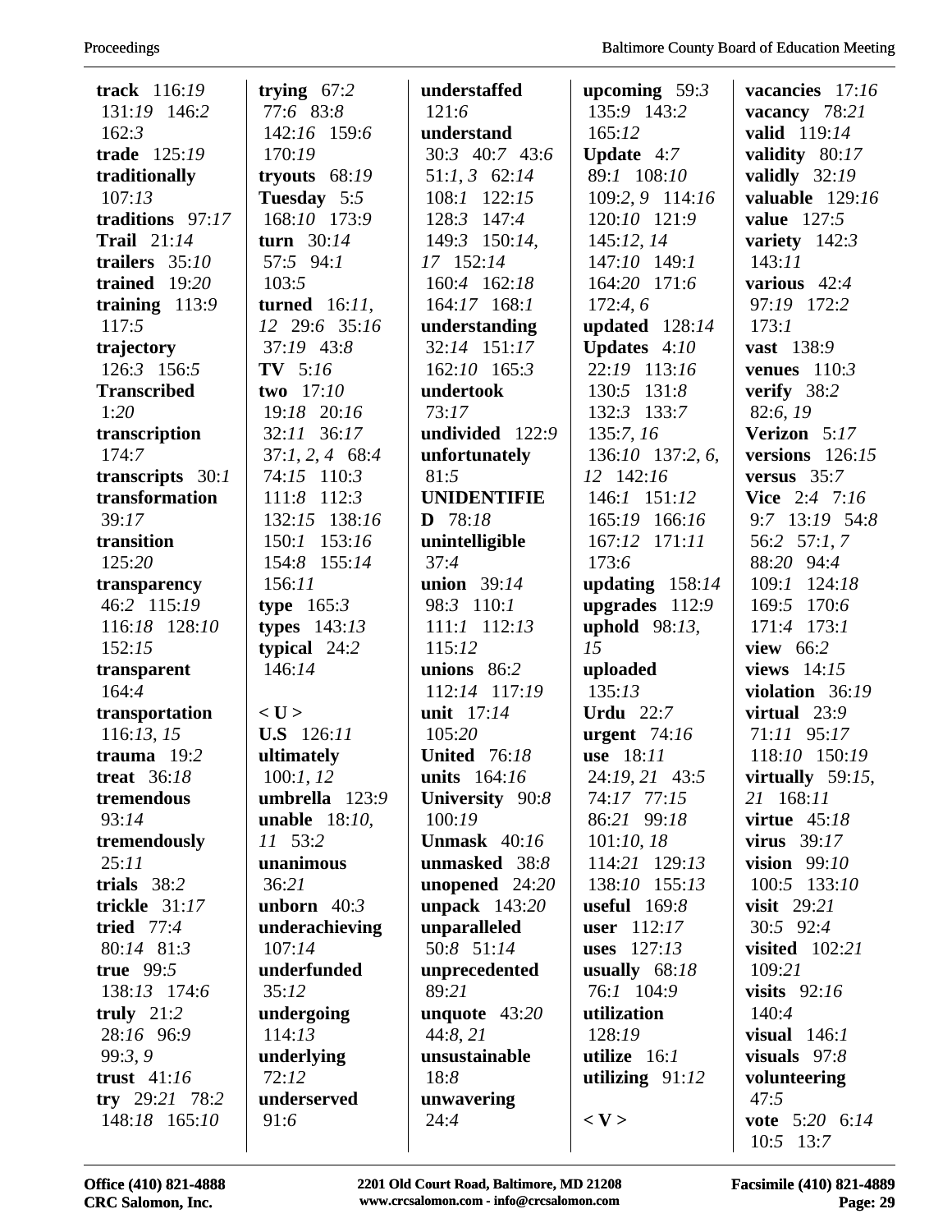**track** 116:*19* 131:*19* 146:*2* 162:*3*
**trade** 125:*19*
**traditionally** 107:*13*
**traditions** 97:*17*
**Trail** 21:*14*
**trailers** 35:*10*
**trained** 19:*20*
**training** 113:*9* 117:*5*
**trajectory** 126:*3* 156:*5*
**Transcribed** 1:*20*
**transcription** 174:*7*
**transcripts** 30:*1*
**transformation** 39:*17*
**transition** 125:*20*
**transparency** 46:*2* 115:*19* 116:*18* 128:*10* 152:*15*
**transparent** 164:*4*
**transportation** 116:*13, 15*
**trauma** 19:*2*
**treat** 36:*18*
**tremendous** 93:*14*
**tremendously** 25:*11*
**trials** 38:*2*
**trickle** 31:*17*
**tried** 77:*4* 80:*14* 81:*3*
**true** 99:*5* 138:*13* 174:*6*
**truly** 21:*2* 28:*16* 96:*9* 99:*3, 9*
**trust** 41:*16*
**try** 29:*21* 78:*2* 148:*18* 165:*10*
**trying** 67:*2* 77:*6* 83:*8* 142:*16* 159:*6* 170:*19*
**tryouts** 68:*19*
**Tuesday** 5:*5* 168:*10* 173:*9*
**turn** 30:*14* 57:*5* 94:*1* 103:*5*
**turned** 16:*11, 12* 29:*6* 35:*16* 37:*19* 43:*8*
**TV** 5:*16*
**two** 17:*10* 19:*18* 20:*16* 32:*11* 36:*17* 37:*1, 2, 4* 68:*4* 74:*15* 110:*3* 111:*8* 112:*3* 132:*15* 138:*16* 150:*1* 153:*16* 154:*8* 155:*14* 156:*11*
**type** 165:*3*
**types** 143:*13*
**typical** 24:*2* 146:*14*

**< U >**

**U.S** 126:*11*
**ultimately** 100:*1, 12*
**umbrella** 123:*9*
**unable** 18:*10, 11* 53:*2*
**unanimous** 36:*21*
**unborn** 40:*3*
**underachieving** 107:*14*
**underfunded** 35:*12*
**undergoing** 114:*13*
**underlying** 72:*12*
**underserved** 91:*6*
**understaffed** 121:*6*
**understand** 30:*3* 40:*7* 43:*6* 51:*1, 3* 62:*14* 108:*1* 122:*15* 128:*3* 147:*4* 149:*3* 150:*14, 17* 152:*14* 160:*4* 162:*18* 164:*17* 168:*1*
**understanding** 32:*14* 151:*17* 162:*10* 165:*3*
**undertook** 73:*17*
**undivided** 122:*9*
**unfortunately** 81:*5*
**UNIDENTIFIED** 78:*18*
**unintelligible** 37:*4*
**union** 39:*14* 98:*3* 110:*1* 111:*1* 112:*13* 115:*12*
**unions** 86:*2* 112:*14* 117:*19*
**unit** 17:*14* 105:*20*
**United** 76:*18*
**units** 164:*16*
**University** 90:*8* 100:*19*
**Unmask** 40:*16*
**unmasked** 38:*8*
**unopened** 24:*20*
**unpack** 143:*20*
**unparalleled** 50:*8* 51:*14*
**unprecedented** 89:*21*
**unquote** 43:*20* 44:*8, 21*
**unsustainable** 18:*8*
**unwavering** 24:*4*
**upcoming** 59:*3* 135:*9* 143:*2* 165:*12*
**Update** 4:*7* 89:*1* 108:*10* 109:*2, 9* 114:*16* 120:*10* 121:*9* 145:*12, 14* 147:*10* 149:*1* 164:*20* 171:*6* 172:*4, 6*
**updated** 128:*14*
**Updates** 4:*10* 22:*19* 113:*16* 130:*5* 131:*8* 132:*3* 133:*7* 135:*7, 16* 136:*10* 137:*2, 6, 12* 142:*16* 146:*1* 151:*12* 165:*19* 166:*16* 167:*12* 171:*11* 173:*6*
**updating** 158:*14*
**upgrades** 112:*9*
**uphold** 98:*13, 15*
**uploaded** 135:*13*
**Urdu** 22:*7*
**urgent** 74:*16*
**use** 18:*11* 24:*19, 21* 43:*5* 74:*17* 77:*15* 86:*21* 99:*18* 101:*10, 18* 114:*21* 129:*13* 138:*10* 155:*13*
**useful** 169:*8*
**user** 112:*17*
**uses** 127:*13*
**usually** 68:*18* 76:*1* 104:*9*
**utilization** 128:*19*
**utilize** 16:*1*
**utilizing** 91:*12*

**< V >**

**vacancies** 17:*16*
**vacancy** 78:*21*
**valid** 119:*14*
**validity** 80:*17*
**validly** 32:*19*
**valuable** 129:*16*
**value** 127:*5*
**variety** 142:*3* 143:*11*
**various** 42:*4* 97:*19* 172:*2* 173:*1*
**vast** 138:*9*
**venues** 110:*3*
**verify** 38:*2* 82:*6, 19*
**Verizon** 5:*17*
**versions** 126:*15*
**versus** 35:*7*
**Vice** 2:*4* 7:*16* 9:*7* 13:*19* 54:*8* 56:*2* 57:*1, 7* 88:*20* 94:*4* 109:*1* 124:*18* 169:*5* 170:*6* 171:*4* 173:*1*
**view** 66:*2*
**views** 14:*15*
**violation** 36:*19*
**virtual** 23:*9* 71:*11* 95:*17* 118:*10* 150:*19*
**virtually** 59:*15, 21* 168:*11*
**virtue** 45:*18*
**virus** 39:*17*
**vision** 99:*10* 100:*5* 133:*10*
**visit** 29:*21* 30:*5* 92:*4*
**visited** 102:*21* 109:*21*
**visits** 92:*16* 140:*4*
**visual** 146:*1*
**visuals** 97:*8*
**volunteering** 47:*5*
**vote** 5:*20* 6:*14* 10:*5* 13:*7*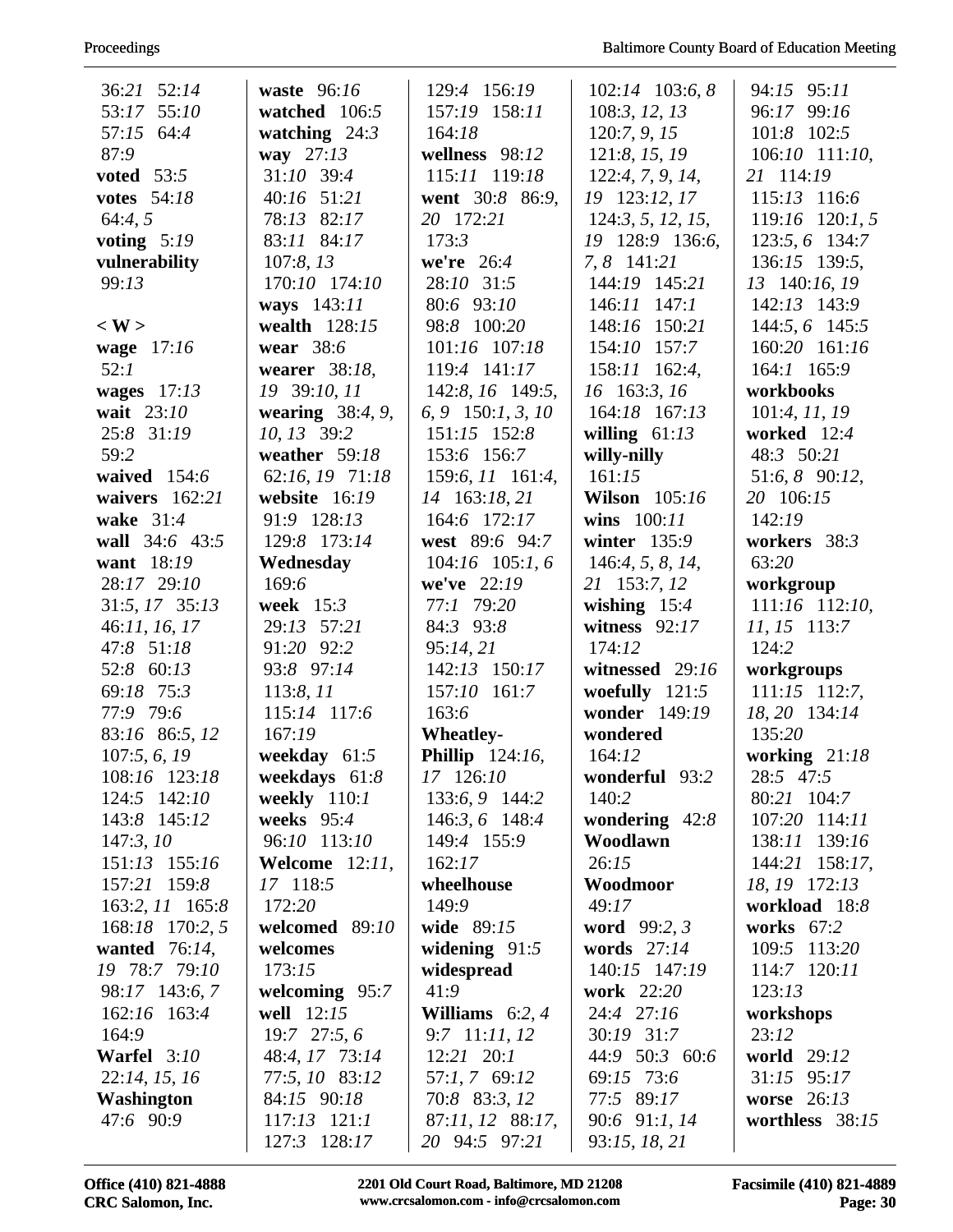36:*21* 52:*14*
53:*17* 55:*10*
57:*15* 64:*4*
87:*9*
**voted** 53:*5*
**votes** 54:*18*
64:*4, 5*
**voting** 5:*19*
**vulnerability**
99:*13*

**< W >**
**wage** 17:*16*
52:*1*
**wages** 17:*13*
**wait** 23:*10*
25:*8* 31:*19*
59:*2*
**waived** 154:*6*
**waivers** 162:*21*
**wake** 31:*4*
**wall** 34:*6* 43:*5*
**want** 18:*19*
28:*17* 29:*10*
31:*5, 17* 35:*13*
46:*11, 16, 17*
47:*8* 51:*18*
52:*8* 60:*13*
69:*18* 75:*3*
77:*9* 79:*6*
83:*16* 86:*5, 12*
107:*5, 6, 19*
108:*16* 123:*18*
124:*5* 142:*10*
143:*8* 145:*12*
147:*3, 10*
151:*13* 155:*16*
157:*21* 159:*8*
163:*2, 11* 165:*8*
168:*18* 170:*2, 5*
**wanted** 76:*14,*
*19* 78:*7* 79:*10*
98:*17* 143:*6, 7*
162:*16* 163:*4*
164:*9*
**Warfel** 3:*10*
22:*14, 15, 16*
**Washington**
47:*6* 90:*9*

**waste** 96:*16*
**watched** 106:*5*
**watching** 24:*3*
**way** 27:*13*
31:*10* 39:*4*
40:*16* 51:*21*
78:*13* 82:*17*
83:*11* 84:*17*
107:*8, 13*
170:*10* 174:*10*
**ways** 143:*11*
**wealth** 128:*15*
**wear** 38:*6*
**wearer** 38:*18,*
*19* 39:*10, 11*
**wearing** 38:*4, 9,*
*10, 13* 39:*2*
**weather** 59:*18*
62:*16, 19* 71:*18*
**website** 16:*19*
91:*9* 128:*13*
129:*8* 173:*14*
**Wednesday**
169:*6*
**week** 15:*3*
29:*13* 57:*21*
91:*20* 92:*2*
93:*8* 97:*14*
113:*8, 11*
115:*14* 117:*6*
167:*19*
**weekday** 61:*5*
**weekdays** 61:*8*
**weekly** 110:*1*
**weeks** 95:*4*
96:*10* 113:*10*
**Welcome** 12:*11,*
*17* 118:*5*
172:*20*
**welcomed** 89:*10*
**welcomes**
173:*15*
**welcoming** 95:*7*
**well** 12:*15*
19:*7* 27:*5, 6*
48:*4, 17* 73:*14*
77:*5, 10* 83:*12*
84:*15* 90:*18*
117:*13* 121:*1*
127:*3* 128:*17*

129:*4* 156:*19*
157:*19* 158:*11*
164:*18*
**wellness** 98:*12*
115:*11* 119:*18*
**went** 30:*8* 86:*9,*
*20* 172:*21*
173:*3*
**we're** 26:*4*
28:*10* 31:*5*
80:*6* 93:*10*
98:*8* 100:*20*
101:*16* 107:*18*
119:*4* 141:*17*
142:*8, 16* 149:*5,*
*6, 9* 150:*1, 3, 10*
151:*15* 152:*8*
153:*6* 156:*7*
159:*6, 11* 161:*4,*
*14* 163:*18, 21*
164:*6* 172:*17*
**west** 89:*6* 94:*7*
104:*16* 105:*1, 6*
**we've** 22:*19*
77:*1* 79:*20*
84:*3* 93:*8*
95:*14, 21*
142:*13* 150:*17*
157:*10* 161:*7*
163:*6*
**Wheatley-Phillip** 124:*16,*
*17* 126:*10*
133:*6, 9* 144:*2*
146:*3, 6* 148:*4*
149:*4* 155:*9*
162:*17*
**wheelhouse**
149:*9*
**wide** 89:*15*
**widening** 91:*5*
**widespread**
41:*9*
**Williams** 6:*2, 4*
9:*7* 11:*11, 12*
12:*21* 20:*1*
57:*1, 7* 69:*12*
70:*8* 83:*3, 12*
87:*11, 12* 88:*17,*
*20* 94:*5* 97:*21*

102:*14* 103:*6, 8*
108:*3, 12, 13*
120:*7, 9, 15*
121:*8, 15, 19*
122:*4, 7, 9, 14,*
*19* 123:*12, 17*
124:*3, 5, 12, 15,*
*19* 128:*9* 136:*6,*
*7, 8* 141:*21*
144:*19* 145:*21*
146:*11* 147:*1*
148:*16* 150:*21*
154:*10* 157:*7*
158:*11* 162:*4,*
*16* 163:*3, 16*
164:*18* 167:*13*
**willing** 61:*13*
**willy-nilly**
161:*15*
**Wilson** 105:*16*
**wins** 100:*11*
**winter** 135:*9*
146:*4, 5, 8, 14,*
*21* 153:*7, 12*
**wishing** 15:*4*
**witness** 92:*17*
174:*12*
**witnessed** 29:*16*
**woefully** 121:*5*
**wonder** 149:*19*
**wondered**
164:*12*
**wonderful** 93:*2*
140:*2*
**wondering** 42:*8*
**Woodlawn**
26:*15*
**Woodmoor**
49:*17*
**word** 99:*2, 3*
**words** 27:*14*
140:*15* 147:*19*
**work** 22:*20*
24:*4* 27:*16*
30:*19* 31:*7*
44:*9* 50:*3* 60:*6*
69:*15* 73:*6*
77:*5* 89:*17*
90:*6* 91:*1, 14*
93:*15, 18, 21*

94:*15* 95:*11*
96:*17* 99:*16*
101:*8* 102:*5*
106:*10* 111:*10,*
*21* 114:*19*
115:*13* 116:*6*
119:*16* 120:*1, 5*
123:*5, 6* 134:*7*
136:*15* 139:*5,*
*13* 140:*16, 19*
142:*13* 143:*9*
144:*5, 6* 145:*5*
160:*20* 161:*16*
164:*1* 165:*9*
**workbooks**
101:*4, 11, 19*
**worked** 12:*4*
48:*3* 50:*21*
51:*6, 8* 90:*12,*
*20* 106:*15*
142:*19*
**workers** 38:*3*
63:*20*
**workgroup**
111:*16* 112:*10,*
*11, 15* 113:*7*
124:*2*
**workgroups**
111:*15* 112:*7,*
*18, 20* 134:*14*
135:*20*
**working** 21:*18*
28:*5* 47:*5*
80:*21* 104:*7*
107:*20* 114:*11*
138:*11* 139:*16*
144:*21* 158:*17,*
*18, 19* 172:*13*
**workload** 18:*8*
**works** 67:*2*
109:*5* 113:*20*
114:*7* 120:*11*
123:*13*
**workshops**
23:*12*
**world** 29:*12*
31:*15* 95:*17*
**worse** 26:*13*
**worthless** 38:*15*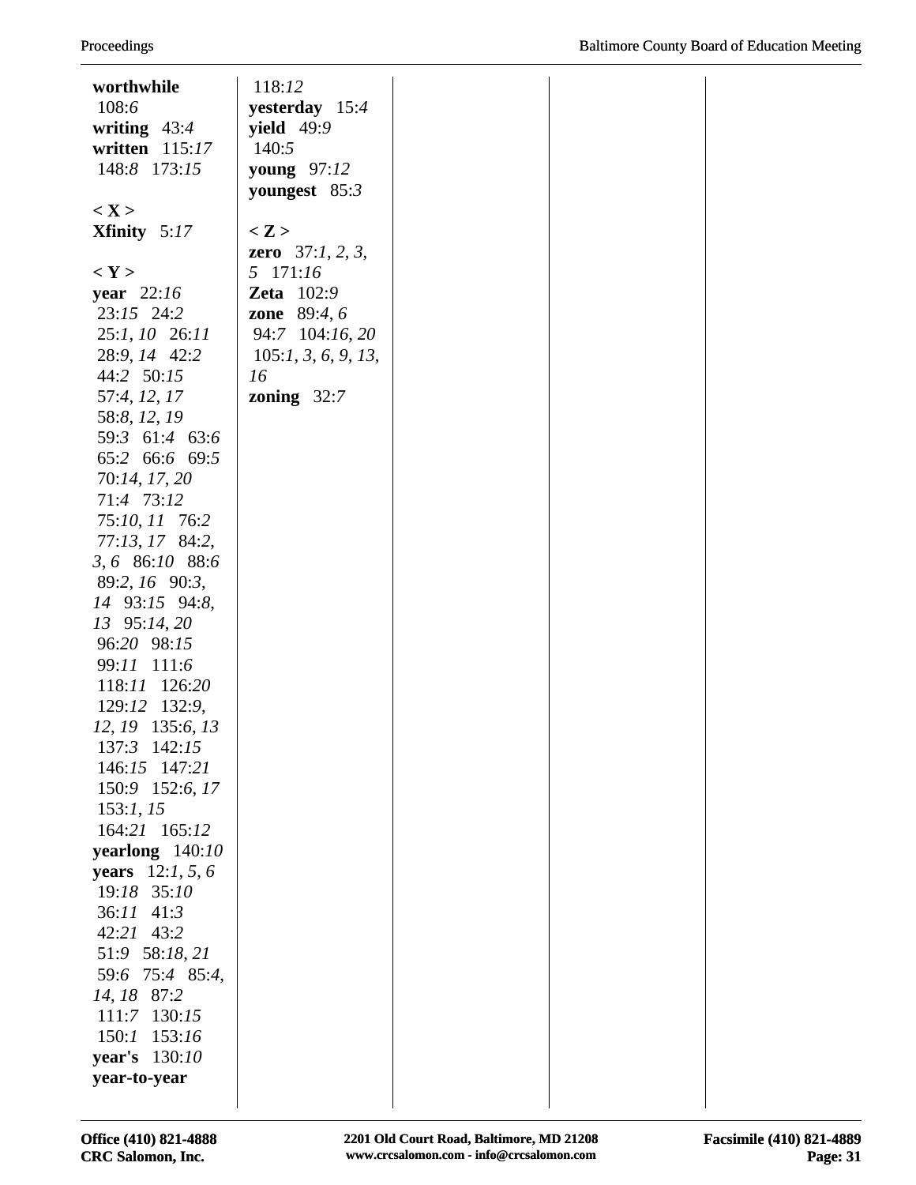**worthwhile** 108:*6*
**writing** 43:*4*
**written** 115:*17* 148:*8* 173:*15*

**< X >**
**Xfinity** 5:*17*

**< Y >**
**year** 22:*16* 23:*15* 24:*2* 25:*1*, *10* 26:*11* 28:*9*, *14* 42:*2* 44:*2* 50:*15* 57:*4*, *12*, *17* 58:*8*, *12*, *19* 59:*3* 61:*4* 63:*6* 65:*2* 66:*6* 69:*5* 70:*14*, *17*, *20* 71:*4* 73:*12* 75:*10*, *11* 76:*2* 77:*13*, *17* 84:*2*, *3*, *6* 86:*10* 88:*6* 89:*2*, *16* 90:*3*, *14* 93:*15* 94:*8*, *13* 95:*14*, *20* 96:*20* 98:*15* 99:*11* 111:*6* 118:*11* 126:*20* 129:*12* 132:*9*, *12*, *19* 135:*6*, *13* 137:*3* 142:*15* 146:*15* 147:*21* 150:*9* 152:*6*, *17* 153:*1*, *15* 164:*21* 165:*12*
**yearlong** 140:*10*
**years** 12:*1*, *5*, *6* 19:*18* 35:*10* 36:*11* 41:*3* 42:*21* 43:*2* 51:*9* 58:*18*, *21* 59:*6* 75:*4* 85:*4*, *14*, *18* 87:*2* 111:*7* 130:*15* 150:*1* 153:*16*
**year's** 130:*10*
**year-to-year** 118:*12*
**yesterday** 15:*4*
**yield** 49:*9* 140:*5*
**young** 97:*12*
**youngest** 85:*3*

**< Z >**
**zero** 37:*1*, *2*, *3*, *5* 171:*16*
**Zeta** 102:*9*
**zone** 89:*4*, *6* 94:*7* 104:*16*, *20* 105:*1*, *3*, *6*, *9*, *13*, *16*
**zoning** 32:*7*